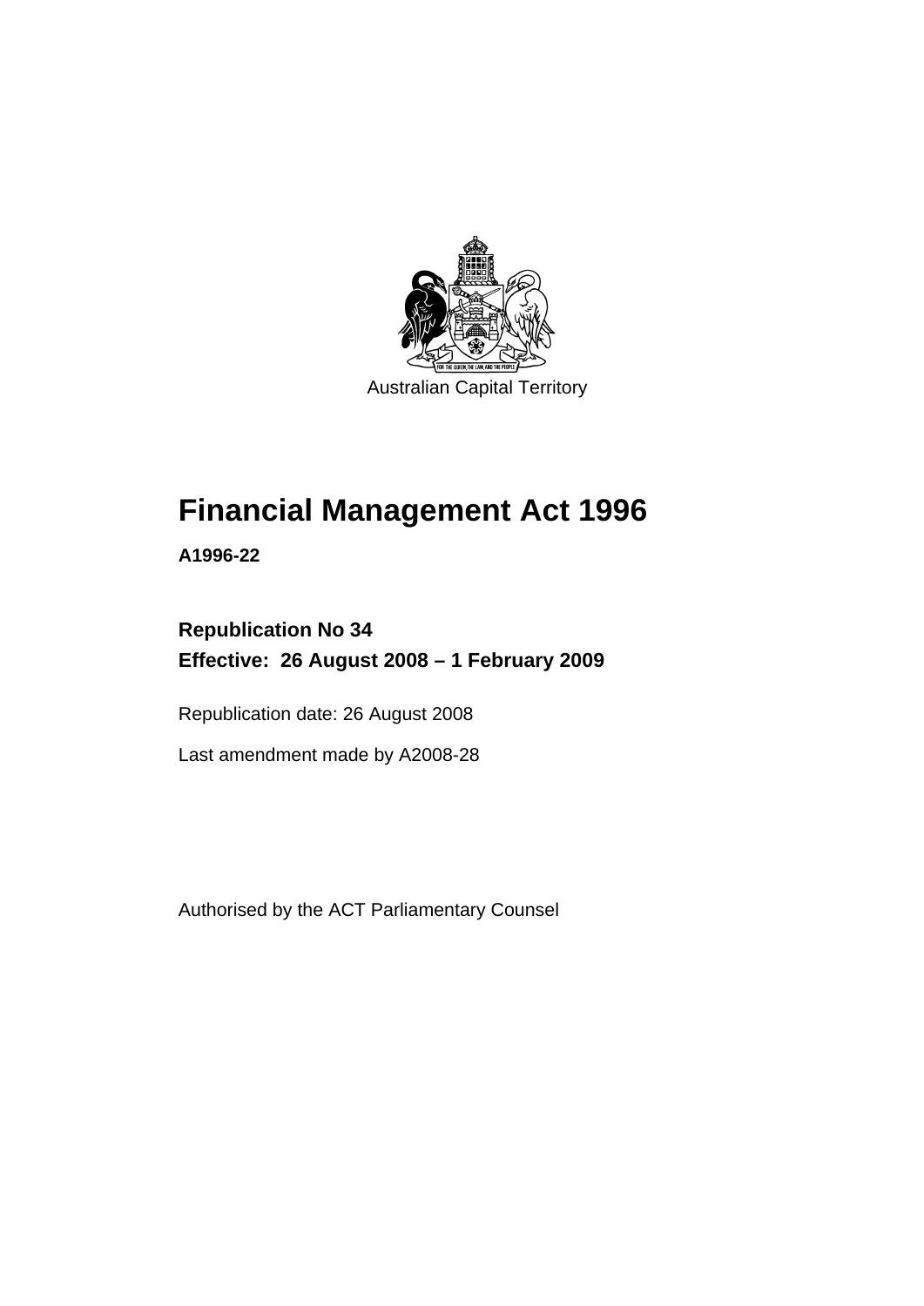Australian Capital Territory

# Financial Management Act 1996

**A1996-22**

## Republication No 34

**Effective: 26 August 2008 – 1 February 2009**

Republication date: 26 August 2008

Last amendment made by A2008-28

Authorised by the ACT Parliamentary Counsel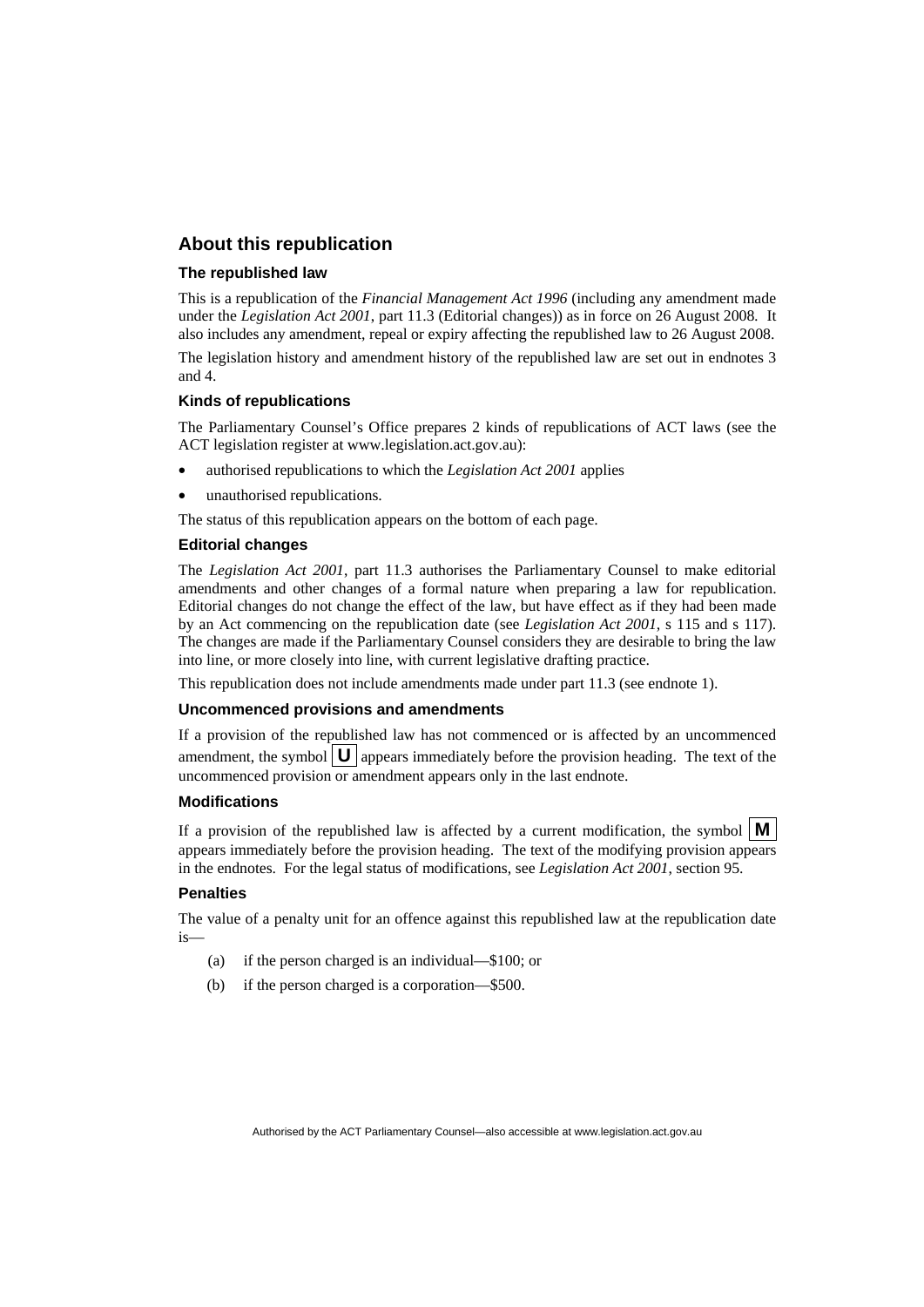## About this republication

### The republished law

This is a republication of the *Financial Management Act 1996* (including any amendment made under the *Legislation Act 2001*, part 11.3 (Editorial changes)) as in force on 26 August 2008. It also includes any amendment, repeal or expiry affecting the republished law to 26 August 2008.

The legislation history and amendment history of the republished law are set out in endnotes 3 and 4.

### Kinds of republications

The Parliamentary Counsel's Office prepares 2 kinds of republications of ACT laws (see the ACT legislation register at www.legislation.act.gov.au):

- authorised republications to which the *Legislation Act 2001* applies
- unauthorised republications.

The status of this republication appears on the bottom of each page.

### Editorial changes

The *Legislation Act 2001*, part 11.3 authorises the Parliamentary Counsel to make editorial amendments and other changes of a formal nature when preparing a law for republication. Editorial changes do not change the effect of the law, but have effect as if they had been made by an Act commencing on the republication date (see *Legislation Act 2001*, s 115 and s 117). The changes are made if the Parliamentary Counsel considers they are desirable to bring the law into line, or more closely into line, with current legislative drafting practice.

This republication does not include amendments made under part 11.3 (see endnote 1).

### Uncommenced provisions and amendments

If a provision of the republished law has not commenced or is affected by an uncommenced amendment, the symbol **U** appears immediately before the provision heading. The text of the uncommenced provision or amendment appears only in the last endnote.

### Modifications

If a provision of the republished law is affected by a current modification, the symbol **M** appears immediately before the provision heading. The text of the modifying provision appears in the endnotes. For the legal status of modifications, see *Legislation Act 2001*, section 95.

### Penalties

The value of a penalty unit for an offence against this republished law at the republication date is—

(a) if the person charged is an individual—$100; or

(b) if the person charged is a corporation—$500.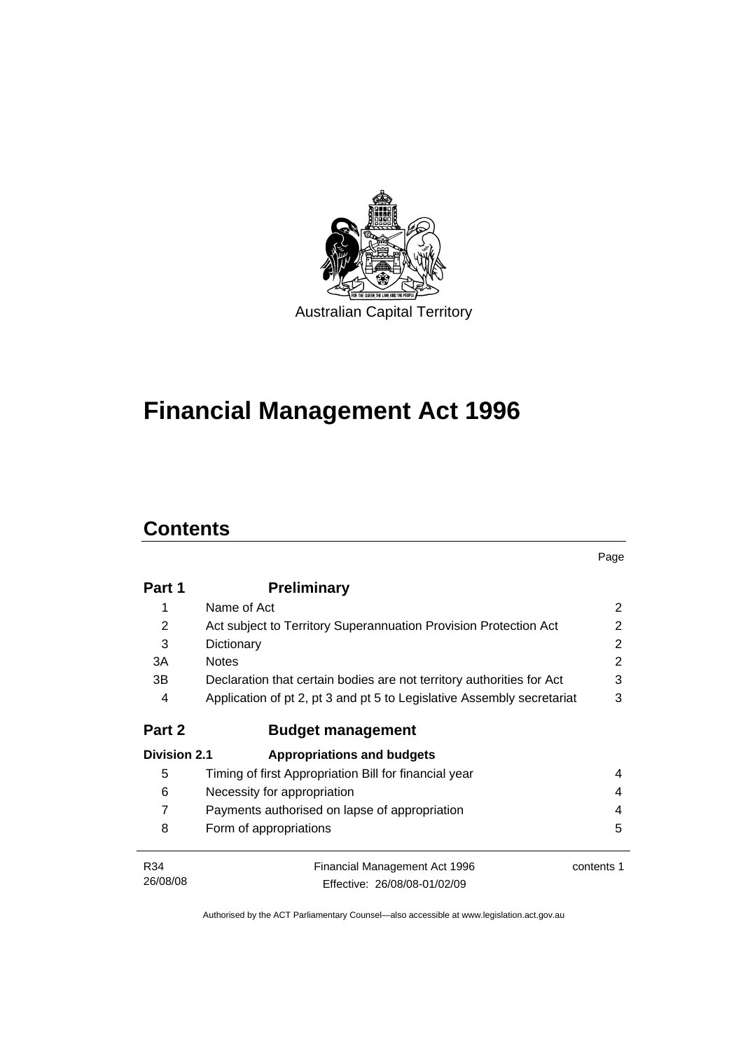Australian Capital Territory

# Financial Management Act 1996

## Contents

| | | Page |
|---|---|---|
| **Part 1** | **Preliminary** | |
| 1 | Name of Act | 2 |
| 2 | Act subject to Territory Superannuation Provision Protection Act | 2 |
| 3 | Dictionary | 2 |
| 3A | Notes | 2 |
| 3B | Declaration that certain bodies are not territory authorities for Act | 3 |
| 4 | Application of pt 2, pt 3 and pt 5 to Legislative Assembly secretariat | 3 |
| **Part 2** | **Budget management** | |
| **Division 2.1** | **Appropriations and budgets** | |
| 5 | Timing of first Appropriation Bill for financial year | 4 |
| 6 | Necessity for appropriation | 4 |
| 7 | Payments authorised on lapse of appropriation | 4 |
| 8 | Form of appropriations | 5 |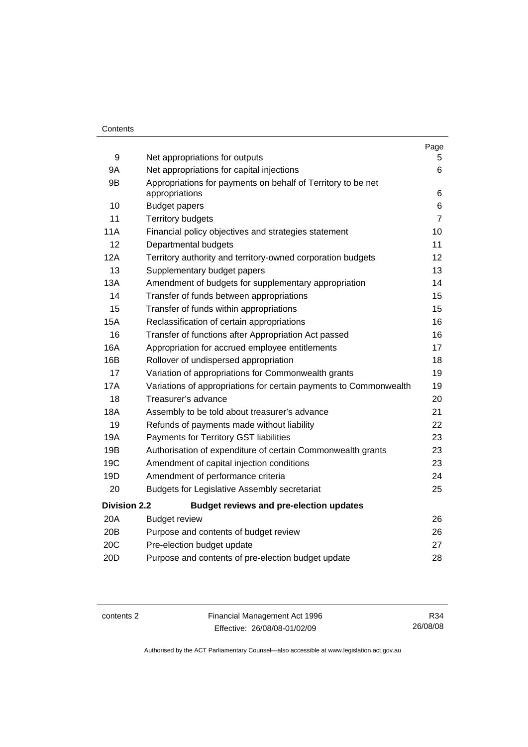| | | Page |
|---|---|---|
| 9 | Net appropriations for outputs | 5 |
| 9A | Net appropriations for capital injections | 6 |
| 9B | Appropriations for payments on behalf of Territory to be net appropriations | 6 |
| 10 | Budget papers | 6 |
| 11 | Territory budgets | 7 |
| 11A | Financial policy objectives and strategies statement | 10 |
| 12 | Departmental budgets | 11 |
| 12A | Territory authority and territory-owned corporation budgets | 12 |
| 13 | Supplementary budget papers | 13 |
| 13A | Amendment of budgets for supplementary appropriation | 14 |
| 14 | Transfer of funds between appropriations | 15 |
| 15 | Transfer of funds within appropriations | 15 |
| 15A | Reclassification of certain appropriations | 16 |
| 16 | Transfer of functions after Appropriation Act passed | 16 |
| 16A | Appropriation for accrued employee entitlements | 17 |
| 16B | Rollover of undispersed appropriation | 18 |
| 17 | Variation of appropriations for Commonwealth grants | 19 |
| 17A | Variations of appropriations for certain payments to Commonwealth | 19 |
| 18 | Treasurer's advance | 20 |
| 18A | Assembly to be told about treasurer's advance | 21 |
| 19 | Refunds of payments made without liability | 22 |
| 19A | Payments for Territory GST liabilities | 23 |
| 19B | Authorisation of expenditure of certain Commonwealth grants | 23 |
| 19C | Amendment of capital injection conditions | 23 |
| 19D | Amendment of performance criteria | 24 |
| 20 | Budgets for Legislative Assembly secretariat | 25 |
| **Division 2.2** | **Budget reviews and pre-election updates** | |
| 20A | Budget review | 26 |
| 20B | Purpose and contents of budget review | 26 |
| 20C | Pre-election budget update | 27 |
| 20D | Purpose and contents of pre-election budget update | 28 |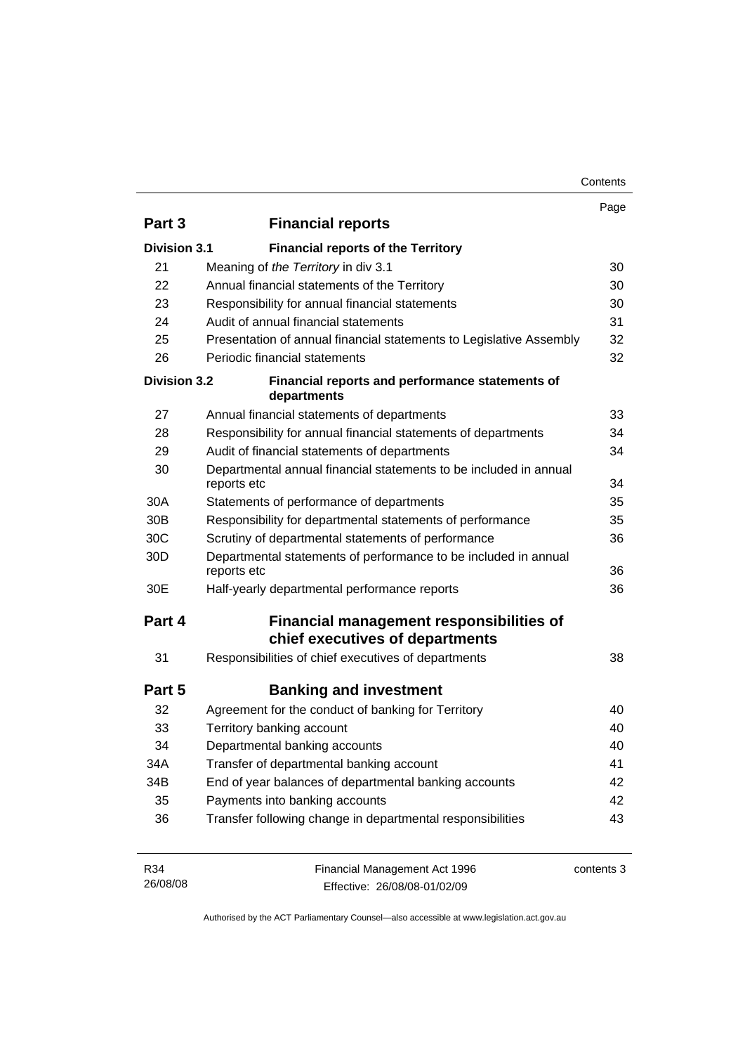| | | Page |
|---|---|---|
| **Part 3** | **Financial reports** | |
| **Division 3.1** | **Financial reports of the Territory** | |
| 21 | Meaning of *the Territory* in div 3.1 | 30 |
| 22 | Annual financial statements of the Territory | 30 |
| 23 | Responsibility for annual financial statements | 30 |
| 24 | Audit of annual financial statements | 31 |
| 25 | Presentation of annual financial statements to Legislative Assembly | 32 |
| 26 | Periodic financial statements | 32 |
| **Division 3.2** | **Financial reports and performance statements of departments** | |
| 27 | Annual financial statements of departments | 33 |
| 28 | Responsibility for annual financial statements of departments | 34 |
| 29 | Audit of financial statements of departments | 34 |
| 30 | Departmental annual financial statements to be included in annual reports etc | 34 |
| 30A | Statements of performance of departments | 35 |
| 30B | Responsibility for departmental statements of performance | 35 |
| 30C | Scrutiny of departmental statements of performance | 36 |
| 30D | Departmental statements of performance to be included in annual reports etc | 36 |
| 30E | Half-yearly departmental performance reports | 36 |
| **Part 4** | **Financial management responsibilities of chief executives of departments** | |
| 31 | Responsibilities of chief executives of departments | 38 |
| **Part 5** | **Banking and investment** | |
| 32 | Agreement for the conduct of banking for Territory | 40 |
| 33 | Territory banking account | 40 |
| 34 | Departmental banking accounts | 40 |
| 34A | Transfer of departmental banking account | 41 |
| 34B | End of year balances of departmental banking accounts | 42 |
| 35 | Payments into banking accounts | 42 |
| 36 | Transfer following change in departmental responsibilities | 43 |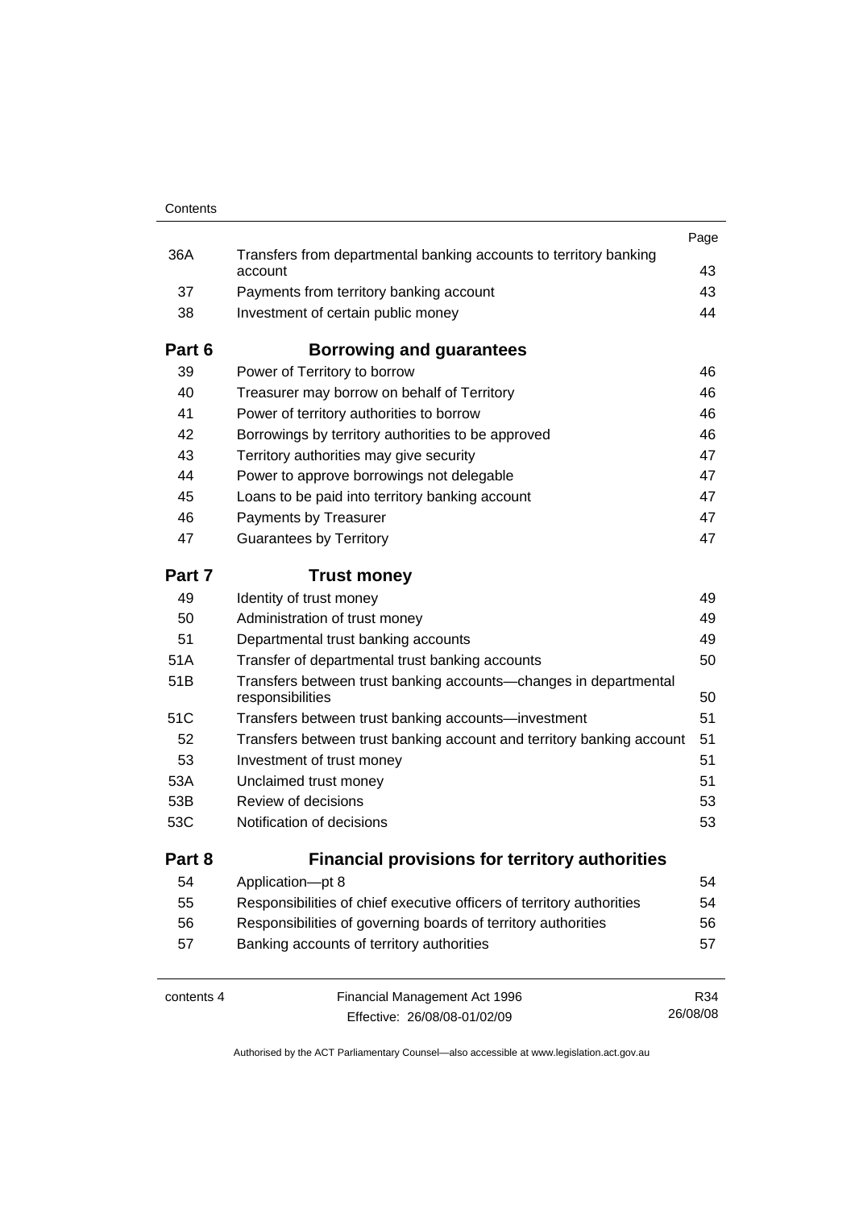| | | Page |
|---|---|---|
| 36A | Transfers from departmental banking accounts to territory banking account | 43 |
| 37 | Payments from territory banking account | 43 |
| 38 | Investment of certain public money | 44 |
| **Part 6** | **Borrowing and guarantees** | |
| 39 | Power of Territory to borrow | 46 |
| 40 | Treasurer may borrow on behalf of Territory | 46 |
| 41 | Power of territory authorities to borrow | 46 |
| 42 | Borrowings by territory authorities to be approved | 46 |
| 43 | Territory authorities may give security | 47 |
| 44 | Power to approve borrowings not delegable | 47 |
| 45 | Loans to be paid into territory banking account | 47 |
| 46 | Payments by Treasurer | 47 |
| 47 | Guarantees by Territory | 47 |
| **Part 7** | **Trust money** | |
| 49 | Identity of trust money | 49 |
| 50 | Administration of trust money | 49 |
| 51 | Departmental trust banking accounts | 49 |
| 51A | Transfer of departmental trust banking accounts | 50 |
| 51B | Transfers between trust banking accounts—changes in departmental responsibilities | 50 |
| 51C | Transfers between trust banking accounts—investment | 51 |
| 52 | Transfers between trust banking account and territory banking account | 51 |
| 53 | Investment of trust money | 51 |
| 53A | Unclaimed trust money | 51 |
| 53B | Review of decisions | 53 |
| 53C | Notification of decisions | 53 |
| **Part 8** | **Financial provisions for territory authorities** | |
| 54 | Application—pt 8 | 54 |
| 55 | Responsibilities of chief executive officers of territory authorities | 54 |
| 56 | Responsibilities of governing boards of territory authorities | 56 |
| 57 | Banking accounts of territory authorities | 57 |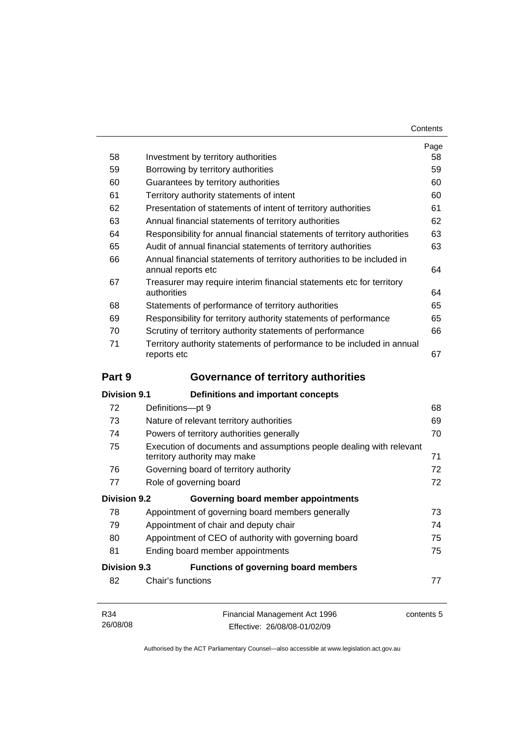| | | Page |
|---|---|---|
| 58 | Investment by territory authorities | 58 |
| 59 | Borrowing by territory authorities | 59 |
| 60 | Guarantees by territory authorities | 60 |
| 61 | Territory authority statements of intent | 60 |
| 62 | Presentation of statements of intent of territory authorities | 61 |
| 63 | Annual financial statements of territory authorities | 62 |
| 64 | Responsibility for annual financial statements of territory authorities | 63 |
| 65 | Audit of annual financial statements of territory authorities | 63 |
| 66 | Annual financial statements of territory authorities to be included in annual reports etc | 64 |
| 67 | Treasurer may require interim financial statements etc for territory authorities | 64 |
| 68 | Statements of performance of territory authorities | 65 |
| 69 | Responsibility for territory authority statements of performance | 65 |
| 70 | Scrutiny of territory authority statements of performance | 66 |
| 71 | Territory authority statements of performance to be included in annual reports etc | 67 |

## Part 9 Governance of territory authorities

### Division 9.1 Definitions and important concepts

| | | |
|---|---|---|
| 72 | Definitions—pt 9 | 68 |
| 73 | Nature of relevant territory authorities | 69 |
| 74 | Powers of territory authorities generally | 70 |
| 75 | Execution of documents and assumptions people dealing with relevant territory authority may make | 71 |
| 76 | Governing board of territory authority | 72 |
| 77 | Role of governing board | 72 |

### Division 9.2 Governing board member appointments

| | | |
|---|---|---|
| 78 | Appointment of governing board members generally | 73 |
| 79 | Appointment of chair and deputy chair | 74 |
| 80 | Appointment of CEO of authority with governing board | 75 |
| 81 | Ending board member appointments | 75 |

### Division 9.3 Functions of governing board members

| | | |
|---|---|---|
| 82 | Chair's functions | 77 |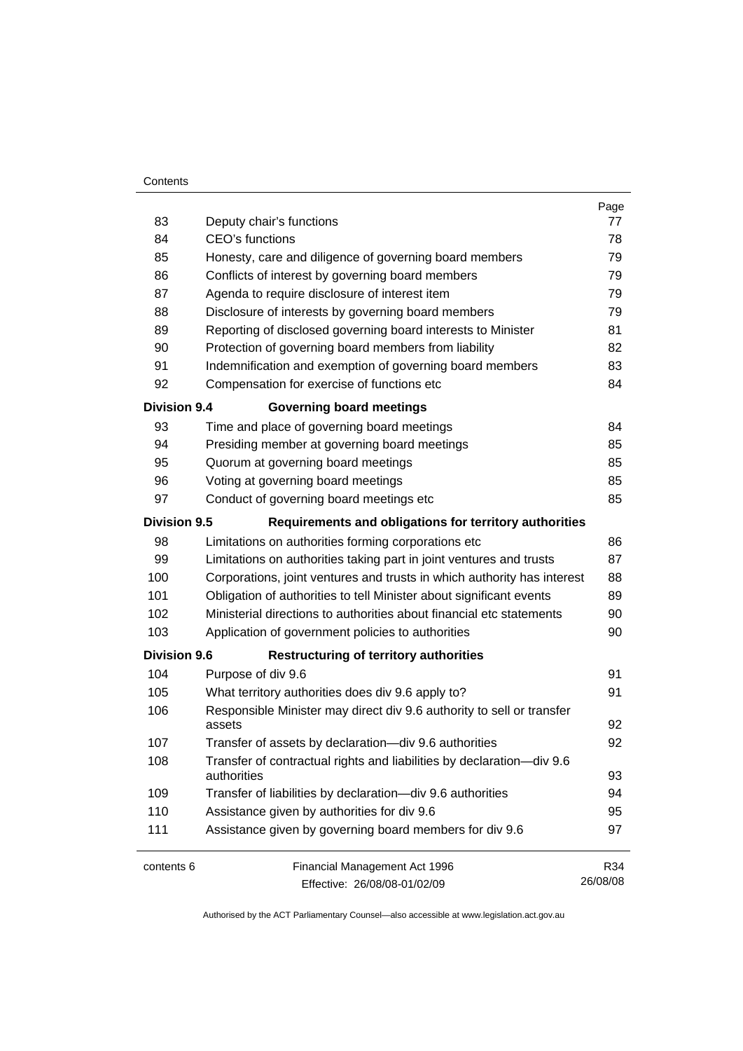| | | Page |
|---|---|---|
| 83 | Deputy chair's functions | 77 |
| 84 | CEO's functions | 78 |
| 85 | Honesty, care and diligence of governing board members | 79 |
| 86 | Conflicts of interest by governing board members | 79 |
| 87 | Agenda to require disclosure of interest item | 79 |
| 88 | Disclosure of interests by governing board members | 79 |
| 89 | Reporting of disclosed governing board interests to Minister | 81 |
| 90 | Protection of governing board members from liability | 82 |
| 91 | Indemnification and exemption of governing board members | 83 |
| 92 | Compensation for exercise of functions etc | 84 |
| **Division 9.4** | **Governing board meetings** | |
| 93 | Time and place of governing board meetings | 84 |
| 94 | Presiding member at governing board meetings | 85 |
| 95 | Quorum at governing board meetings | 85 |
| 96 | Voting at governing board meetings | 85 |
| 97 | Conduct of governing board meetings etc | 85 |
| **Division 9.5** | **Requirements and obligations for territory authorities** | |
| 98 | Limitations on authorities forming corporations etc | 86 |
| 99 | Limitations on authorities taking part in joint ventures and trusts | 87 |
| 100 | Corporations, joint ventures and trusts in which authority has interest | 88 |
| 101 | Obligation of authorities to tell Minister about significant events | 89 |
| 102 | Ministerial directions to authorities about financial etc statements | 90 |
| 103 | Application of government policies to authorities | 90 |
| **Division 9.6** | **Restructuring of territory authorities** | |
| 104 | Purpose of div 9.6 | 91 |
| 105 | What territory authorities does div 9.6 apply to? | 91 |
| 106 | Responsible Minister may direct div 9.6 authority to sell or transfer assets | 92 |
| 107 | Transfer of assets by declaration—div 9.6 authorities | 92 |
| 108 | Transfer of contractual rights and liabilities by declaration—div 9.6 authorities | 93 |
| 109 | Transfer of liabilities by declaration—div 9.6 authorities | 94 |
| 110 | Assistance given by authorities for div 9.6 | 95 |
| 111 | Assistance given by governing board members for div 9.6 | 97 |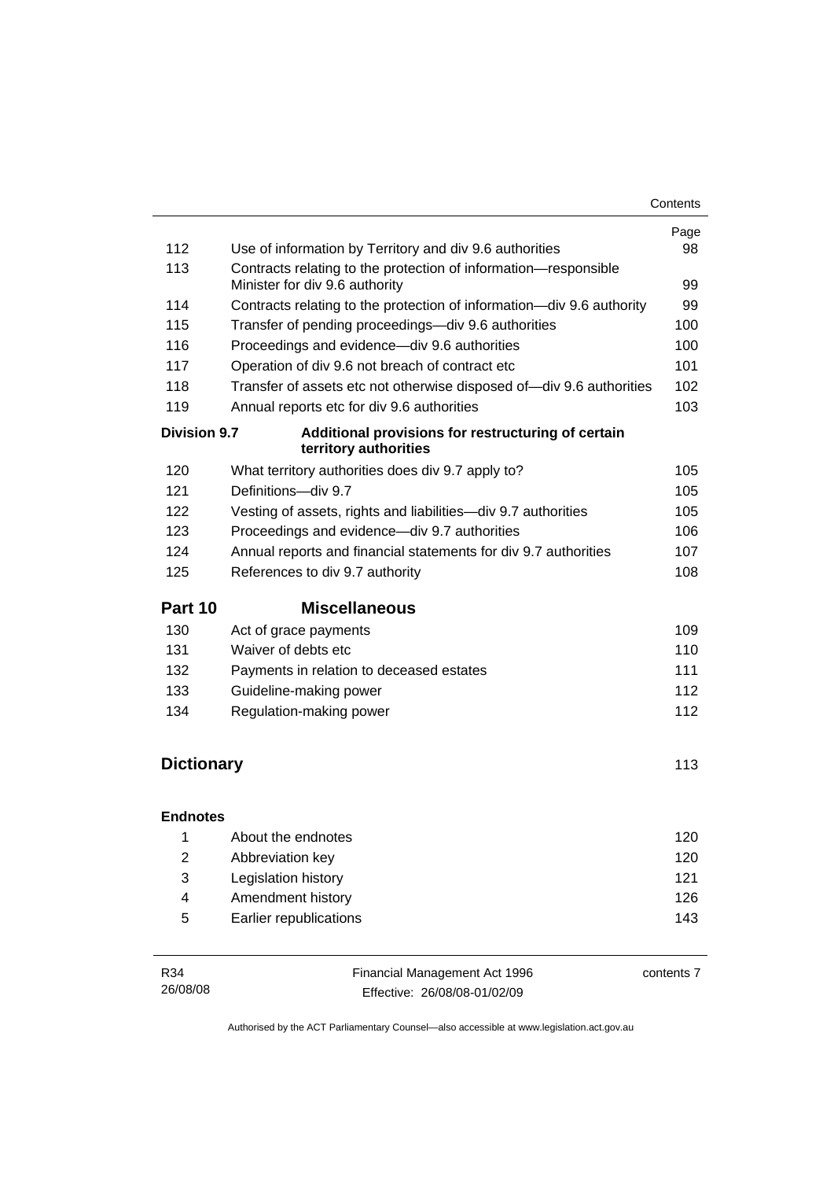| | | Page |
|---|---|---|
| 112 | Use of information by Territory and div 9.6 authorities | 98 |
| 113 | Contracts relating to the protection of information—responsible Minister for div 9.6 authority | 99 |
| 114 | Contracts relating to the protection of information—div 9.6 authority | 99 |
| 115 | Transfer of pending proceedings—div 9.6 authorities | 100 |
| 116 | Proceedings and evidence—div 9.6 authorities | 100 |
| 117 | Operation of div 9.6 not breach of contract etc | 101 |
| 118 | Transfer of assets etc not otherwise disposed of—div 9.6 authorities | 102 |
| 119 | Annual reports etc for div 9.6 authorities | 103 |
| **Division 9.7** | **Additional provisions for restructuring of certain territory authorities** | |
| 120 | What territory authorities does div 9.7 apply to? | 105 |
| 121 | Definitions—div 9.7 | 105 |
| 122 | Vesting of assets, rights and liabilities—div 9.7 authorities | 105 |
| 123 | Proceedings and evidence—div 9.7 authorities | 106 |
| 124 | Annual reports and financial statements for div 9.7 authorities | 107 |
| 125 | References to div 9.7 authority | 108 |
| **Part 10** | **Miscellaneous** | |
| 130 | Act of grace payments | 109 |
| 131 | Waiver of debts etc | 110 |
| 132 | Payments in relation to deceased estates | 111 |
| 133 | Guideline-making power | 112 |
| 134 | Regulation-making power | 112 |
| **Dictionary** | | 113 |
| **Endnotes** | | |
| 1 | About the endnotes | 120 |
| 2 | Abbreviation key | 120 |
| 3 | Legislation history | 121 |
| 4 | Amendment history | 126 |
| 5 | Earlier republications | 143 |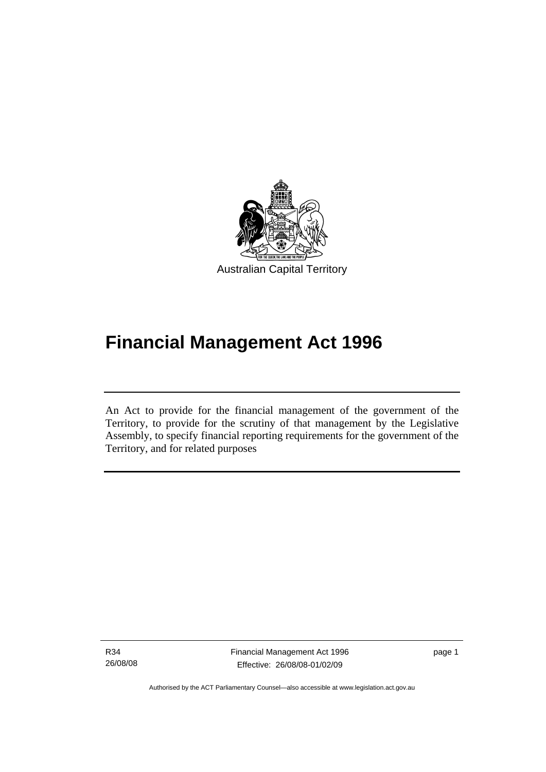Australian Capital Territory

# Financial Management Act 1996

An Act to provide for the financial management of the government of the Territory, to provide for the scrutiny of that management by the Legislative Assembly, to specify financial reporting requirements for the government of the Territory, and for related purposes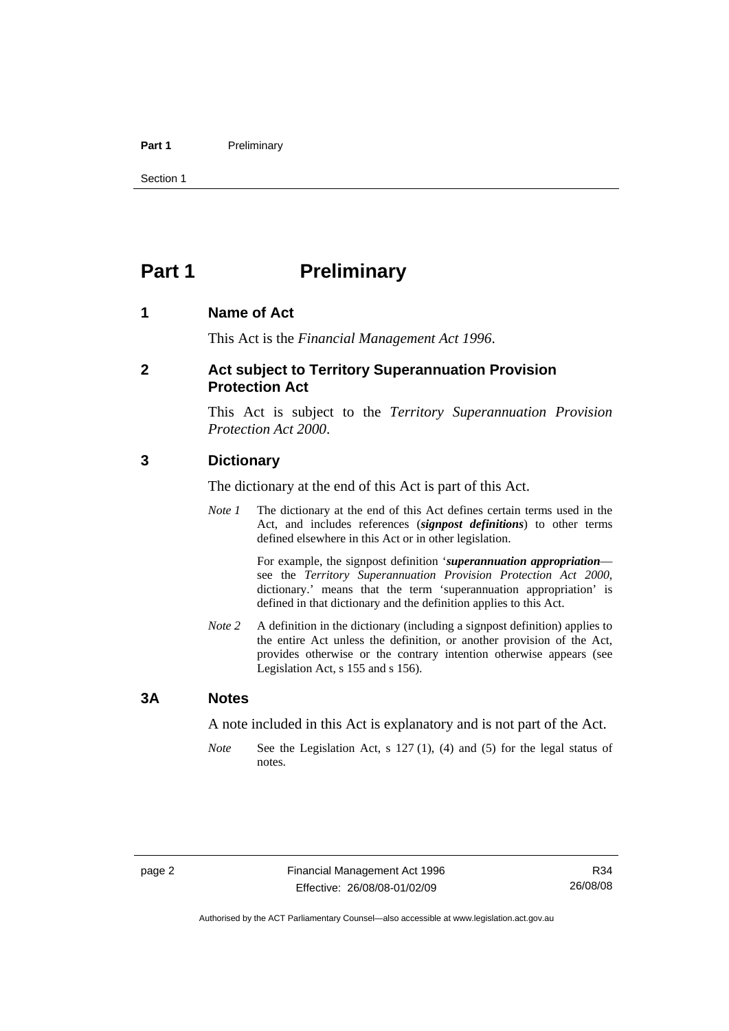# Part 1 Preliminary

## 1 Name of Act

This Act is the *Financial Management Act 1996*.

## 2 Act subject to Territory Superannuation Provision Protection Act

This Act is subject to the *Territory Superannuation Provision Protection Act 2000*.

## 3 Dictionary

The dictionary at the end of this Act is part of this Act.

*Note 1* The dictionary at the end of this Act defines certain terms used in the Act, and includes references (***signpost definitions***) to other terms defined elsewhere in this Act or in other legislation.

For example, the signpost definition '***superannuation appropriation***—see the *Territory Superannuation Provision Protection Act 2000*, dictionary.' means that the term 'superannuation appropriation' is defined in that dictionary and the definition applies to this Act.

*Note 2* A definition in the dictionary (including a signpost definition) applies to the entire Act unless the definition, or another provision of the Act, provides otherwise or the contrary intention otherwise appears (see Legislation Act, s 155 and s 156).

## 3A Notes

A note included in this Act is explanatory and is not part of the Act.

*Note* See the Legislation Act, s 127 (1), (4) and (5) for the legal status of notes.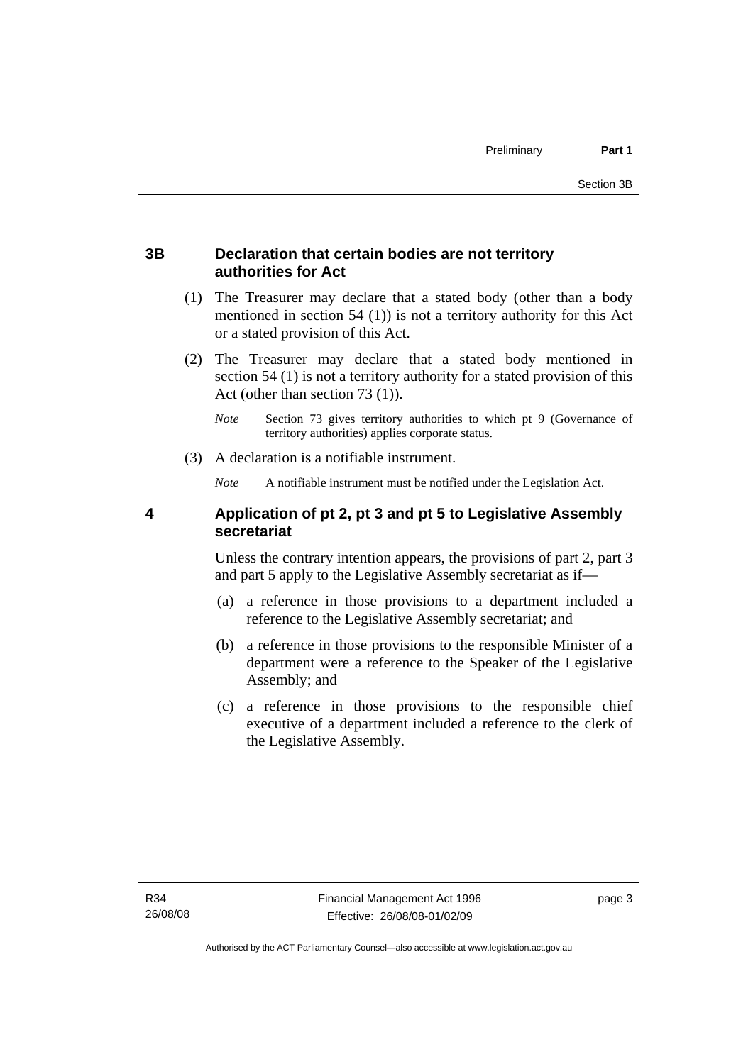### 3B Declaration that certain bodies are not territory authorities for Act

(1) The Treasurer may declare that a stated body (other than a body mentioned in section 54 (1)) is not a territory authority for this Act or a stated provision of this Act.

(2) The Treasurer may declare that a stated body mentioned in section 54 (1) is not a territory authority for a stated provision of this Act (other than section 73 (1)).

*Note* Section 73 gives territory authorities to which pt 9 (Governance of territory authorities) applies corporate status.

(3) A declaration is a notifiable instrument.

*Note* A notifiable instrument must be notified under the Legislation Act.

### 4 Application of pt 2, pt 3 and pt 5 to Legislative Assembly secretariat

Unless the contrary intention appears, the provisions of part 2, part 3 and part 5 apply to the Legislative Assembly secretariat as if—

(a) a reference in those provisions to a department included a reference to the Legislative Assembly secretariat; and

(b) a reference in those provisions to the responsible Minister of a department were a reference to the Speaker of the Legislative Assembly; and

(c) a reference in those provisions to the responsible chief executive of a department included a reference to the clerk of the Legislative Assembly.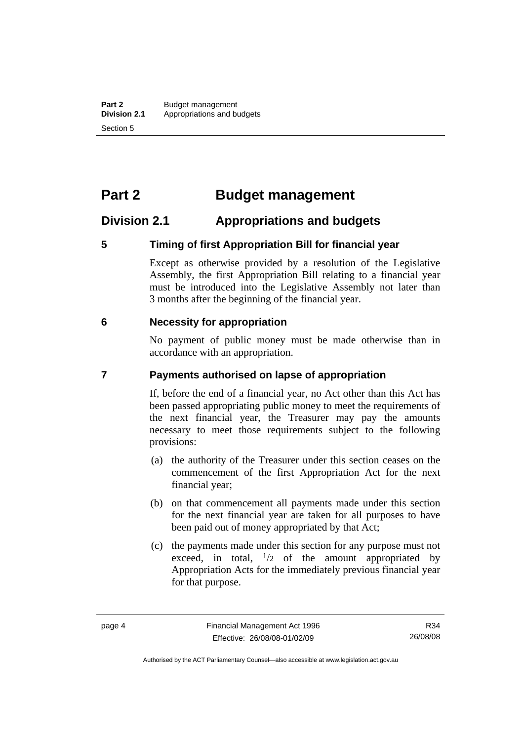# Part 2 Budget management

## Division 2.1 Appropriations and budgets

### 5 Timing of first Appropriation Bill for financial year

Except as otherwise provided by a resolution of the Legislative Assembly, the first Appropriation Bill relating to a financial year must be introduced into the Legislative Assembly not later than 3 months after the beginning of the financial year.

### 6 Necessity for appropriation

No payment of public money must be made otherwise than in accordance with an appropriation.

### 7 Payments authorised on lapse of appropriation

If, before the end of a financial year, no Act other than this Act has been passed appropriating public money to meet the requirements of the next financial year, the Treasurer may pay the amounts necessary to meet those requirements subject to the following provisions:

(a) the authority of the Treasurer under this section ceases on the commencement of the first Appropriation Act for the next financial year;

(b) on that commencement all payments made under this section for the next financial year are taken for all purposes to have been paid out of money appropriated by that Act;

(c) the payments made under this section for any purpose must not exceed, in total, $^1/_2$ of the amount appropriated by Appropriation Acts for the immediately previous financial year for that purpose.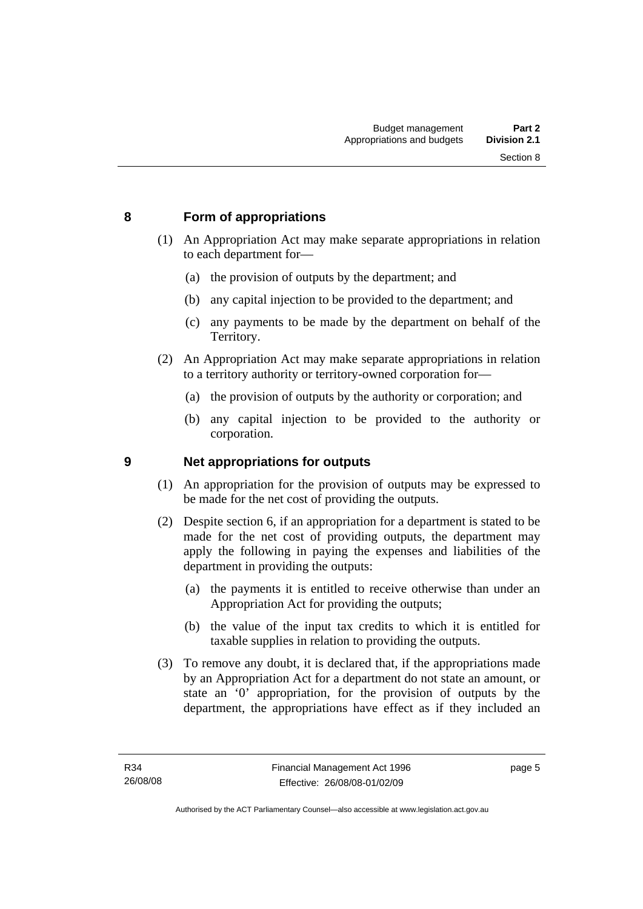## 8 Form of appropriations

(1) An Appropriation Act may make separate appropriations in relation to each department for—

(a) the provision of outputs by the department; and

(b) any capital injection to be provided to the department; and

(c) any payments to be made by the department on behalf of the Territory.

(2) An Appropriation Act may make separate appropriations in relation to a territory authority or territory-owned corporation for—

(a) the provision of outputs by the authority or corporation; and

(b) any capital injection to be provided to the authority or corporation.

## 9 Net appropriations for outputs

(1) An appropriation for the provision of outputs may be expressed to be made for the net cost of providing the outputs.

(2) Despite section 6, if an appropriation for a department is stated to be made for the net cost of providing outputs, the department may apply the following in paying the expenses and liabilities of the department in providing the outputs:

(a) the payments it is entitled to receive otherwise than under an Appropriation Act for providing the outputs;

(b) the value of the input tax credits to which it is entitled for taxable supplies in relation to providing the outputs.

(3) To remove any doubt, it is declared that, if the appropriations made by an Appropriation Act for a department do not state an amount, or state an '0' appropriation, for the provision of outputs by the department, the appropriations have effect as if they included an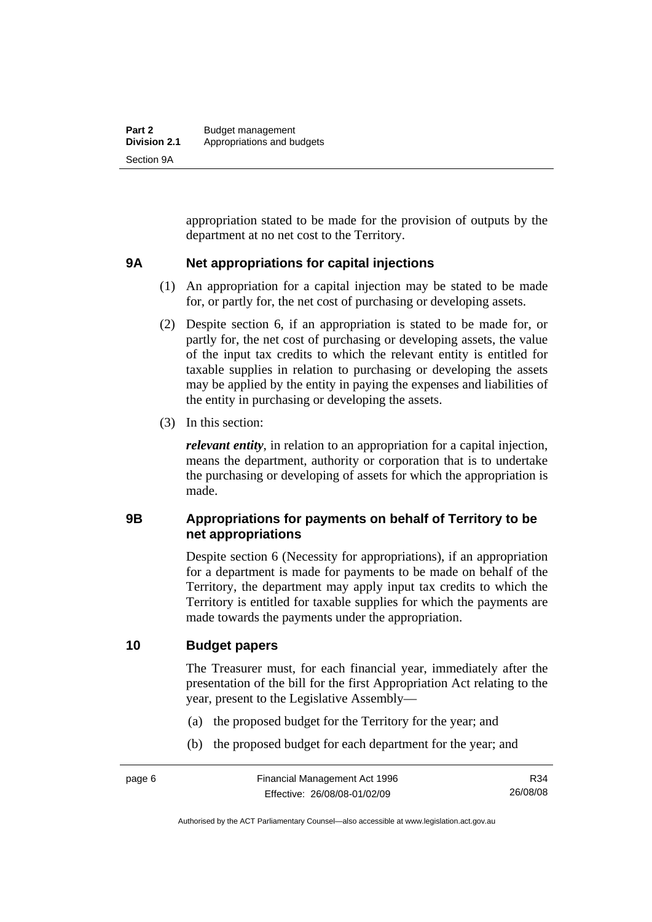appropriation stated to be made for the provision of outputs by the department at no net cost to the Territory.

### 9A Net appropriations for capital injections

(1) An appropriation for a capital injection may be stated to be made for, or partly for, the net cost of purchasing or developing assets.

(2) Despite section 6, if an appropriation is stated to be made for, or partly for, the net cost of purchasing or developing assets, the value of the input tax credits to which the relevant entity is entitled for taxable supplies in relation to purchasing or developing the assets may be applied by the entity in paying the expenses and liabilities of the entity in purchasing or developing the assets.

(3) In this section:

***relevant entity***, in relation to an appropriation for a capital injection, means the department, authority or corporation that is to undertake the purchasing or developing of assets for which the appropriation is made.

### 9B Appropriations for payments on behalf of Territory to be net appropriations

Despite section 6 (Necessity for appropriations), if an appropriation for a department is made for payments to be made on behalf of the Territory, the department may apply input tax credits to which the Territory is entitled for taxable supplies for which the payments are made towards the payments under the appropriation.

### 10 Budget papers

The Treasurer must, for each financial year, immediately after the presentation of the bill for the first Appropriation Act relating to the year, present to the Legislative Assembly—

(a) the proposed budget for the Territory for the year; and

(b) the proposed budget for each department for the year; and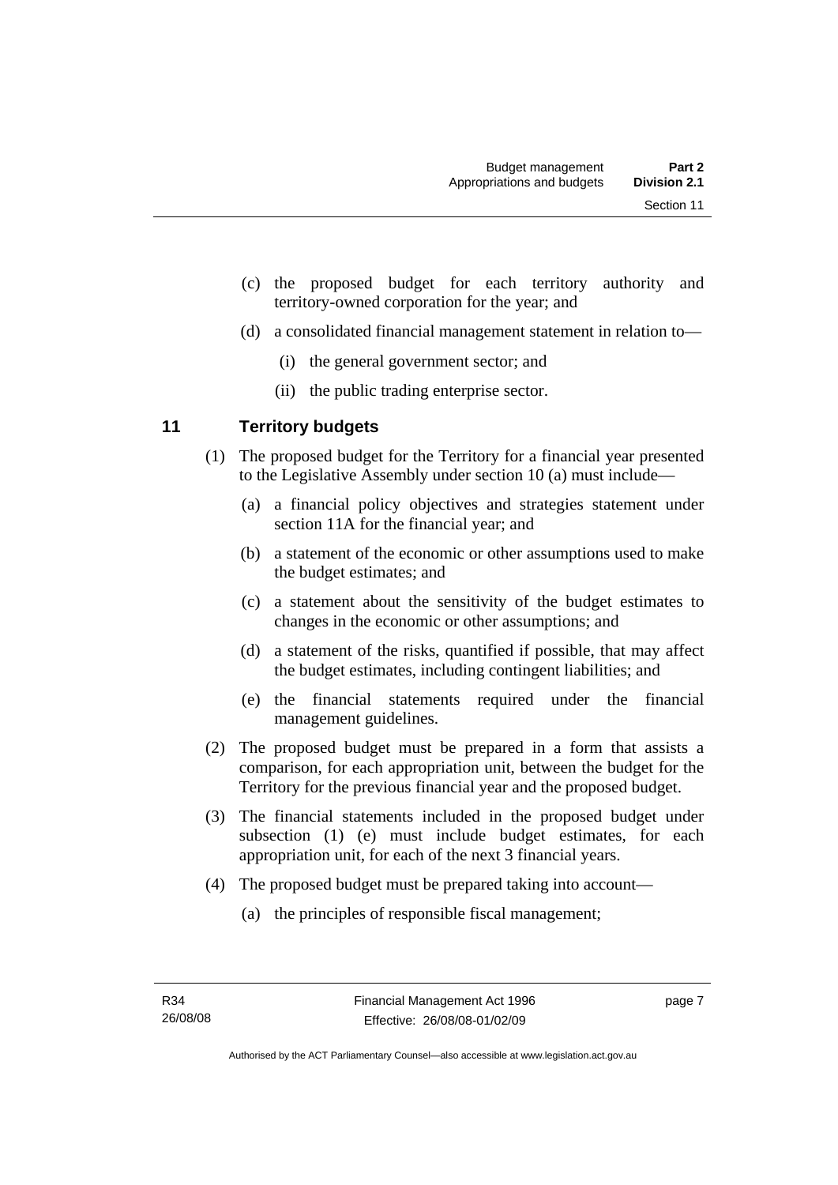(c) the proposed budget for each territory authority and territory-owned corporation for the year; and

(d) a consolidated financial management statement in relation to—

  (i) the general government sector; and

  (ii) the public trading enterprise sector.

## 11 Territory budgets

(1) The proposed budget for the Territory for a financial year presented to the Legislative Assembly under section 10 (a) must include—

  (a) a financial policy objectives and strategies statement under section 11A for the financial year; and

  (b) a statement of the economic or other assumptions used to make the budget estimates; and

  (c) a statement about the sensitivity of the budget estimates to changes in the economic or other assumptions; and

  (d) a statement of the risks, quantified if possible, that may affect the budget estimates, including contingent liabilities; and

  (e) the financial statements required under the financial management guidelines.

(2) The proposed budget must be prepared in a form that assists a comparison, for each appropriation unit, between the budget for the Territory for the previous financial year and the proposed budget.

(3) The financial statements included in the proposed budget under subsection (1) (e) must include budget estimates, for each appropriation unit, for each of the next 3 financial years.

(4) The proposed budget must be prepared taking into account—

  (a) the principles of responsible fiscal management;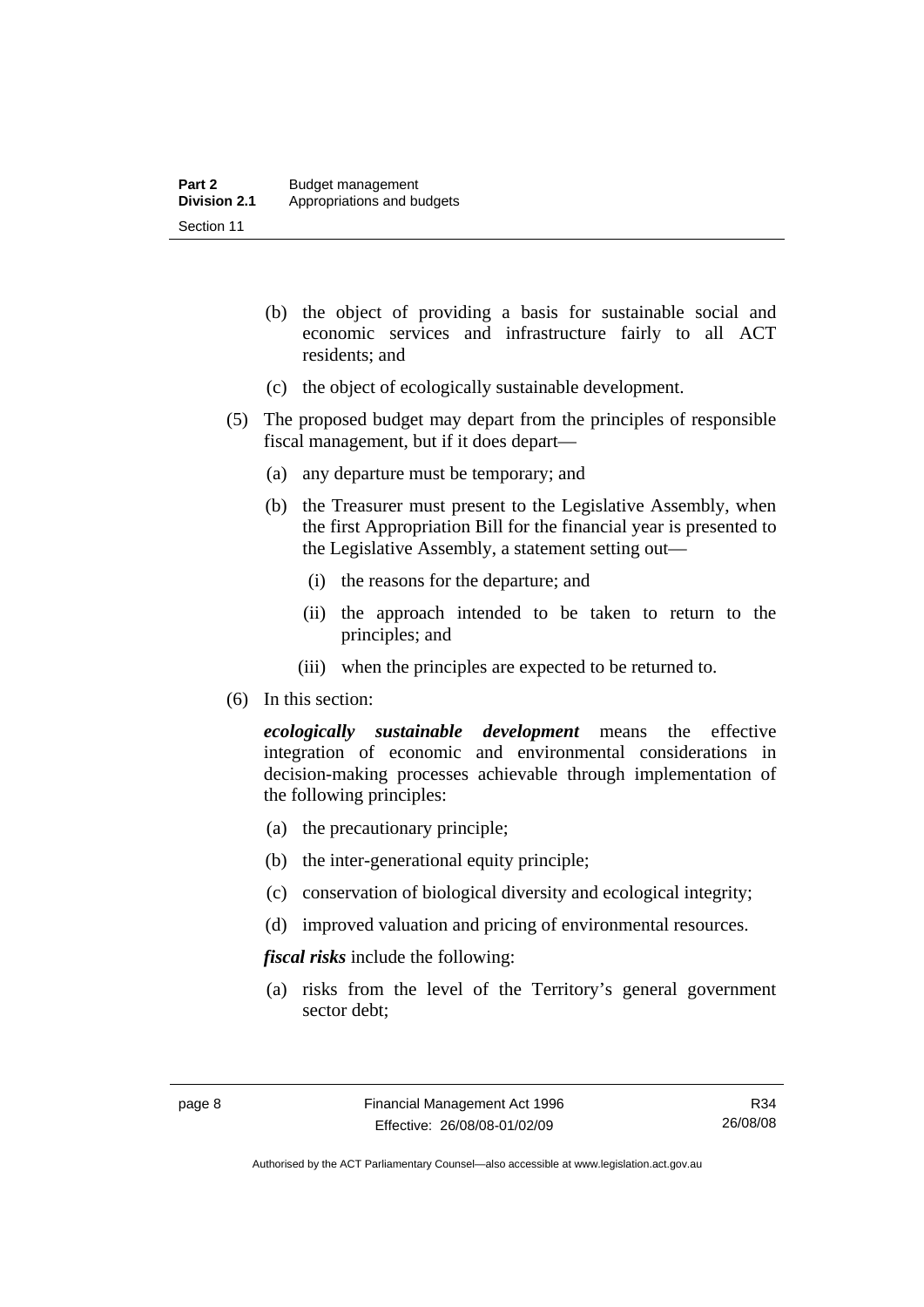(b) the object of providing a basis for sustainable social and economic services and infrastructure fairly to all ACT residents; and

(c) the object of ecologically sustainable development.

(5) The proposed budget may depart from the principles of responsible fiscal management, but if it does depart—

(a) any departure must be temporary; and

(b) the Treasurer must present to the Legislative Assembly, when the first Appropriation Bill for the financial year is presented to the Legislative Assembly, a statement setting out—

(i) the reasons for the departure; and

(ii) the approach intended to be taken to return to the principles; and

(iii) when the principles are expected to be returned to.

(6) In this section:

***ecologically sustainable development*** means the effective integration of economic and environmental considerations in decision-making processes achievable through implementation of the following principles:

(a) the precautionary principle;

(b) the inter-generational equity principle;

(c) conservation of biological diversity and ecological integrity;

(d) improved valuation and pricing of environmental resources.

***fiscal risks*** include the following:

(a) risks from the level of the Territory's general government sector debt;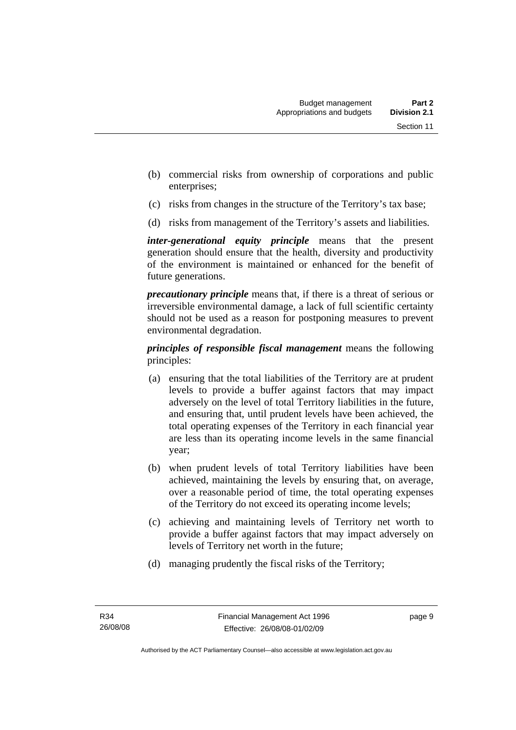(b) commercial risks from ownership of corporations and public enterprises;

(c) risks from changes in the structure of the Territory's tax base;

(d) risks from management of the Territory's assets and liabilities.

***inter-generational equity principle*** means that the present generation should ensure that the health, diversity and productivity of the environment is maintained or enhanced for the benefit of future generations.

***precautionary principle*** means that, if there is a threat of serious or irreversible environmental damage, a lack of full scientific certainty should not be used as a reason for postponing measures to prevent environmental degradation.

***principles of responsible fiscal management*** means the following principles:

(a) ensuring that the total liabilities of the Territory are at prudent levels to provide a buffer against factors that may impact adversely on the level of total Territory liabilities in the future, and ensuring that, until prudent levels have been achieved, the total operating expenses of the Territory in each financial year are less than its operating income levels in the same financial year;

(b) when prudent levels of total Territory liabilities have been achieved, maintaining the levels by ensuring that, on average, over a reasonable period of time, the total operating expenses of the Territory do not exceed its operating income levels;

(c) achieving and maintaining levels of Territory net worth to provide a buffer against factors that may impact adversely on levels of Territory net worth in the future;

(d) managing prudently the fiscal risks of the Territory;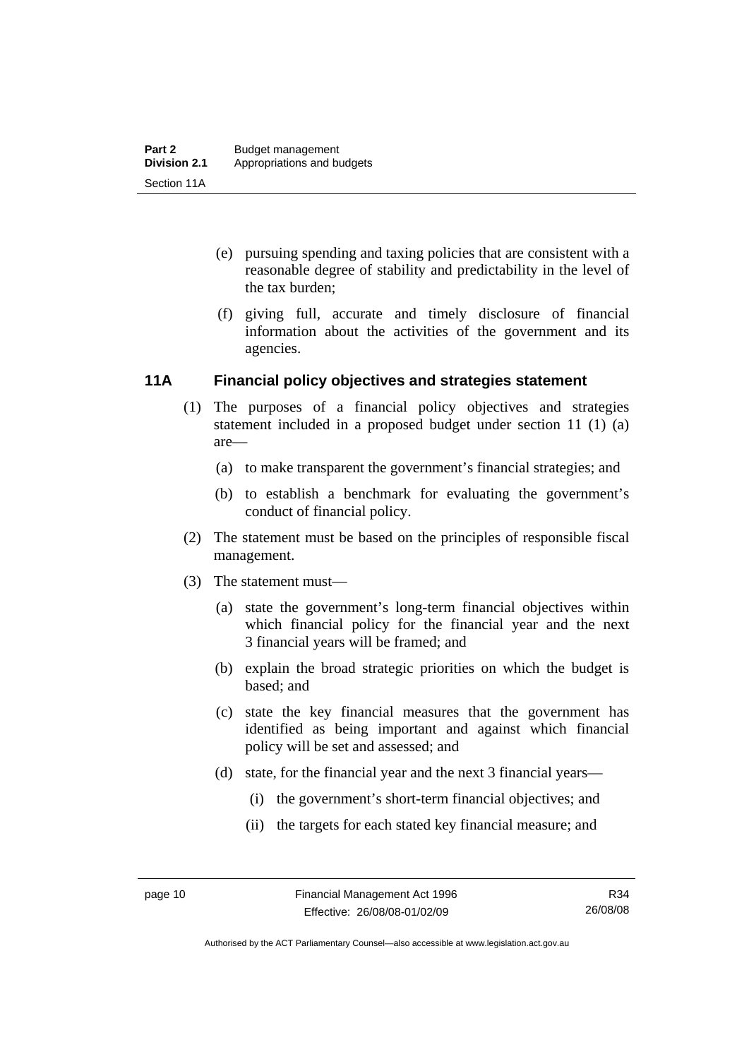(e) pursuing spending and taxing policies that are consistent with a reasonable degree of stability and predictability in the level of the tax burden;

(f) giving full, accurate and timely disclosure of financial information about the activities of the government and its agencies.

## 11A Financial policy objectives and strategies statement

(1) The purposes of a financial policy objectives and strategies statement included in a proposed budget under section 11 (1) (a) are—

(a) to make transparent the government's financial strategies; and

(b) to establish a benchmark for evaluating the government's conduct of financial policy.

(2) The statement must be based on the principles of responsible fiscal management.

(3) The statement must—

(a) state the government's long-term financial objectives within which financial policy for the financial year and the next 3 financial years will be framed; and

(b) explain the broad strategic priorities on which the budget is based; and

(c) state the key financial measures that the government has identified as being important and against which financial policy will be set and assessed; and

(d) state, for the financial year and the next 3 financial years—

(i) the government's short-term financial objectives; and

(ii) the targets for each stated key financial measure; and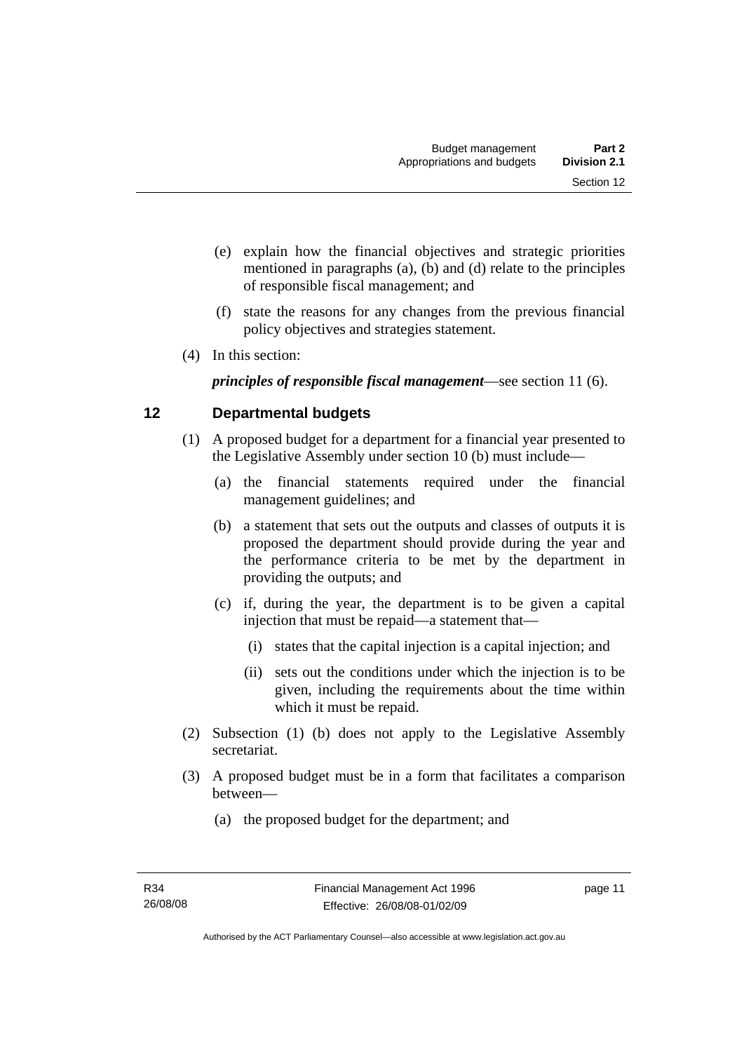(e) explain how the financial objectives and strategic priorities mentioned in paragraphs (a), (b) and (d) relate to the principles of responsible fiscal management; and

(f) state the reasons for any changes from the previous financial policy objectives and strategies statement.

(4) In this section:

***principles of responsible fiscal management***—see section 11 (6).

## 12 Departmental budgets

(1) A proposed budget for a department for a financial year presented to the Legislative Assembly under section 10 (b) must include—

(a) the financial statements required under the financial management guidelines; and

(b) a statement that sets out the outputs and classes of outputs it is proposed the department should provide during the year and the performance criteria to be met by the department in providing the outputs; and

(c) if, during the year, the department is to be given a capital injection that must be repaid—a statement that—

(i) states that the capital injection is a capital injection; and

(ii) sets out the conditions under which the injection is to be given, including the requirements about the time within which it must be repaid.

(2) Subsection (1) (b) does not apply to the Legislative Assembly secretariat.

(3) A proposed budget must be in a form that facilitates a comparison between—

(a) the proposed budget for the department; and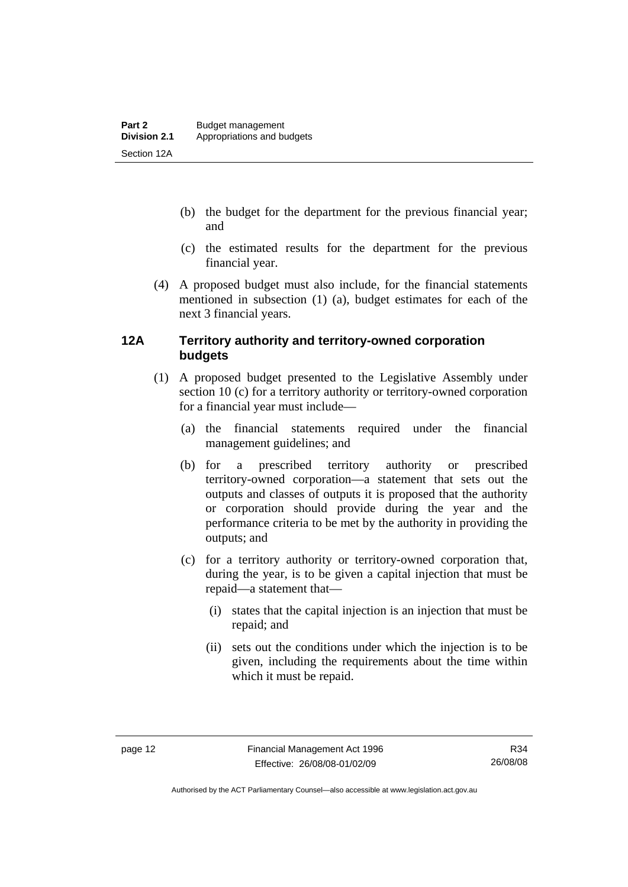(b) the budget for the department for the previous financial year; and

(c) the estimated results for the department for the previous financial year.

(4) A proposed budget must also include, for the financial statements mentioned in subsection (1) (a), budget estimates for each of the next 3 financial years.

## 12A Territory authority and territory-owned corporation budgets

(1) A proposed budget presented to the Legislative Assembly under section 10 (c) for a territory authority or territory-owned corporation for a financial year must include—

(a) the financial statements required under the financial management guidelines; and

(b) for a prescribed territory authority or prescribed territory-owned corporation—a statement that sets out the outputs and classes of outputs it is proposed that the authority or corporation should provide during the year and the performance criteria to be met by the authority in providing the outputs; and

(c) for a territory authority or territory-owned corporation that, during the year, is to be given a capital injection that must be repaid—a statement that—

(i) states that the capital injection is an injection that must be repaid; and

(ii) sets out the conditions under which the injection is to be given, including the requirements about the time within which it must be repaid.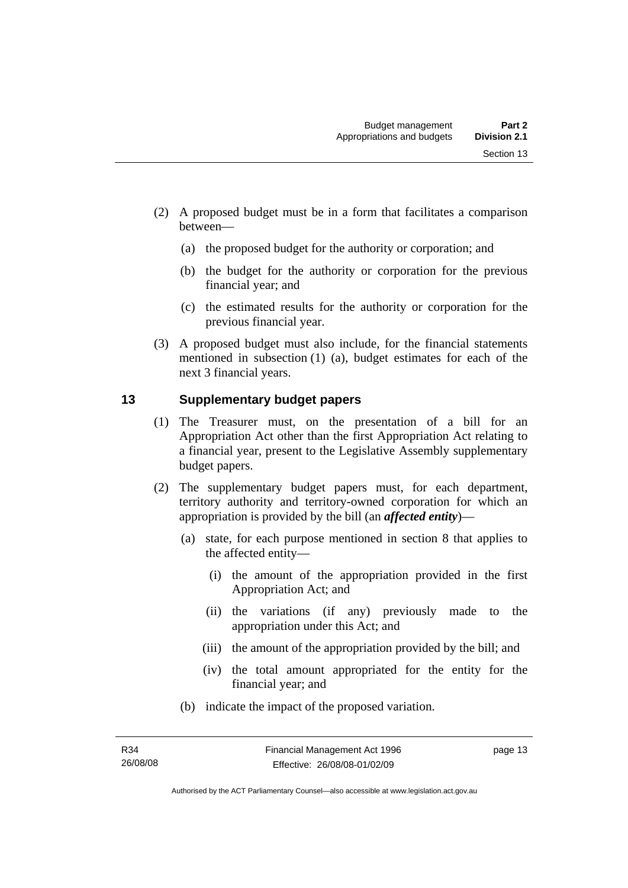(2) A proposed budget must be in a form that facilitates a comparison between—

(a) the proposed budget for the authority or corporation; and

(b) the budget for the authority or corporation for the previous financial year; and

(c) the estimated results for the authority or corporation for the previous financial year.

(3) A proposed budget must also include, for the financial statements mentioned in subsection (1) (a), budget estimates for each of the next 3 financial years.

## 13 Supplementary budget papers

(1) The Treasurer must, on the presentation of a bill for an Appropriation Act other than the first Appropriation Act relating to a financial year, present to the Legislative Assembly supplementary budget papers.

(2) The supplementary budget papers must, for each department, territory authority and territory-owned corporation for which an appropriation is provided by the bill (an ***affected entity***)—

(a) state, for each purpose mentioned in section 8 that applies to the affected entity—

(i) the amount of the appropriation provided in the first Appropriation Act; and

(ii) the variations (if any) previously made to the appropriation under this Act; and

(iii) the amount of the appropriation provided by the bill; and

(iv) the total amount appropriated for the entity for the financial year; and

(b) indicate the impact of the proposed variation.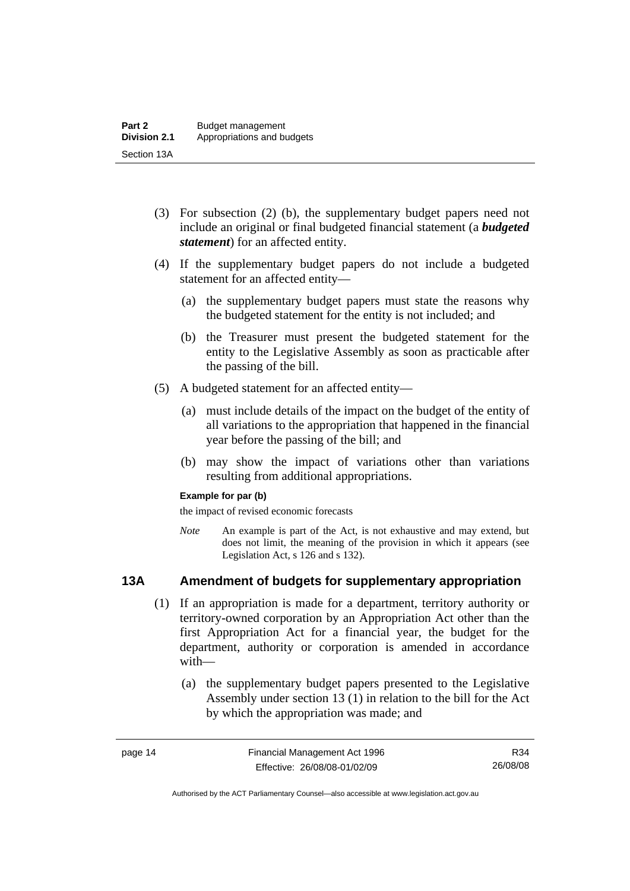(3) For subsection (2) (b), the supplementary budget papers need not include an original or final budgeted financial statement (a ***budgeted statement***) for an affected entity.

(4) If the supplementary budget papers do not include a budgeted statement for an affected entity—

  (a) the supplementary budget papers must state the reasons why the budgeted statement for the entity is not included; and

  (b) the Treasurer must present the budgeted statement for the entity to the Legislative Assembly as soon as practicable after the passing of the bill.

(5) A budgeted statement for an affected entity—

  (a) must include details of the impact on the budget of the entity of all variations to the appropriation that happened in the financial year before the passing of the bill; and

  (b) may show the impact of variations other than variations resulting from additional appropriations.

**Example for par (b)**

the impact of revised economic forecasts

*Note* An example is part of the Act, is not exhaustive and may extend, but does not limit, the meaning of the provision in which it appears (see Legislation Act, s 126 and s 132).

## 13A Amendment of budgets for supplementary appropriation

(1) If an appropriation is made for a department, territory authority or territory-owned corporation by an Appropriation Act other than the first Appropriation Act for a financial year, the budget for the department, authority or corporation is amended in accordance with—

  (a) the supplementary budget papers presented to the Legislative Assembly under section 13 (1) in relation to the bill for the Act by which the appropriation was made; and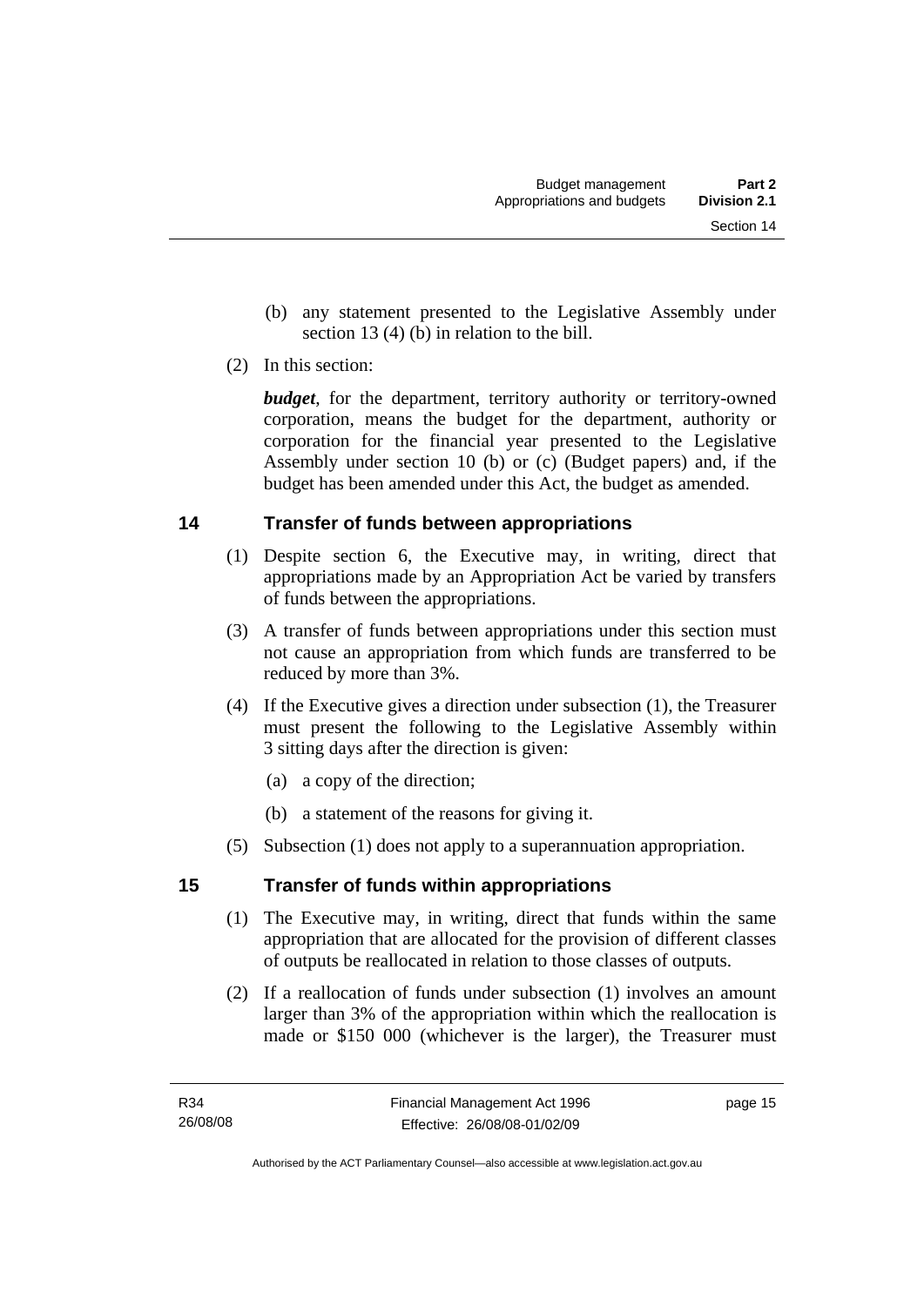(b) any statement presented to the Legislative Assembly under section 13 (4) (b) in relation to the bill.

(2) In this section:

***budget***, for the department, territory authority or territory-owned corporation, means the budget for the department, authority or corporation for the financial year presented to the Legislative Assembly under section 10 (b) or (c) (Budget papers) and, if the budget has been amended under this Act, the budget as amended.

## 14 Transfer of funds between appropriations

(1) Despite section 6, the Executive may, in writing, direct that appropriations made by an Appropriation Act be varied by transfers of funds between the appropriations.

(3) A transfer of funds between appropriations under this section must not cause an appropriation from which funds are transferred to be reduced by more than 3%.

(4) If the Executive gives a direction under subsection (1), the Treasurer must present the following to the Legislative Assembly within 3 sitting days after the direction is given:

(a) a copy of the direction;

(b) a statement of the reasons for giving it.

(5) Subsection (1) does not apply to a superannuation appropriation.

## 15 Transfer of funds within appropriations

(1) The Executive may, in writing, direct that funds within the same appropriation that are allocated for the provision of different classes of outputs be reallocated in relation to those classes of outputs.

(2) If a reallocation of funds under subsection (1) involves an amount larger than 3% of the appropriation within which the reallocation is made or $150 000 (whichever is the larger), the Treasurer must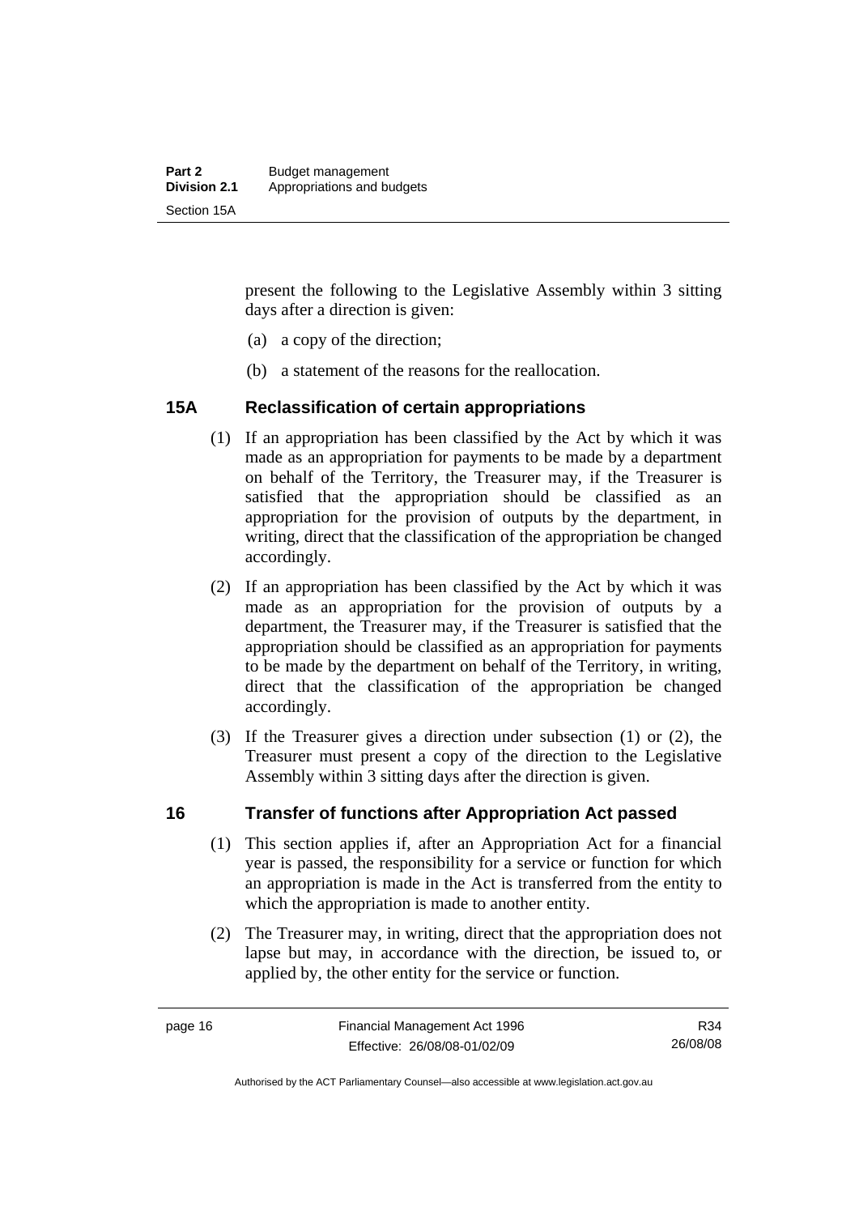present the following to the Legislative Assembly within 3 sitting days after a direction is given:

(a) a copy of the direction;

(b) a statement of the reasons for the reallocation.

## 15A Reclassification of certain appropriations

(1) If an appropriation has been classified by the Act by which it was made as an appropriation for payments to be made by a department on behalf of the Territory, the Treasurer may, if the Treasurer is satisfied that the appropriation should be classified as an appropriation for the provision of outputs by the department, in writing, direct that the classification of the appropriation be changed accordingly.

(2) If an appropriation has been classified by the Act by which it was made as an appropriation for the provision of outputs by a department, the Treasurer may, if the Treasurer is satisfied that the appropriation should be classified as an appropriation for payments to be made by the department on behalf of the Territory, in writing, direct that the classification of the appropriation be changed accordingly.

(3) If the Treasurer gives a direction under subsection (1) or (2), the Treasurer must present a copy of the direction to the Legislative Assembly within 3 sitting days after the direction is given.

## 16 Transfer of functions after Appropriation Act passed

(1) This section applies if, after an Appropriation Act for a financial year is passed, the responsibility for a service or function for which an appropriation is made in the Act is transferred from the entity to which the appropriation is made to another entity.

(2) The Treasurer may, in writing, direct that the appropriation does not lapse but may, in accordance with the direction, be issued to, or applied by, the other entity for the service or function.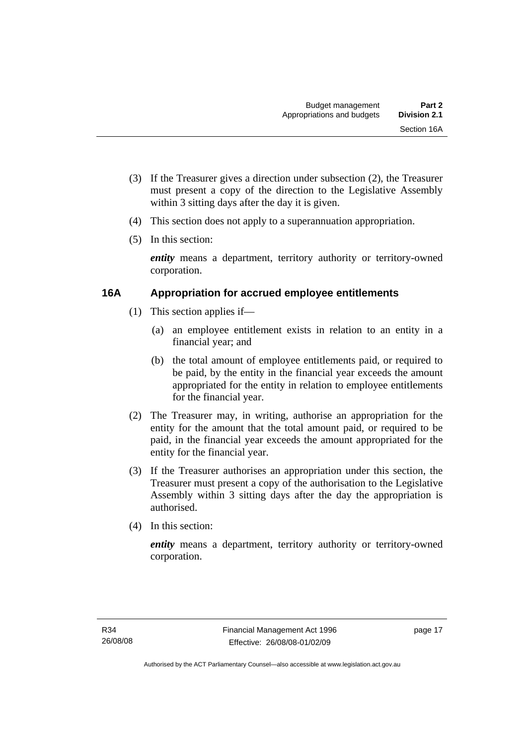(3) If the Treasurer gives a direction under subsection (2), the Treasurer must present a copy of the direction to the Legislative Assembly within 3 sitting days after the day it is given.

(4) This section does not apply to a superannuation appropriation.

(5) In this section:

***entity*** means a department, territory authority or territory-owned corporation.

### 16A Appropriation for accrued employee entitlements

(1) This section applies if—

(a) an employee entitlement exists in relation to an entity in a financial year; and

(b) the total amount of employee entitlements paid, or required to be paid, by the entity in the financial year exceeds the amount appropriated for the entity in relation to employee entitlements for the financial year.

(2) The Treasurer may, in writing, authorise an appropriation for the entity for the amount that the total amount paid, or required to be paid, in the financial year exceeds the amount appropriated for the entity for the financial year.

(3) If the Treasurer authorises an appropriation under this section, the Treasurer must present a copy of the authorisation to the Legislative Assembly within 3 sitting days after the day the appropriation is authorised.

(4) In this section:

***entity*** means a department, territory authority or territory-owned corporation.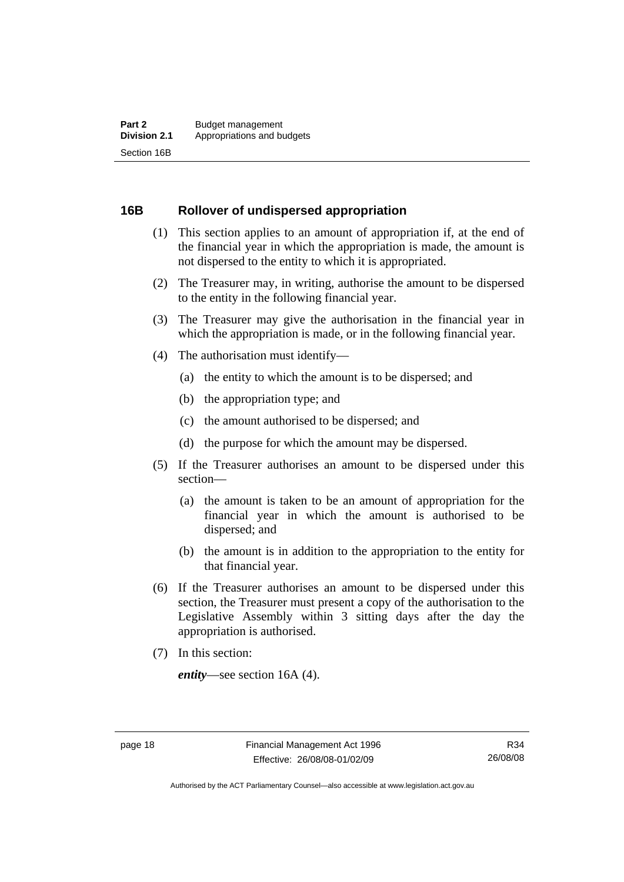## 16B Rollover of undispersed appropriation

(1) This section applies to an amount of appropriation if, at the end of the financial year in which the appropriation is made, the amount is not dispersed to the entity to which it is appropriated.

(2) The Treasurer may, in writing, authorise the amount to be dispersed to the entity in the following financial year.

(3) The Treasurer may give the authorisation in the financial year in which the appropriation is made, or in the following financial year.

(4) The authorisation must identify—

  (a) the entity to which the amount is to be dispersed; and

  (b) the appropriation type; and

  (c) the amount authorised to be dispersed; and

  (d) the purpose for which the amount may be dispersed.

(5) If the Treasurer authorises an amount to be dispersed under this section—

  (a) the amount is taken to be an amount of appropriation for the financial year in which the amount is authorised to be dispersed; and

  (b) the amount is in addition to the appropriation to the entity for that financial year.

(6) If the Treasurer authorises an amount to be dispersed under this section, the Treasurer must present a copy of the authorisation to the Legislative Assembly within 3 sitting days after the day the appropriation is authorised.

(7) In this section:

***entity***—see section 16A (4).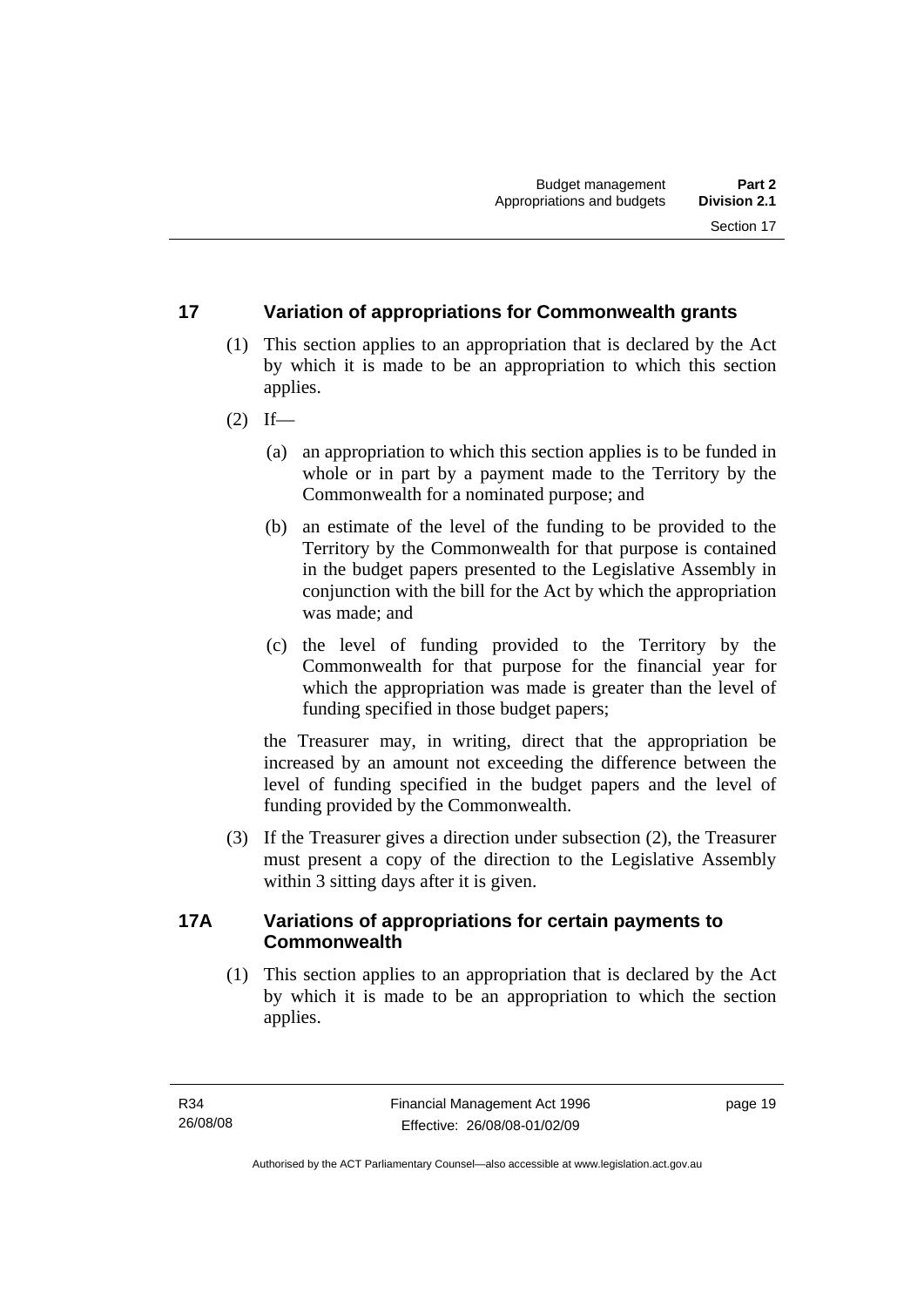## 17 Variation of appropriations for Commonwealth grants

(1) This section applies to an appropriation that is declared by the Act by which it is made to be an appropriation to which this section applies.

(2) If—

(a) an appropriation to which this section applies is to be funded in whole or in part by a payment made to the Territory by the Commonwealth for a nominated purpose; and

(b) an estimate of the level of the funding to be provided to the Territory by the Commonwealth for that purpose is contained in the budget papers presented to the Legislative Assembly in conjunction with the bill for the Act by which the appropriation was made; and

(c) the level of funding provided to the Territory by the Commonwealth for that purpose for the financial year for which the appropriation was made is greater than the level of funding specified in those budget papers;

the Treasurer may, in writing, direct that the appropriation be increased by an amount not exceeding the difference between the level of funding specified in the budget papers and the level of funding provided by the Commonwealth.

(3) If the Treasurer gives a direction under subsection (2), the Treasurer must present a copy of the direction to the Legislative Assembly within 3 sitting days after it is given.

## 17A Variations of appropriations for certain payments to Commonwealth

(1) This section applies to an appropriation that is declared by the Act by which it is made to be an appropriation to which the section applies.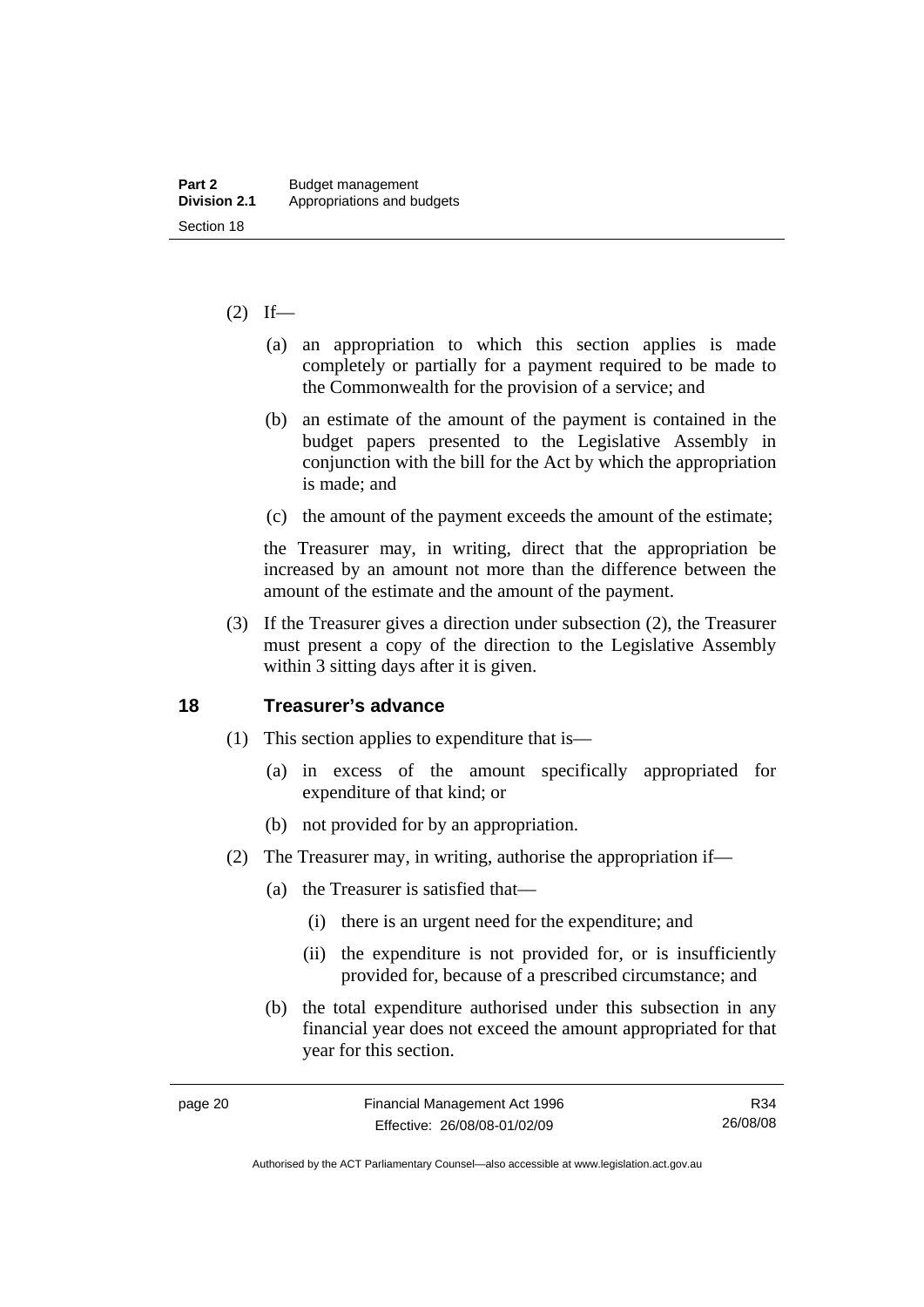(2) If—

(a) an appropriation to which this section applies is made completely or partially for a payment required to be made to the Commonwealth for the provision of a service; and

(b) an estimate of the amount of the payment is contained in the budget papers presented to the Legislative Assembly in conjunction with the bill for the Act by which the appropriation is made; and

(c) the amount of the payment exceeds the amount of the estimate;

the Treasurer may, in writing, direct that the appropriation be increased by an amount not more than the difference between the amount of the estimate and the amount of the payment.

(3) If the Treasurer gives a direction under subsection (2), the Treasurer must present a copy of the direction to the Legislative Assembly within 3 sitting days after it is given.

## 18 Treasurer's advance

(1) This section applies to expenditure that is—

(a) in excess of the amount specifically appropriated for expenditure of that kind; or

(b) not provided for by an appropriation.

(2) The Treasurer may, in writing, authorise the appropriation if—

(a) the Treasurer is satisfied that—

(i) there is an urgent need for the expenditure; and

(ii) the expenditure is not provided for, or is insufficiently provided for, because of a prescribed circumstance; and

(b) the total expenditure authorised under this subsection in any financial year does not exceed the amount appropriated for that year for this section.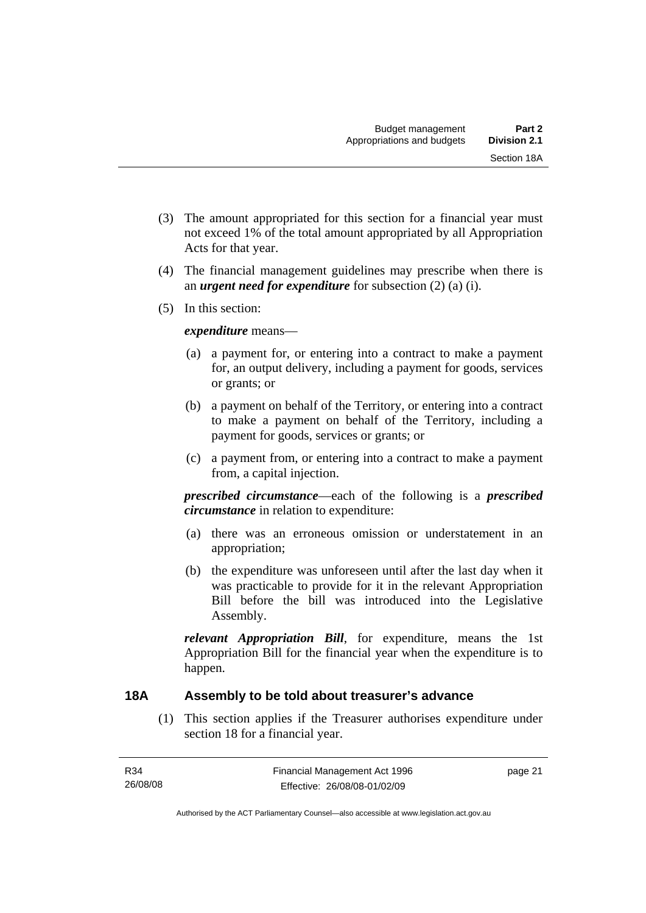(3) The amount appropriated for this section for a financial year must not exceed 1% of the total amount appropriated by all Appropriation Acts for that year.

(4) The financial management guidelines may prescribe when there is an ***urgent need for expenditure*** for subsection (2) (a) (i).

(5) In this section:

***expenditure*** means—

(a) a payment for, or entering into a contract to make a payment for, an output delivery, including a payment for goods, services or grants; or

(b) a payment on behalf of the Territory, or entering into a contract to make a payment on behalf of the Territory, including a payment for goods, services or grants; or

(c) a payment from, or entering into a contract to make a payment from, a capital injection.

***prescribed circumstance***—each of the following is a ***prescribed circumstance*** in relation to expenditure:

(a) there was an erroneous omission or understatement in an appropriation;

(b) the expenditure was unforeseen until after the last day when it was practicable to provide for it in the relevant Appropriation Bill before the bill was introduced into the Legislative Assembly.

***relevant Appropriation Bill***, for expenditure, means the 1st Appropriation Bill for the financial year when the expenditure is to happen.

## 18A Assembly to be told about treasurer's advance

(1) This section applies if the Treasurer authorises expenditure under section 18 for a financial year.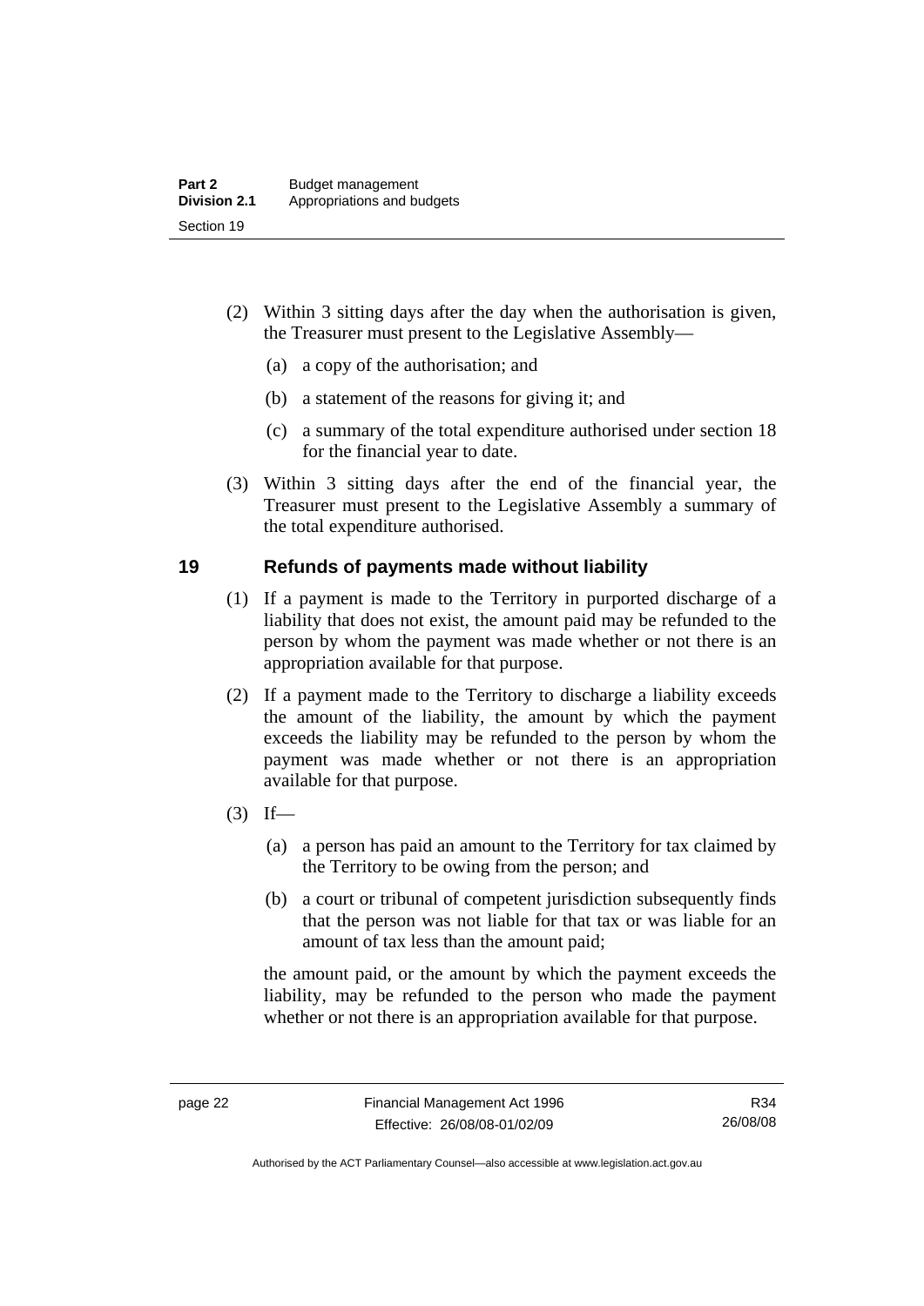(2) Within 3 sitting days after the day when the authorisation is given, the Treasurer must present to the Legislative Assembly—

(a) a copy of the authorisation; and

(b) a statement of the reasons for giving it; and

(c) a summary of the total expenditure authorised under section 18 for the financial year to date.

(3) Within 3 sitting days after the end of the financial year, the Treasurer must present to the Legislative Assembly a summary of the total expenditure authorised.

## 19 Refunds of payments made without liability

(1) If a payment is made to the Territory in purported discharge of a liability that does not exist, the amount paid may be refunded to the person by whom the payment was made whether or not there is an appropriation available for that purpose.

(2) If a payment made to the Territory to discharge a liability exceeds the amount of the liability, the amount by which the payment exceeds the liability may be refunded to the person by whom the payment was made whether or not there is an appropriation available for that purpose.

(3) If—

(a) a person has paid an amount to the Territory for tax claimed by the Territory to be owing from the person; and

(b) a court or tribunal of competent jurisdiction subsequently finds that the person was not liable for that tax or was liable for an amount of tax less than the amount paid;

the amount paid, or the amount by which the payment exceeds the liability, may be refunded to the person who made the payment whether or not there is an appropriation available for that purpose.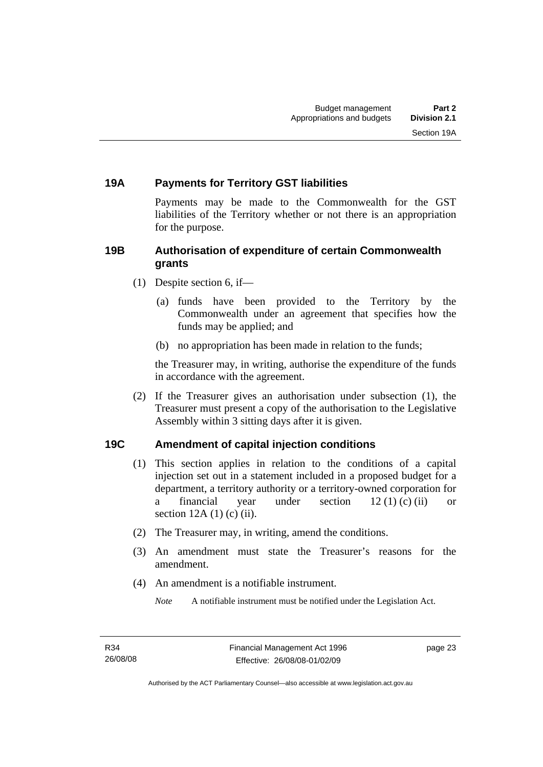### 19A Payments for Territory GST liabilities

Payments may be made to the Commonwealth for the GST liabilities of the Territory whether or not there is an appropriation for the purpose.

### 19B Authorisation of expenditure of certain Commonwealth grants

(1) Despite section 6, if—

(a) funds have been provided to the Territory by the Commonwealth under an agreement that specifies how the funds may be applied; and

(b) no appropriation has been made in relation to the funds;

the Treasurer may, in writing, authorise the expenditure of the funds in accordance with the agreement.

(2) If the Treasurer gives an authorisation under subsection (1), the Treasurer must present a copy of the authorisation to the Legislative Assembly within 3 sitting days after it is given.

### 19C Amendment of capital injection conditions

(1) This section applies in relation to the conditions of a capital injection set out in a statement included in a proposed budget for a department, a territory authority or a territory-owned corporation for a financial year under section 12 (1) (c) (ii) or section 12A (1) (c) (ii).

(2) The Treasurer may, in writing, amend the conditions.

(3) An amendment must state the Treasurer's reasons for the amendment.

(4) An amendment is a notifiable instrument.

*Note* A notifiable instrument must be notified under the Legislation Act.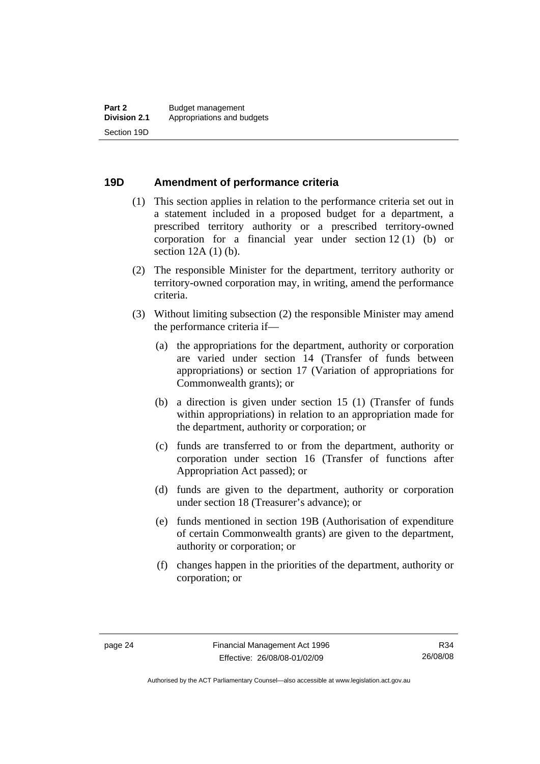## 19D Amendment of performance criteria

(1) This section applies in relation to the performance criteria set out in a statement included in a proposed budget for a department, a prescribed territory authority or a prescribed territory-owned corporation for a financial year under section 12 (1) (b) or section 12A (1) (b).

(2) The responsible Minister for the department, territory authority or territory-owned corporation may, in writing, amend the performance criteria.

(3) Without limiting subsection (2) the responsible Minister may amend the performance criteria if—

(a) the appropriations for the department, authority or corporation are varied under section 14 (Transfer of funds between appropriations) or section 17 (Variation of appropriations for Commonwealth grants); or

(b) a direction is given under section 15 (1) (Transfer of funds within appropriations) in relation to an appropriation made for the department, authority or corporation; or

(c) funds are transferred to or from the department, authority or corporation under section 16 (Transfer of functions after Appropriation Act passed); or

(d) funds are given to the department, authority or corporation under section 18 (Treasurer's advance); or

(e) funds mentioned in section 19B (Authorisation of expenditure of certain Commonwealth grants) are given to the department, authority or corporation; or

(f) changes happen in the priorities of the department, authority or corporation; or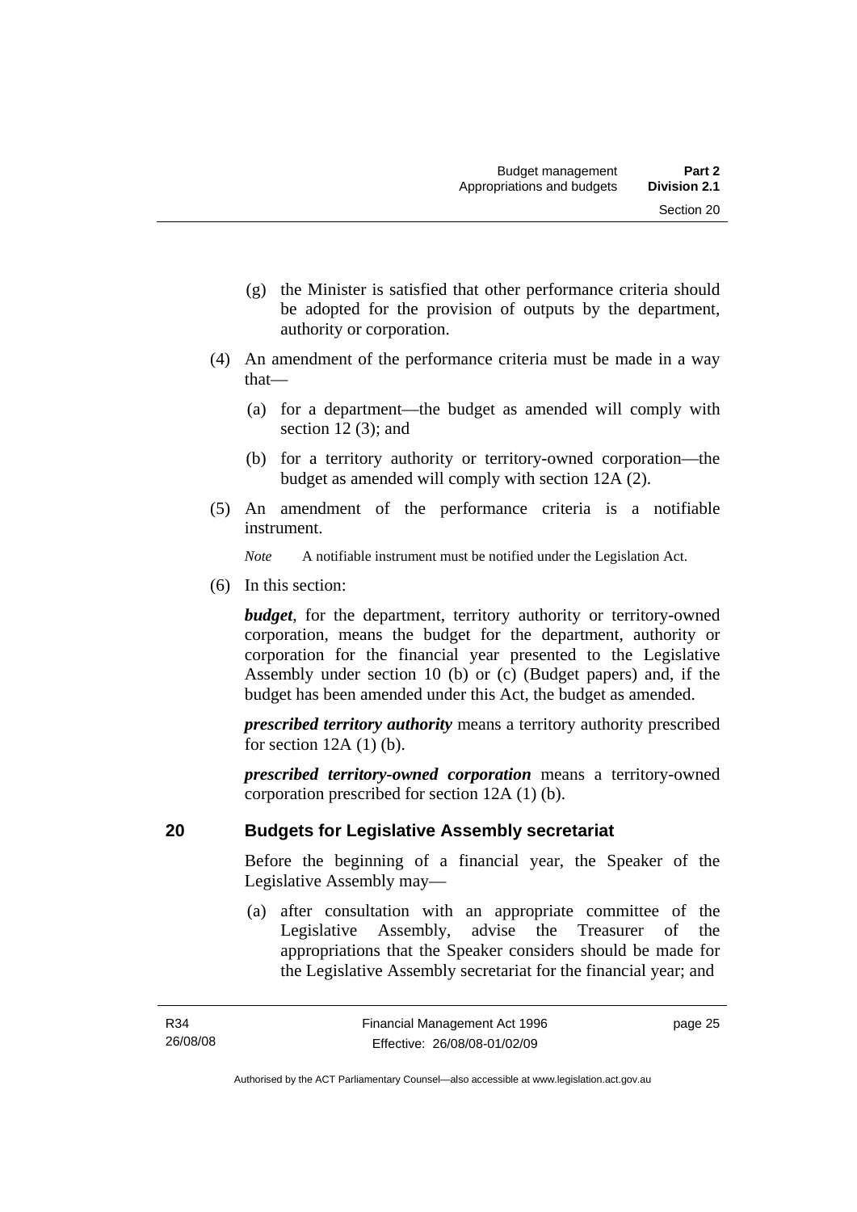(g) the Minister is satisfied that other performance criteria should be adopted for the provision of outputs by the department, authority or corporation.

(4) An amendment of the performance criteria must be made in a way that—

(a) for a department—the budget as amended will comply with section 12 (3); and

(b) for a territory authority or territory-owned corporation—the budget as amended will comply with section 12A (2).

(5) An amendment of the performance criteria is a notifiable instrument.

*Note* A notifiable instrument must be notified under the Legislation Act.

(6) In this section:

***budget***, for the department, territory authority or territory-owned corporation, means the budget for the department, authority or corporation for the financial year presented to the Legislative Assembly under section 10 (b) or (c) (Budget papers) and, if the budget has been amended under this Act, the budget as amended.

***prescribed territory authority*** means a territory authority prescribed for section 12A (1) (b).

***prescribed territory-owned corporation*** means a territory-owned corporation prescribed for section 12A (1) (b).

## 20 Budgets for Legislative Assembly secretariat

Before the beginning of a financial year, the Speaker of the Legislative Assembly may—

(a) after consultation with an appropriate committee of the Legislative Assembly, advise the Treasurer of the appropriations that the Speaker considers should be made for the Legislative Assembly secretariat for the financial year; and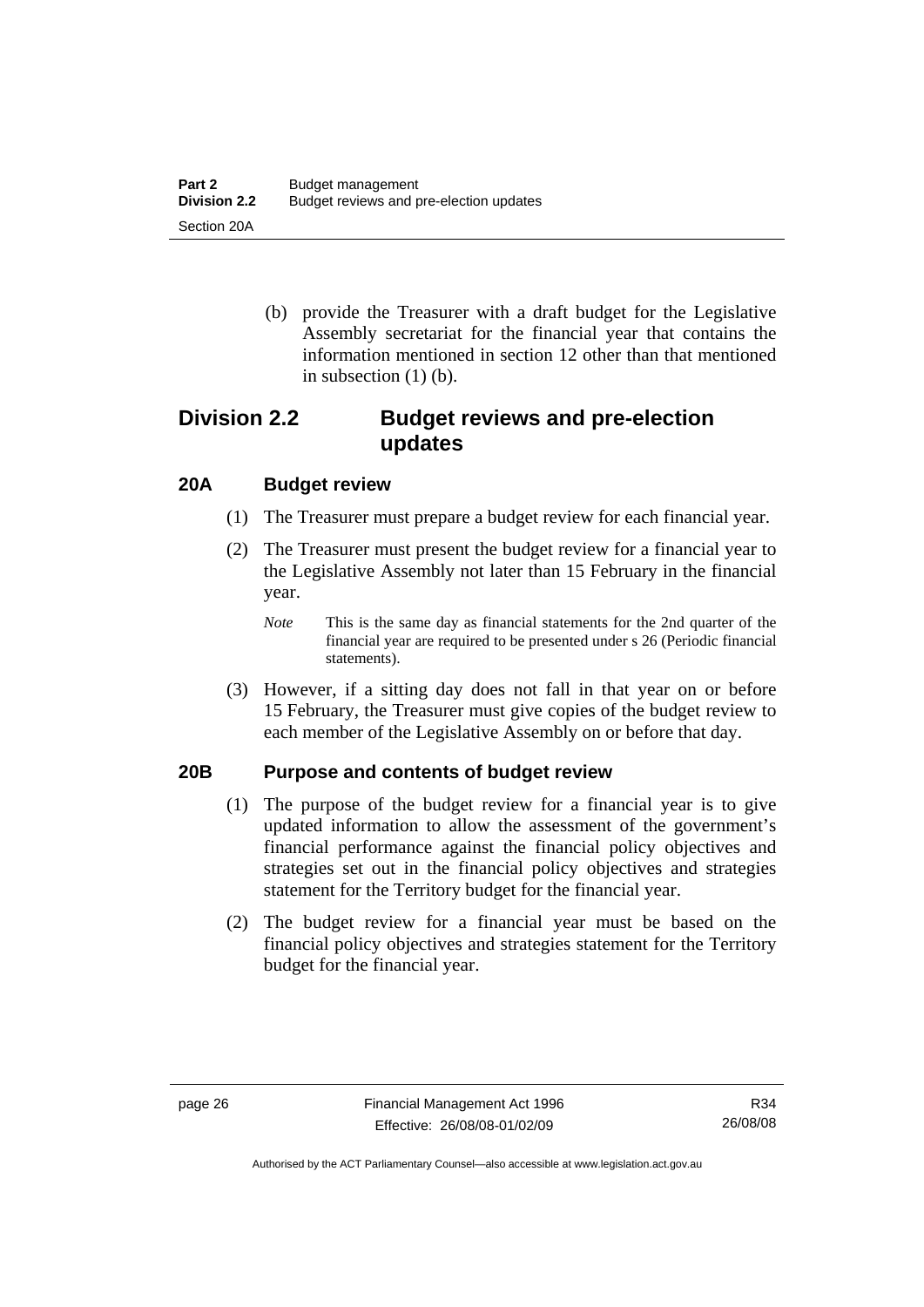(b) provide the Treasurer with a draft budget for the Legislative Assembly secretariat for the financial year that contains the information mentioned in section 12 other than that mentioned in subsection (1) (b).

## Division 2.2 Budget reviews and pre-election updates

### 20A Budget review

(1) The Treasurer must prepare a budget review for each financial year.

(2) The Treasurer must present the budget review for a financial year to the Legislative Assembly not later than 15 February in the financial year.

*Note* This is the same day as financial statements for the 2nd quarter of the financial year are required to be presented under s 26 (Periodic financial statements).

(3) However, if a sitting day does not fall in that year on or before 15 February, the Treasurer must give copies of the budget review to each member of the Legislative Assembly on or before that day.

### 20B Purpose and contents of budget review

(1) The purpose of the budget review for a financial year is to give updated information to allow the assessment of the government's financial performance against the financial policy objectives and strategies set out in the financial policy objectives and strategies statement for the Territory budget for the financial year.

(2) The budget review for a financial year must be based on the financial policy objectives and strategies statement for the Territory budget for the financial year.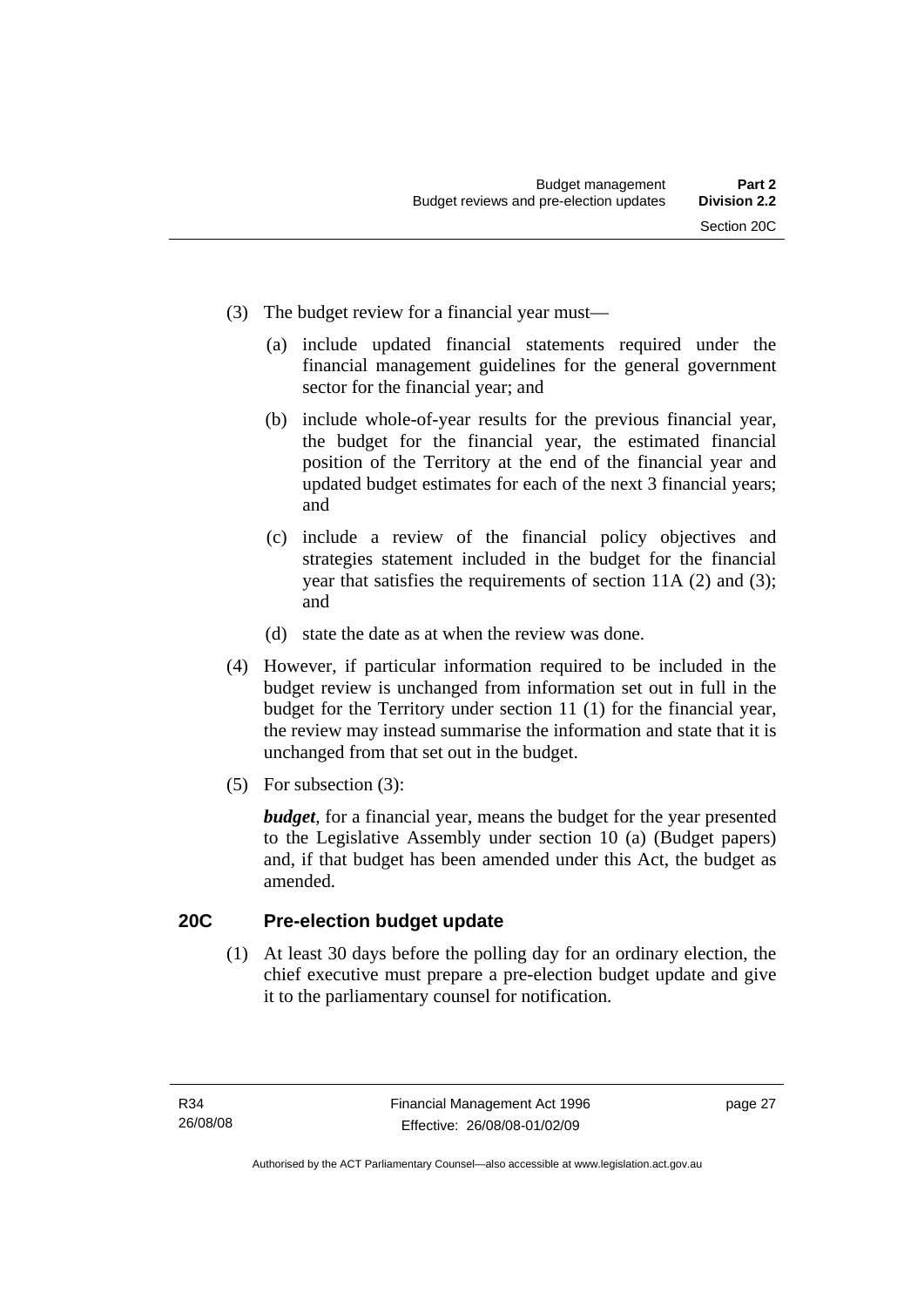(3) The budget review for a financial year must—

(a) include updated financial statements required under the financial management guidelines for the general government sector for the financial year; and

(b) include whole-of-year results for the previous financial year, the budget for the financial year, the estimated financial position of the Territory at the end of the financial year and updated budget estimates for each of the next 3 financial years; and

(c) include a review of the financial policy objectives and strategies statement included in the budget for the financial year that satisfies the requirements of section 11A (2) and (3); and

(d) state the date as at when the review was done.

(4) However, if particular information required to be included in the budget review is unchanged from information set out in full in the budget for the Territory under section 11 (1) for the financial year, the review may instead summarise the information and state that it is unchanged from that set out in the budget.

(5) For subsection (3):

***budget***, for a financial year, means the budget for the year presented to the Legislative Assembly under section 10 (a) (Budget papers) and, if that budget has been amended under this Act, the budget as amended.

## 20C Pre-election budget update

(1) At least 30 days before the polling day for an ordinary election, the chief executive must prepare a pre-election budget update and give it to the parliamentary counsel for notification.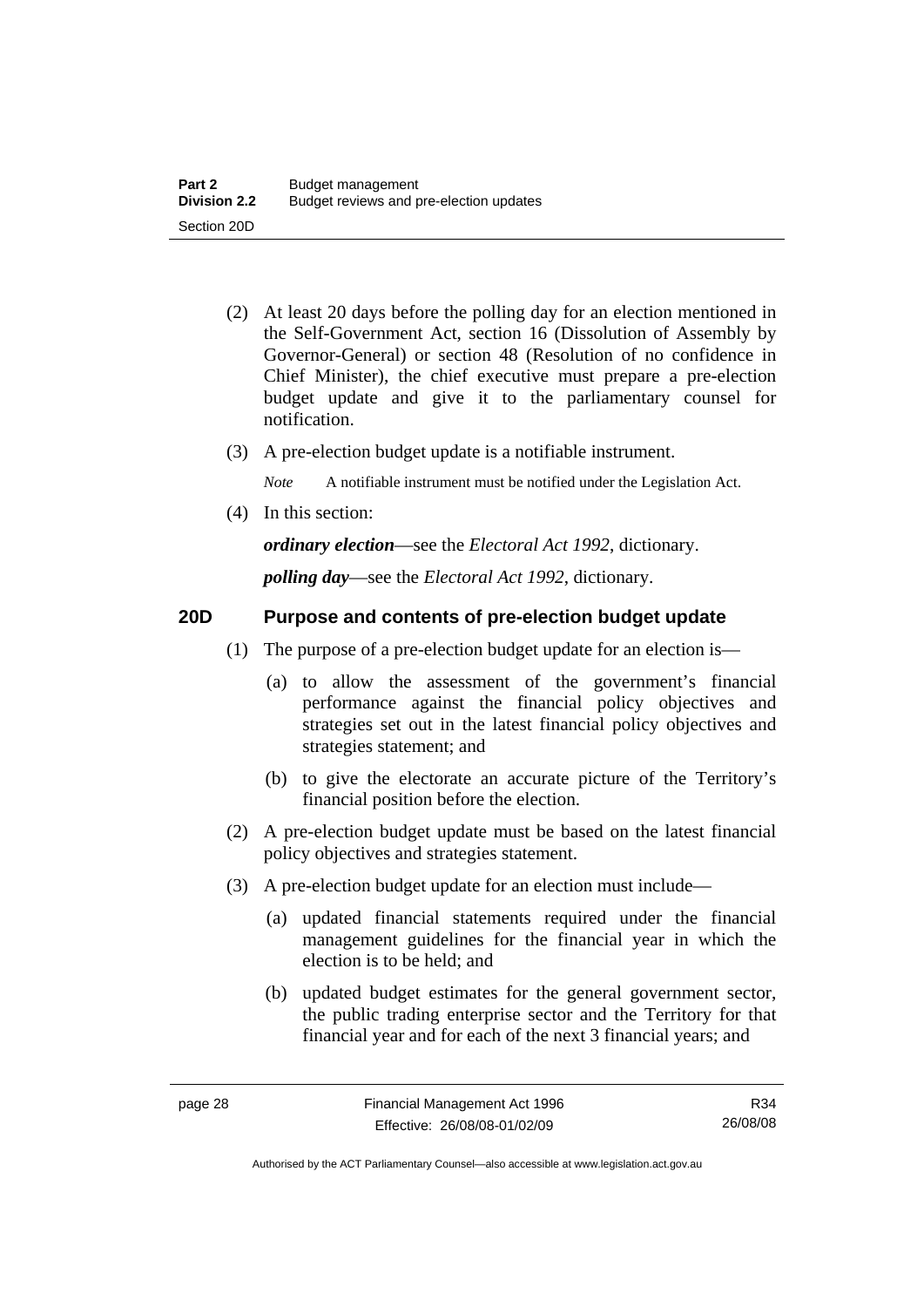(2) At least 20 days before the polling day for an election mentioned in the Self-Government Act, section 16 (Dissolution of Assembly by Governor-General) or section 48 (Resolution of no confidence in Chief Minister), the chief executive must prepare a pre-election budget update and give it to the parliamentary counsel for notification.

(3) A pre-election budget update is a notifiable instrument.

*Note* A notifiable instrument must be notified under the Legislation Act.

(4) In this section:

***ordinary election***—see the *Electoral Act 1992*, dictionary.

***polling day***—see the *Electoral Act 1992*, dictionary.

## 20D Purpose and contents of pre-election budget update

(1) The purpose of a pre-election budget update for an election is—

(a) to allow the assessment of the government's financial performance against the financial policy objectives and strategies set out in the latest financial policy objectives and strategies statement; and

(b) to give the electorate an accurate picture of the Territory's financial position before the election.

(2) A pre-election budget update must be based on the latest financial policy objectives and strategies statement.

(3) A pre-election budget update for an election must include—

(a) updated financial statements required under the financial management guidelines for the financial year in which the election is to be held; and

(b) updated budget estimates for the general government sector, the public trading enterprise sector and the Territory for that financial year and for each of the next 3 financial years; and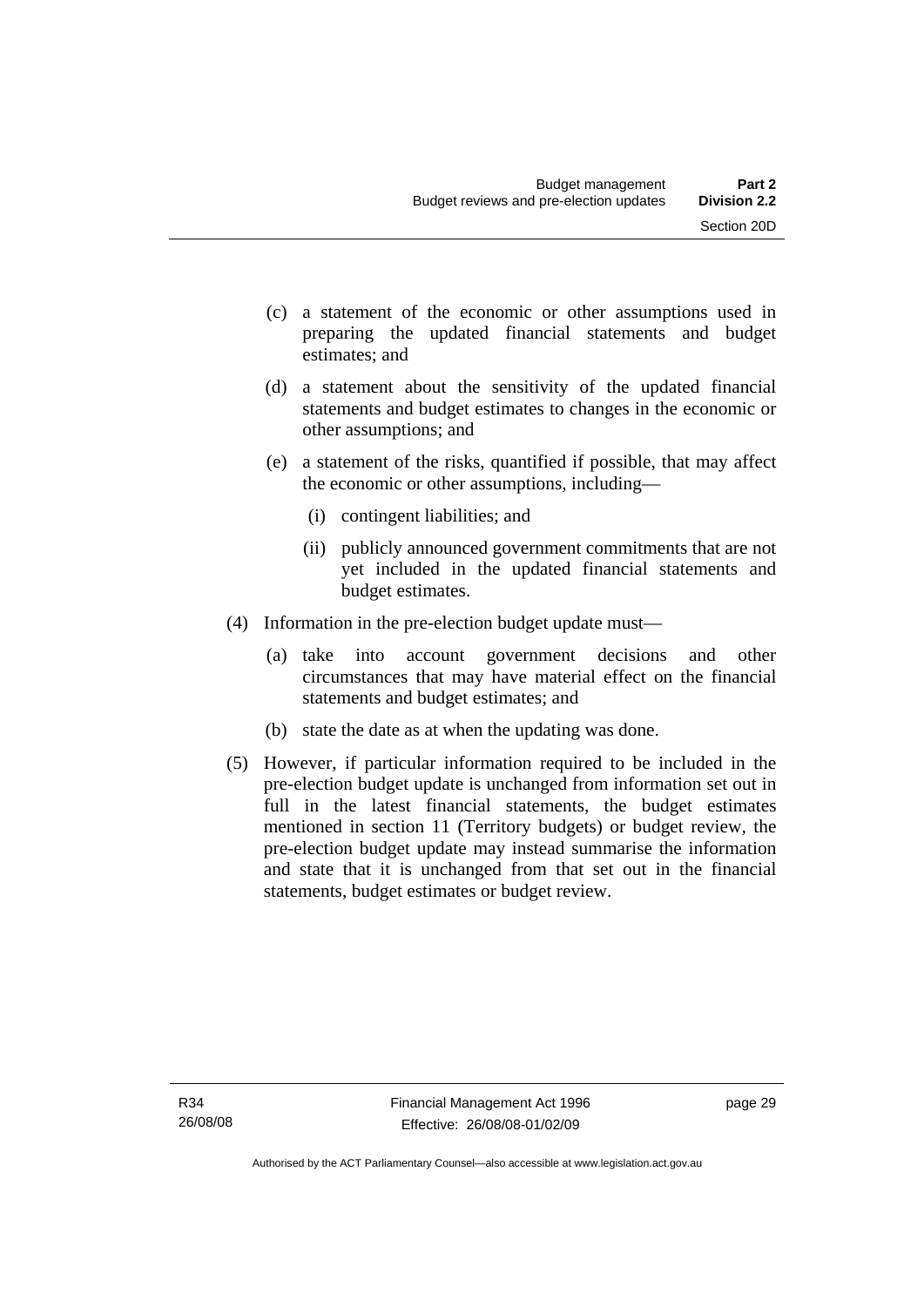(c) a statement of the economic or other assumptions used in preparing the updated financial statements and budget estimates; and

(d) a statement about the sensitivity of the updated financial statements and budget estimates to changes in the economic or other assumptions; and

(e) a statement of the risks, quantified if possible, that may affect the economic or other assumptions, including—

   (i) contingent liabilities; and

   (ii) publicly announced government commitments that are not yet included in the updated financial statements and budget estimates.

(4) Information in the pre-election budget update must—

   (a) take into account government decisions and other circumstances that may have material effect on the financial statements and budget estimates; and

   (b) state the date as at when the updating was done.

(5) However, if particular information required to be included in the pre-election budget update is unchanged from information set out in full in the latest financial statements, the budget estimates mentioned in section 11 (Territory budgets) or budget review, the pre-election budget update may instead summarise the information and state that it is unchanged from that set out in the financial statements, budget estimates or budget review.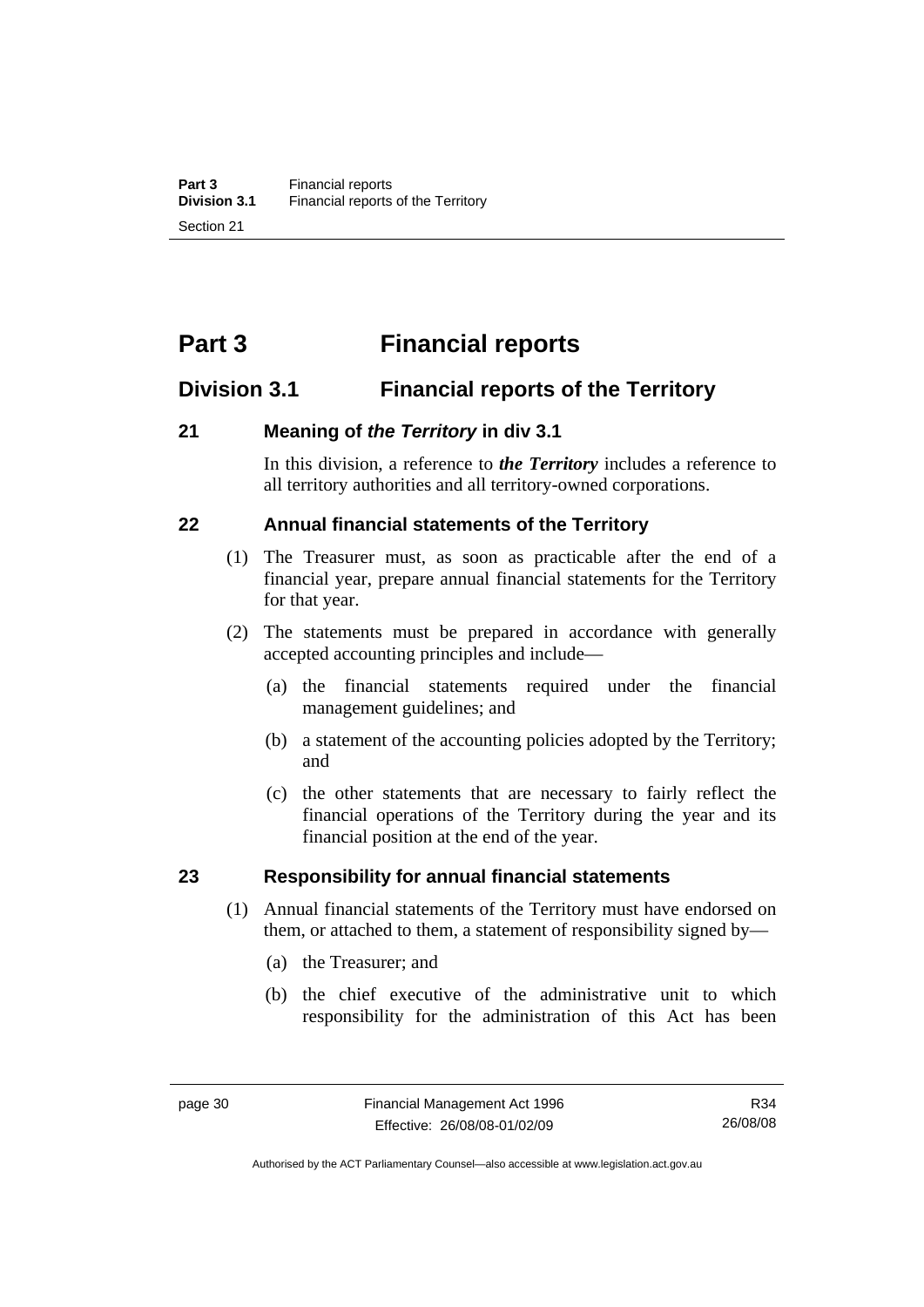# Part 3 Financial reports

## Division 3.1 Financial reports of the Territory

### 21 Meaning of *the Territory* in div 3.1

In this division, a reference to ***the Territory*** includes a reference to all territory authorities and all territory-owned corporations.

### 22 Annual financial statements of the Territory

(1) The Treasurer must, as soon as practicable after the end of a financial year, prepare annual financial statements for the Territory for that year.

(2) The statements must be prepared in accordance with generally accepted accounting principles and include—

(a) the financial statements required under the financial management guidelines; and

(b) a statement of the accounting policies adopted by the Territory; and

(c) the other statements that are necessary to fairly reflect the financial operations of the Territory during the year and its financial position at the end of the year.

### 23 Responsibility for annual financial statements

(1) Annual financial statements of the Territory must have endorsed on them, or attached to them, a statement of responsibility signed by—

(a) the Treasurer; and

(b) the chief executive of the administrative unit to which responsibility for the administration of this Act has been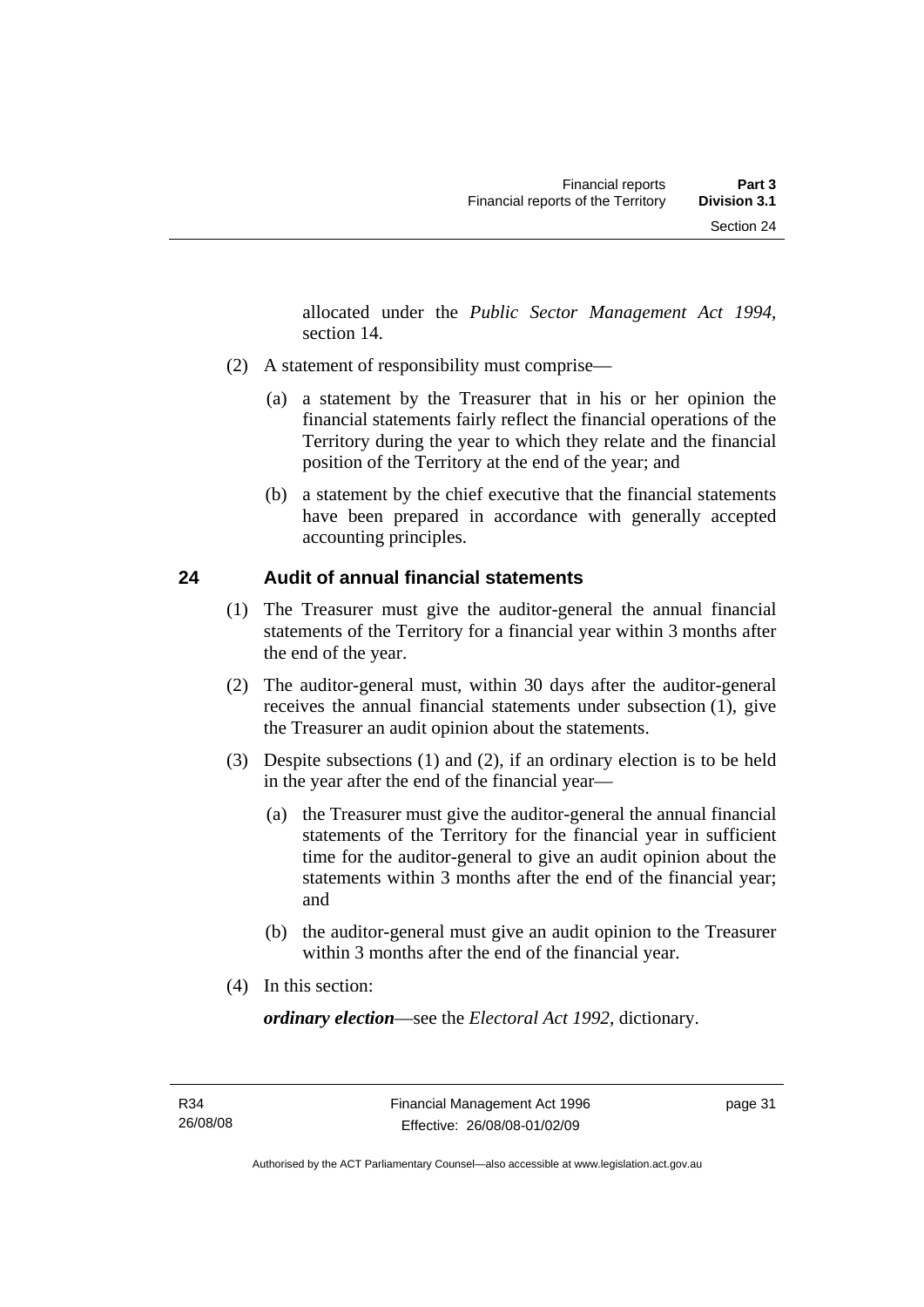allocated under the *Public Sector Management Act 1994*, section 14.

(2) A statement of responsibility must comprise—

(a) a statement by the Treasurer that in his or her opinion the financial statements fairly reflect the financial operations of the Territory during the year to which they relate and the financial position of the Territory at the end of the year; and

(b) a statement by the chief executive that the financial statements have been prepared in accordance with generally accepted accounting principles.

## 24 Audit of annual financial statements

(1) The Treasurer must give the auditor-general the annual financial statements of the Territory for a financial year within 3 months after the end of the year.

(2) The auditor-general must, within 30 days after the auditor-general receives the annual financial statements under subsection (1), give the Treasurer an audit opinion about the statements.

(3) Despite subsections (1) and (2), if an ordinary election is to be held in the year after the end of the financial year—

(a) the Treasurer must give the auditor-general the annual financial statements of the Territory for the financial year in sufficient time for the auditor-general to give an audit opinion about the statements within 3 months after the end of the financial year; and

(b) the auditor-general must give an audit opinion to the Treasurer within 3 months after the end of the financial year.

(4) In this section:

***ordinary election***—see the *Electoral Act 1992*, dictionary.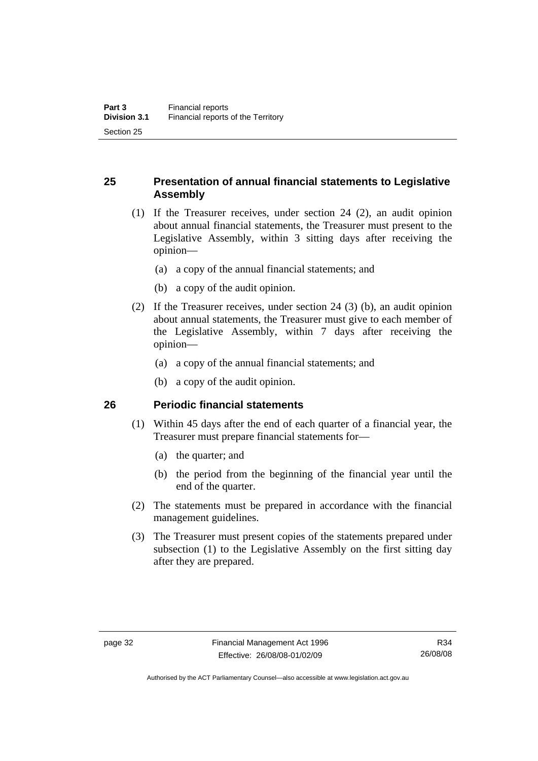## 25 Presentation of annual financial statements to Legislative Assembly

(1) If the Treasurer receives, under section 24 (2), an audit opinion about annual financial statements, the Treasurer must present to the Legislative Assembly, within 3 sitting days after receiving the opinion—

(a) a copy of the annual financial statements; and

(b) a copy of the audit opinion.

(2) If the Treasurer receives, under section 24 (3) (b), an audit opinion about annual statements, the Treasurer must give to each member of the Legislative Assembly, within 7 days after receiving the opinion—

(a) a copy of the annual financial statements; and

(b) a copy of the audit opinion.

## 26 Periodic financial statements

(1) Within 45 days after the end of each quarter of a financial year, the Treasurer must prepare financial statements for—

(a) the quarter; and

(b) the period from the beginning of the financial year until the end of the quarter.

(2) The statements must be prepared in accordance with the financial management guidelines.

(3) The Treasurer must present copies of the statements prepared under subsection (1) to the Legislative Assembly on the first sitting day after they are prepared.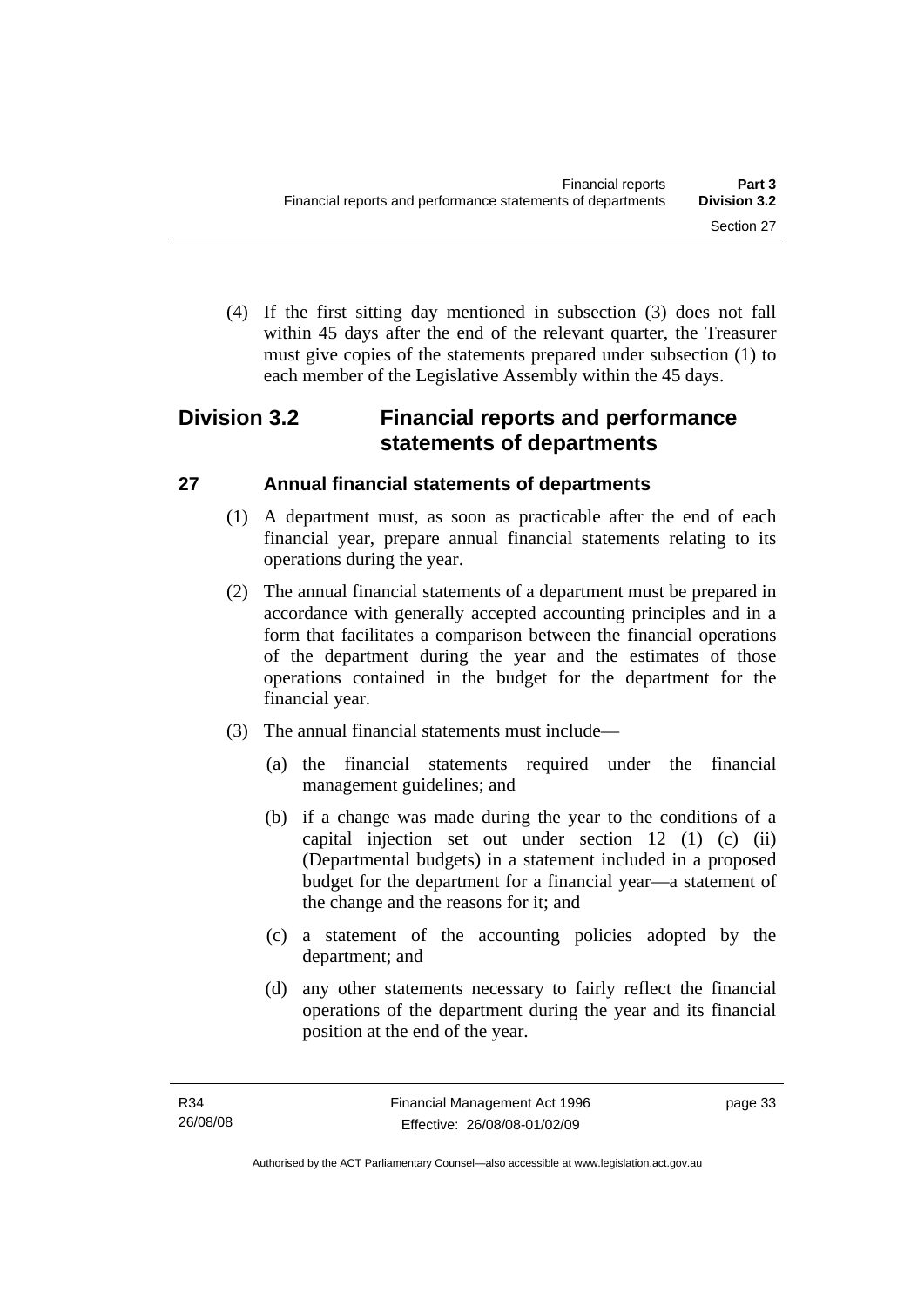(4) If the first sitting day mentioned in subsection (3) does not fall within 45 days after the end of the relevant quarter, the Treasurer must give copies of the statements prepared under subsection (1) to each member of the Legislative Assembly within the 45 days.

## Division 3.2 Financial reports and performance statements of departments

### 27 Annual financial statements of departments

(1) A department must, as soon as practicable after the end of each financial year, prepare annual financial statements relating to its operations during the year.

(2) The annual financial statements of a department must be prepared in accordance with generally accepted accounting principles and in a form that facilitates a comparison between the financial operations of the department during the year and the estimates of those operations contained in the budget for the department for the financial year.

(3) The annual financial statements must include—

(a) the financial statements required under the financial management guidelines; and

(b) if a change was made during the year to the conditions of a capital injection set out under section 12 (1) (c) (ii) (Departmental budgets) in a statement included in a proposed budget for the department for a financial year—a statement of the change and the reasons for it; and

(c) a statement of the accounting policies adopted by the department; and

(d) any other statements necessary to fairly reflect the financial operations of the department during the year and its financial position at the end of the year.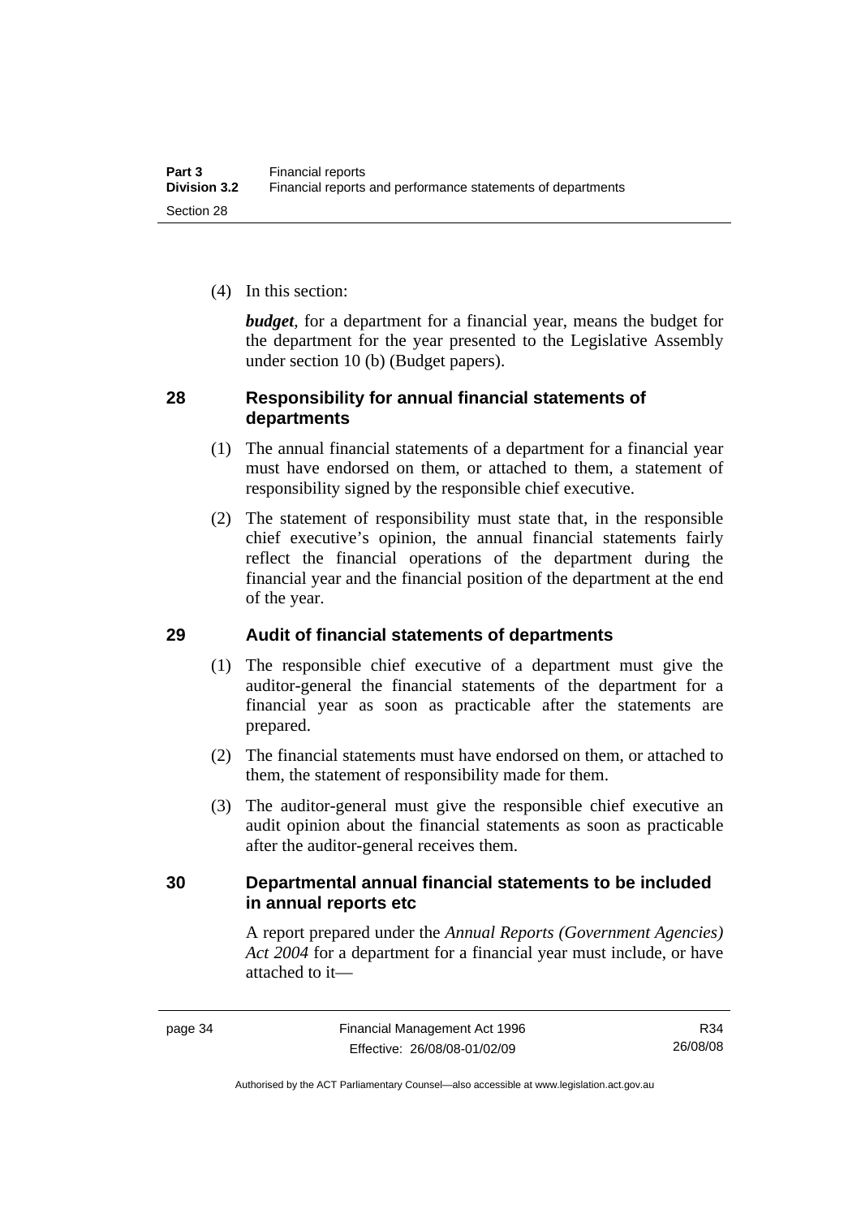(4) In this section:

***budget***, for a department for a financial year, means the budget for the department for the year presented to the Legislative Assembly under section 10 (b) (Budget papers).

## 28 Responsibility for annual financial statements of departments

(1) The annual financial statements of a department for a financial year must have endorsed on them, or attached to them, a statement of responsibility signed by the responsible chief executive.

(2) The statement of responsibility must state that, in the responsible chief executive's opinion, the annual financial statements fairly reflect the financial operations of the department during the financial year and the financial position of the department at the end of the year.

## 29 Audit of financial statements of departments

(1) The responsible chief executive of a department must give the auditor-general the financial statements of the department for a financial year as soon as practicable after the statements are prepared.

(2) The financial statements must have endorsed on them, or attached to them, the statement of responsibility made for them.

(3) The auditor-general must give the responsible chief executive an audit opinion about the financial statements as soon as practicable after the auditor-general receives them.

## 30 Departmental annual financial statements to be included in annual reports etc

A report prepared under the *Annual Reports (Government Agencies) Act 2004* for a department for a financial year must include, or have attached to it—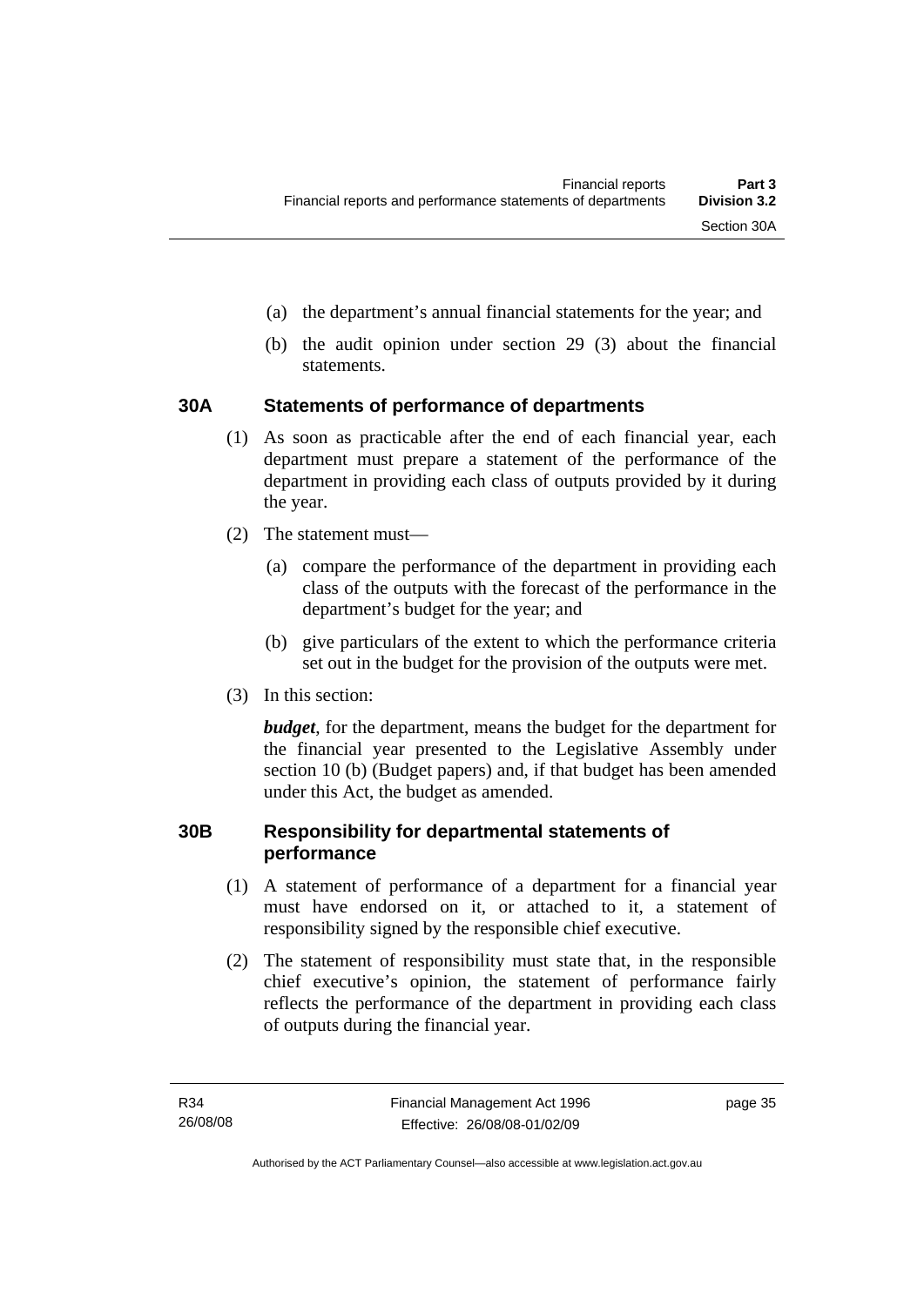(a) the department's annual financial statements for the year; and

(b) the audit opinion under section 29 (3) about the financial statements.

### 30A Statements of performance of departments

(1) As soon as practicable after the end of each financial year, each department must prepare a statement of the performance of the department in providing each class of outputs provided by it during the year.

(2) The statement must—

(a) compare the performance of the department in providing each class of the outputs with the forecast of the performance in the department's budget for the year; and

(b) give particulars of the extent to which the performance criteria set out in the budget for the provision of the outputs were met.

(3) In this section:

***budget***, for the department, means the budget for the department for the financial year presented to the Legislative Assembly under section 10 (b) (Budget papers) and, if that budget has been amended under this Act, the budget as amended.

### 30B Responsibility for departmental statements of performance

(1) A statement of performance of a department for a financial year must have endorsed on it, or attached to it, a statement of responsibility signed by the responsible chief executive.

(2) The statement of responsibility must state that, in the responsible chief executive's opinion, the statement of performance fairly reflects the performance of the department in providing each class of outputs during the financial year.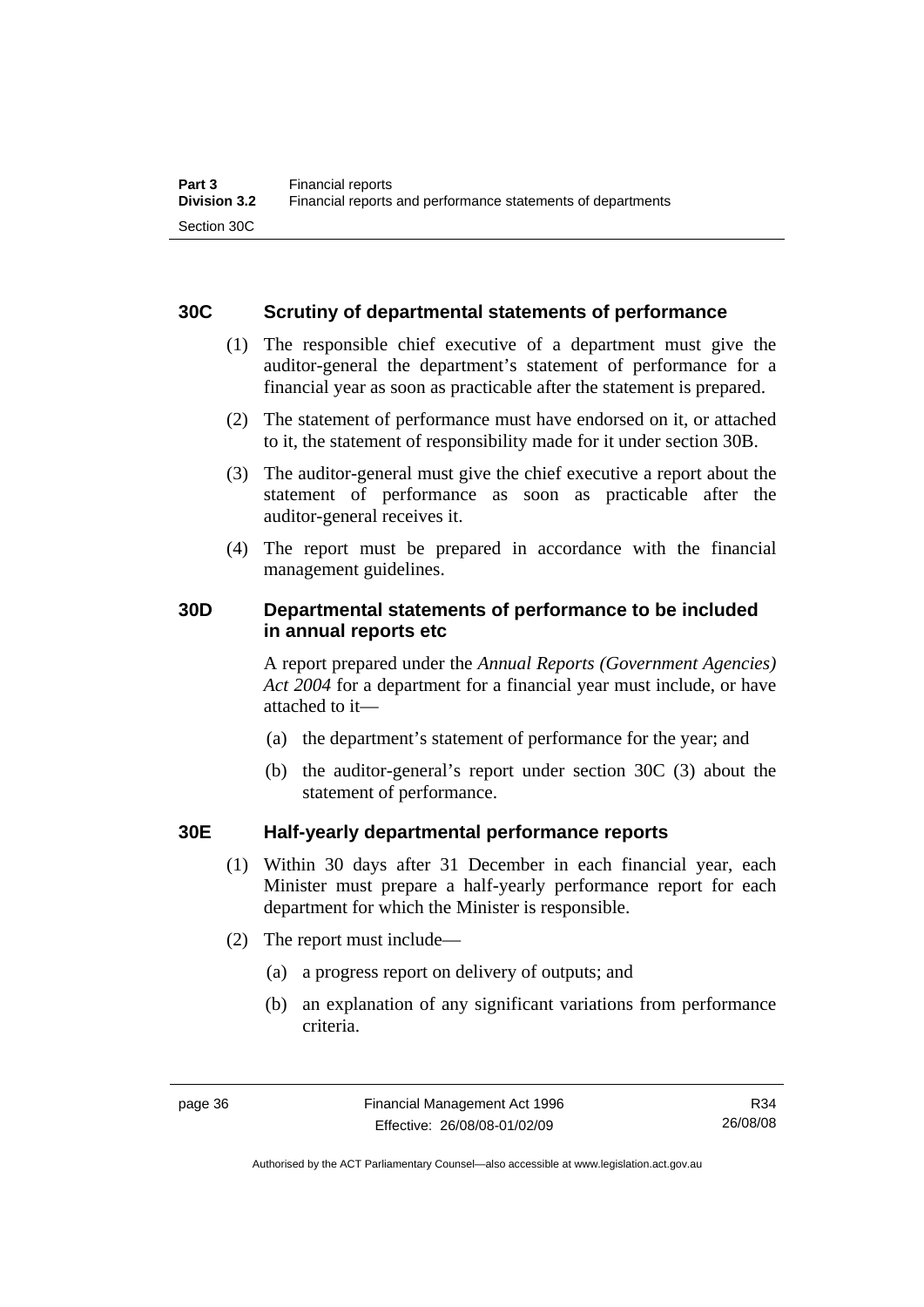## 30C Scrutiny of departmental statements of performance

(1) The responsible chief executive of a department must give the auditor-general the department's statement of performance for a financial year as soon as practicable after the statement is prepared.

(2) The statement of performance must have endorsed on it, or attached to it, the statement of responsibility made for it under section 30B.

(3) The auditor-general must give the chief executive a report about the statement of performance as soon as practicable after the auditor-general receives it.

(4) The report must be prepared in accordance with the financial management guidelines.

## 30D Departmental statements of performance to be included in annual reports etc

A report prepared under the *Annual Reports (Government Agencies) Act 2004* for a department for a financial year must include, or have attached to it—

(a) the department's statement of performance for the year; and

(b) the auditor-general's report under section 30C (3) about the statement of performance.

## 30E Half-yearly departmental performance reports

(1) Within 30 days after 31 December in each financial year, each Minister must prepare a half-yearly performance report for each department for which the Minister is responsible.

(2) The report must include—

(a) a progress report on delivery of outputs; and

(b) an explanation of any significant variations from performance criteria.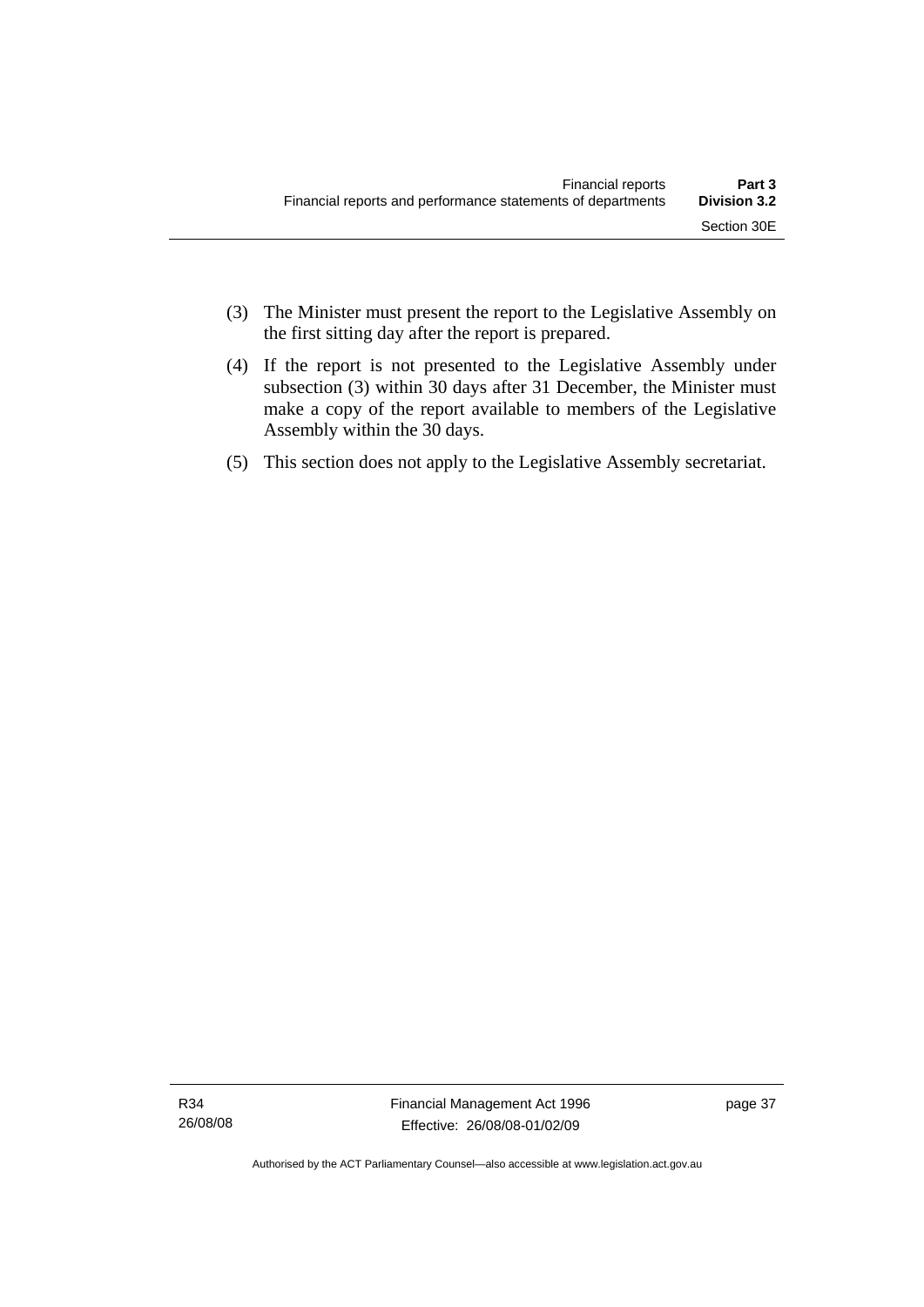(3) The Minister must present the report to the Legislative Assembly on the first sitting day after the report is prepared.

(4) If the report is not presented to the Legislative Assembly under subsection (3) within 30 days after 31 December, the Minister must make a copy of the report available to members of the Legislative Assembly within the 30 days.

(5) This section does not apply to the Legislative Assembly secretariat.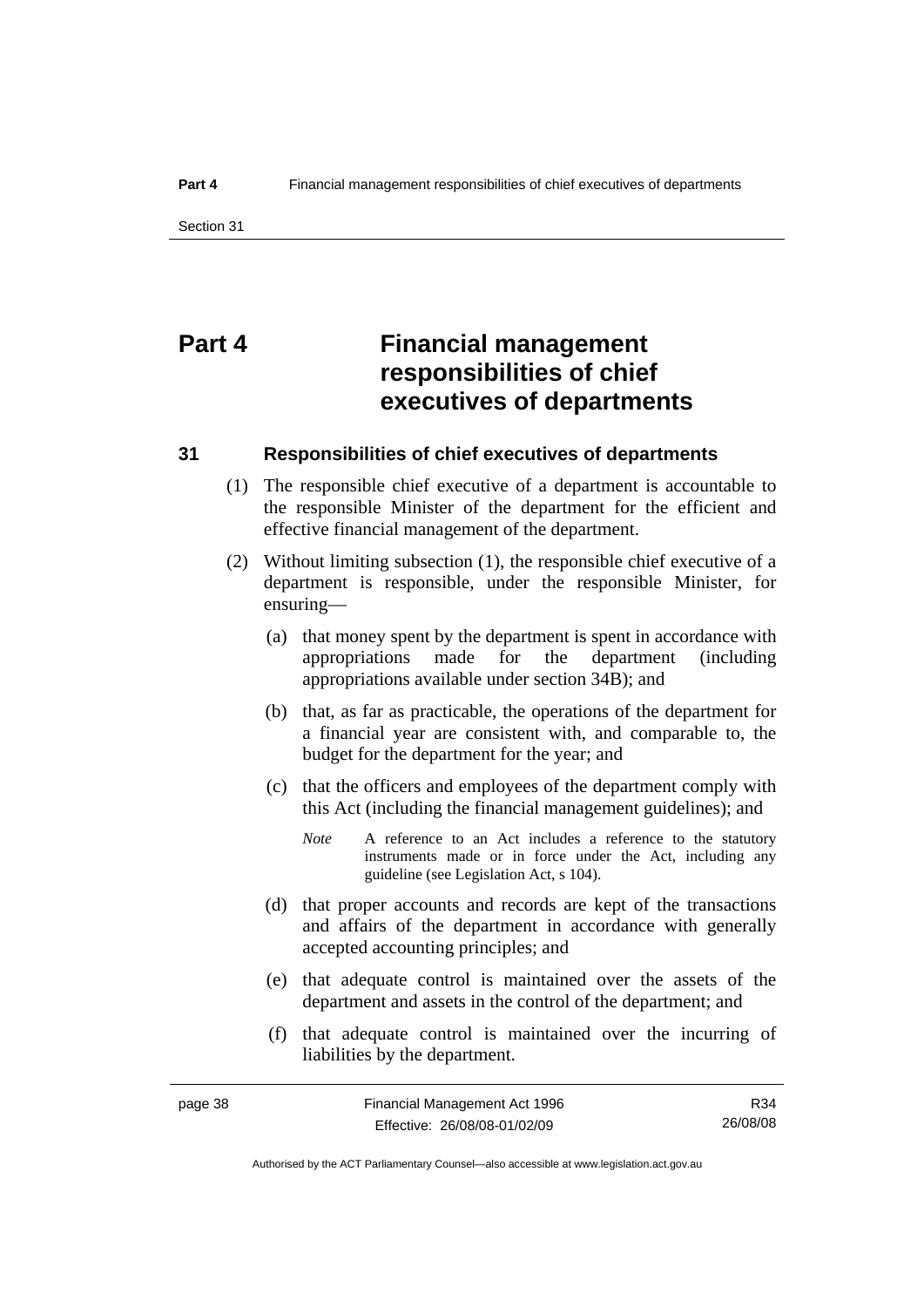# Part 4 Financial management responsibilities of chief executives of departments

## 31 Responsibilities of chief executives of departments

(1) The responsible chief executive of a department is accountable to the responsible Minister of the department for the efficient and effective financial management of the department.

(2) Without limiting subsection (1), the responsible chief executive of a department is responsible, under the responsible Minister, for ensuring—

(a) that money spent by the department is spent in accordance with appropriations made for the department (including appropriations available under section 34B); and

(b) that, as far as practicable, the operations of the department for a financial year are consistent with, and comparable to, the budget for the department for the year; and

(c) that the officers and employees of the department comply with this Act (including the financial management guidelines); and

*Note* A reference to an Act includes a reference to the statutory instruments made or in force under the Act, including any guideline (see Legislation Act, s 104).

(d) that proper accounts and records are kept of the transactions and affairs of the department in accordance with generally accepted accounting principles; and

(e) that adequate control is maintained over the assets of the department and assets in the control of the department; and

(f) that adequate control is maintained over the incurring of liabilities by the department.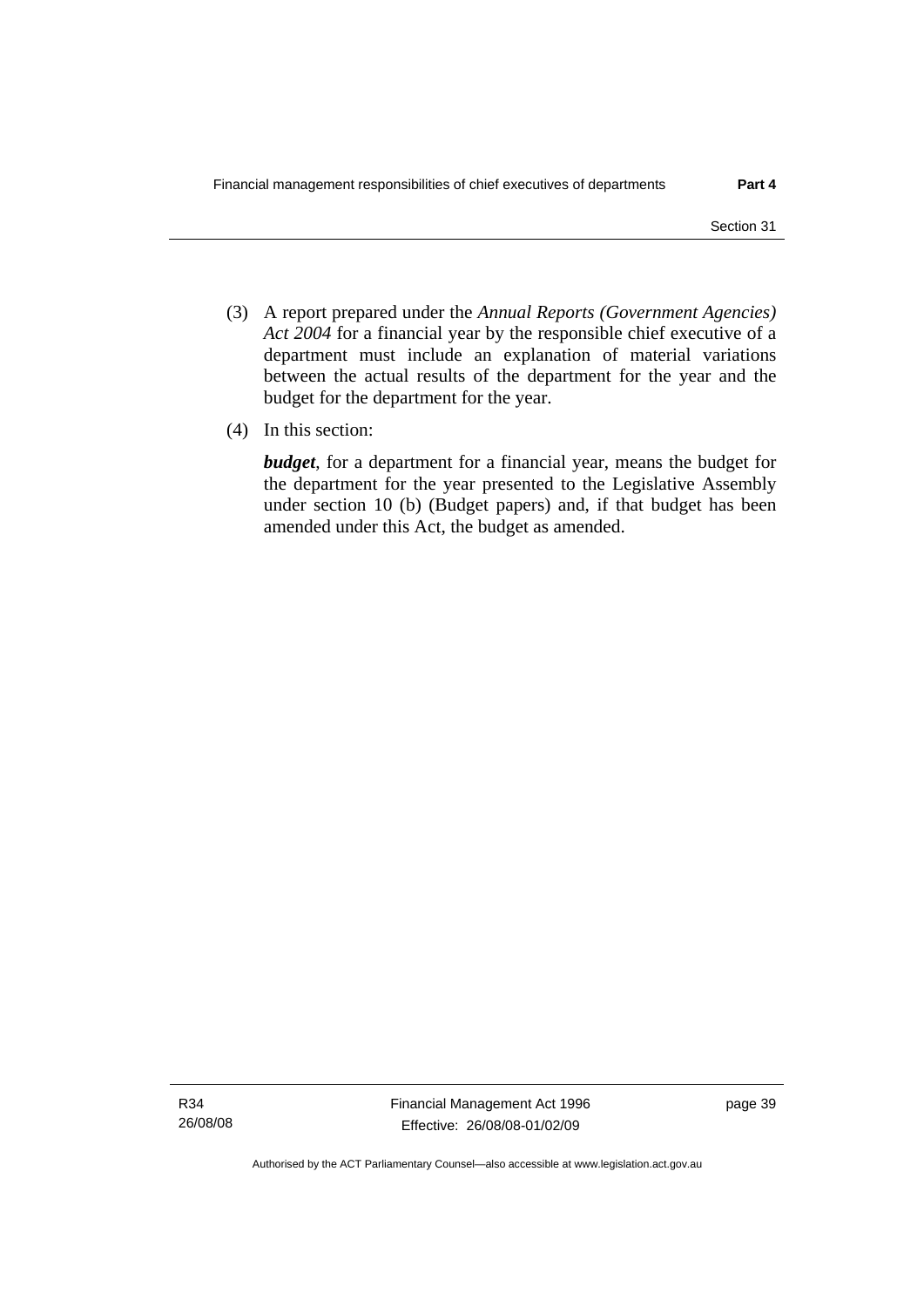(3) A report prepared under the *Annual Reports (Government Agencies) Act 2004* for a financial year by the responsible chief executive of a department must include an explanation of material variations between the actual results of the department for the year and the budget for the department for the year.

(4) In this section:

***budget***, for a department for a financial year, means the budget for the department for the year presented to the Legislative Assembly under section 10 (b) (Budget papers) and, if that budget has been amended under this Act, the budget as amended.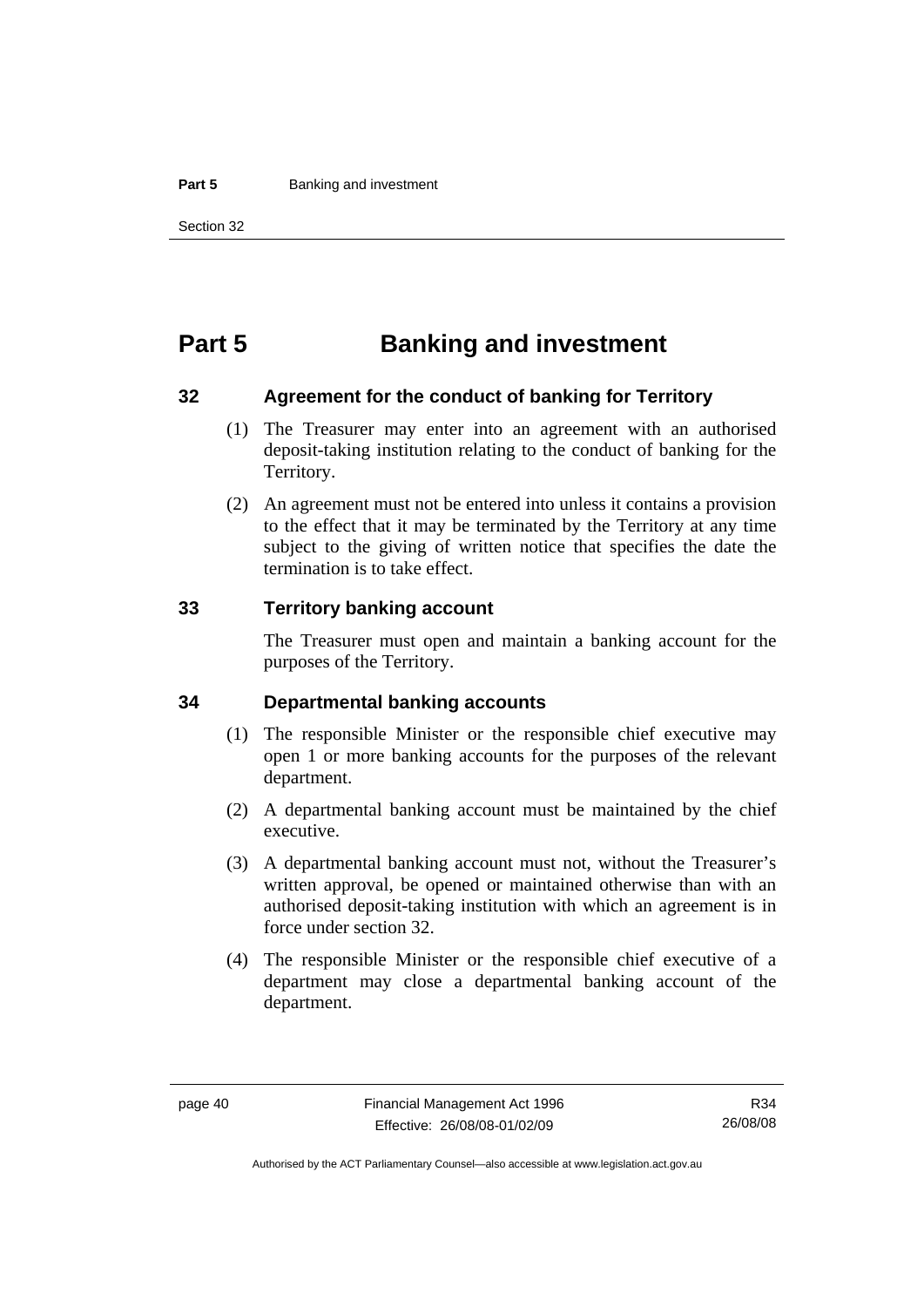# Part 5 Banking and investment

## 32 Agreement for the conduct of banking for Territory

(1) The Treasurer may enter into an agreement with an authorised deposit-taking institution relating to the conduct of banking for the Territory.

(2) An agreement must not be entered into unless it contains a provision to the effect that it may be terminated by the Territory at any time subject to the giving of written notice that specifies the date the termination is to take effect.

## 33 Territory banking account

The Treasurer must open and maintain a banking account for the purposes of the Territory.

## 34 Departmental banking accounts

(1) The responsible Minister or the responsible chief executive may open 1 or more banking accounts for the purposes of the relevant department.

(2) A departmental banking account must be maintained by the chief executive.

(3) A departmental banking account must not, without the Treasurer's written approval, be opened or maintained otherwise than with an authorised deposit-taking institution with which an agreement is in force under section 32.

(4) The responsible Minister or the responsible chief executive of a department may close a departmental banking account of the department.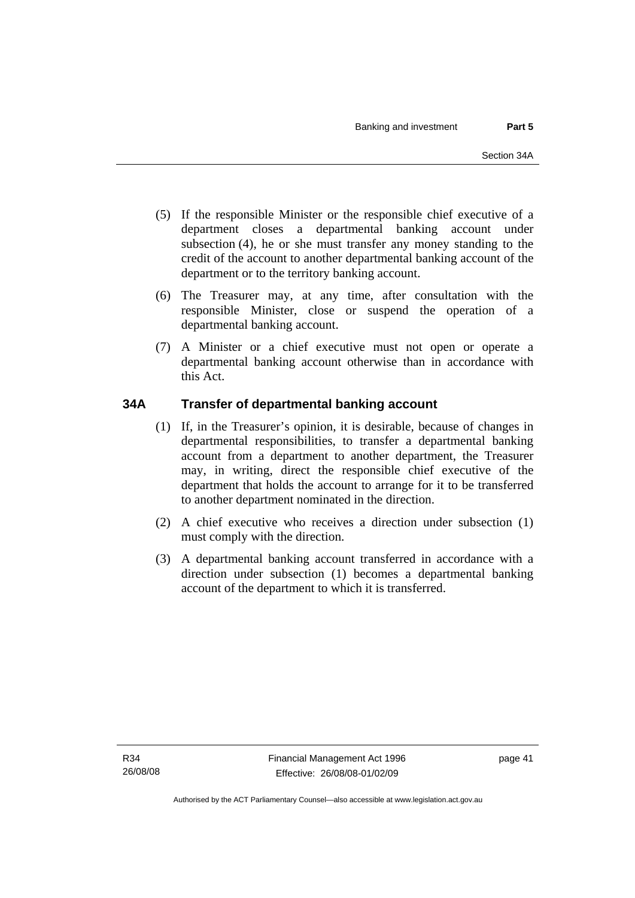(5) If the responsible Minister or the responsible chief executive of a department closes a departmental banking account under subsection (4), he or she must transfer any money standing to the credit of the account to another departmental banking account of the department or to the territory banking account.

(6) The Treasurer may, at any time, after consultation with the responsible Minister, close or suspend the operation of a departmental banking account.

(7) A Minister or a chief executive must not open or operate a departmental banking account otherwise than in accordance with this Act.

## 34A Transfer of departmental banking account

(1) If, in the Treasurer's opinion, it is desirable, because of changes in departmental responsibilities, to transfer a departmental banking account from a department to another department, the Treasurer may, in writing, direct the responsible chief executive of the department that holds the account to arrange for it to be transferred to another department nominated in the direction.

(2) A chief executive who receives a direction under subsection (1) must comply with the direction.

(3) A departmental banking account transferred in accordance with a direction under subsection (1) becomes a departmental banking account of the department to which it is transferred.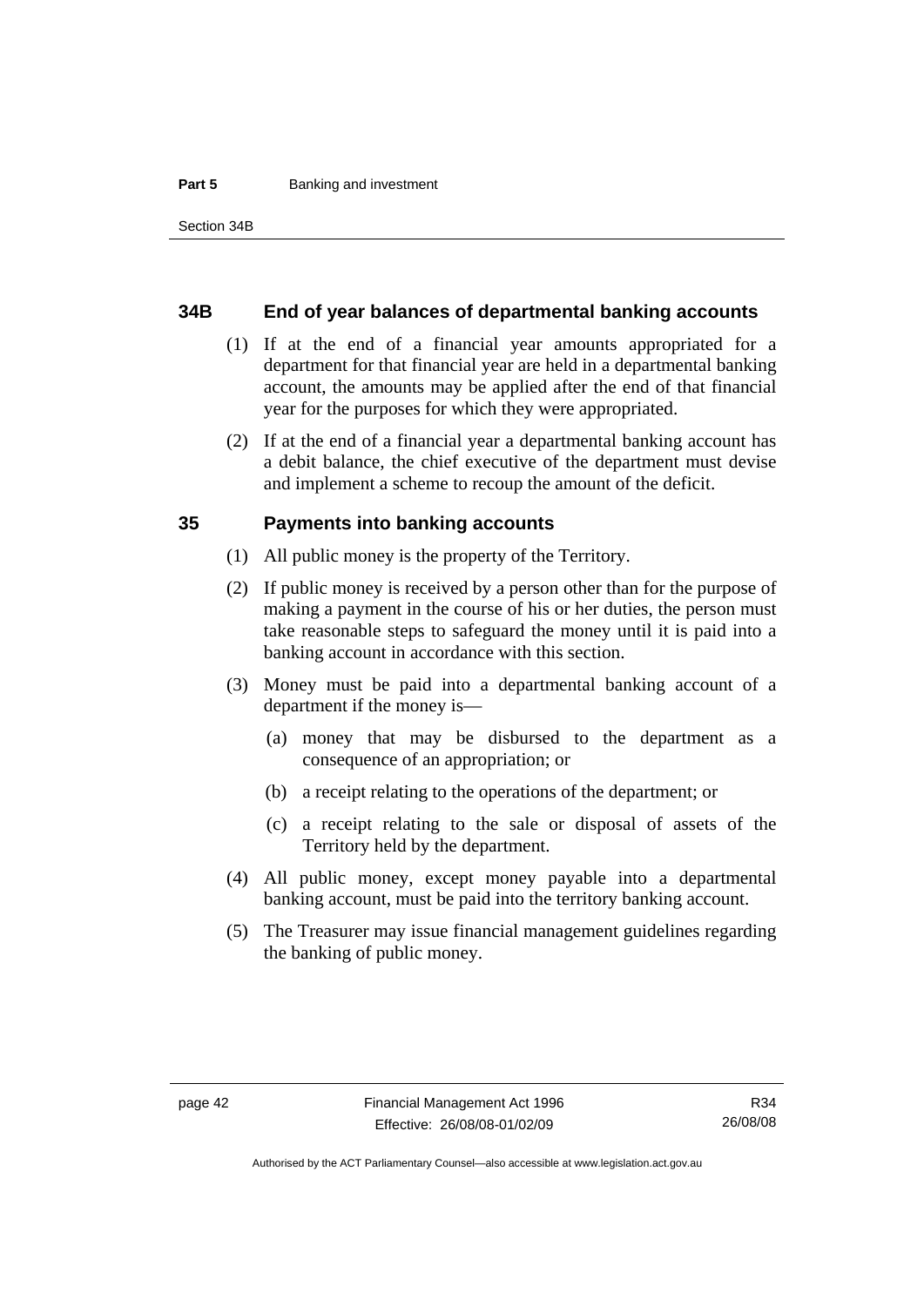## 34B End of year balances of departmental banking accounts

(1) If at the end of a financial year amounts appropriated for a department for that financial year are held in a departmental banking account, the amounts may be applied after the end of that financial year for the purposes for which they were appropriated.

(2) If at the end of a financial year a departmental banking account has a debit balance, the chief executive of the department must devise and implement a scheme to recoup the amount of the deficit.

## 35 Payments into banking accounts

(1) All public money is the property of the Territory.

(2) If public money is received by a person other than for the purpose of making a payment in the course of his or her duties, the person must take reasonable steps to safeguard the money until it is paid into a banking account in accordance with this section.

(3) Money must be paid into a departmental banking account of a department if the money is—

(a) money that may be disbursed to the department as a consequence of an appropriation; or

(b) a receipt relating to the operations of the department; or

(c) a receipt relating to the sale or disposal of assets of the Territory held by the department.

(4) All public money, except money payable into a departmental banking account, must be paid into the territory banking account.

(5) The Treasurer may issue financial management guidelines regarding the banking of public money.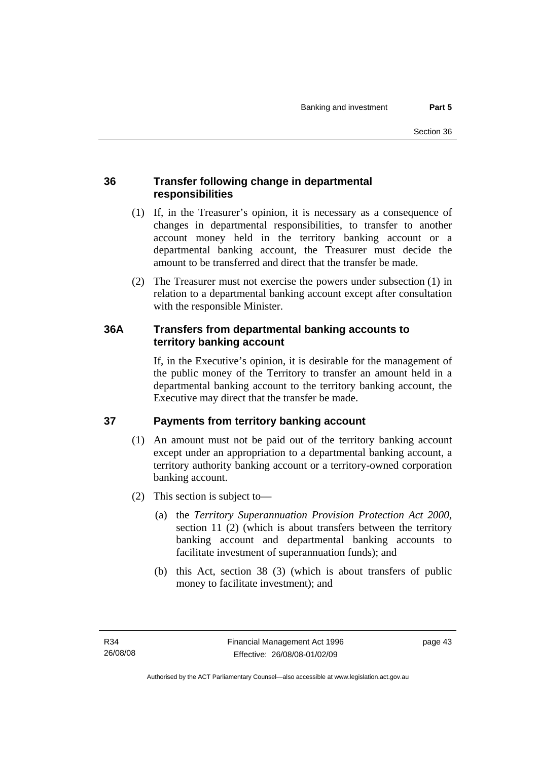## 36 Transfer following change in departmental responsibilities

(1) If, in the Treasurer's opinion, it is necessary as a consequence of changes in departmental responsibilities, to transfer to another account money held in the territory banking account or a departmental banking account, the Treasurer must decide the amount to be transferred and direct that the transfer be made.

(2) The Treasurer must not exercise the powers under subsection (1) in relation to a departmental banking account except after consultation with the responsible Minister.

## 36A Transfers from departmental banking accounts to territory banking account

If, in the Executive's opinion, it is desirable for the management of the public money of the Territory to transfer an amount held in a departmental banking account to the territory banking account, the Executive may direct that the transfer be made.

## 37 Payments from territory banking account

(1) An amount must not be paid out of the territory banking account except under an appropriation to a departmental banking account, a territory authority banking account or a territory-owned corporation banking account.

(2) This section is subject to—

(a) the *Territory Superannuation Provision Protection Act 2000*, section 11 (2) (which is about transfers between the territory banking account and departmental banking accounts to facilitate investment of superannuation funds); and

(b) this Act, section 38 (3) (which is about transfers of public money to facilitate investment); and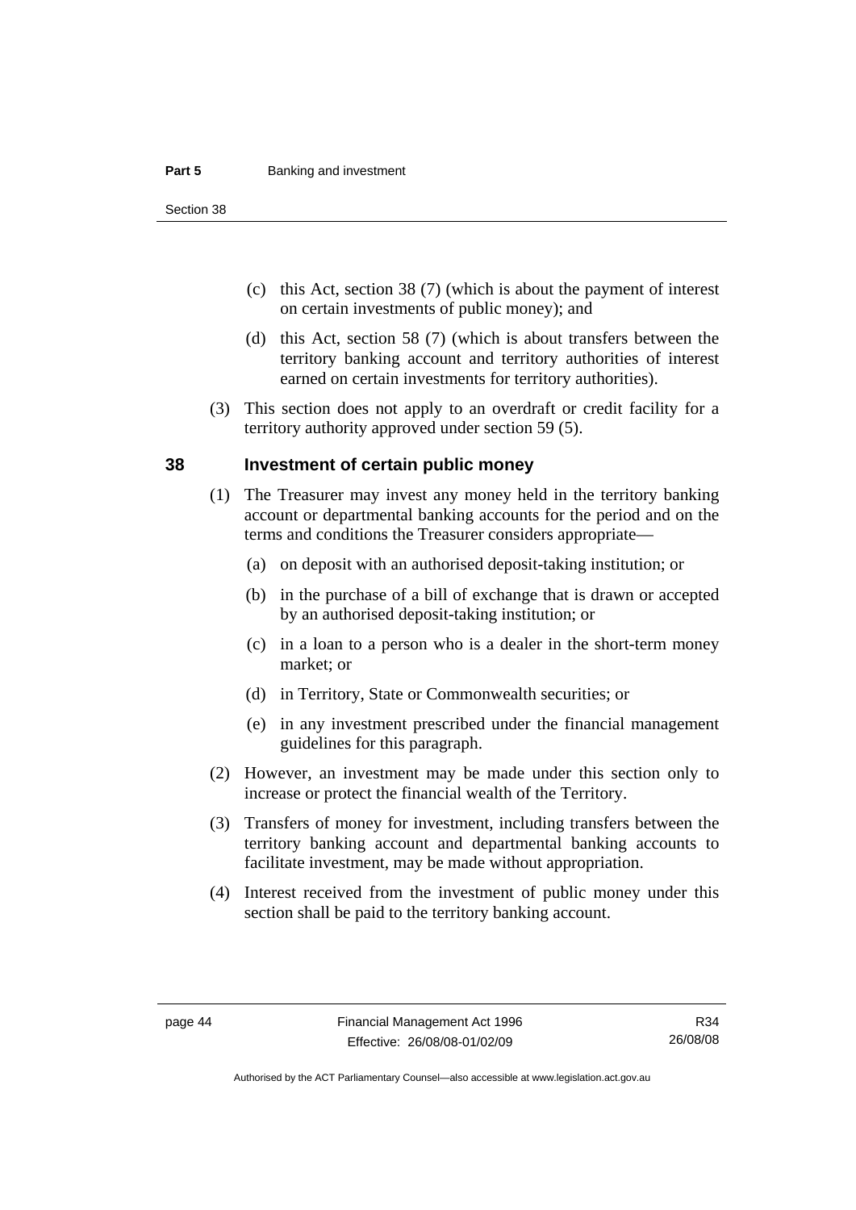(c) this Act, section 38 (7) (which is about the payment of interest on certain investments of public money); and

(d) this Act, section 58 (7) (which is about transfers between the territory banking account and territory authorities of interest earned on certain investments for territory authorities).

(3) This section does not apply to an overdraft or credit facility for a territory authority approved under section 59 (5).

## 38 Investment of certain public money

(1) The Treasurer may invest any money held in the territory banking account or departmental banking accounts for the period and on the terms and conditions the Treasurer considers appropriate—

(a) on deposit with an authorised deposit-taking institution; or

(b) in the purchase of a bill of exchange that is drawn or accepted by an authorised deposit-taking institution; or

(c) in a loan to a person who is a dealer in the short-term money market; or

(d) in Territory, State or Commonwealth securities; or

(e) in any investment prescribed under the financial management guidelines for this paragraph.

(2) However, an investment may be made under this section only to increase or protect the financial wealth of the Territory.

(3) Transfers of money for investment, including transfers between the territory banking account and departmental banking accounts to facilitate investment, may be made without appropriation.

(4) Interest received from the investment of public money under this section shall be paid to the territory banking account.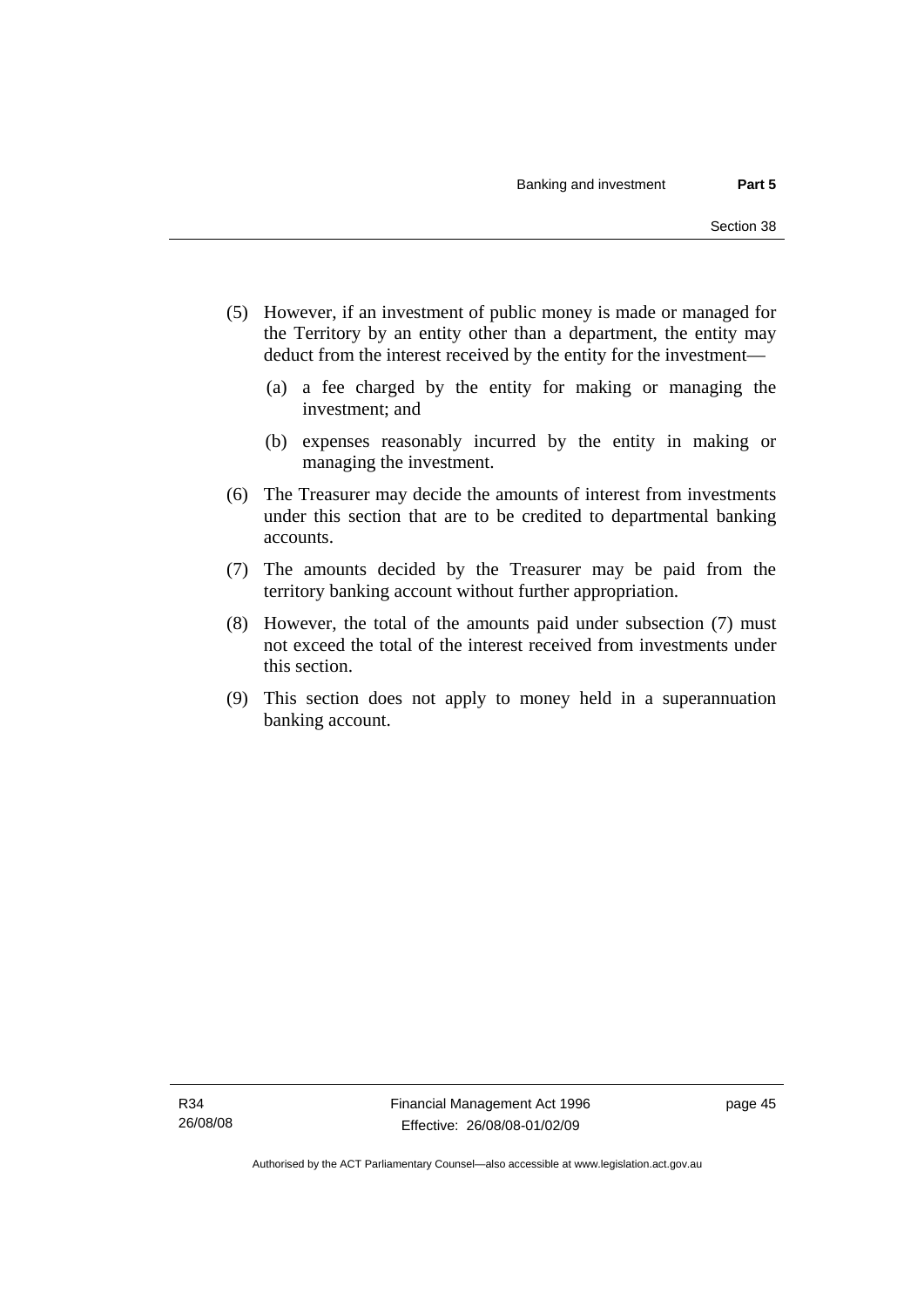(5) However, if an investment of public money is made or managed for the Territory by an entity other than a department, the entity may deduct from the interest received by the entity for the investment—

  (a) a fee charged by the entity for making or managing the investment; and

  (b) expenses reasonably incurred by the entity in making or managing the investment.

(6) The Treasurer may decide the amounts of interest from investments under this section that are to be credited to departmental banking accounts.

(7) The amounts decided by the Treasurer may be paid from the territory banking account without further appropriation.

(8) However, the total of the amounts paid under subsection (7) must not exceed the total of the interest received from investments under this section.

(9) This section does not apply to money held in a superannuation banking account.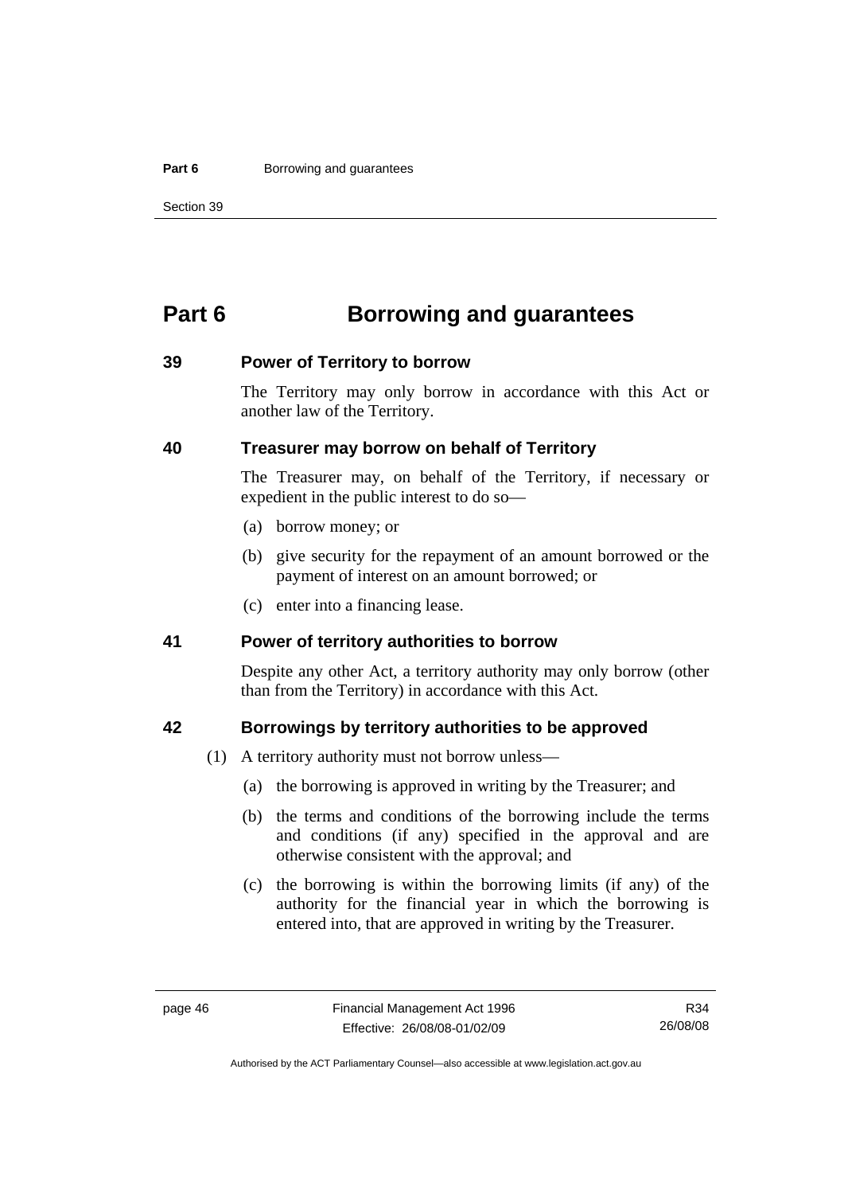# Part 6 Borrowing and guarantees

## 39 Power of Territory to borrow

The Territory may only borrow in accordance with this Act or another law of the Territory.

## 40 Treasurer may borrow on behalf of Territory

The Treasurer may, on behalf of the Territory, if necessary or expedient in the public interest to do so—

(a) borrow money; or

(b) give security for the repayment of an amount borrowed or the payment of interest on an amount borrowed; or

(c) enter into a financing lease.

## 41 Power of territory authorities to borrow

Despite any other Act, a territory authority may only borrow (other than from the Territory) in accordance with this Act.

## 42 Borrowings by territory authorities to be approved

(1) A territory authority must not borrow unless—

(a) the borrowing is approved in writing by the Treasurer; and

(b) the terms and conditions of the borrowing include the terms and conditions (if any) specified in the approval and are otherwise consistent with the approval; and

(c) the borrowing is within the borrowing limits (if any) of the authority for the financial year in which the borrowing is entered into, that are approved in writing by the Treasurer.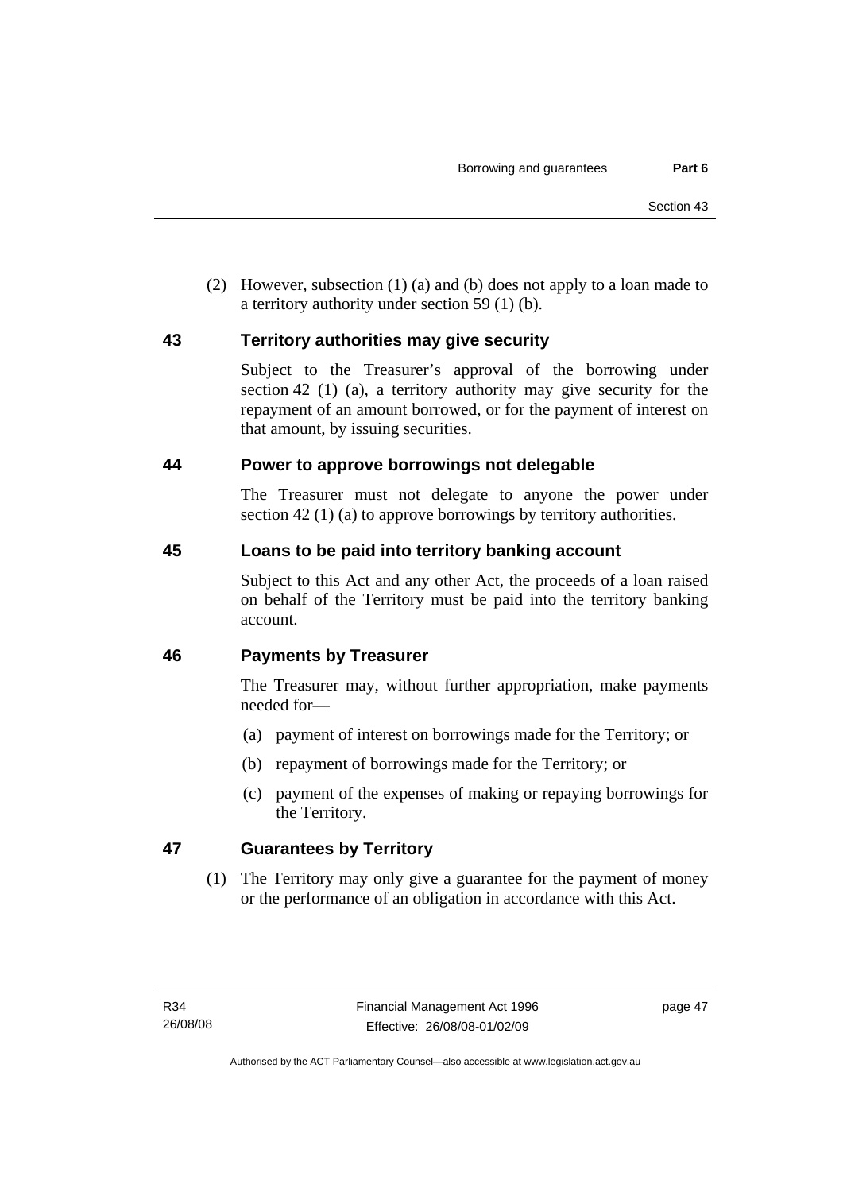(2) However, subsection (1) (a) and (b) does not apply to a loan made to a territory authority under section 59 (1) (b).

### 43 Territory authorities may give security

Subject to the Treasurer's approval of the borrowing under section 42 (1) (a), a territory authority may give security for the repayment of an amount borrowed, or for the payment of interest on that amount, by issuing securities.

### 44 Power to approve borrowings not delegable

The Treasurer must not delegate to anyone the power under section 42 (1) (a) to approve borrowings by territory authorities.

### 45 Loans to be paid into territory banking account

Subject to this Act and any other Act, the proceeds of a loan raised on behalf of the Territory must be paid into the territory banking account.

### 46 Payments by Treasurer

The Treasurer may, without further appropriation, make payments needed for—

(a) payment of interest on borrowings made for the Territory; or

(b) repayment of borrowings made for the Territory; or

(c) payment of the expenses of making or repaying borrowings for the Territory.

### 47 Guarantees by Territory

(1) The Territory may only give a guarantee for the payment of money or the performance of an obligation in accordance with this Act.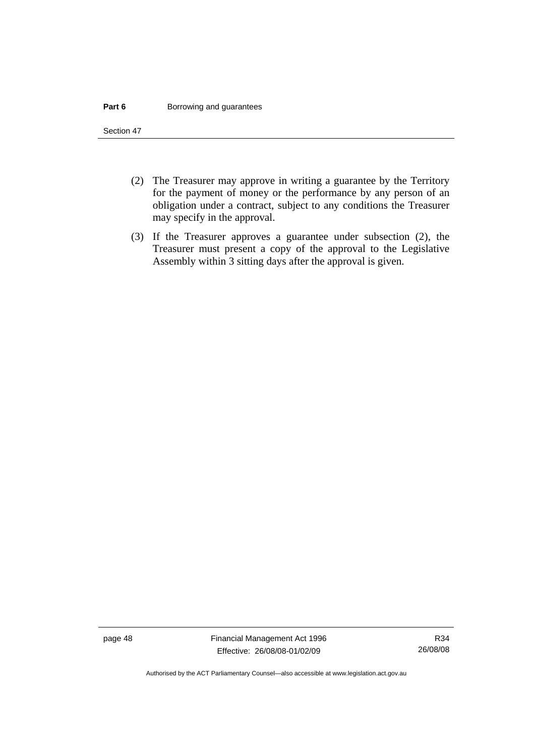(2) The Treasurer may approve in writing a guarantee by the Territory for the payment of money or the performance by any person of an obligation under a contract, subject to any conditions the Treasurer may specify in the approval.

(3) If the Treasurer approves a guarantee under subsection (2), the Treasurer must present a copy of the approval to the Legislative Assembly within 3 sitting days after the approval is given.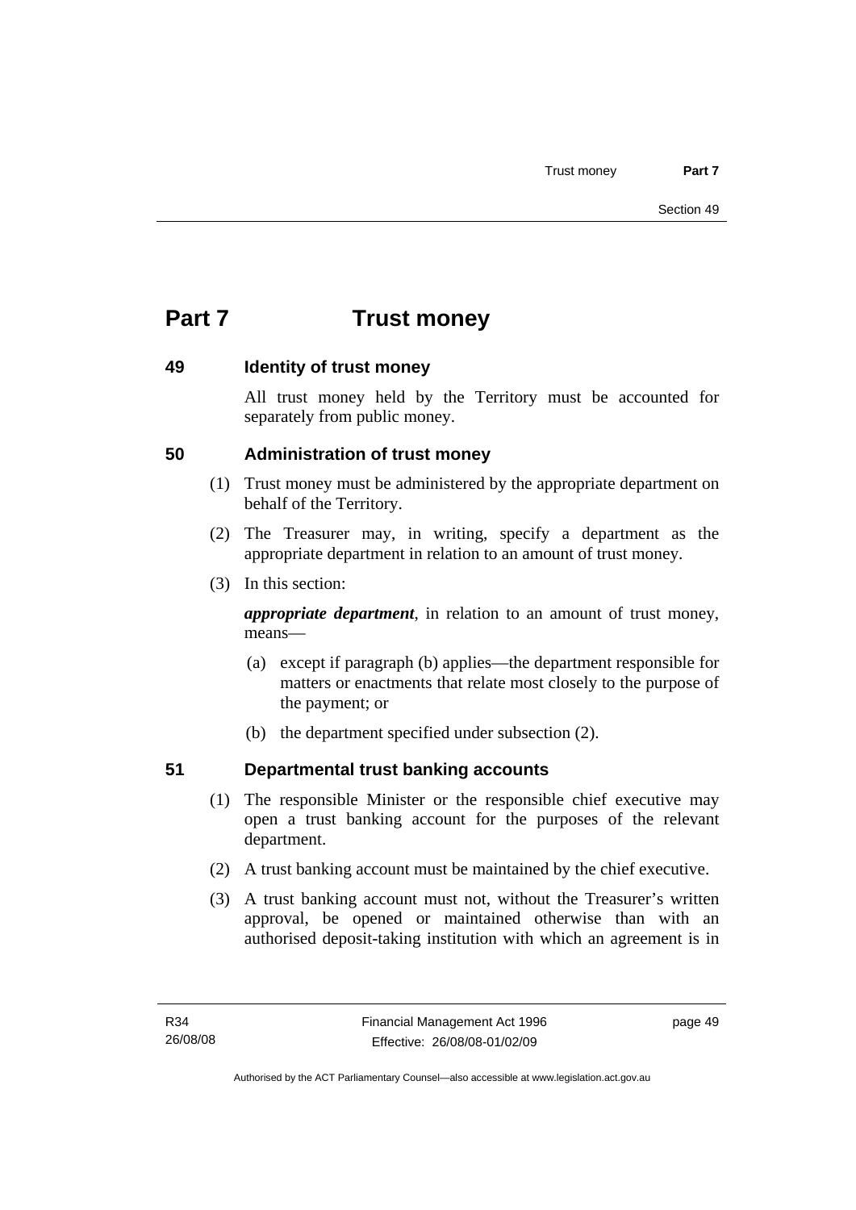# Part 7 Trust money

## 49 Identity of trust money

All trust money held by the Territory must be accounted for separately from public money.

## 50 Administration of trust money

(1) Trust money must be administered by the appropriate department on behalf of the Territory.

(2) The Treasurer may, in writing, specify a department as the appropriate department in relation to an amount of trust money.

(3) In this section:

***appropriate department***, in relation to an amount of trust money, means—

(a) except if paragraph (b) applies—the department responsible for matters or enactments that relate most closely to the purpose of the payment; or

(b) the department specified under subsection (2).

## 51 Departmental trust banking accounts

(1) The responsible Minister or the responsible chief executive may open a trust banking account for the purposes of the relevant department.

(2) A trust banking account must be maintained by the chief executive.

(3) A trust banking account must not, without the Treasurer's written approval, be opened or maintained otherwise than with an authorised deposit-taking institution with which an agreement is in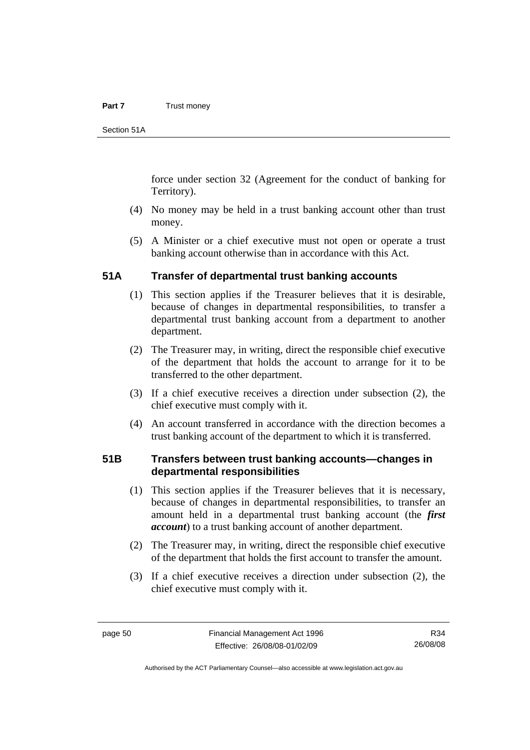force under section 32 (Agreement for the conduct of banking for Territory).

(4) No money may be held in a trust banking account other than trust money.

(5) A Minister or a chief executive must not open or operate a trust banking account otherwise than in accordance with this Act.

## 51A Transfer of departmental trust banking accounts

(1) This section applies if the Treasurer believes that it is desirable, because of changes in departmental responsibilities, to transfer a departmental trust banking account from a department to another department.

(2) The Treasurer may, in writing, direct the responsible chief executive of the department that holds the account to arrange for it to be transferred to the other department.

(3) If a chief executive receives a direction under subsection (2), the chief executive must comply with it.

(4) An account transferred in accordance with the direction becomes a trust banking account of the department to which it is transferred.

## 51B Transfers between trust banking accounts—changes in departmental responsibilities

(1) This section applies if the Treasurer believes that it is necessary, because of changes in departmental responsibilities, to transfer an amount held in a departmental trust banking account (the ***first account***) to a trust banking account of another department.

(2) The Treasurer may, in writing, direct the responsible chief executive of the department that holds the first account to transfer the amount.

(3) If a chief executive receives a direction under subsection (2), the chief executive must comply with it.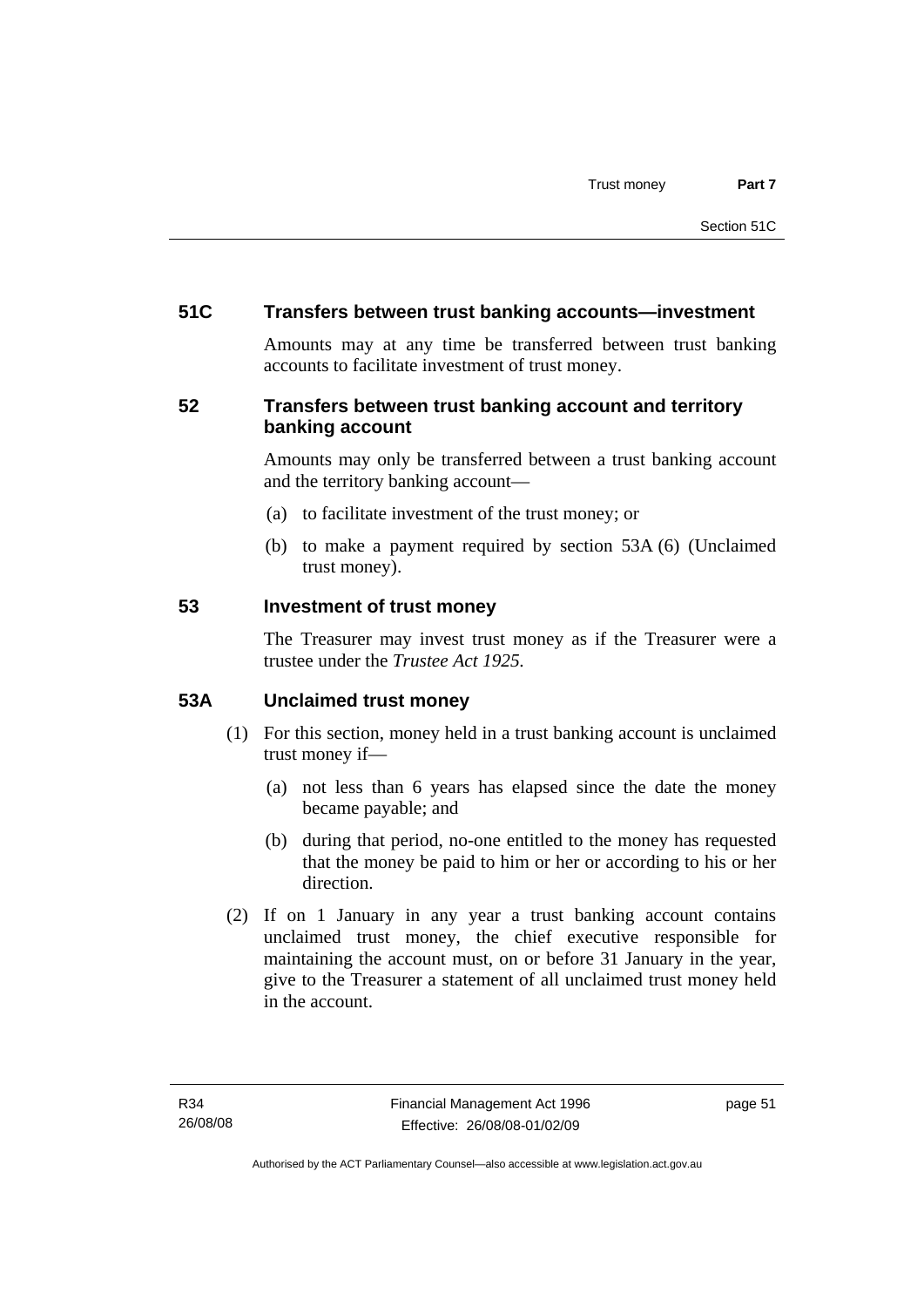### 51C Transfers between trust banking accounts—investment

Amounts may at any time be transferred between trust banking accounts to facilitate investment of trust money.

### 52 Transfers between trust banking account and territory banking account

Amounts may only be transferred between a trust banking account and the territory banking account—

(a) to facilitate investment of the trust money; or

(b) to make a payment required by section 53A (6) (Unclaimed trust money).

### 53 Investment of trust money

The Treasurer may invest trust money as if the Treasurer were a trustee under the *Trustee Act 1925*.

### 53A Unclaimed trust money

(1) For this section, money held in a trust banking account is unclaimed trust money if—

(a) not less than 6 years has elapsed since the date the money became payable; and

(b) during that period, no-one entitled to the money has requested that the money be paid to him or her or according to his or her direction.

(2) If on 1 January in any year a trust banking account contains unclaimed trust money, the chief executive responsible for maintaining the account must, on or before 31 January in the year, give to the Treasurer a statement of all unclaimed trust money held in the account.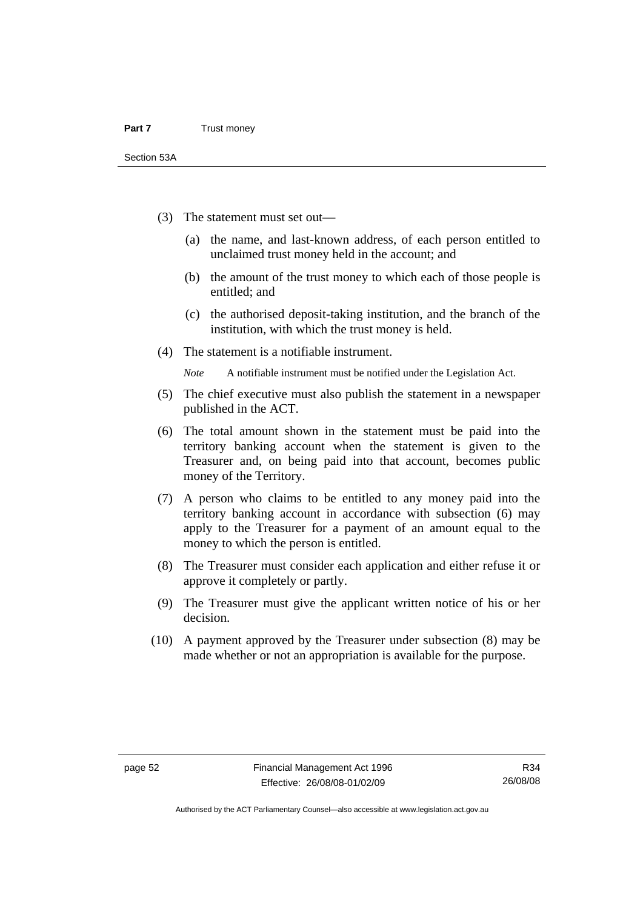(3) The statement must set out—

  (a) the name, and last-known address, of each person entitled to unclaimed trust money held in the account; and

  (b) the amount of the trust money to which each of those people is entitled; and

  (c) the authorised deposit-taking institution, and the branch of the institution, with which the trust money is held.

(4) The statement is a notifiable instrument.

*Note* A notifiable instrument must be notified under the Legislation Act.

(5) The chief executive must also publish the statement in a newspaper published in the ACT.

(6) The total amount shown in the statement must be paid into the territory banking account when the statement is given to the Treasurer and, on being paid into that account, becomes public money of the Territory.

(7) A person who claims to be entitled to any money paid into the territory banking account in accordance with subsection (6) may apply to the Treasurer for a payment of an amount equal to the money to which the person is entitled.

(8) The Treasurer must consider each application and either refuse it or approve it completely or partly.

(9) The Treasurer must give the applicant written notice of his or her decision.

(10) A payment approved by the Treasurer under subsection (8) may be made whether or not an appropriation is available for the purpose.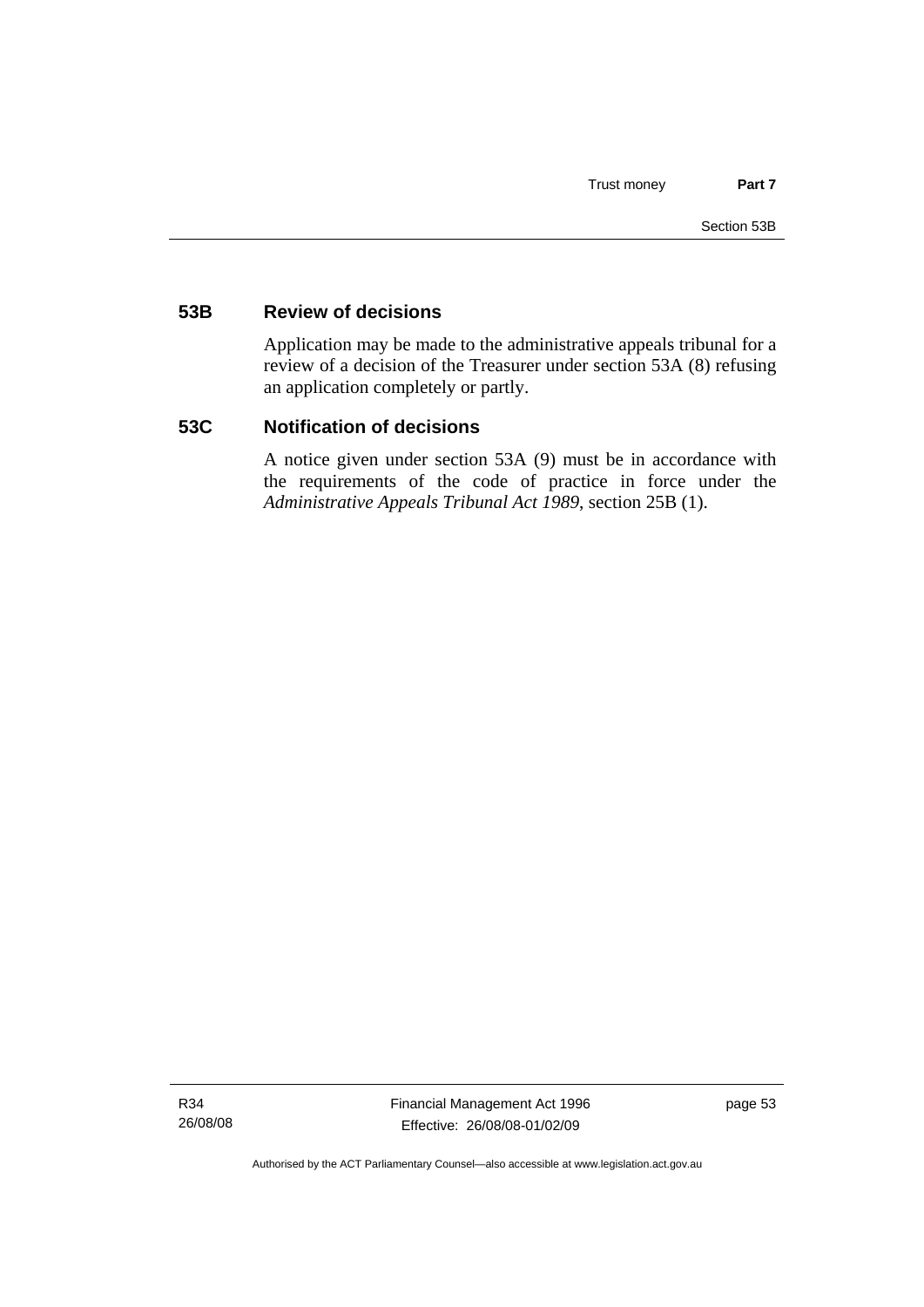## 53B Review of decisions

Application may be made to the administrative appeals tribunal for a review of a decision of the Treasurer under section 53A (8) refusing an application completely or partly.

## 53C Notification of decisions

A notice given under section 53A (9) must be in accordance with the requirements of the code of practice in force under the *Administrative Appeals Tribunal Act 1989*, section 25B (1).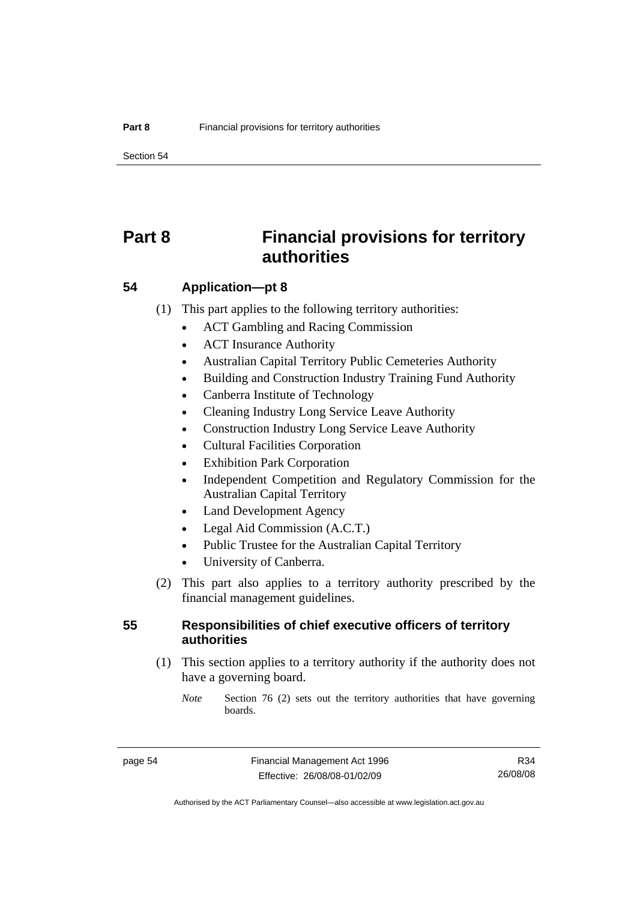# Part 8 Financial provisions for territory authorities

## 54 Application—pt 8

(1) This part applies to the following territory authorities:

- ACT Gambling and Racing Commission
- ACT Insurance Authority
- Australian Capital Territory Public Cemeteries Authority
- Building and Construction Industry Training Fund Authority
- Canberra Institute of Technology
- Cleaning Industry Long Service Leave Authority
- Construction Industry Long Service Leave Authority
- Cultural Facilities Corporation
- Exhibition Park Corporation
- Independent Competition and Regulatory Commission for the Australian Capital Territory
- Land Development Agency
- Legal Aid Commission (A.C.T.)
- Public Trustee for the Australian Capital Territory
- University of Canberra.

(2) This part also applies to a territory authority prescribed by the financial management guidelines.

## 55 Responsibilities of chief executive officers of territory authorities

(1) This section applies to a territory authority if the authority does not have a governing board.

*Note* Section 76 (2) sets out the territory authorities that have governing boards.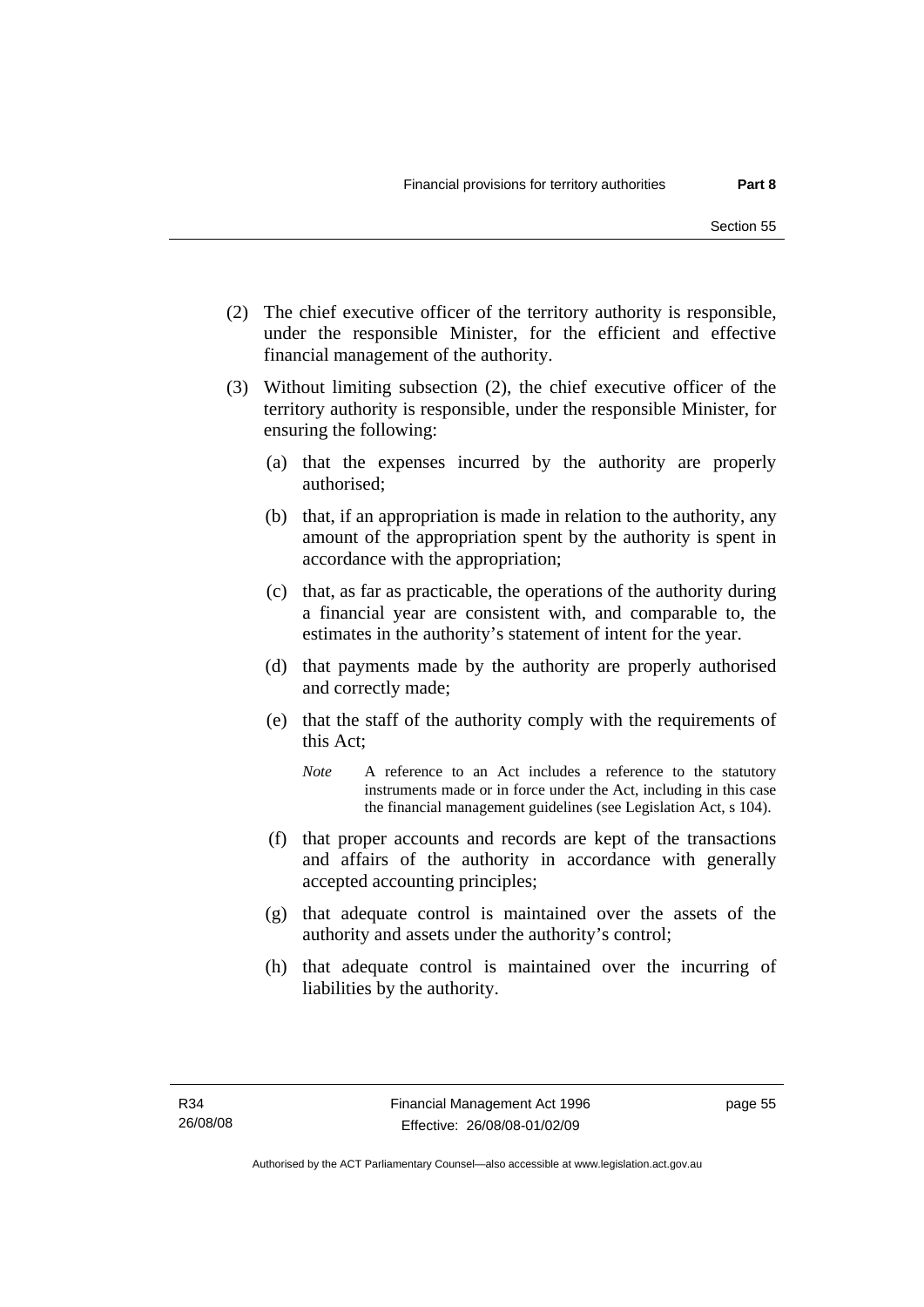(2) The chief executive officer of the territory authority is responsible, under the responsible Minister, for the efficient and effective financial management of the authority.

(3) Without limiting subsection (2), the chief executive officer of the territory authority is responsible, under the responsible Minister, for ensuring the following:

(a) that the expenses incurred by the authority are properly authorised;

(b) that, if an appropriation is made in relation to the authority, any amount of the appropriation spent by the authority is spent in accordance with the appropriation;

(c) that, as far as practicable, the operations of the authority during a financial year are consistent with, and comparable to, the estimates in the authority's statement of intent for the year.

(d) that payments made by the authority are properly authorised and correctly made;

(e) that the staff of the authority comply with the requirements of this Act;

*Note* A reference to an Act includes a reference to the statutory instruments made or in force under the Act, including in this case the financial management guidelines (see Legislation Act, s 104).

(f) that proper accounts and records are kept of the transactions and affairs of the authority in accordance with generally accepted accounting principles;

(g) that adequate control is maintained over the assets of the authority and assets under the authority's control;

(h) that adequate control is maintained over the incurring of liabilities by the authority.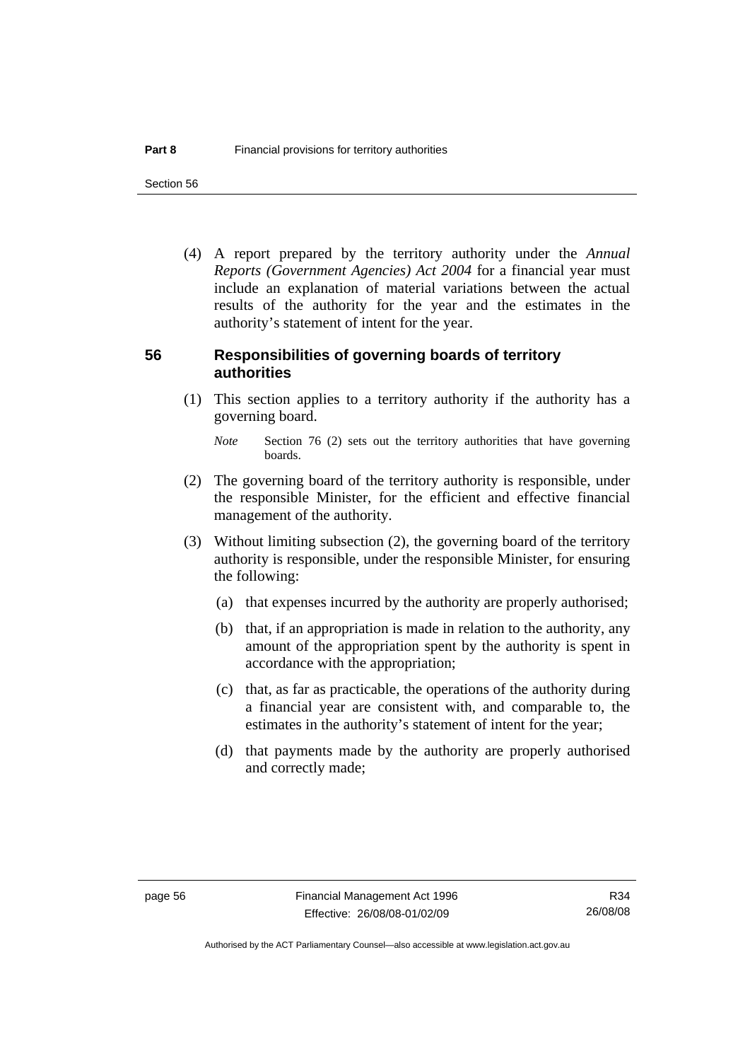(4) A report prepared by the territory authority under the *Annual Reports (Government Agencies) Act 2004* for a financial year must include an explanation of material variations between the actual results of the authority for the year and the estimates in the authority's statement of intent for the year.

## 56 Responsibilities of governing boards of territory authorities

(1) This section applies to a territory authority if the authority has a governing board.

*Note* Section 76 (2) sets out the territory authorities that have governing boards.

(2) The governing board of the territory authority is responsible, under the responsible Minister, for the efficient and effective financial management of the authority.

(3) Without limiting subsection (2), the governing board of the territory authority is responsible, under the responsible Minister, for ensuring the following:

(a) that expenses incurred by the authority are properly authorised;

(b) that, if an appropriation is made in relation to the authority, any amount of the appropriation spent by the authority is spent in accordance with the appropriation;

(c) that, as far as practicable, the operations of the authority during a financial year are consistent with, and comparable to, the estimates in the authority's statement of intent for the year;

(d) that payments made by the authority are properly authorised and correctly made;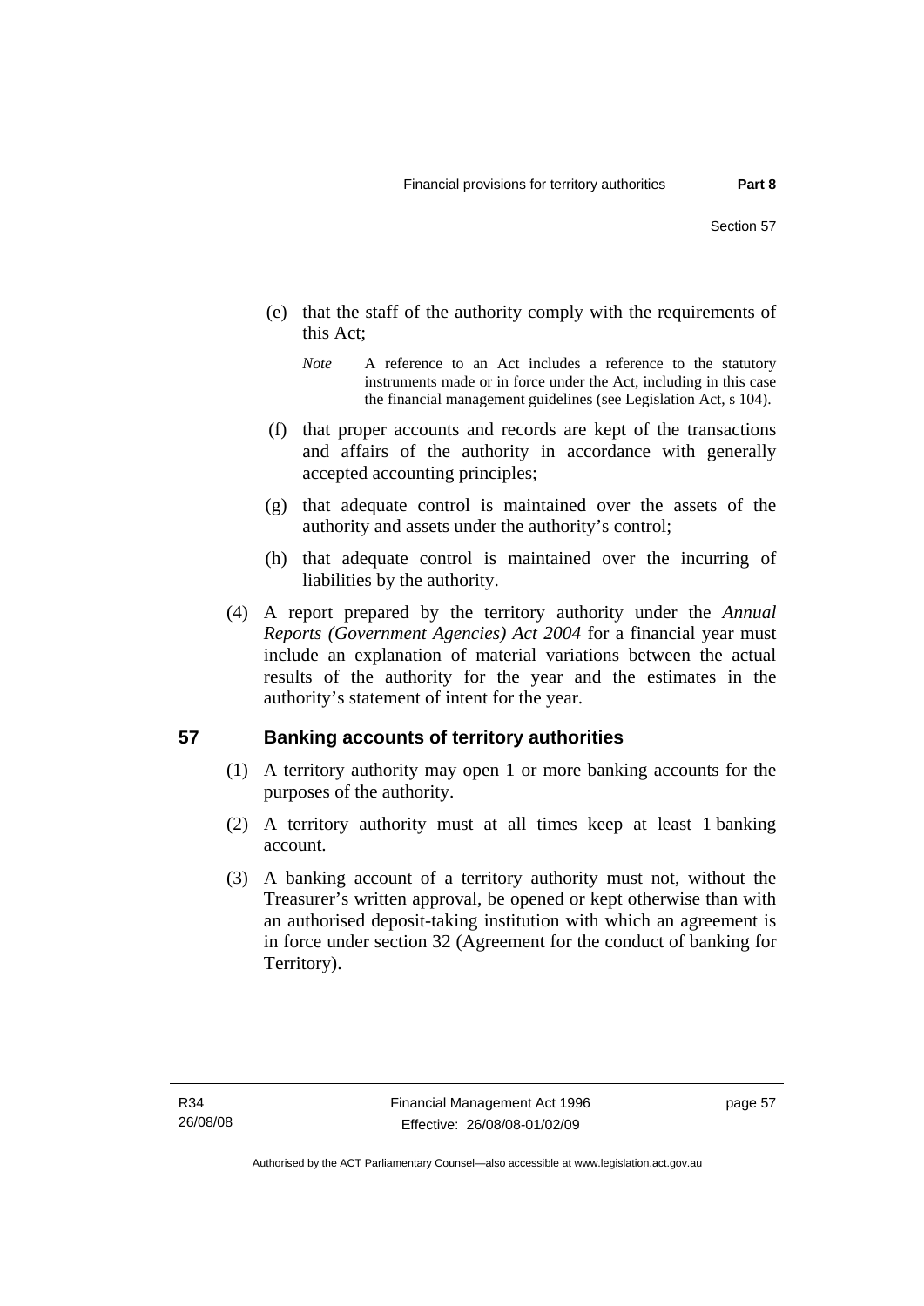(e) that the staff of the authority comply with the requirements of this Act;

*Note* A reference to an Act includes a reference to the statutory instruments made or in force under the Act, including in this case the financial management guidelines (see Legislation Act, s 104).

(f) that proper accounts and records are kept of the transactions and affairs of the authority in accordance with generally accepted accounting principles;

(g) that adequate control is maintained over the assets of the authority and assets under the authority's control;

(h) that adequate control is maintained over the incurring of liabilities by the authority.

(4) A report prepared by the territory authority under the *Annual Reports (Government Agencies) Act 2004* for a financial year must include an explanation of material variations between the actual results of the authority for the year and the estimates in the authority's statement of intent for the year.

## 57 Banking accounts of territory authorities

(1) A territory authority may open 1 or more banking accounts for the purposes of the authority.

(2) A territory authority must at all times keep at least 1 banking account.

(3) A banking account of a territory authority must not, without the Treasurer's written approval, be opened or kept otherwise than with an authorised deposit-taking institution with which an agreement is in force under section 32 (Agreement for the conduct of banking for Territory).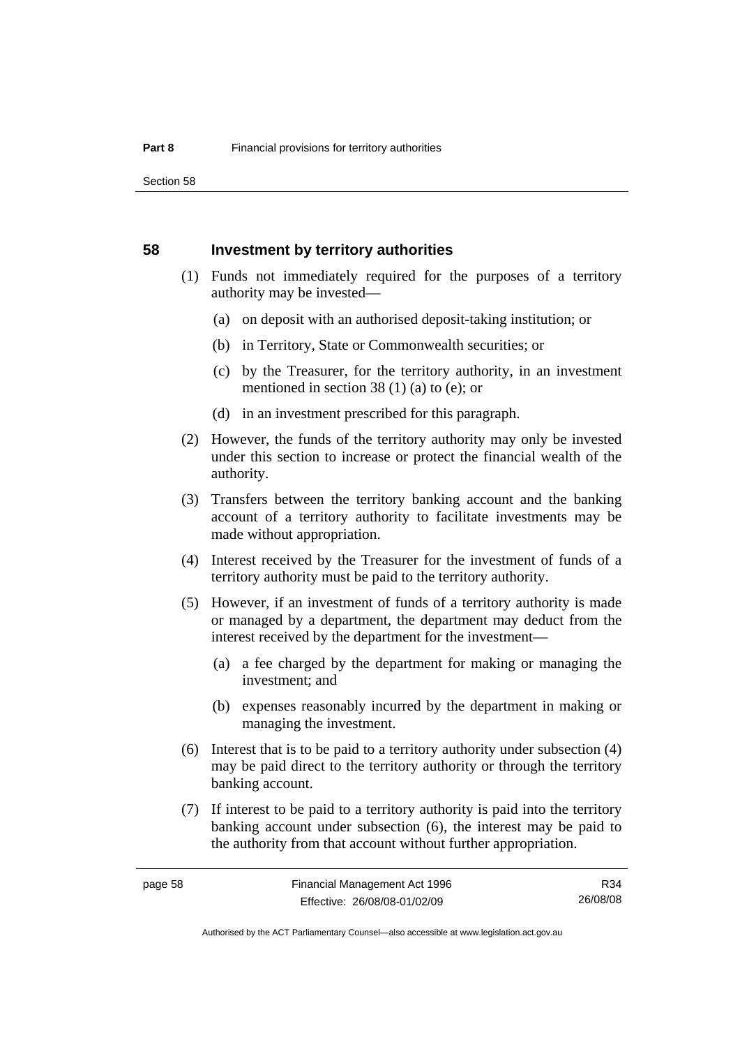## 58 Investment by territory authorities

(1) Funds not immediately required for the purposes of a territory authority may be invested—

(a) on deposit with an authorised deposit-taking institution; or

(b) in Territory, State or Commonwealth securities; or

(c) by the Treasurer, for the territory authority, in an investment mentioned in section 38 (1) (a) to (e); or

(d) in an investment prescribed for this paragraph.

(2) However, the funds of the territory authority may only be invested under this section to increase or protect the financial wealth of the authority.

(3) Transfers between the territory banking account and the banking account of a territory authority to facilitate investments may be made without appropriation.

(4) Interest received by the Treasurer for the investment of funds of a territory authority must be paid to the territory authority.

(5) However, if an investment of funds of a territory authority is made or managed by a department, the department may deduct from the interest received by the department for the investment—

(a) a fee charged by the department for making or managing the investment; and

(b) expenses reasonably incurred by the department in making or managing the investment.

(6) Interest that is to be paid to a territory authority under subsection (4) may be paid direct to the territory authority or through the territory banking account.

(7) If interest to be paid to a territory authority is paid into the territory banking account under subsection (6), the interest may be paid to the authority from that account without further appropriation.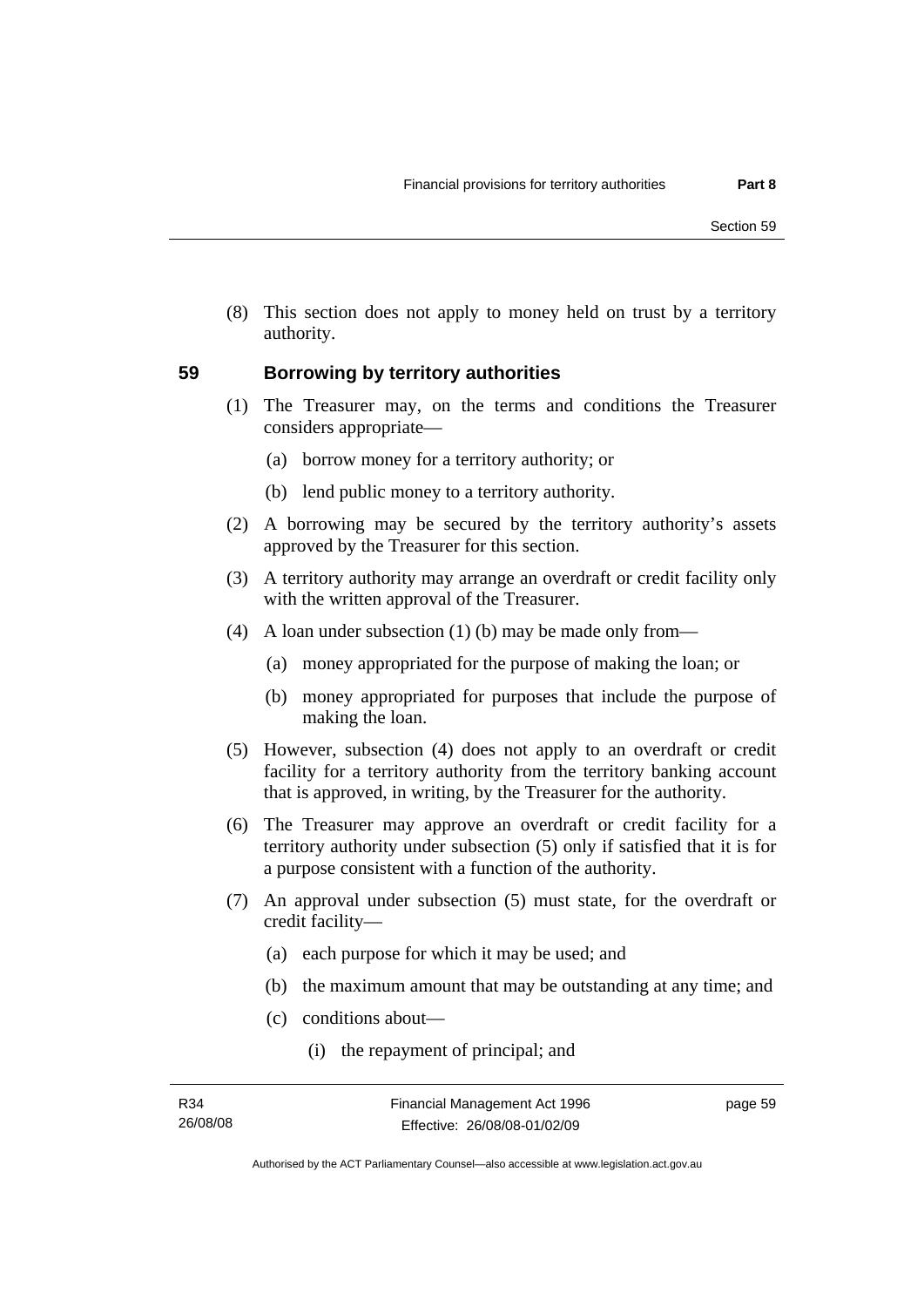(8) This section does not apply to money held on trust by a territory authority.

## 59 Borrowing by territory authorities

(1) The Treasurer may, on the terms and conditions the Treasurer considers appropriate—

  (a) borrow money for a territory authority; or

  (b) lend public money to a territory authority.

(2) A borrowing may be secured by the territory authority's assets approved by the Treasurer for this section.

(3) A territory authority may arrange an overdraft or credit facility only with the written approval of the Treasurer.

(4) A loan under subsection (1) (b) may be made only from—

  (a) money appropriated for the purpose of making the loan; or

  (b) money appropriated for purposes that include the purpose of making the loan.

(5) However, subsection (4) does not apply to an overdraft or credit facility for a territory authority from the territory banking account that is approved, in writing, by the Treasurer for the authority.

(6) The Treasurer may approve an overdraft or credit facility for a territory authority under subsection (5) only if satisfied that it is for a purpose consistent with a function of the authority.

(7) An approval under subsection (5) must state, for the overdraft or credit facility—

  (a) each purpose for which it may be used; and

  (b) the maximum amount that may be outstanding at any time; and

  (c) conditions about—

    (i) the repayment of principal; and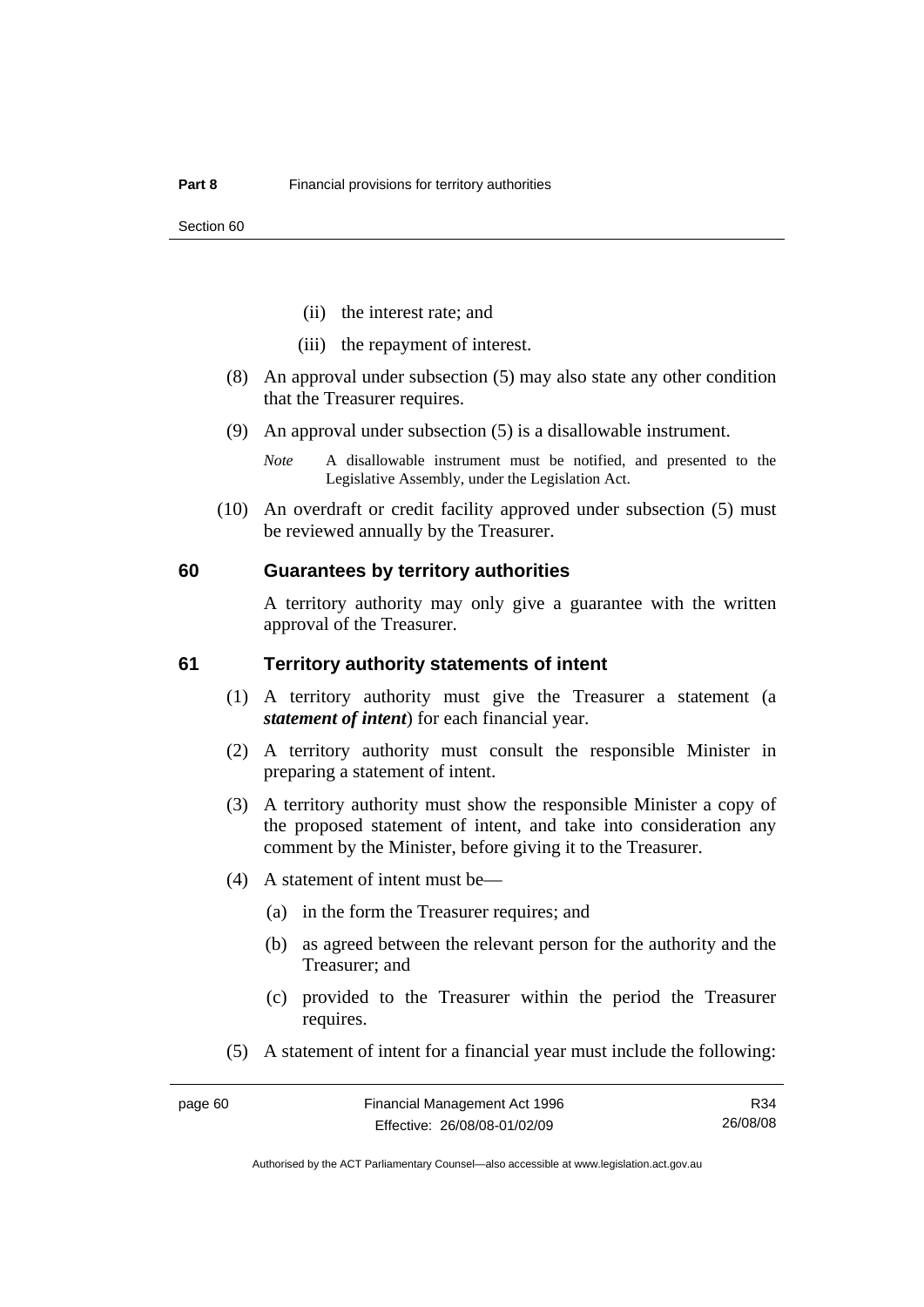(ii) the interest rate; and

(iii) the repayment of interest.

(8) An approval under subsection (5) may also state any other condition that the Treasurer requires.

(9) An approval under subsection (5) is a disallowable instrument.

*Note* A disallowable instrument must be notified, and presented to the Legislative Assembly, under the Legislation Act.

(10) An overdraft or credit facility approved under subsection (5) must be reviewed annually by the Treasurer.

### 60 Guarantees by territory authorities

A territory authority may only give a guarantee with the written approval of the Treasurer.

### 61 Territory authority statements of intent

(1) A territory authority must give the Treasurer a statement (a ***statement of intent***) for each financial year.

(2) A territory authority must consult the responsible Minister in preparing a statement of intent.

(3) A territory authority must show the responsible Minister a copy of the proposed statement of intent, and take into consideration any comment by the Minister, before giving it to the Treasurer.

(4) A statement of intent must be—

(a) in the form the Treasurer requires; and

(b) as agreed between the relevant person for the authority and the Treasurer; and

(c) provided to the Treasurer within the period the Treasurer requires.

(5) A statement of intent for a financial year must include the following: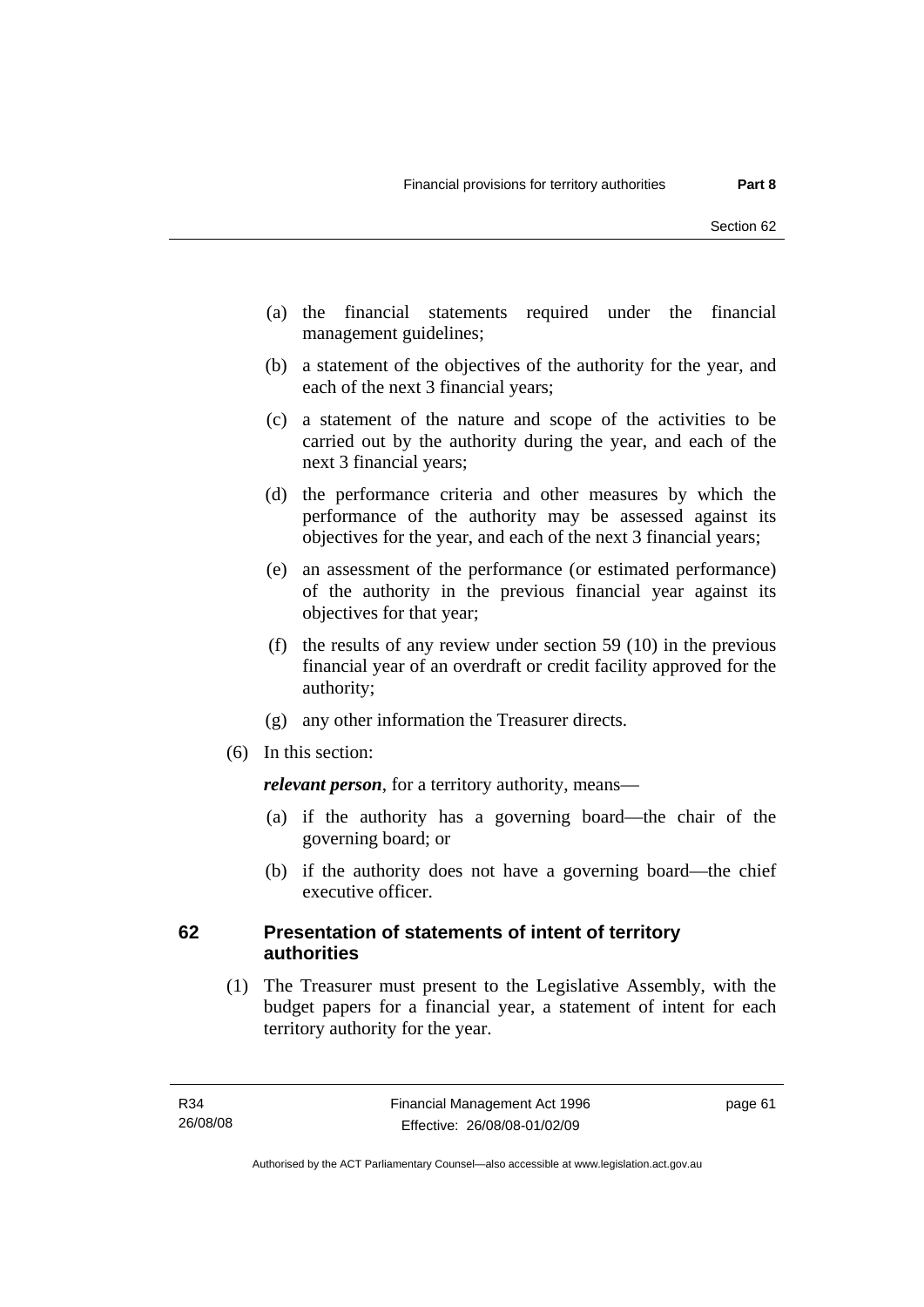(a) the financial statements required under the financial management guidelines;

(b) a statement of the objectives of the authority for the year, and each of the next 3 financial years;

(c) a statement of the nature and scope of the activities to be carried out by the authority during the year, and each of the next 3 financial years;

(d) the performance criteria and other measures by which the performance of the authority may be assessed against its objectives for the year, and each of the next 3 financial years;

(e) an assessment of the performance (or estimated performance) of the authority in the previous financial year against its objectives for that year;

(f) the results of any review under section 59 (10) in the previous financial year of an overdraft or credit facility approved for the authority;

(g) any other information the Treasurer directs.

(6) In this section:

***relevant person***, for a territory authority, means—

(a) if the authority has a governing board—the chair of the governing board; or

(b) if the authority does not have a governing board—the chief executive officer.

## 62 Presentation of statements of intent of territory authorities

(1) The Treasurer must present to the Legislative Assembly, with the budget papers for a financial year, a statement of intent for each territory authority for the year.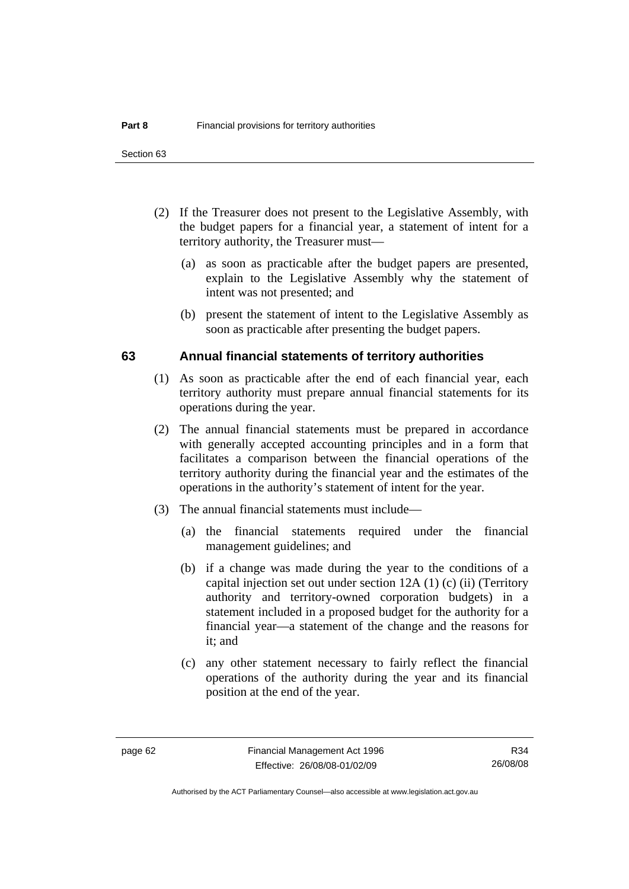(2) If the Treasurer does not present to the Legislative Assembly, with the budget papers for a financial year, a statement of intent for a territory authority, the Treasurer must—

(a) as soon as practicable after the budget papers are presented, explain to the Legislative Assembly why the statement of intent was not presented; and

(b) present the statement of intent to the Legislative Assembly as soon as practicable after presenting the budget papers.

## 63 Annual financial statements of territory authorities

(1) As soon as practicable after the end of each financial year, each territory authority must prepare annual financial statements for its operations during the year.

(2) The annual financial statements must be prepared in accordance with generally accepted accounting principles and in a form that facilitates a comparison between the financial operations of the territory authority during the financial year and the estimates of the operations in the authority's statement of intent for the year.

(3) The annual financial statements must include—

(a) the financial statements required under the financial management guidelines; and

(b) if a change was made during the year to the conditions of a capital injection set out under section 12A (1) (c) (ii) (Territory authority and territory-owned corporation budgets) in a statement included in a proposed budget for the authority for a financial year—a statement of the change and the reasons for it; and

(c) any other statement necessary to fairly reflect the financial operations of the authority during the year and its financial position at the end of the year.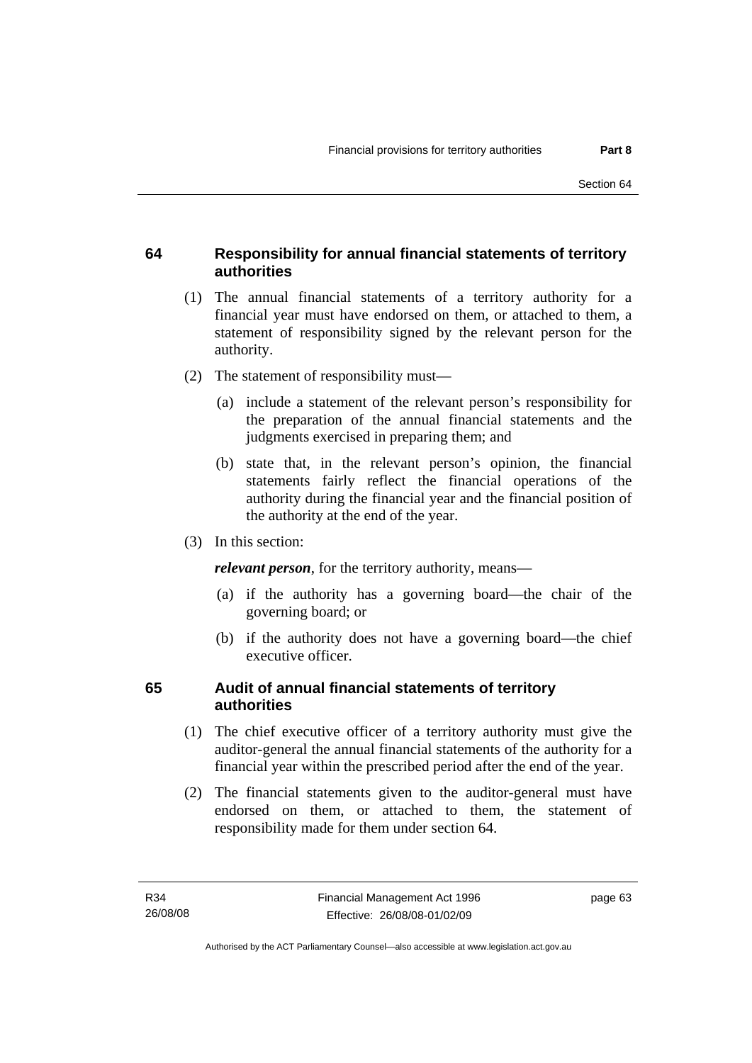## 64 Responsibility for annual financial statements of territory authorities

(1) The annual financial statements of a territory authority for a financial year must have endorsed on them, or attached to them, a statement of responsibility signed by the relevant person for the authority.

(2) The statement of responsibility must—

(a) include a statement of the relevant person's responsibility for the preparation of the annual financial statements and the judgments exercised in preparing them; and

(b) state that, in the relevant person's opinion, the financial statements fairly reflect the financial operations of the authority during the financial year and the financial position of the authority at the end of the year.

(3) In this section:

***relevant person***, for the territory authority, means—

(a) if the authority has a governing board—the chair of the governing board; or

(b) if the authority does not have a governing board—the chief executive officer.

## 65 Audit of annual financial statements of territory authorities

(1) The chief executive officer of a territory authority must give the auditor-general the annual financial statements of the authority for a financial year within the prescribed period after the end of the year.

(2) The financial statements given to the auditor-general must have endorsed on them, or attached to them, the statement of responsibility made for them under section 64.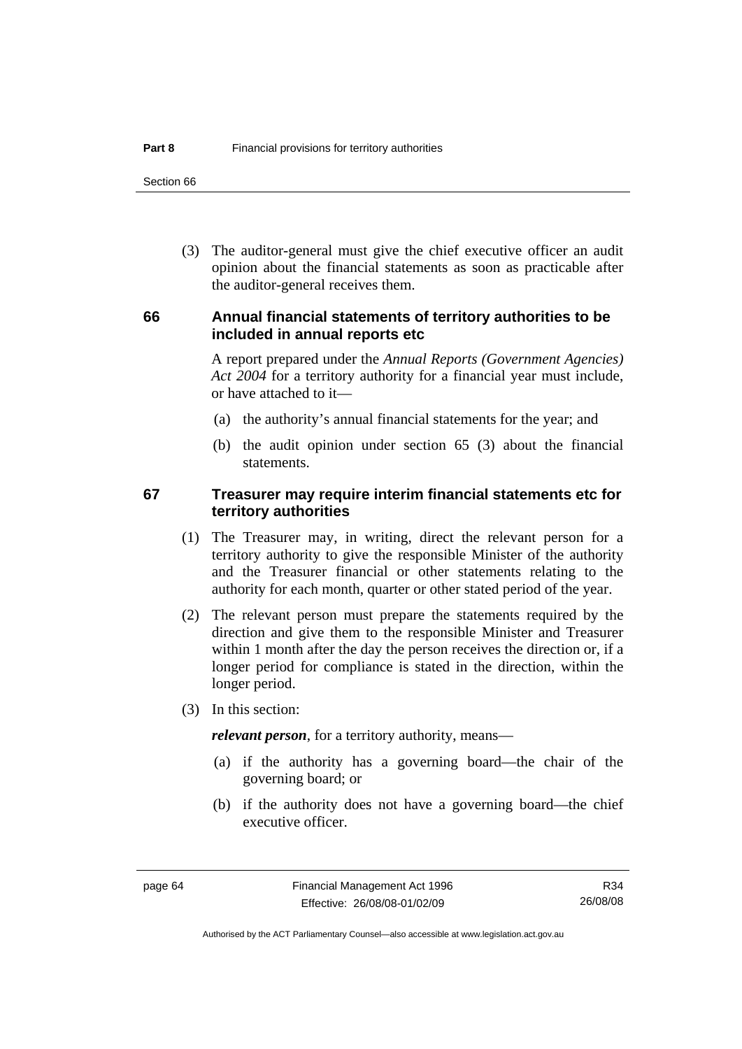(3) The auditor-general must give the chief executive officer an audit opinion about the financial statements as soon as practicable after the auditor-general receives them.

### 66 Annual financial statements of territory authorities to be included in annual reports etc

A report prepared under the *Annual Reports (Government Agencies) Act 2004* for a territory authority for a financial year must include, or have attached to it—

(a) the authority's annual financial statements for the year; and

(b) the audit opinion under section 65 (3) about the financial statements.

### 67 Treasurer may require interim financial statements etc for territory authorities

(1) The Treasurer may, in writing, direct the relevant person for a territory authority to give the responsible Minister of the authority and the Treasurer financial or other statements relating to the authority for each month, quarter or other stated period of the year.

(2) The relevant person must prepare the statements required by the direction and give them to the responsible Minister and Treasurer within 1 month after the day the person receives the direction or, if a longer period for compliance is stated in the direction, within the longer period.

(3) In this section:

***relevant person***, for a territory authority, means—

(a) if the authority has a governing board—the chair of the governing board; or

(b) if the authority does not have a governing board—the chief executive officer.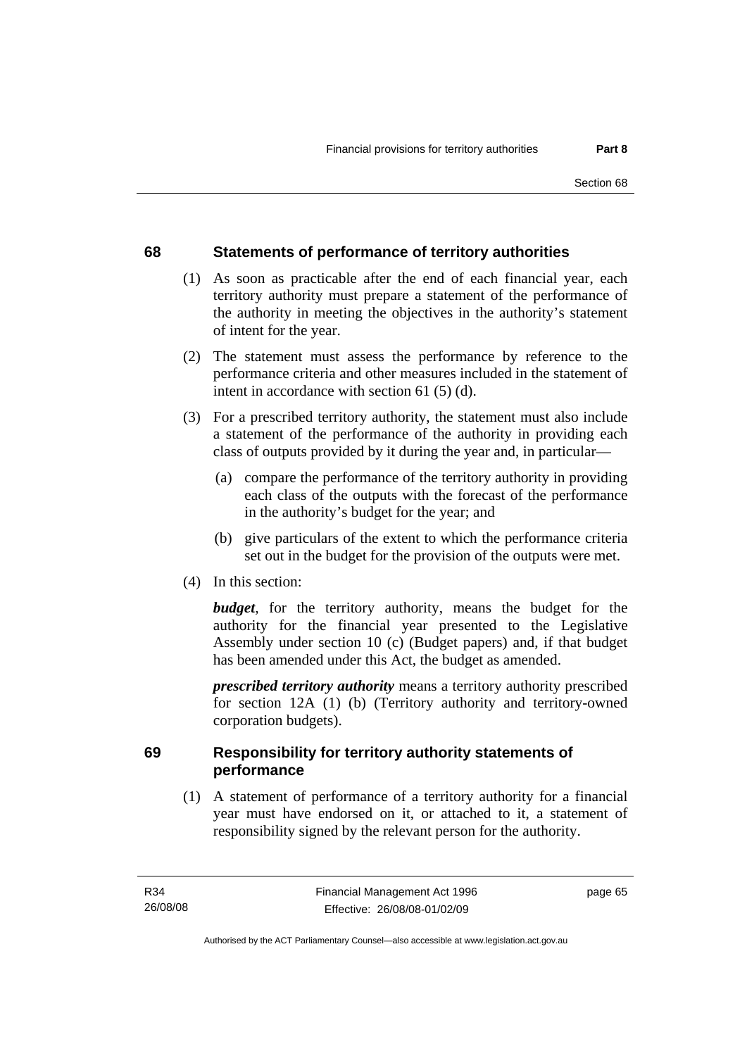## 68 Statements of performance of territory authorities

(1) As soon as practicable after the end of each financial year, each territory authority must prepare a statement of the performance of the authority in meeting the objectives in the authority's statement of intent for the year.

(2) The statement must assess the performance by reference to the performance criteria and other measures included in the statement of intent in accordance with section 61 (5) (d).

(3) For a prescribed territory authority, the statement must also include a statement of the performance of the authority in providing each class of outputs provided by it during the year and, in particular—

(a) compare the performance of the territory authority in providing each class of the outputs with the forecast of the performance in the authority's budget for the year; and

(b) give particulars of the extent to which the performance criteria set out in the budget for the provision of the outputs were met.

(4) In this section:

***budget***, for the territory authority, means the budget for the authority for the financial year presented to the Legislative Assembly under section 10 (c) (Budget papers) and, if that budget has been amended under this Act, the budget as amended.

***prescribed territory authority*** means a territory authority prescribed for section 12A (1) (b) (Territory authority and territory-owned corporation budgets).

## 69 Responsibility for territory authority statements of performance

(1) A statement of performance of a territory authority for a financial year must have endorsed on it, or attached to it, a statement of responsibility signed by the relevant person for the authority.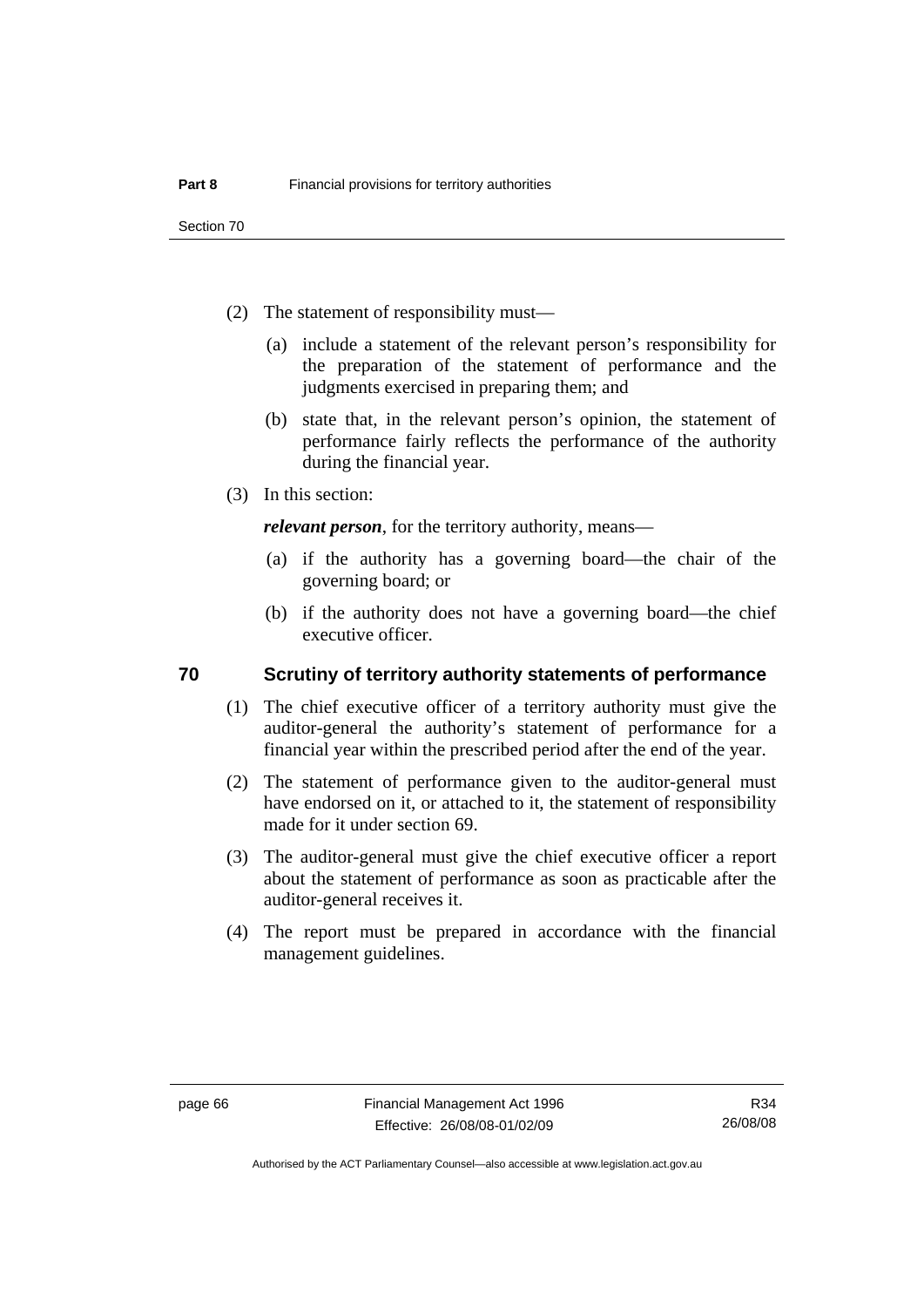(2) The statement of responsibility must—

(a) include a statement of the relevant person's responsibility for the preparation of the statement of performance and the judgments exercised in preparing them; and

(b) state that, in the relevant person's opinion, the statement of performance fairly reflects the performance of the authority during the financial year.

(3) In this section:

***relevant person***, for the territory authority, means—

(a) if the authority has a governing board—the chair of the governing board; or

(b) if the authority does not have a governing board—the chief executive officer.

## 70 Scrutiny of territory authority statements of performance

(1) The chief executive officer of a territory authority must give the auditor-general the authority's statement of performance for a financial year within the prescribed period after the end of the year.

(2) The statement of performance given to the auditor-general must have endorsed on it, or attached to it, the statement of responsibility made for it under section 69.

(3) The auditor-general must give the chief executive officer a report about the statement of performance as soon as practicable after the auditor-general receives it.

(4) The report must be prepared in accordance with the financial management guidelines.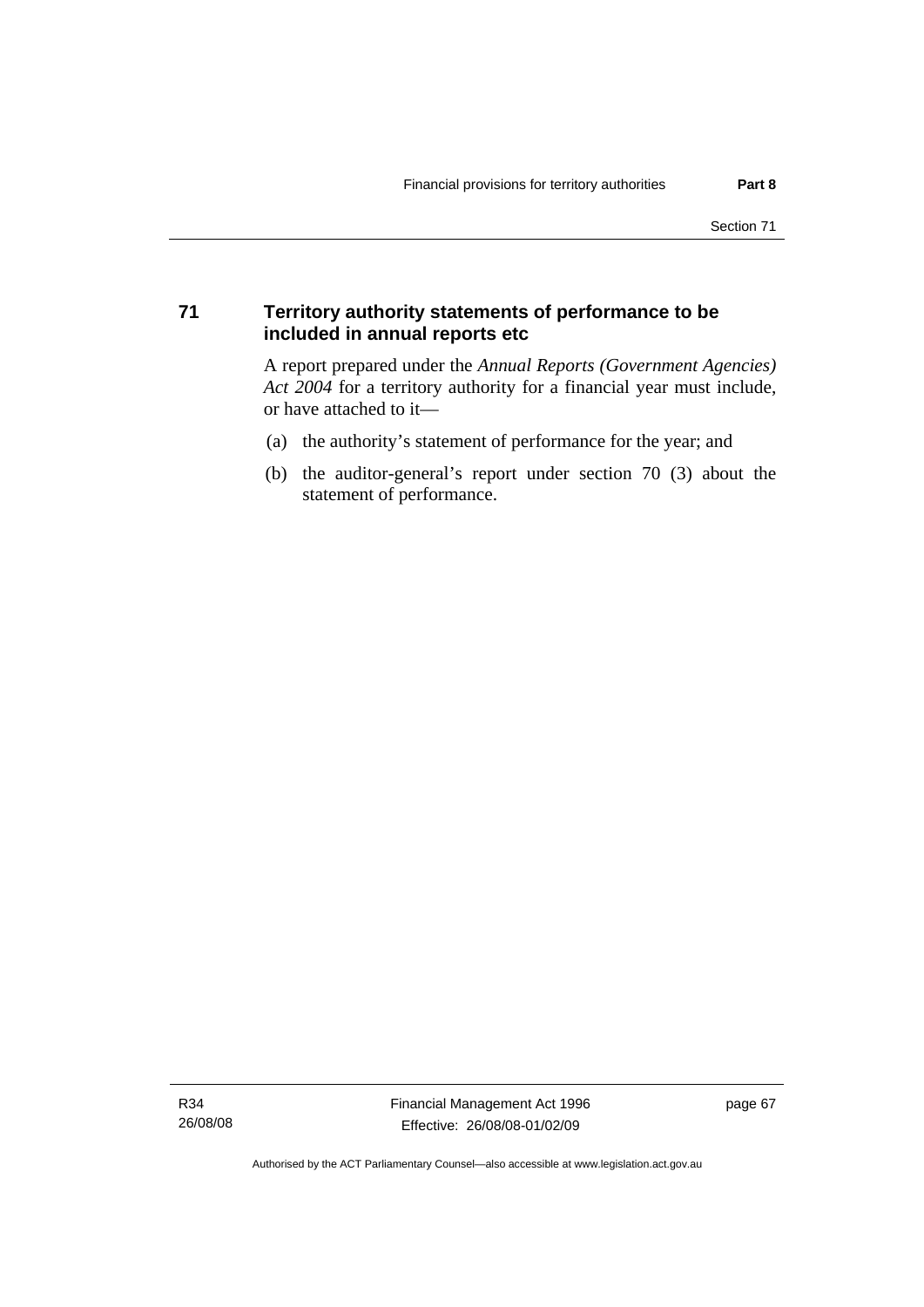## 71 Territory authority statements of performance to be included in annual reports etc

A report prepared under the *Annual Reports (Government Agencies) Act 2004* for a territory authority for a financial year must include, or have attached to it—

(a) the authority's statement of performance for the year; and

(b) the auditor-general's report under section 70 (3) about the statement of performance.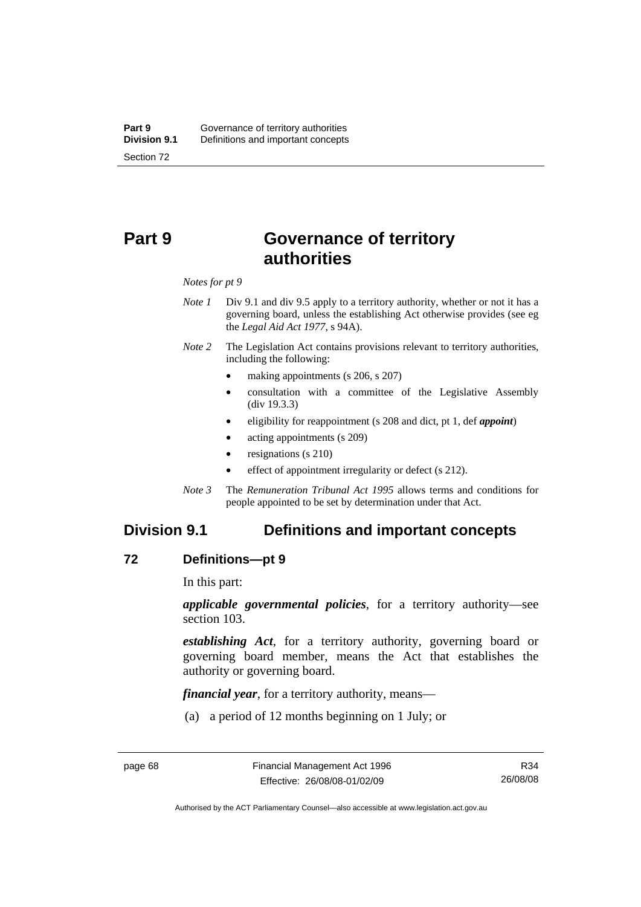# Part 9 Governance of territory authorities

*Notes for pt 9*

*Note 1* Div 9.1 and div 9.5 apply to a territory authority, whether or not it has a governing board, unless the establishing Act otherwise provides (see eg the *Legal Aid Act 1977*, s 94A).

*Note 2* The Legislation Act contains provisions relevant to territory authorities, including the following:

- making appointments (s 206, s 207)
- consultation with a committee of the Legislative Assembly (div 19.3.3)
- eligibility for reappointment (s 208 and dict, pt 1, def ***appoint***)
- acting appointments (s 209)
- resignations (s 210)
- effect of appointment irregularity or defect (s 212).

*Note 3* The *Remuneration Tribunal Act 1995* allows terms and conditions for people appointed to be set by determination under that Act.

## Division 9.1 Definitions and important concepts

### 72 Definitions—pt 9

In this part:

***applicable governmental policies***, for a territory authority—see section 103.

***establishing Act***, for a territory authority, governing board or governing board member, means the Act that establishes the authority or governing board.

***financial year***, for a territory authority, means—

(a) a period of 12 months beginning on 1 July; or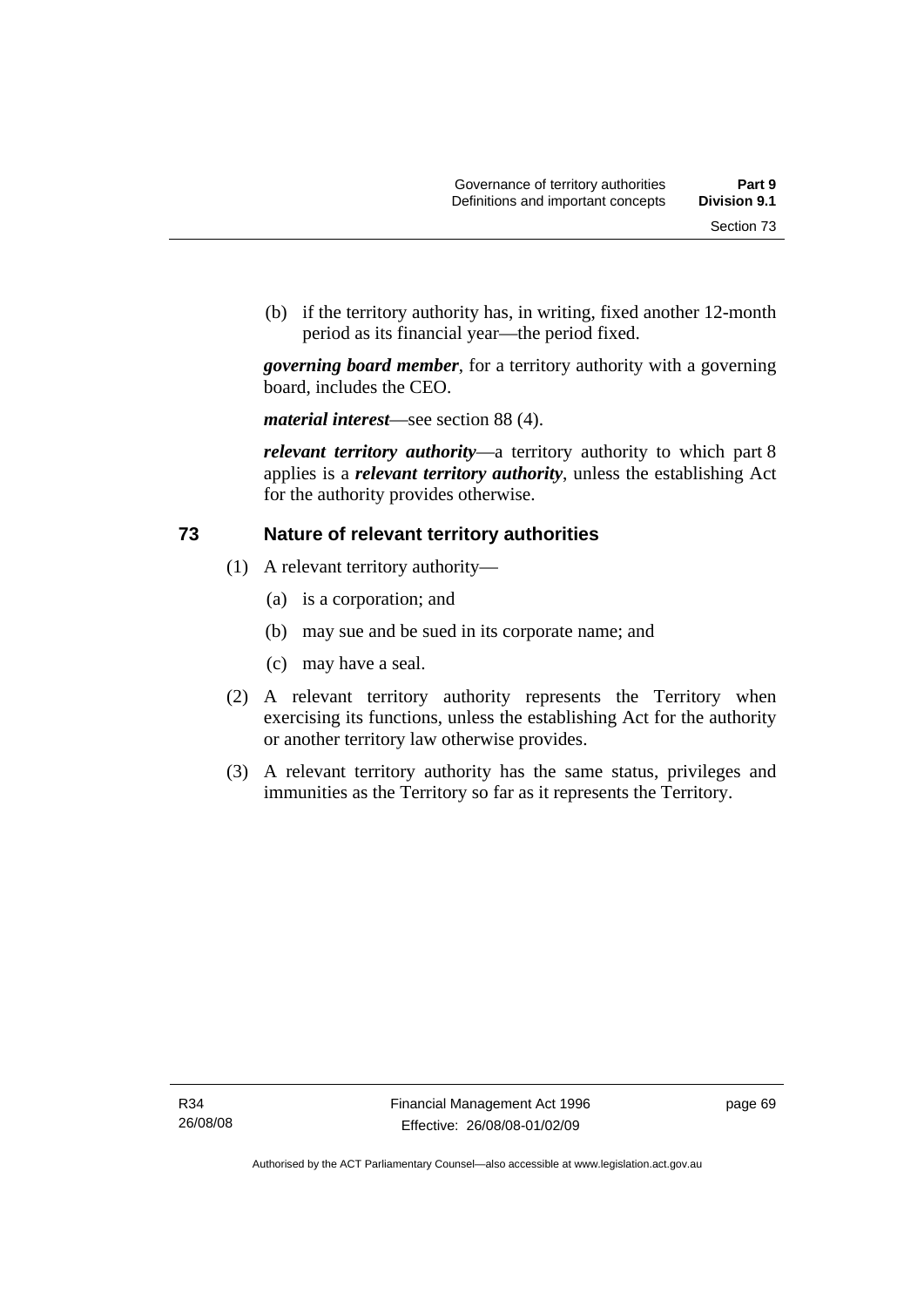(b) if the territory authority has, in writing, fixed another 12-month period as its financial year—the period fixed.

***governing board member***, for a territory authority with a governing board, includes the CEO.

***material interest***—see section 88 (4).

***relevant territory authority***—a territory authority to which part 8 applies is a ***relevant territory authority***, unless the establishing Act for the authority provides otherwise.

## 73 Nature of relevant territory authorities

(1) A relevant territory authority—

(a) is a corporation; and

(b) may sue and be sued in its corporate name; and

(c) may have a seal.

(2) A relevant territory authority represents the Territory when exercising its functions, unless the establishing Act for the authority or another territory law otherwise provides.

(3) A relevant territory authority has the same status, privileges and immunities as the Territory so far as it represents the Territory.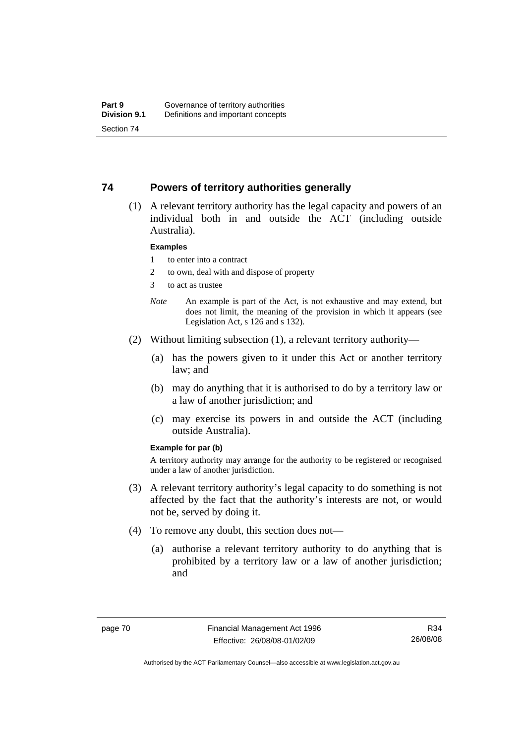## 74 Powers of territory authorities generally

(1) A relevant territory authority has the legal capacity and powers of an individual both in and outside the ACT (including outside Australia).

**Examples**

1 to enter into a contract

2 to own, deal with and dispose of property

3 to act as trustee

*Note* An example is part of the Act, is not exhaustive and may extend, but does not limit, the meaning of the provision in which it appears (see Legislation Act, s 126 and s 132).

(2) Without limiting subsection (1), a relevant territory authority—

(a) has the powers given to it under this Act or another territory law; and

(b) may do anything that it is authorised to do by a territory law or a law of another jurisdiction; and

(c) may exercise its powers in and outside the ACT (including outside Australia).

**Example for par (b)**

A territory authority may arrange for the authority to be registered or recognised under a law of another jurisdiction.

(3) A relevant territory authority's legal capacity to do something is not affected by the fact that the authority's interests are not, or would not be, served by doing it.

(4) To remove any doubt, this section does not—

(a) authorise a relevant territory authority to do anything that is prohibited by a territory law or a law of another jurisdiction; and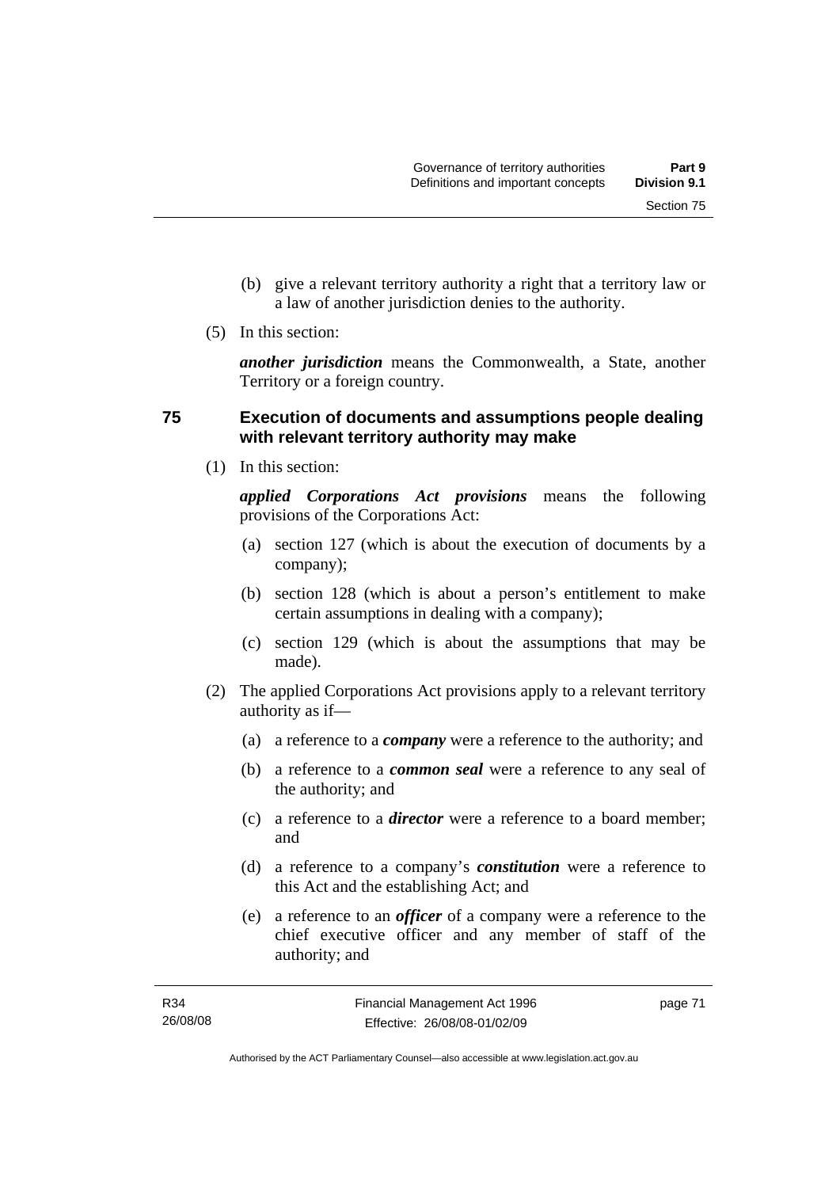(b) give a relevant territory authority a right that a territory law or a law of another jurisdiction denies to the authority.

(5) In this section:

***another jurisdiction*** means the Commonwealth, a State, another Territory or a foreign country.

### 75 Execution of documents and assumptions people dealing with relevant territory authority may make

(1) In this section:

***applied Corporations Act provisions*** means the following provisions of the Corporations Act:

(a) section 127 (which is about the execution of documents by a company);

(b) section 128 (which is about a person's entitlement to make certain assumptions in dealing with a company);

(c) section 129 (which is about the assumptions that may be made).

(2) The applied Corporations Act provisions apply to a relevant territory authority as if—

(a) a reference to a ***company*** were a reference to the authority; and

(b) a reference to a ***common seal*** were a reference to any seal of the authority; and

(c) a reference to a ***director*** were a reference to a board member; and

(d) a reference to a company's ***constitution*** were a reference to this Act and the establishing Act; and

(e) a reference to an ***officer*** of a company were a reference to the chief executive officer and any member of staff of the authority; and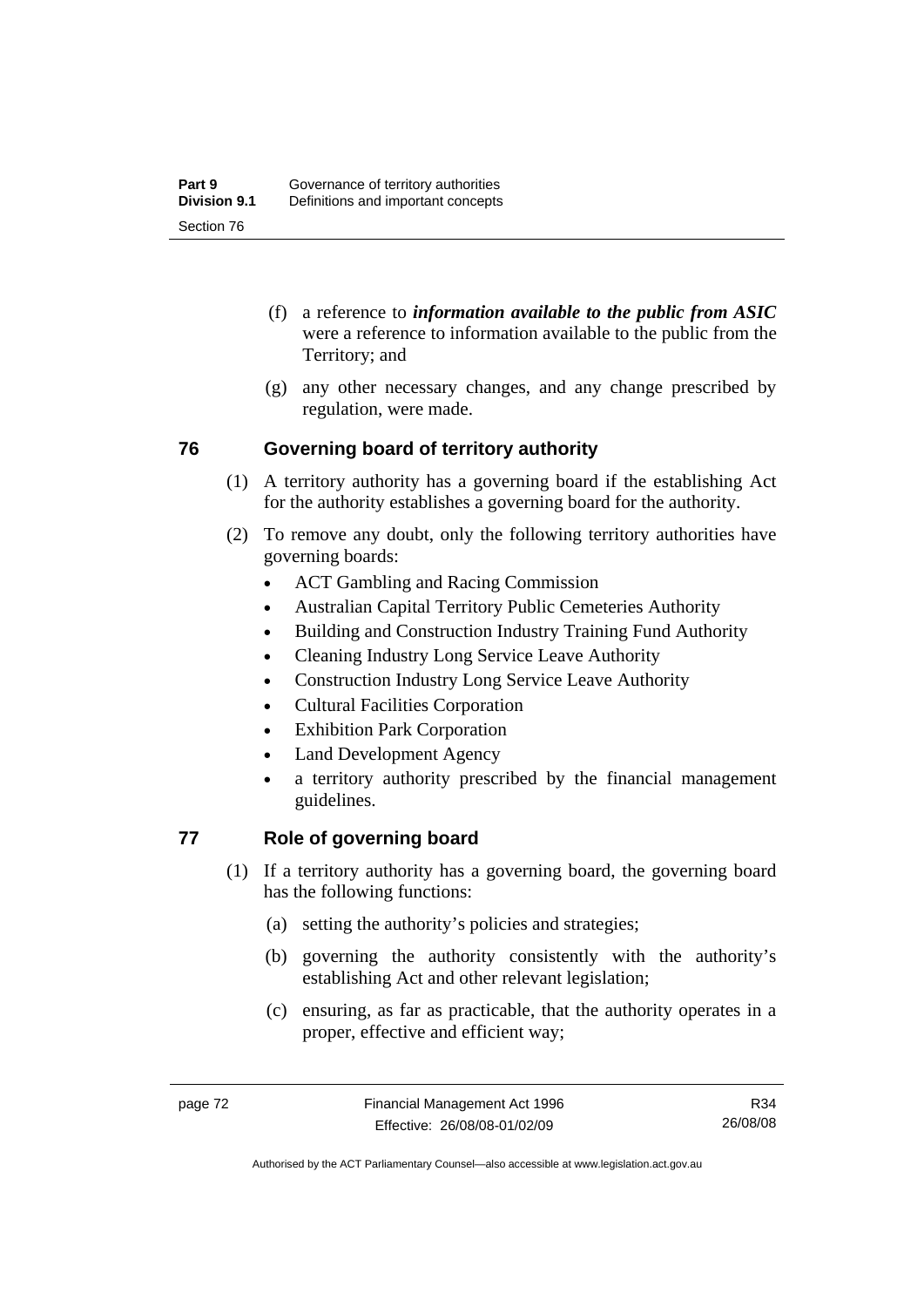(f) a reference to ***information available to the public from ASIC*** were a reference to information available to the public from the Territory; and

(g) any other necessary changes, and any change prescribed by regulation, were made.

## 76 Governing board of territory authority

(1) A territory authority has a governing board if the establishing Act for the authority establishes a governing board for the authority.

(2) To remove any doubt, only the following territory authorities have governing boards:

- ACT Gambling and Racing Commission
- Australian Capital Territory Public Cemeteries Authority
- Building and Construction Industry Training Fund Authority
- Cleaning Industry Long Service Leave Authority
- Construction Industry Long Service Leave Authority
- Cultural Facilities Corporation
- Exhibition Park Corporation
- Land Development Agency
- a territory authority prescribed by the financial management guidelines.

## 77 Role of governing board

(1) If a territory authority has a governing board, the governing board has the following functions:

(a) setting the authority's policies and strategies;

(b) governing the authority consistently with the authority's establishing Act and other relevant legislation;

(c) ensuring, as far as practicable, that the authority operates in a proper, effective and efficient way;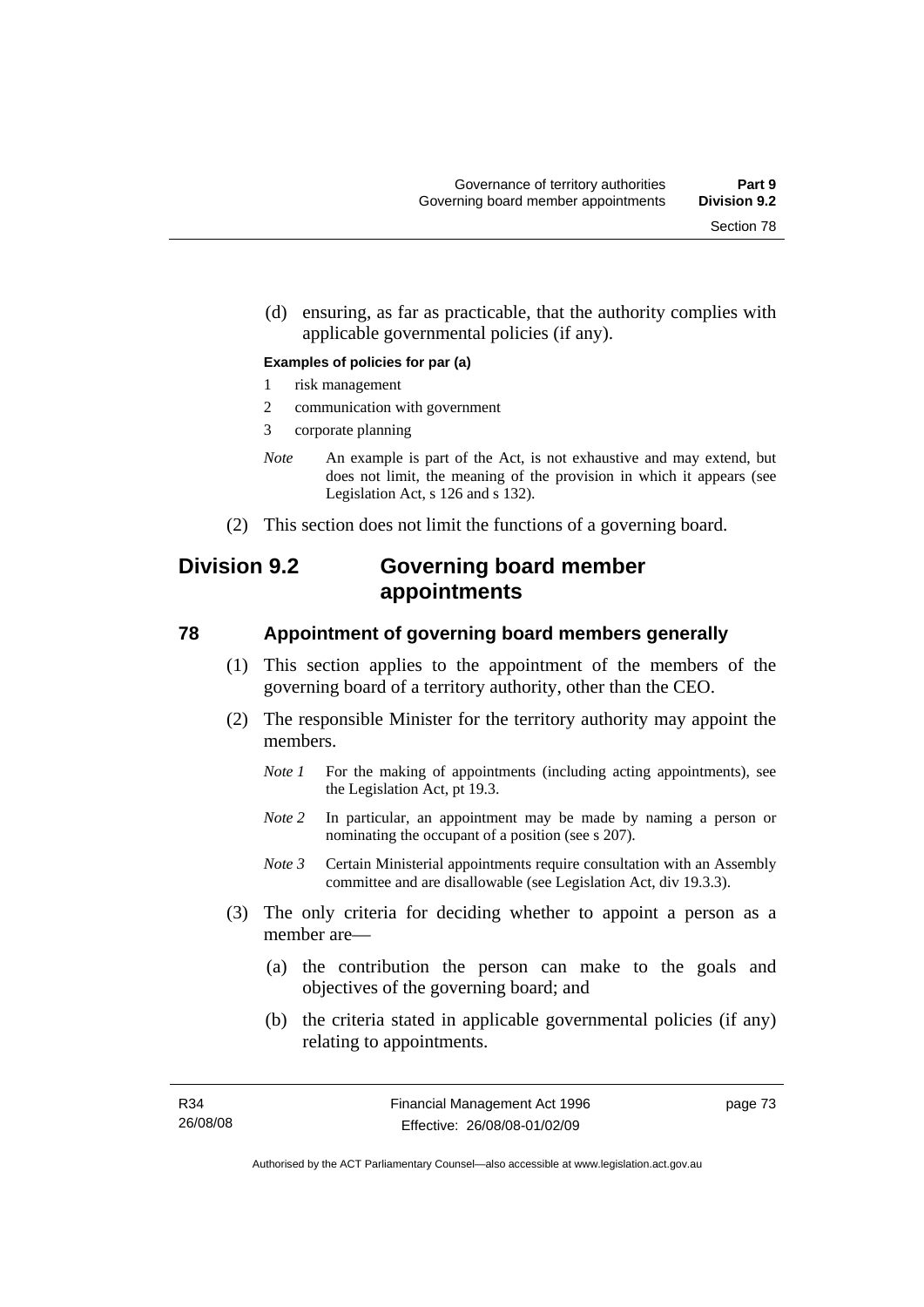(d) ensuring, as far as practicable, that the authority complies with applicable governmental policies (if any).

**Examples of policies for par (a)**

1 risk management

2 communication with government

3 corporate planning

*Note* An example is part of the Act, is not exhaustive and may extend, but does not limit, the meaning of the provision in which it appears (see Legislation Act, s 126 and s 132).

(2) This section does not limit the functions of a governing board.

## Division 9.2 Governing board member appointments

### 78 Appointment of governing board members generally

(1) This section applies to the appointment of the members of the governing board of a territory authority, other than the CEO.

(2) The responsible Minister for the territory authority may appoint the members.

*Note 1* For the making of appointments (including acting appointments), see the Legislation Act, pt 19.3.

*Note 2* In particular, an appointment may be made by naming a person or nominating the occupant of a position (see s 207).

*Note 3* Certain Ministerial appointments require consultation with an Assembly committee and are disallowable (see Legislation Act, div 19.3.3).

(3) The only criteria for deciding whether to appoint a person as a member are—

(a) the contribution the person can make to the goals and objectives of the governing board; and

(b) the criteria stated in applicable governmental policies (if any) relating to appointments.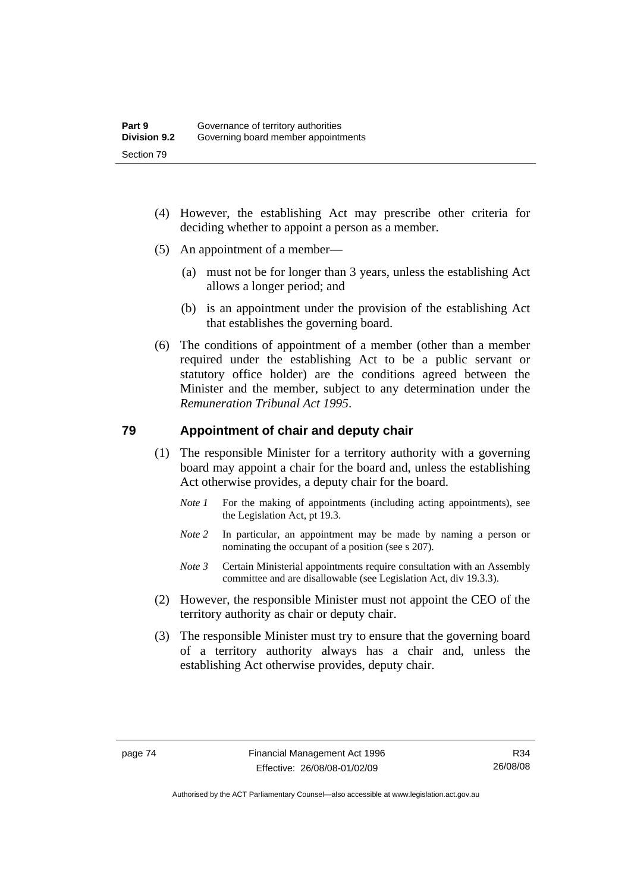(4) However, the establishing Act may prescribe other criteria for deciding whether to appoint a person as a member.

(5) An appointment of a member—

(a) must not be for longer than 3 years, unless the establishing Act allows a longer period; and

(b) is an appointment under the provision of the establishing Act that establishes the governing board.

(6) The conditions of appointment of a member (other than a member required under the establishing Act to be a public servant or statutory office holder) are the conditions agreed between the Minister and the member, subject to any determination under the *Remuneration Tribunal Act 1995*.

## 79 Appointment of chair and deputy chair

(1) The responsible Minister for a territory authority with a governing board may appoint a chair for the board and, unless the establishing Act otherwise provides, a deputy chair for the board.

*Note 1* For the making of appointments (including acting appointments), see the Legislation Act, pt 19.3.

*Note 2* In particular, an appointment may be made by naming a person or nominating the occupant of a position (see s 207).

*Note 3* Certain Ministerial appointments require consultation with an Assembly committee and are disallowable (see Legislation Act, div 19.3.3).

(2) However, the responsible Minister must not appoint the CEO of the territory authority as chair or deputy chair.

(3) The responsible Minister must try to ensure that the governing board of a territory authority always has a chair and, unless the establishing Act otherwise provides, deputy chair.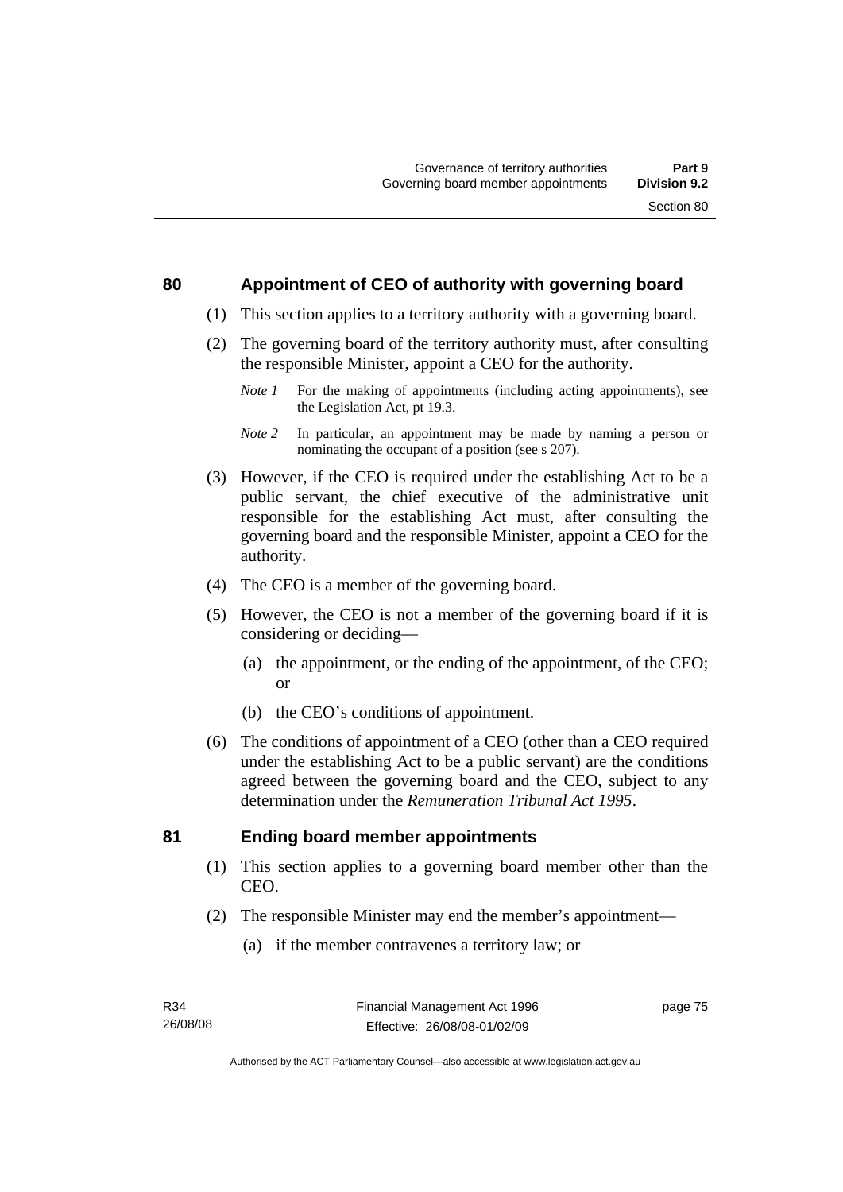## 80 Appointment of CEO of authority with governing board

(1) This section applies to a territory authority with a governing board.

(2) The governing board of the territory authority must, after consulting the responsible Minister, appoint a CEO for the authority.

*Note 1* For the making of appointments (including acting appointments), see the Legislation Act, pt 19.3.

*Note 2* In particular, an appointment may be made by naming a person or nominating the occupant of a position (see s 207).

(3) However, if the CEO is required under the establishing Act to be a public servant, the chief executive of the administrative unit responsible for the establishing Act must, after consulting the governing board and the responsible Minister, appoint a CEO for the authority.

(4) The CEO is a member of the governing board.

(5) However, the CEO is not a member of the governing board if it is considering or deciding—

(a) the appointment, or the ending of the appointment, of the CEO; or

(b) the CEO's conditions of appointment.

(6) The conditions of appointment of a CEO (other than a CEO required under the establishing Act to be a public servant) are the conditions agreed between the governing board and the CEO, subject to any determination under the *Remuneration Tribunal Act 1995*.

## 81 Ending board member appointments

(1) This section applies to a governing board member other than the CEO.

(2) The responsible Minister may end the member's appointment—

(a) if the member contravenes a territory law; or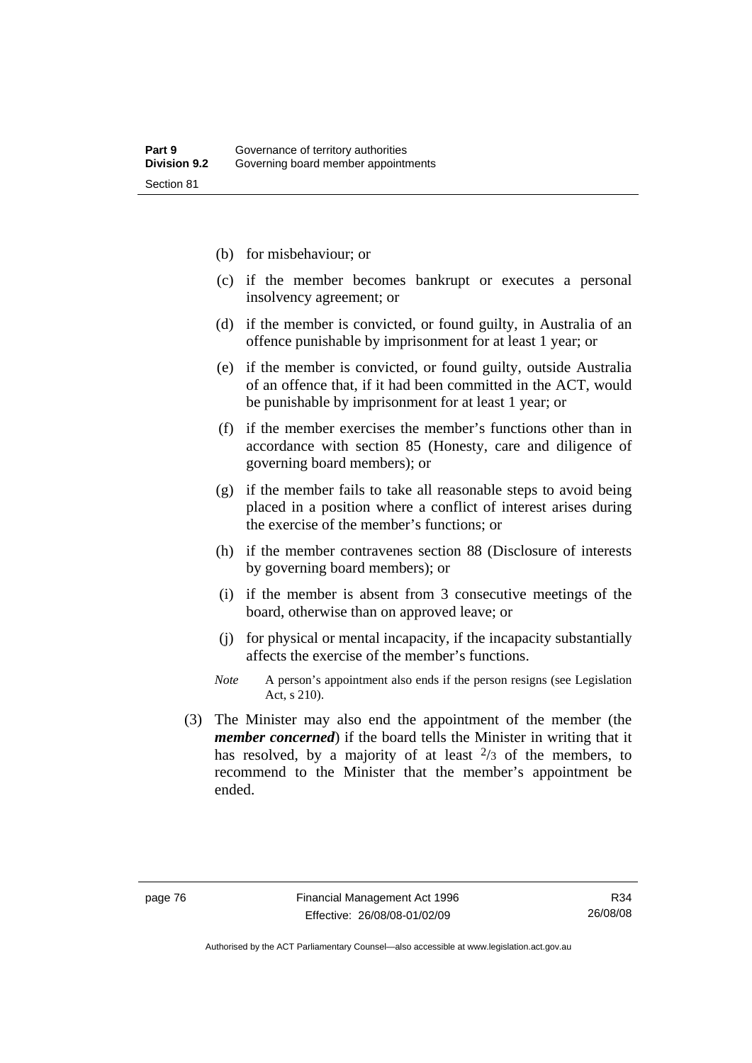(b) for misbehaviour; or

(c) if the member becomes bankrupt or executes a personal insolvency agreement; or

(d) if the member is convicted, or found guilty, in Australia of an offence punishable by imprisonment for at least 1 year; or

(e) if the member is convicted, or found guilty, outside Australia of an offence that, if it had been committed in the ACT, would be punishable by imprisonment for at least 1 year; or

(f) if the member exercises the member's functions other than in accordance with section 85 (Honesty, care and diligence of governing board members); or

(g) if the member fails to take all reasonable steps to avoid being placed in a position where a conflict of interest arises during the exercise of the member's functions; or

(h) if the member contravenes section 88 (Disclosure of interests by governing board members); or

(i) if the member is absent from 3 consecutive meetings of the board, otherwise than on approved leave; or

(j) for physical or mental incapacity, if the incapacity substantially affects the exercise of the member's functions.

*Note* A person's appointment also ends if the person resigns (see Legislation Act, s 210).

(3) The Minister may also end the appointment of the member (the ***member concerned***) if the board tells the Minister in writing that it has resolved, by a majority of at least $^2/_3$ of the members, to recommend to the Minister that the member's appointment be ended.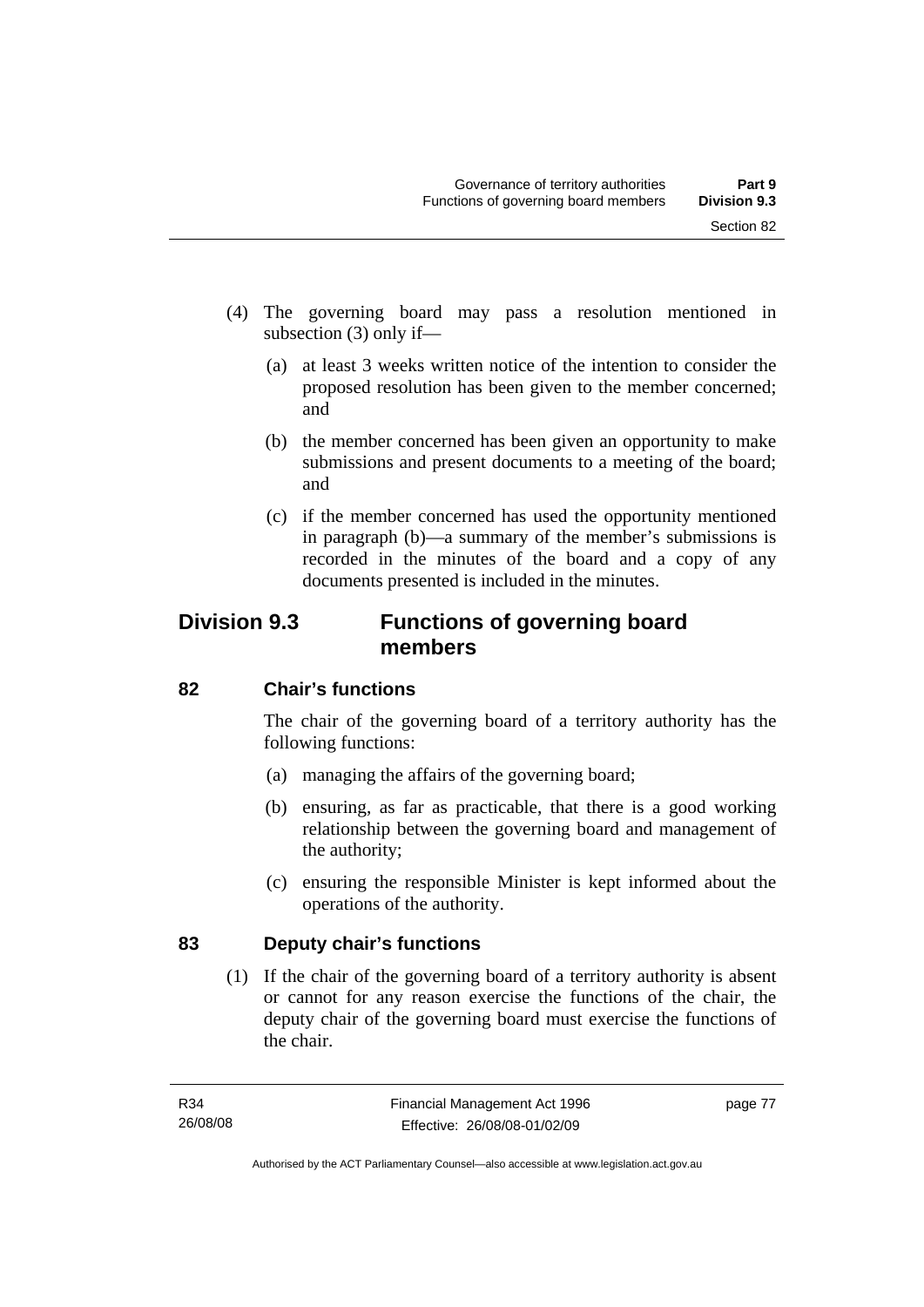(4) The governing board may pass a resolution mentioned in subsection (3) only if—

   (a) at least 3 weeks written notice of the intention to consider the proposed resolution has been given to the member concerned; and

   (b) the member concerned has been given an opportunity to make submissions and present documents to a meeting of the board; and

   (c) if the member concerned has used the opportunity mentioned in paragraph (b)—a summary of the member's submissions is recorded in the minutes of the board and a copy of any documents presented is included in the minutes.

## Division 9.3 Functions of governing board members

### 82 Chair's functions

The chair of the governing board of a territory authority has the following functions:

   (a) managing the affairs of the governing board;

   (b) ensuring, as far as practicable, that there is a good working relationship between the governing board and management of the authority;

   (c) ensuring the responsible Minister is kept informed about the operations of the authority.

### 83 Deputy chair's functions

(1) If the chair of the governing board of a territory authority is absent or cannot for any reason exercise the functions of the chair, the deputy chair of the governing board must exercise the functions of the chair.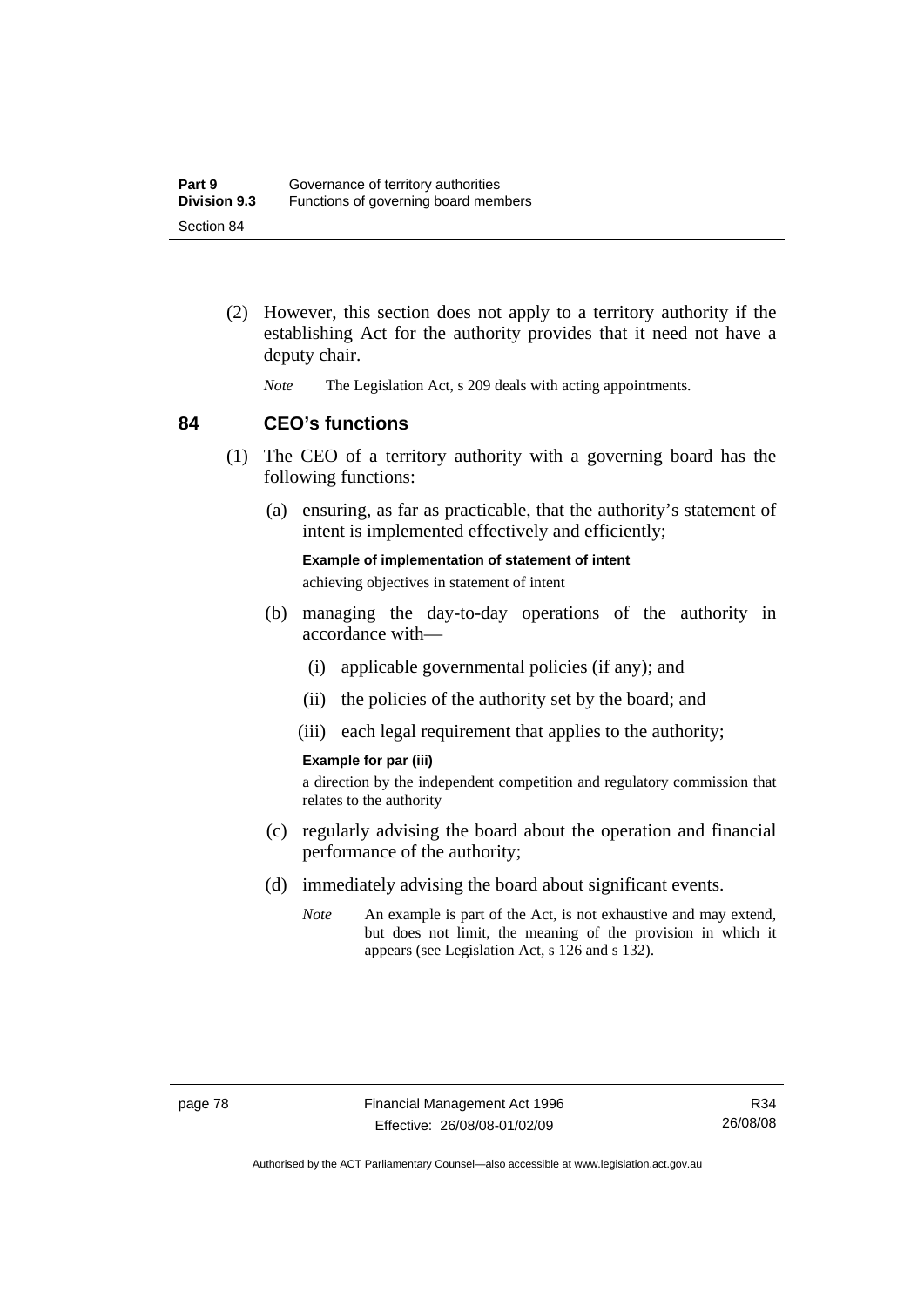(2) However, this section does not apply to a territory authority if the establishing Act for the authority provides that it need not have a deputy chair.

*Note* The Legislation Act, s 209 deals with acting appointments.

## 84 CEO's functions

(1) The CEO of a territory authority with a governing board has the following functions:

(a) ensuring, as far as practicable, that the authority's statement of intent is implemented effectively and efficiently;

**Example of implementation of statement of intent**

achieving objectives in statement of intent

(b) managing the day-to-day operations of the authority in accordance with—

(i) applicable governmental policies (if any); and

(ii) the policies of the authority set by the board; and

(iii) each legal requirement that applies to the authority;

**Example for par (iii)**

a direction by the independent competition and regulatory commission that relates to the authority

(c) regularly advising the board about the operation and financial performance of the authority;

(d) immediately advising the board about significant events.

*Note* An example is part of the Act, is not exhaustive and may extend, but does not limit, the meaning of the provision in which it appears (see Legislation Act, s 126 and s 132).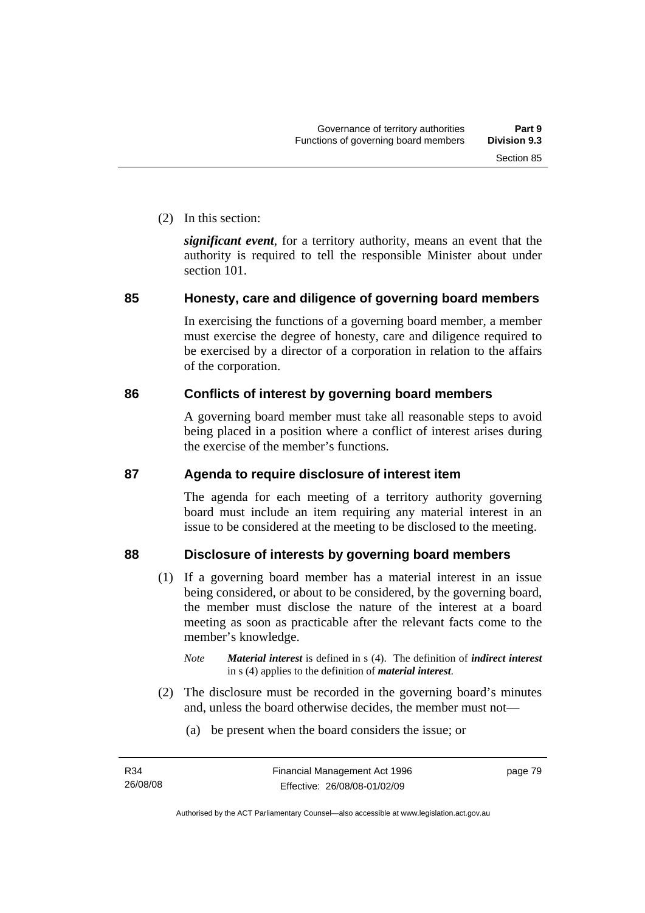(2) In this section:

***significant event***, for a territory authority, means an event that the authority is required to tell the responsible Minister about under section 101.

## 85 Honesty, care and diligence of governing board members

In exercising the functions of a governing board member, a member must exercise the degree of honesty, care and diligence required to be exercised by a director of a corporation in relation to the affairs of the corporation.

## 86 Conflicts of interest by governing board members

A governing board member must take all reasonable steps to avoid being placed in a position where a conflict of interest arises during the exercise of the member's functions.

## 87 Agenda to require disclosure of interest item

The agenda for each meeting of a territory authority governing board must include an item requiring any material interest in an issue to be considered at the meeting to be disclosed to the meeting.

## 88 Disclosure of interests by governing board members

(1) If a governing board member has a material interest in an issue being considered, or about to be considered, by the governing board, the member must disclose the nature of the interest at a board meeting as soon as practicable after the relevant facts come to the member's knowledge.

*Note* ***Material interest*** is defined in s (4). The definition of ***indirect interest*** in s (4) applies to the definition of ***material interest***.

(2) The disclosure must be recorded in the governing board's minutes and, unless the board otherwise decides, the member must not—

(a) be present when the board considers the issue; or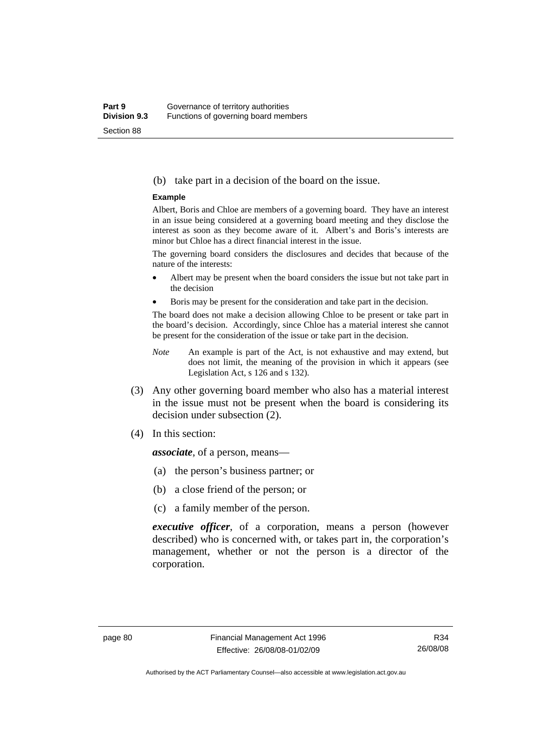(b) take part in a decision of the board on the issue.

**Example**

Albert, Boris and Chloe are members of a governing board. They have an interest in an issue being considered at a governing board meeting and they disclose the interest as soon as they become aware of it. Albert's and Boris's interests are minor but Chloe has a direct financial interest in the issue.

The governing board considers the disclosures and decides that because of the nature of the interests:

- Albert may be present when the board considers the issue but not take part in the decision
- Boris may be present for the consideration and take part in the decision.

The board does not make a decision allowing Chloe to be present or take part in the board's decision. Accordingly, since Chloe has a material interest she cannot be present for the consideration of the issue or take part in the decision.

*Note* An example is part of the Act, is not exhaustive and may extend, but does not limit, the meaning of the provision in which it appears (see Legislation Act, s 126 and s 132).

(3) Any other governing board member who also has a material interest in the issue must not be present when the board is considering its decision under subsection (2).

(4) In this section:

***associate***, of a person, means—

(a) the person's business partner; or

(b) a close friend of the person; or

(c) a family member of the person.

***executive officer***, of a corporation, means a person (however described) who is concerned with, or takes part in, the corporation's management, whether or not the person is a director of the corporation.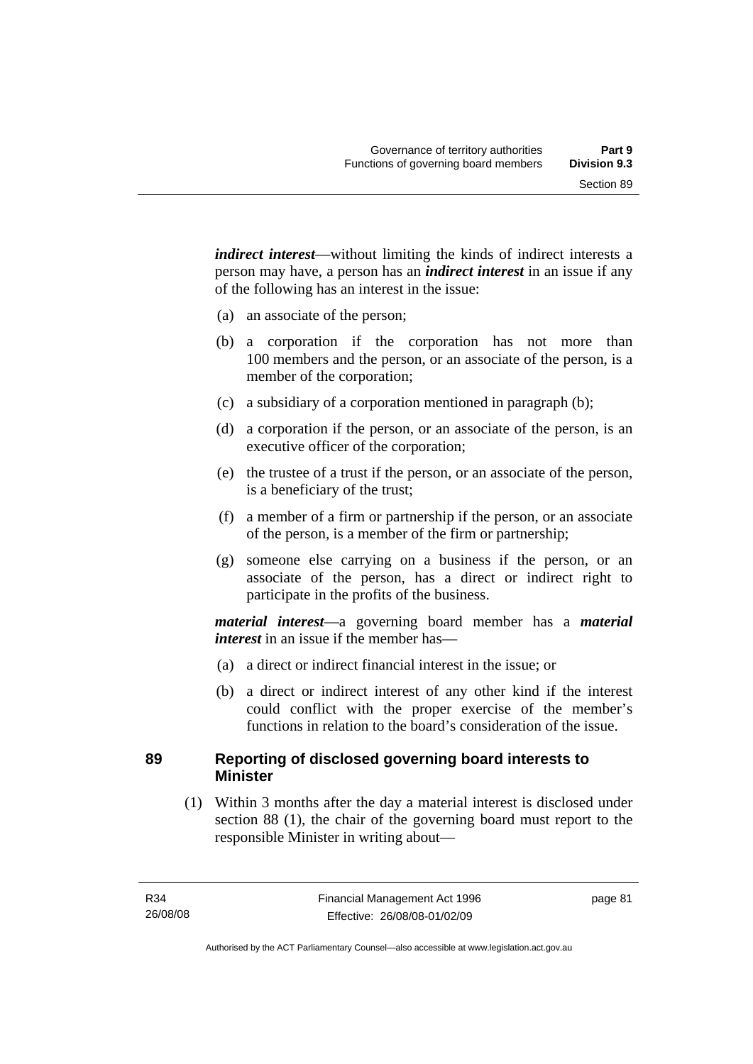***indirect interest***—without limiting the kinds of indirect interests a person may have, a person has an ***indirect interest*** in an issue if any of the following has an interest in the issue:

(a) an associate of the person;

(b) a corporation if the corporation has not more than 100 members and the person, or an associate of the person, is a member of the corporation;

(c) a subsidiary of a corporation mentioned in paragraph (b);

(d) a corporation if the person, or an associate of the person, is an executive officer of the corporation;

(e) the trustee of a trust if the person, or an associate of the person, is a beneficiary of the trust;

(f) a member of a firm or partnership if the person, or an associate of the person, is a member of the firm or partnership;

(g) someone else carrying on a business if the person, or an associate of the person, has a direct or indirect right to participate in the profits of the business.

***material interest***—a governing board member has a ***material interest*** in an issue if the member has—

(a) a direct or indirect financial interest in the issue; or

(b) a direct or indirect interest of any other kind if the interest could conflict with the proper exercise of the member's functions in relation to the board's consideration of the issue.

## 89 Reporting of disclosed governing board interests to Minister

(1) Within 3 months after the day a material interest is disclosed under section 88 (1), the chair of the governing board must report to the responsible Minister in writing about—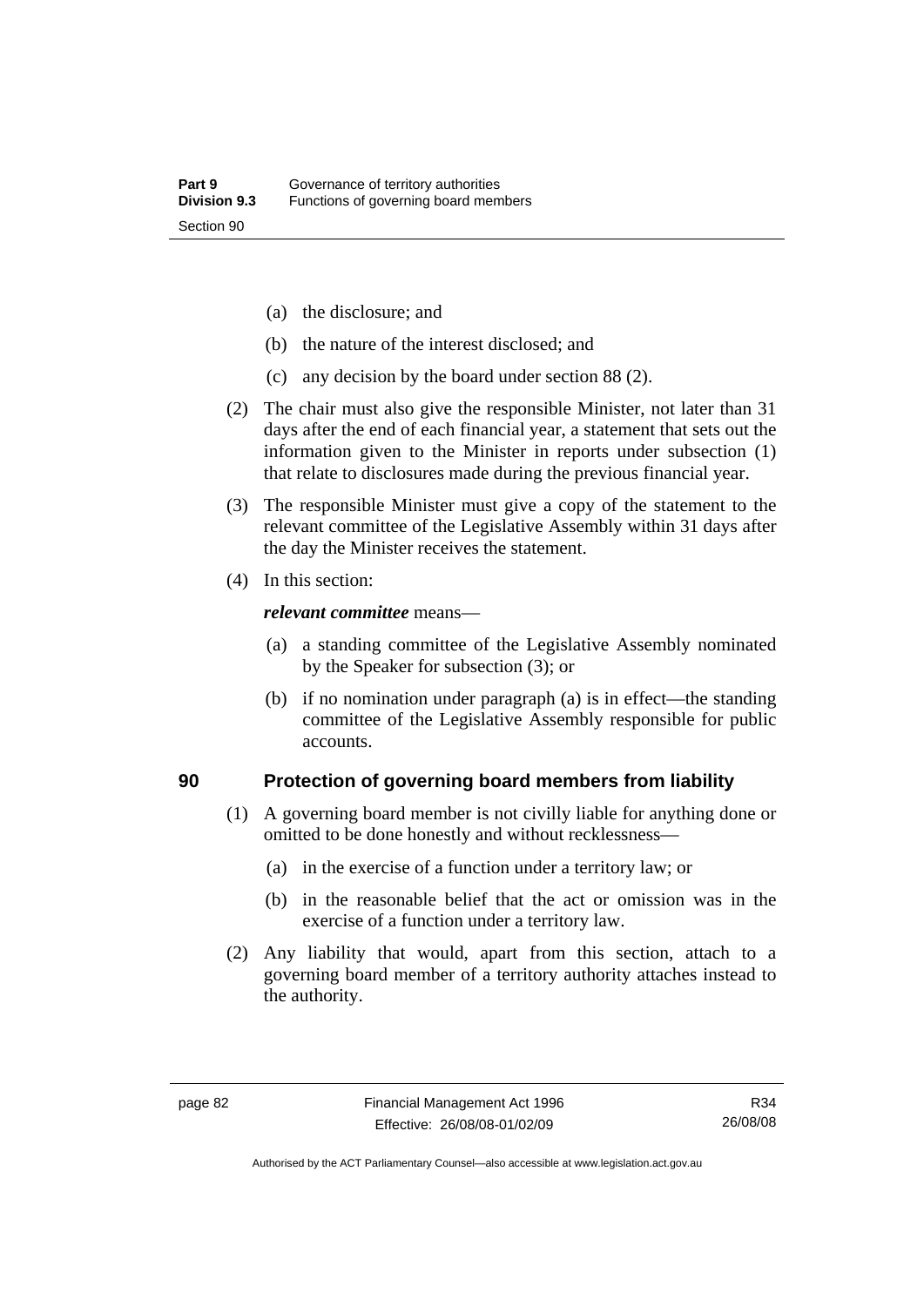(a) the disclosure; and

(b) the nature of the interest disclosed; and

(c) any decision by the board under section 88 (2).

(2) The chair must also give the responsible Minister, not later than 31 days after the end of each financial year, a statement that sets out the information given to the Minister in reports under subsection (1) that relate to disclosures made during the previous financial year.

(3) The responsible Minister must give a copy of the statement to the relevant committee of the Legislative Assembly within 31 days after the day the Minister receives the statement.

(4) In this section:

***relevant committee*** means—

(a) a standing committee of the Legislative Assembly nominated by the Speaker for subsection (3); or

(b) if no nomination under paragraph (a) is in effect—the standing committee of the Legislative Assembly responsible for public accounts.

## 90 Protection of governing board members from liability

(1) A governing board member is not civilly liable for anything done or omitted to be done honestly and without recklessness—

(a) in the exercise of a function under a territory law; or

(b) in the reasonable belief that the act or omission was in the exercise of a function under a territory law.

(2) Any liability that would, apart from this section, attach to a governing board member of a territory authority attaches instead to the authority.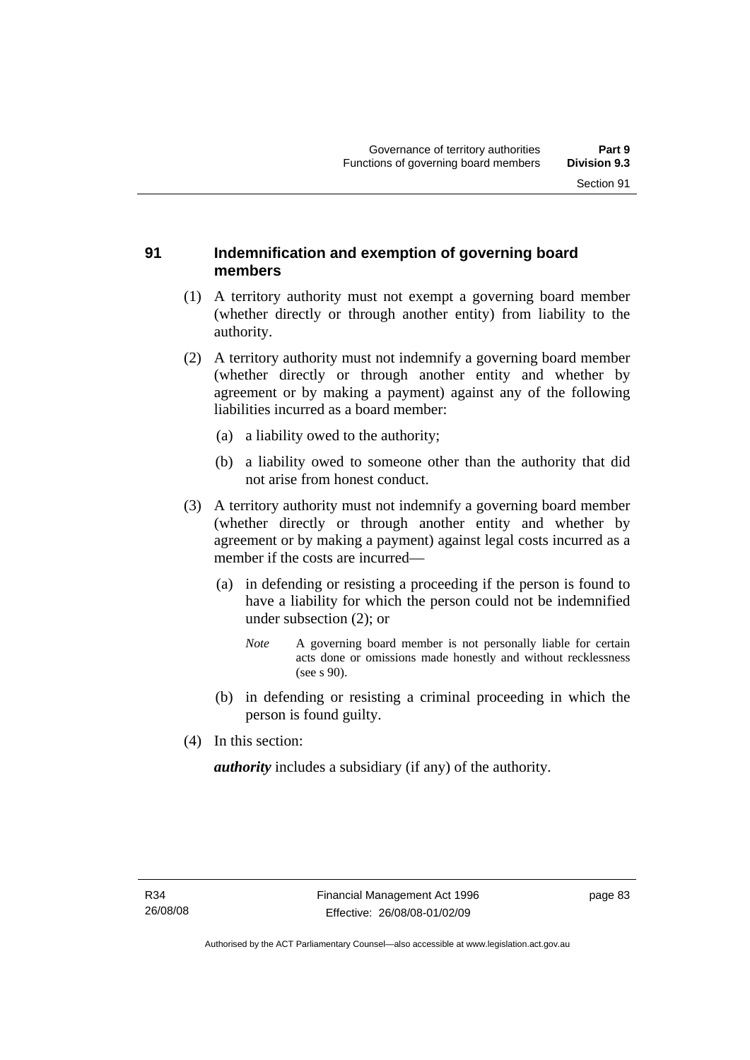## 91 Indemnification and exemption of governing board members

(1) A territory authority must not exempt a governing board member (whether directly or through another entity) from liability to the authority.

(2) A territory authority must not indemnify a governing board member (whether directly or through another entity and whether by agreement or by making a payment) against any of the following liabilities incurred as a board member:

(a) a liability owed to the authority;

(b) a liability owed to someone other than the authority that did not arise from honest conduct.

(3) A territory authority must not indemnify a governing board member (whether directly or through another entity and whether by agreement or by making a payment) against legal costs incurred as a member if the costs are incurred—

(a) in defending or resisting a proceeding if the person is found to have a liability for which the person could not be indemnified under subsection (2); or

*Note* A governing board member is not personally liable for certain acts done or omissions made honestly and without recklessness (see s 90).

(b) in defending or resisting a criminal proceeding in which the person is found guilty.

(4) In this section:

***authority*** includes a subsidiary (if any) of the authority.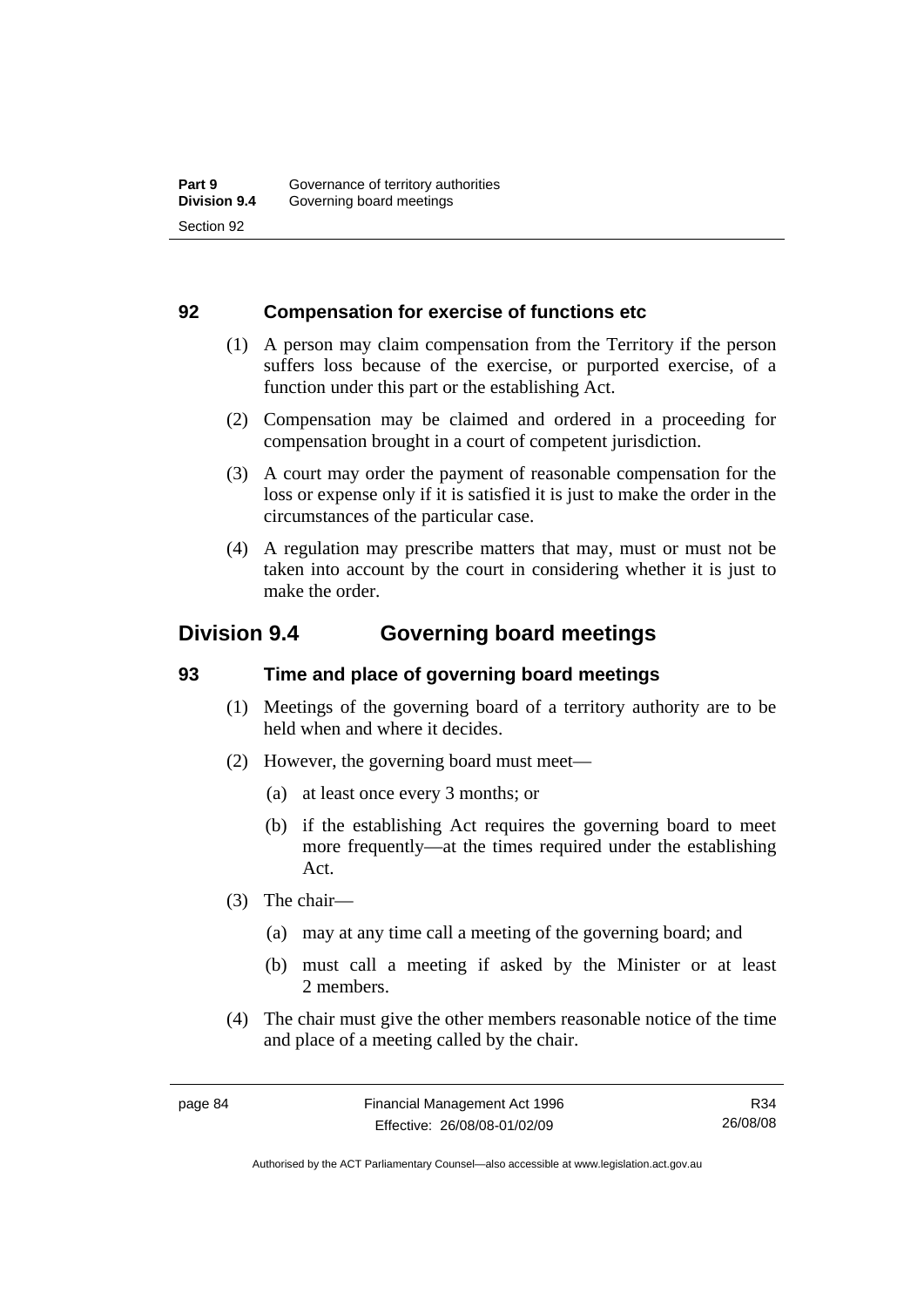### 92 Compensation for exercise of functions etc

(1) A person may claim compensation from the Territory if the person suffers loss because of the exercise, or purported exercise, of a function under this part or the establishing Act.

(2) Compensation may be claimed and ordered in a proceeding for compensation brought in a court of competent jurisdiction.

(3) A court may order the payment of reasonable compensation for the loss or expense only if it is satisfied it is just to make the order in the circumstances of the particular case.

(4) A regulation may prescribe matters that may, must or must not be taken into account by the court in considering whether it is just to make the order.

## Division 9.4 Governing board meetings

### 93 Time and place of governing board meetings

(1) Meetings of the governing board of a territory authority are to be held when and where it decides.

(2) However, the governing board must meet—

- (a) at least once every 3 months; or
- (b) if the establishing Act requires the governing board to meet more frequently—at the times required under the establishing Act.

(3) The chair—

- (a) may at any time call a meeting of the governing board; and
- (b) must call a meeting if asked by the Minister or at least 2 members.

(4) The chair must give the other members reasonable notice of the time and place of a meeting called by the chair.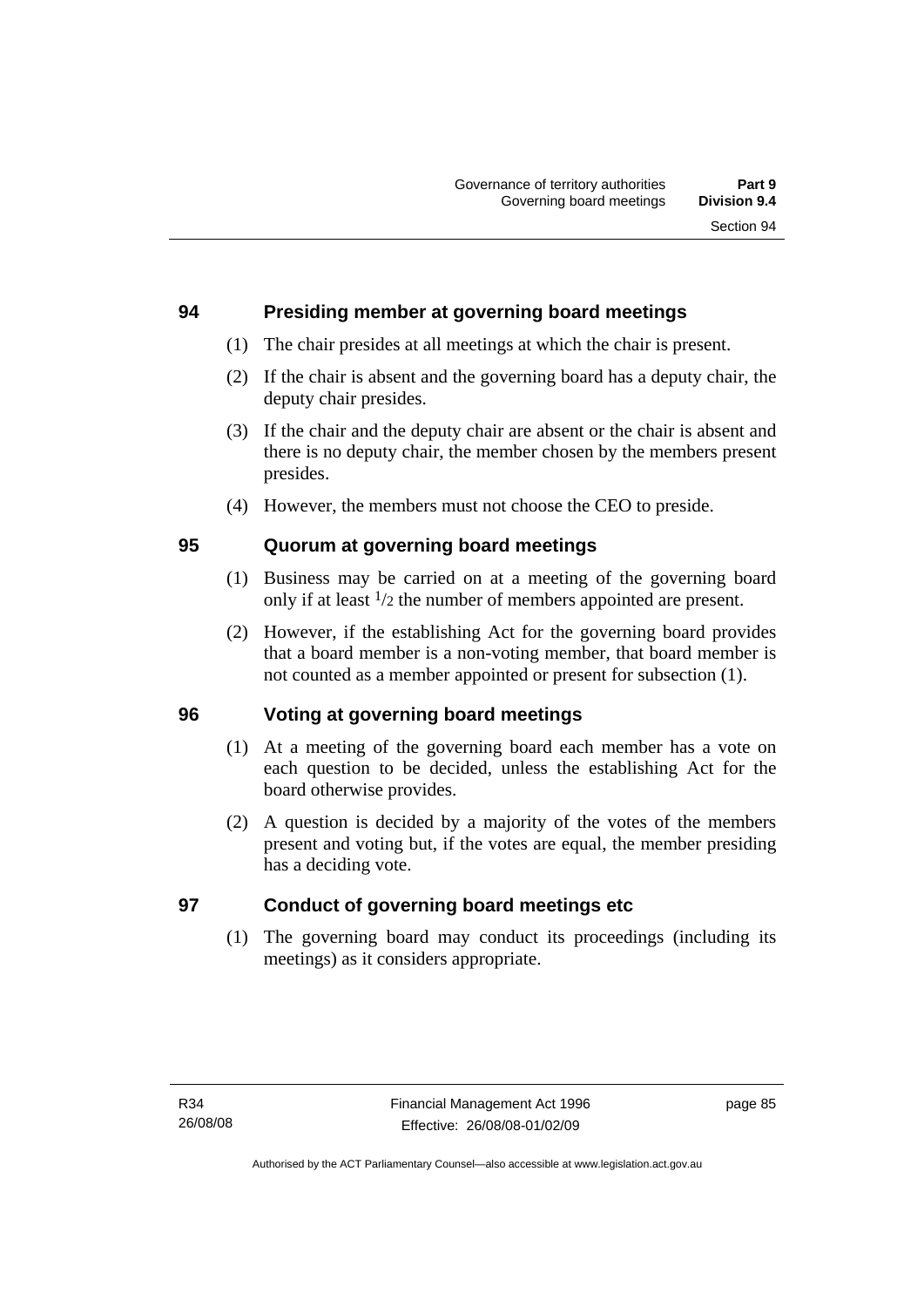## 94 Presiding member at governing board meetings

(1) The chair presides at all meetings at which the chair is present.

(2) If the chair is absent and the governing board has a deputy chair, the deputy chair presides.

(3) If the chair and the deputy chair are absent or the chair is absent and there is no deputy chair, the member chosen by the members present presides.

(4) However, the members must not choose the CEO to preside.

## 95 Quorum at governing board meetings

(1) Business may be carried on at a meeting of the governing board only if at least $1/2$ the number of members appointed are present.

(2) However, if the establishing Act for the governing board provides that a board member is a non-voting member, that board member is not counted as a member appointed or present for subsection (1).

## 96 Voting at governing board meetings

(1) At a meeting of the governing board each member has a vote on each question to be decided, unless the establishing Act for the board otherwise provides.

(2) A question is decided by a majority of the votes of the members present and voting but, if the votes are equal, the member presiding has a deciding vote.

## 97 Conduct of governing board meetings etc

(1) The governing board may conduct its proceedings (including its meetings) as it considers appropriate.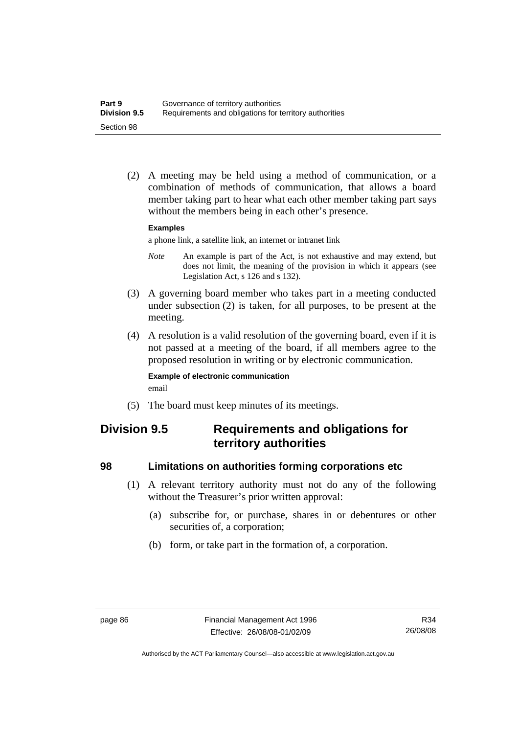(2) A meeting may be held using a method of communication, or a combination of methods of communication, that allows a board member taking part to hear what each other member taking part says without the members being in each other's presence.

**Examples**

a phone link, a satellite link, an internet or intranet link

*Note* An example is part of the Act, is not exhaustive and may extend, but does not limit, the meaning of the provision in which it appears (see Legislation Act, s 126 and s 132).

(3) A governing board member who takes part in a meeting conducted under subsection (2) is taken, for all purposes, to be present at the meeting.

(4) A resolution is a valid resolution of the governing board, even if it is not passed at a meeting of the board, if all members agree to the proposed resolution in writing or by electronic communication.

**Example of electronic communication**

email

(5) The board must keep minutes of its meetings.

## Division 9.5 Requirements and obligations for territory authorities

### 98 Limitations on authorities forming corporations etc

(1) A relevant territory authority must not do any of the following without the Treasurer's prior written approval:

(a) subscribe for, or purchase, shares in or debentures or other securities of, a corporation;

(b) form, or take part in the formation of, a corporation.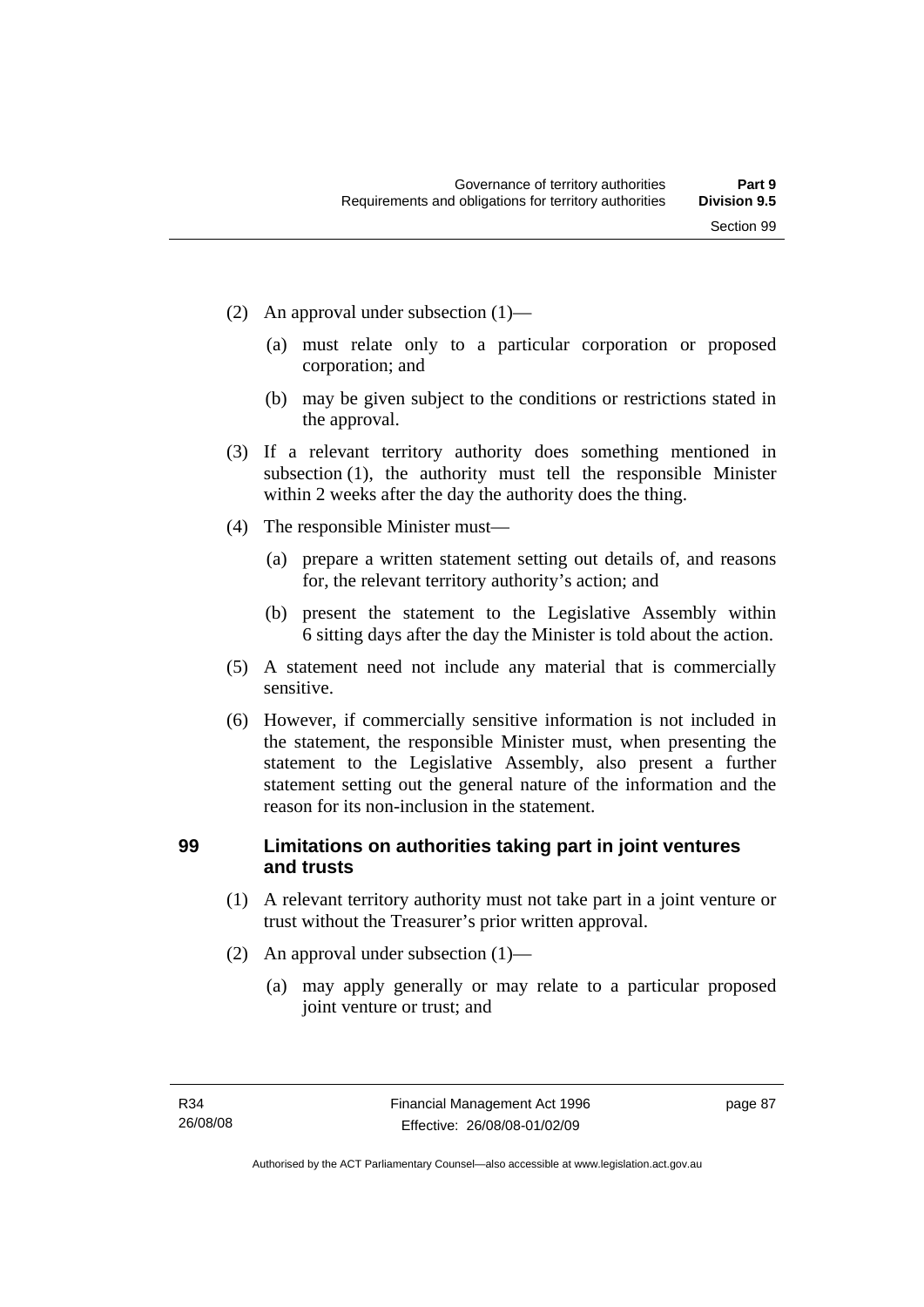(2) An approval under subsection (1)—

  (a) must relate only to a particular corporation or proposed corporation; and

  (b) may be given subject to the conditions or restrictions stated in the approval.

(3) If a relevant territory authority does something mentioned in subsection (1), the authority must tell the responsible Minister within 2 weeks after the day the authority does the thing.

(4) The responsible Minister must—

  (a) prepare a written statement setting out details of, and reasons for, the relevant territory authority's action; and

  (b) present the statement to the Legislative Assembly within 6 sitting days after the day the Minister is told about the action.

(5) A statement need not include any material that is commercially sensitive.

(6) However, if commercially sensitive information is not included in the statement, the responsible Minister must, when presenting the statement to the Legislative Assembly, also present a further statement setting out the general nature of the information and the reason for its non-inclusion in the statement.

## 99 Limitations on authorities taking part in joint ventures and trusts

(1) A relevant territory authority must not take part in a joint venture or trust without the Treasurer's prior written approval.

(2) An approval under subsection (1)—

  (a) may apply generally or may relate to a particular proposed joint venture or trust; and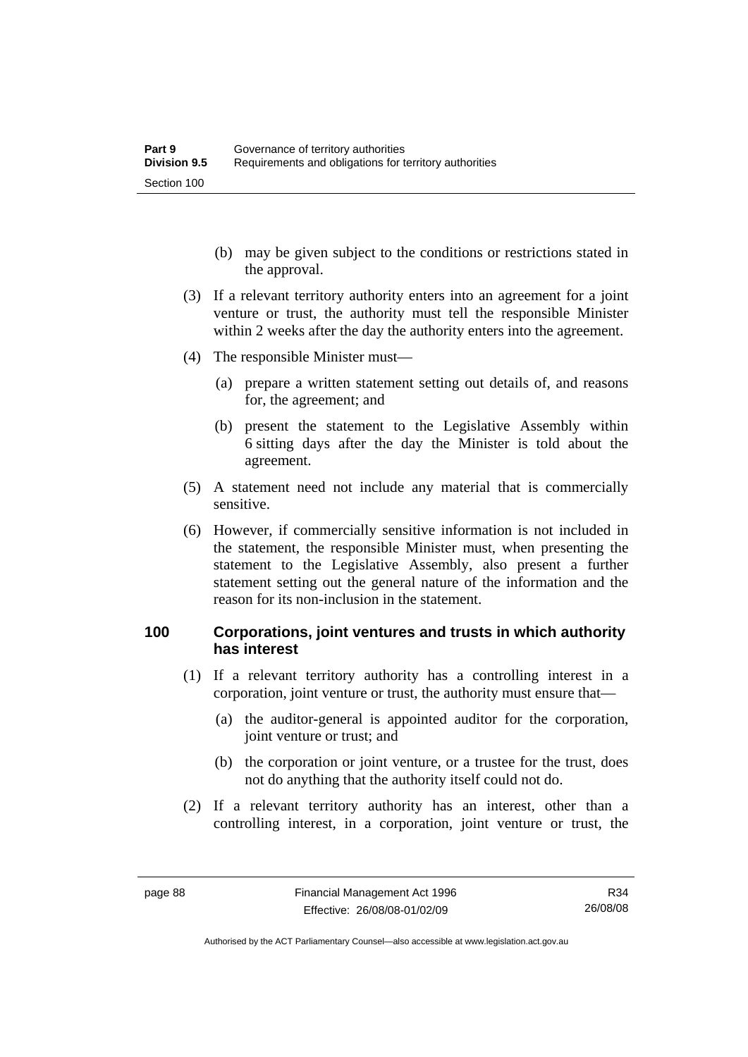(b) may be given subject to the conditions or restrictions stated in the approval.

(3) If a relevant territory authority enters into an agreement for a joint venture or trust, the authority must tell the responsible Minister within 2 weeks after the day the authority enters into the agreement.

(4) The responsible Minister must—

(a) prepare a written statement setting out details of, and reasons for, the agreement; and

(b) present the statement to the Legislative Assembly within 6 sitting days after the day the Minister is told about the agreement.

(5) A statement need not include any material that is commercially sensitive.

(6) However, if commercially sensitive information is not included in the statement, the responsible Minister must, when presenting the statement to the Legislative Assembly, also present a further statement setting out the general nature of the information and the reason for its non-inclusion in the statement.

## 100 Corporations, joint ventures and trusts in which authority has interest

(1) If a relevant territory authority has a controlling interest in a corporation, joint venture or trust, the authority must ensure that—

(a) the auditor-general is appointed auditor for the corporation, joint venture or trust; and

(b) the corporation or joint venture, or a trustee for the trust, does not do anything that the authority itself could not do.

(2) If a relevant territory authority has an interest, other than a controlling interest, in a corporation, joint venture or trust, the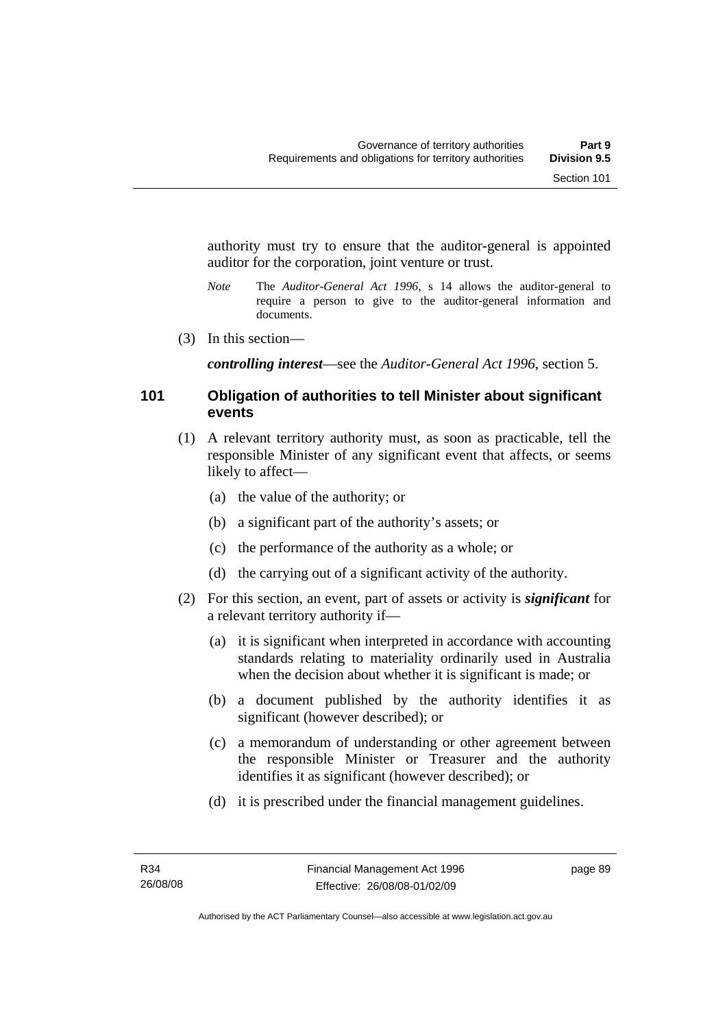authority must try to ensure that the auditor-general is appointed auditor for the corporation, joint venture or trust.

*Note* The *Auditor-General Act 1996*, s 14 allows the auditor-general to require a person to give to the auditor-general information and documents.

(3) In this section—

***controlling interest***—see the *Auditor-General Act 1996*, section 5.

## 101 Obligation of authorities to tell Minister about significant events

(1) A relevant territory authority must, as soon as practicable, tell the responsible Minister of any significant event that affects, or seems likely to affect—

(a) the value of the authority; or

(b) a significant part of the authority's assets; or

(c) the performance of the authority as a whole; or

(d) the carrying out of a significant activity of the authority.

(2) For this section, an event, part of assets or activity is ***significant*** for a relevant territory authority if—

(a) it is significant when interpreted in accordance with accounting standards relating to materiality ordinarily used in Australia when the decision about whether it is significant is made; or

(b) a document published by the authority identifies it as significant (however described); or

(c) a memorandum of understanding or other agreement between the responsible Minister or Treasurer and the authority identifies it as significant (however described); or

(d) it is prescribed under the financial management guidelines.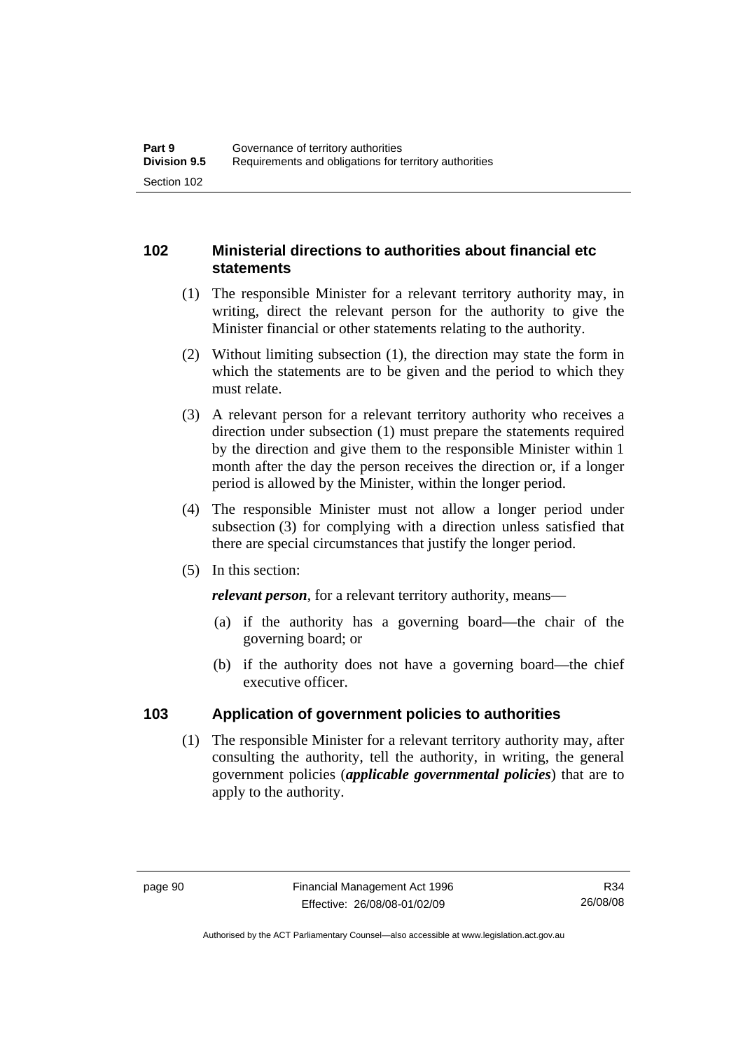## 102 Ministerial directions to authorities about financial etc statements

(1) The responsible Minister for a relevant territory authority may, in writing, direct the relevant person for the authority to give the Minister financial or other statements relating to the authority.

(2) Without limiting subsection (1), the direction may state the form in which the statements are to be given and the period to which they must relate.

(3) A relevant person for a relevant territory authority who receives a direction under subsection (1) must prepare the statements required by the direction and give them to the responsible Minister within 1 month after the day the person receives the direction or, if a longer period is allowed by the Minister, within the longer period.

(4) The responsible Minister must not allow a longer period under subsection (3) for complying with a direction unless satisfied that there are special circumstances that justify the longer period.

(5) In this section:

***relevant person***, for a relevant territory authority, means—

(a) if the authority has a governing board—the chair of the governing board; or

(b) if the authority does not have a governing board—the chief executive officer.

## 103 Application of government policies to authorities

(1) The responsible Minister for a relevant territory authority may, after consulting the authority, tell the authority, in writing, the general government policies (***applicable governmental policies***) that are to apply to the authority.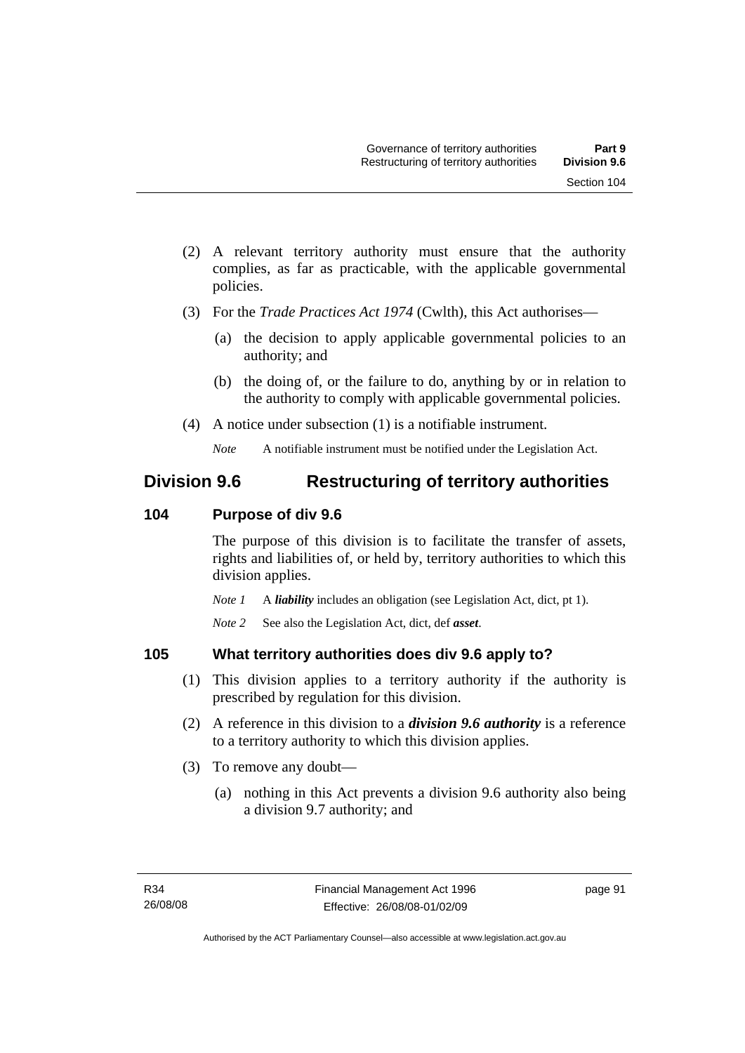(2) A relevant territory authority must ensure that the authority complies, as far as practicable, with the applicable governmental policies.

(3) For the *Trade Practices Act 1974* (Cwlth), this Act authorises—

(a) the decision to apply applicable governmental policies to an authority; and

(b) the doing of, or the failure to do, anything by or in relation to the authority to comply with applicable governmental policies.

(4) A notice under subsection (1) is a notifiable instrument.

*Note* A notifiable instrument must be notified under the Legislation Act.

## Division 9.6 Restructuring of territory authorities

### 104 Purpose of div 9.6

The purpose of this division is to facilitate the transfer of assets, rights and liabilities of, or held by, territory authorities to which this division applies.

*Note 1* A ***liability*** includes an obligation (see Legislation Act, dict, pt 1).

*Note 2* See also the Legislation Act, dict, def ***asset***.

### 105 What territory authorities does div 9.6 apply to?

(1) This division applies to a territory authority if the authority is prescribed by regulation for this division.

(2) A reference in this division to a ***division 9.6 authority*** is a reference to a territory authority to which this division applies.

(3) To remove any doubt—

(a) nothing in this Act prevents a division 9.6 authority also being a division 9.7 authority; and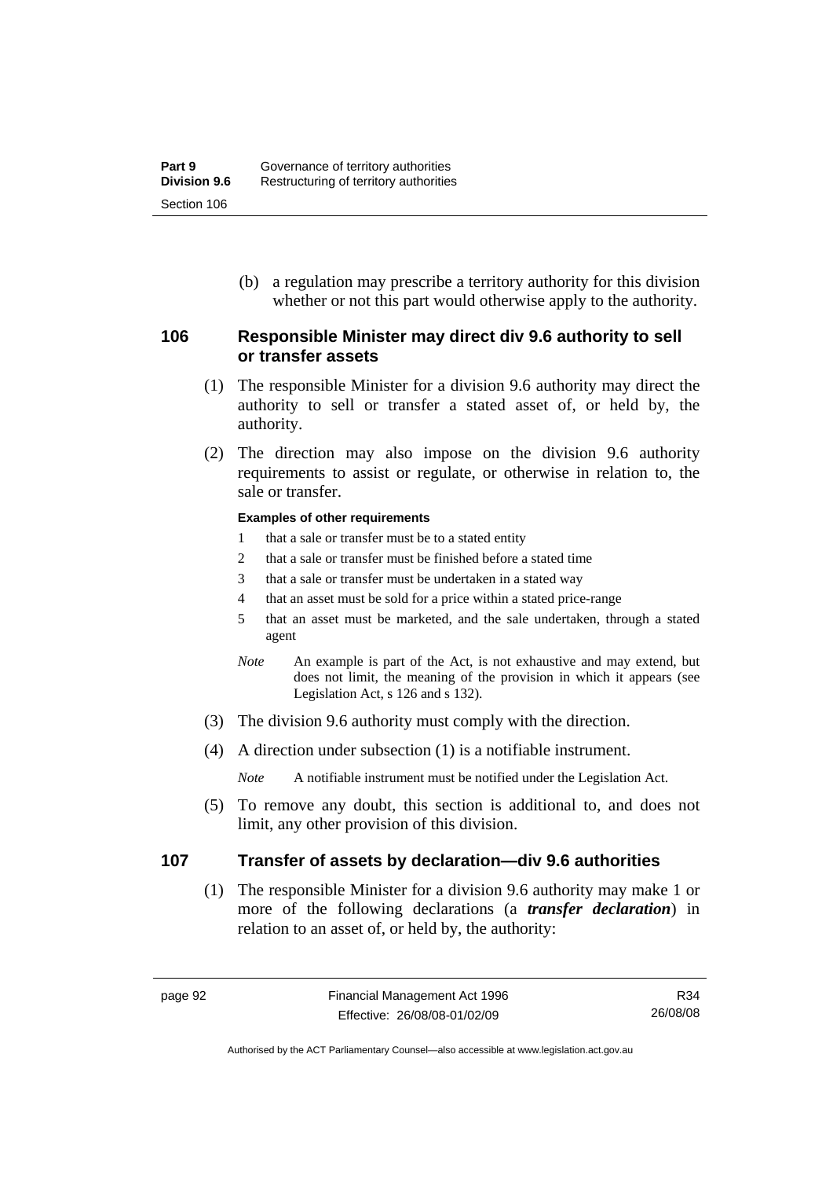(b) a regulation may prescribe a territory authority for this division whether or not this part would otherwise apply to the authority.

### 106 Responsible Minister may direct div 9.6 authority to sell or transfer assets

(1) The responsible Minister for a division 9.6 authority may direct the authority to sell or transfer a stated asset of, or held by, the authority.

(2) The direction may also impose on the division 9.6 authority requirements to assist or regulate, or otherwise in relation to, the sale or transfer.

**Examples of other requirements**

1 that a sale or transfer must be to a stated entity

2 that a sale or transfer must be finished before a stated time

3 that a sale or transfer must be undertaken in a stated way

4 that an asset must be sold for a price within a stated price-range

5 that an asset must be marketed, and the sale undertaken, through a stated agent

*Note* An example is part of the Act, is not exhaustive and may extend, but does not limit, the meaning of the provision in which it appears (see Legislation Act, s 126 and s 132).

(3) The division 9.6 authority must comply with the direction.

(4) A direction under subsection (1) is a notifiable instrument.

*Note* A notifiable instrument must be notified under the Legislation Act.

(5) To remove any doubt, this section is additional to, and does not limit, any other provision of this division.

### 107 Transfer of assets by declaration—div 9.6 authorities

(1) The responsible Minister for a division 9.6 authority may make 1 or more of the following declarations (a ***transfer declaration***) in relation to an asset of, or held by, the authority: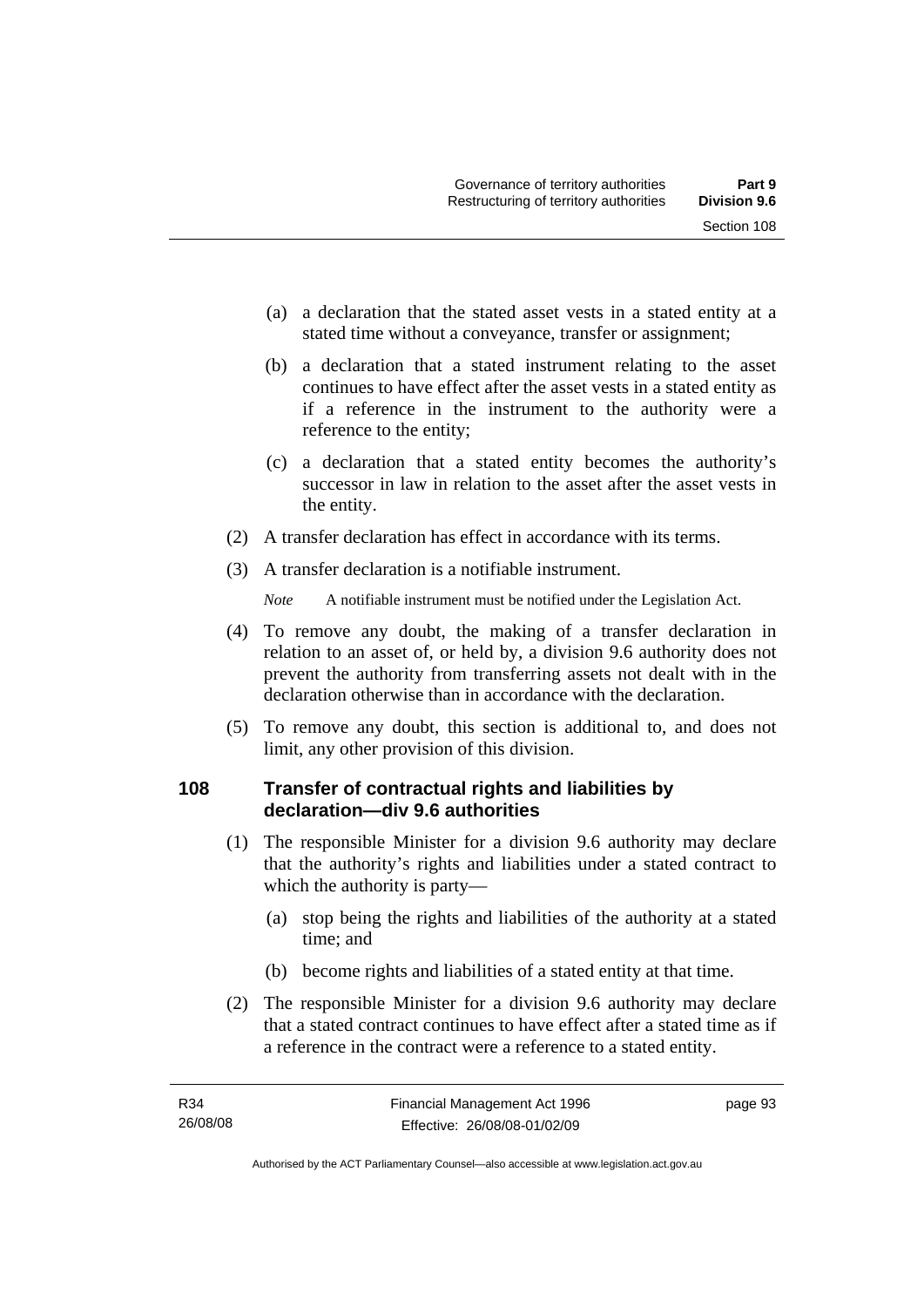(a) a declaration that the stated asset vests in a stated entity at a stated time without a conveyance, transfer or assignment;

(b) a declaration that a stated instrument relating to the asset continues to have effect after the asset vests in a stated entity as if a reference in the instrument to the authority were a reference to the entity;

(c) a declaration that a stated entity becomes the authority's successor in law in relation to the asset after the asset vests in the entity.

(2) A transfer declaration has effect in accordance with its terms.

(3) A transfer declaration is a notifiable instrument.

*Note* A notifiable instrument must be notified under the Legislation Act.

(4) To remove any doubt, the making of a transfer declaration in relation to an asset of, or held by, a division 9.6 authority does not prevent the authority from transferring assets not dealt with in the declaration otherwise than in accordance with the declaration.

(5) To remove any doubt, this section is additional to, and does not limit, any other provision of this division.

## 108 Transfer of contractual rights and liabilities by declaration—div 9.6 authorities

(1) The responsible Minister for a division 9.6 authority may declare that the authority's rights and liabilities under a stated contract to which the authority is party—

(a) stop being the rights and liabilities of the authority at a stated time; and

(b) become rights and liabilities of a stated entity at that time.

(2) The responsible Minister for a division 9.6 authority may declare that a stated contract continues to have effect after a stated time as if a reference in the contract were a reference to a stated entity.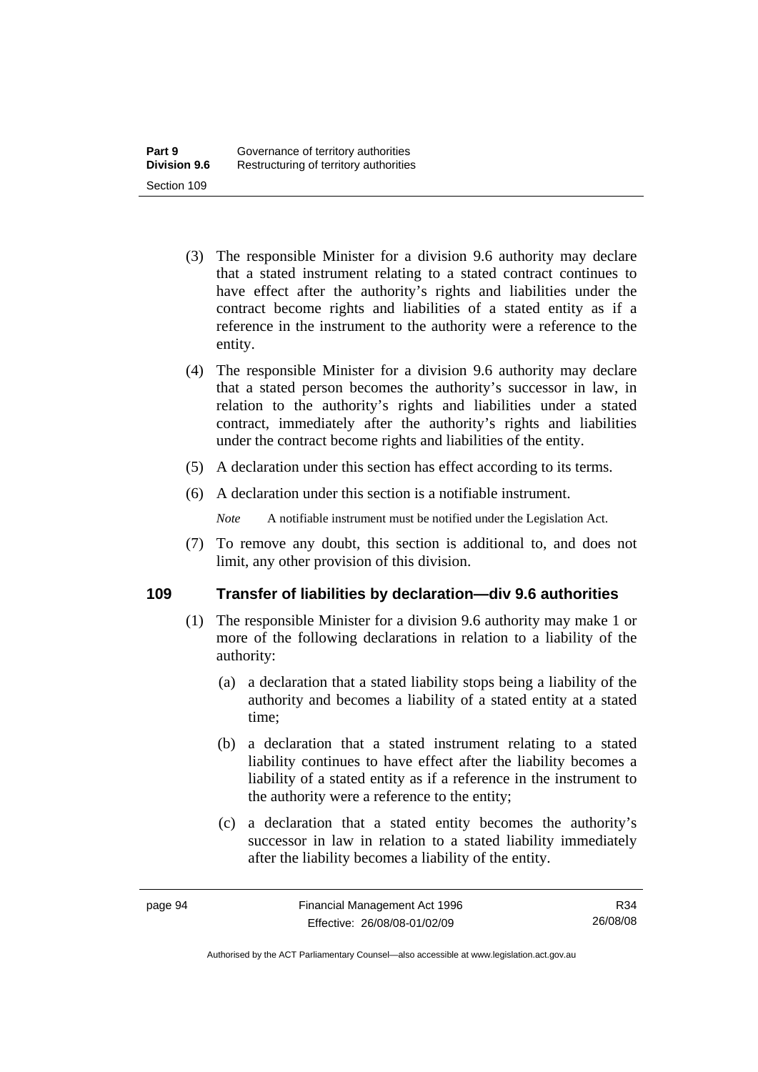(3) The responsible Minister for a division 9.6 authority may declare that a stated instrument relating to a stated contract continues to have effect after the authority's rights and liabilities under the contract become rights and liabilities of a stated entity as if a reference in the instrument to the authority were a reference to the entity.

(4) The responsible Minister for a division 9.6 authority may declare that a stated person becomes the authority's successor in law, in relation to the authority's rights and liabilities under a stated contract, immediately after the authority's rights and liabilities under the contract become rights and liabilities of the entity.

(5) A declaration under this section has effect according to its terms.

(6) A declaration under this section is a notifiable instrument.

*Note* A notifiable instrument must be notified under the Legislation Act.

(7) To remove any doubt, this section is additional to, and does not limit, any other provision of this division.

### 109 Transfer of liabilities by declaration—div 9.6 authorities

(1) The responsible Minister for a division 9.6 authority may make 1 or more of the following declarations in relation to a liability of the authority:

(a) a declaration that a stated liability stops being a liability of the authority and becomes a liability of a stated entity at a stated time;

(b) a declaration that a stated instrument relating to a stated liability continues to have effect after the liability becomes a liability of a stated entity as if a reference in the instrument to the authority were a reference to the entity;

(c) a declaration that a stated entity becomes the authority's successor in law in relation to a stated liability immediately after the liability becomes a liability of the entity.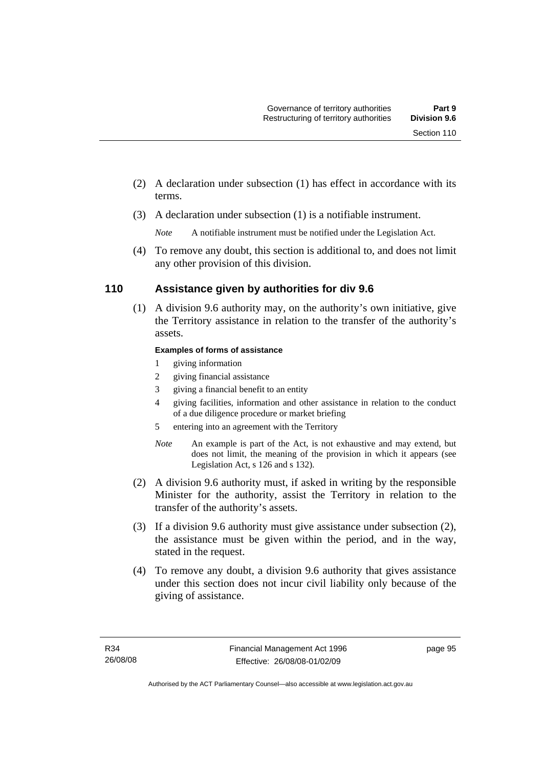(2) A declaration under subsection (1) has effect in accordance with its terms.

(3) A declaration under subsection (1) is a notifiable instrument.

*Note* A notifiable instrument must be notified under the Legislation Act.

(4) To remove any doubt, this section is additional to, and does not limit any other provision of this division.

## 110 Assistance given by authorities for div 9.6

(1) A division 9.6 authority may, on the authority's own initiative, give the Territory assistance in relation to the transfer of the authority's assets.

**Examples of forms of assistance**

1 giving information
2 giving financial assistance
3 giving a financial benefit to an entity
4 giving facilities, information and other assistance in relation to the conduct of a due diligence procedure or market briefing
5 entering into an agreement with the Territory

*Note* An example is part of the Act, is not exhaustive and may extend, but does not limit, the meaning of the provision in which it appears (see Legislation Act, s 126 and s 132).

(2) A division 9.6 authority must, if asked in writing by the responsible Minister for the authority, assist the Territory in relation to the transfer of the authority's assets.

(3) If a division 9.6 authority must give assistance under subsection (2), the assistance must be given within the period, and in the way, stated in the request.

(4) To remove any doubt, a division 9.6 authority that gives assistance under this section does not incur civil liability only because of the giving of assistance.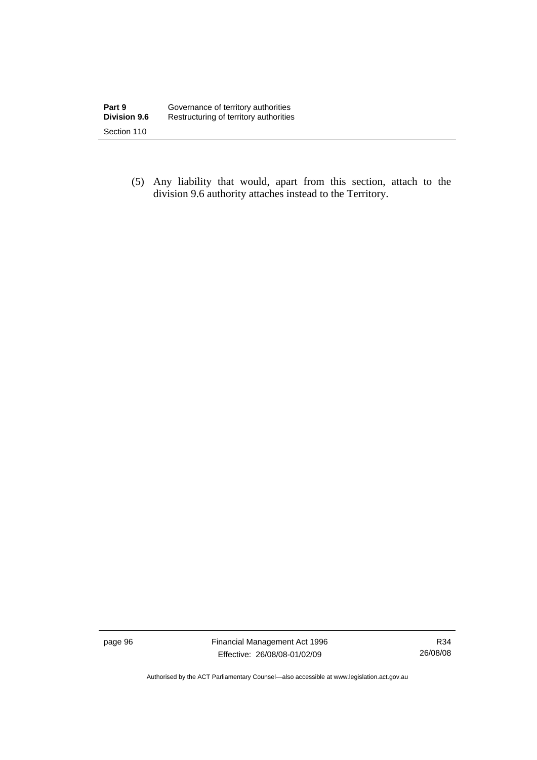(5) Any liability that would, apart from this section, attach to the division 9.6 authority attaches instead to the Territory.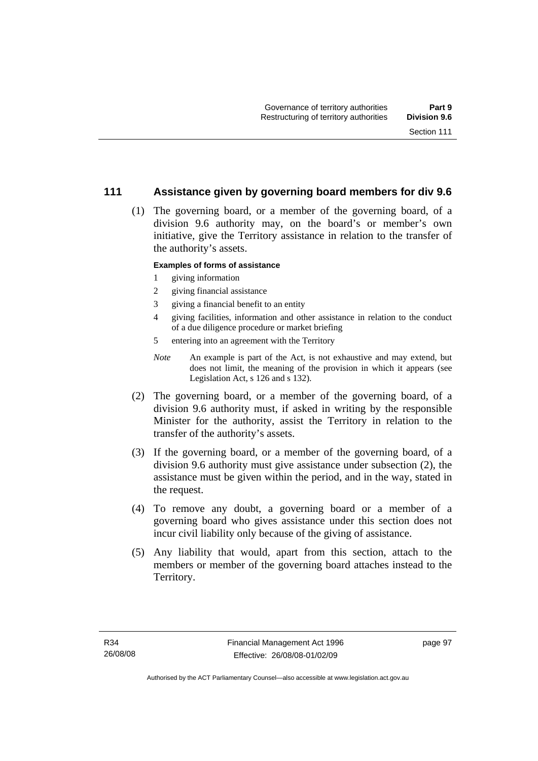## 111 Assistance given by governing board members for div 9.6

(1) The governing board, or a member of the governing board, of a division 9.6 authority may, on the board's or member's own initiative, give the Territory assistance in relation to the transfer of the authority's assets.

**Examples of forms of assistance**

1 giving information
2 giving financial assistance
3 giving a financial benefit to an entity
4 giving facilities, information and other assistance in relation to the conduct of a due diligence procedure or market briefing
5 entering into an agreement with the Territory

*Note* An example is part of the Act, is not exhaustive and may extend, but does not limit, the meaning of the provision in which it appears (see Legislation Act, s 126 and s 132).

(2) The governing board, or a member of the governing board, of a division 9.6 authority must, if asked in writing by the responsible Minister for the authority, assist the Territory in relation to the transfer of the authority's assets.

(3) If the governing board, or a member of the governing board, of a division 9.6 authority must give assistance under subsection (2), the assistance must be given within the period, and in the way, stated in the request.

(4) To remove any doubt, a governing board or a member of a governing board who gives assistance under this section does not incur civil liability only because of the giving of assistance.

(5) Any liability that would, apart from this section, attach to the members or member of the governing board attaches instead to the Territory.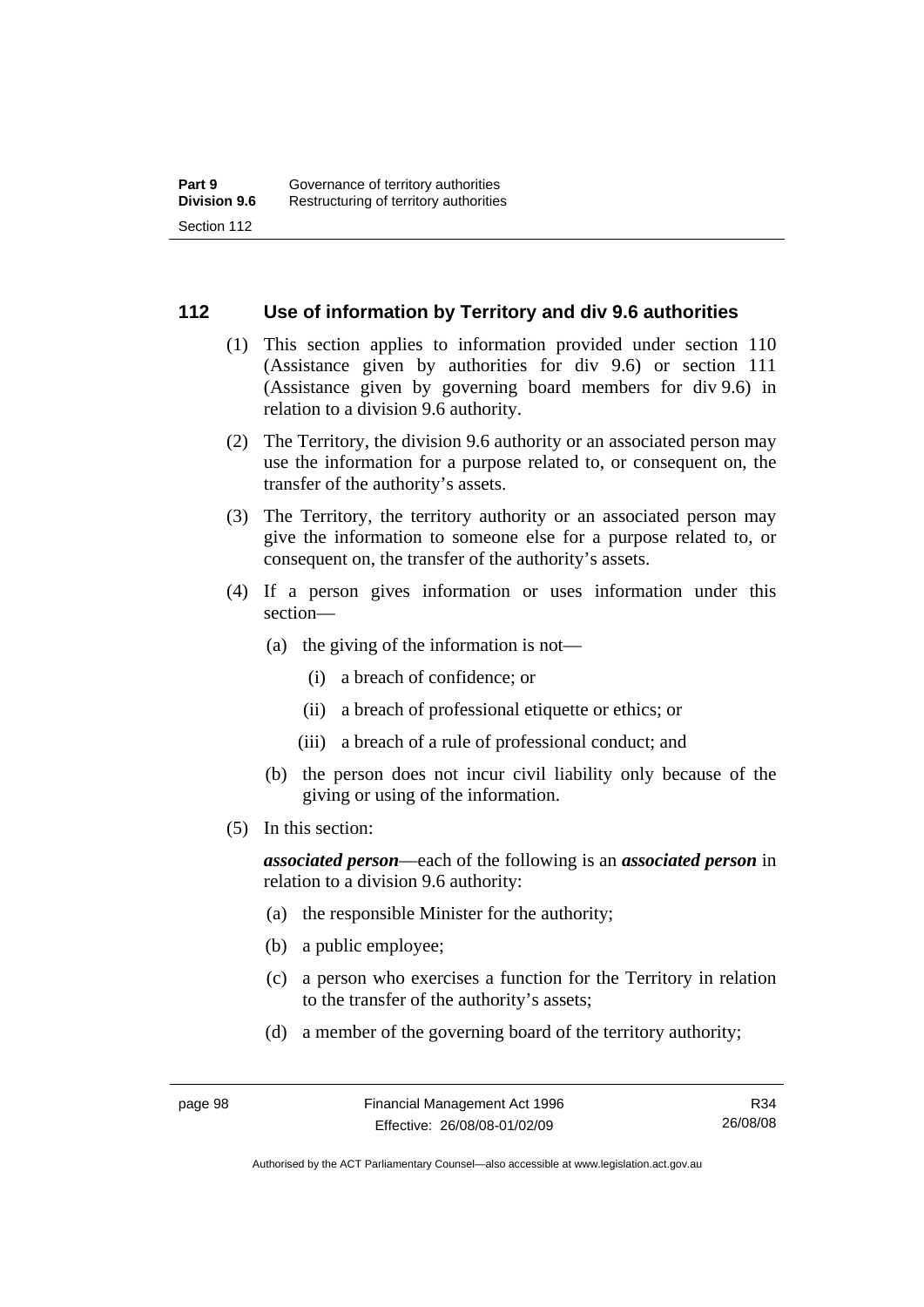## 112 Use of information by Territory and div 9.6 authorities

(1) This section applies to information provided under section 110 (Assistance given by authorities for div 9.6) or section 111 (Assistance given by governing board members for div 9.6) in relation to a division 9.6 authority.

(2) The Territory, the division 9.6 authority or an associated person may use the information for a purpose related to, or consequent on, the transfer of the authority's assets.

(3) The Territory, the territory authority or an associated person may give the information to someone else for a purpose related to, or consequent on, the transfer of the authority's assets.

(4) If a person gives information or uses information under this section—

- (a) the giving of the information is not—
  - (i) a breach of confidence; or
  - (ii) a breach of professional etiquette or ethics; or
  - (iii) a breach of a rule of professional conduct; and
- (b) the person does not incur civil liability only because of the giving or using of the information.

(5) In this section:

***associated person***—each of the following is an ***associated person*** in relation to a division 9.6 authority:

- (a) the responsible Minister for the authority;
- (b) a public employee;
- (c) a person who exercises a function for the Territory in relation to the transfer of the authority's assets;
- (d) a member of the governing board of the territory authority;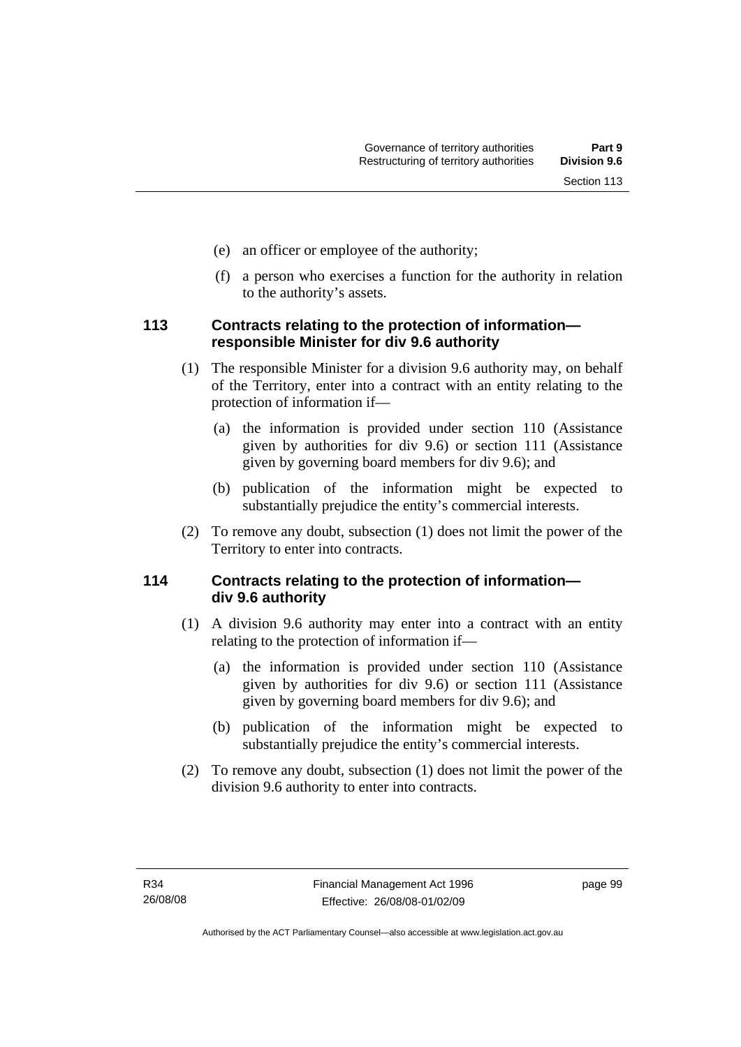(e) an officer or employee of the authority;

(f) a person who exercises a function for the authority in relation to the authority's assets.

### 113 Contracts relating to the protection of information—responsible Minister for div 9.6 authority

(1) The responsible Minister for a division 9.6 authority may, on behalf of the Territory, enter into a contract with an entity relating to the protection of information if—

(a) the information is provided under section 110 (Assistance given by authorities for div 9.6) or section 111 (Assistance given by governing board members for div 9.6); and

(b) publication of the information might be expected to substantially prejudice the entity's commercial interests.

(2) To remove any doubt, subsection (1) does not limit the power of the Territory to enter into contracts.

### 114 Contracts relating to the protection of information—div 9.6 authority

(1) A division 9.6 authority may enter into a contract with an entity relating to the protection of information if—

(a) the information is provided under section 110 (Assistance given by authorities for div 9.6) or section 111 (Assistance given by governing board members for div 9.6); and

(b) publication of the information might be expected to substantially prejudice the entity's commercial interests.

(2) To remove any doubt, subsection (1) does not limit the power of the division 9.6 authority to enter into contracts.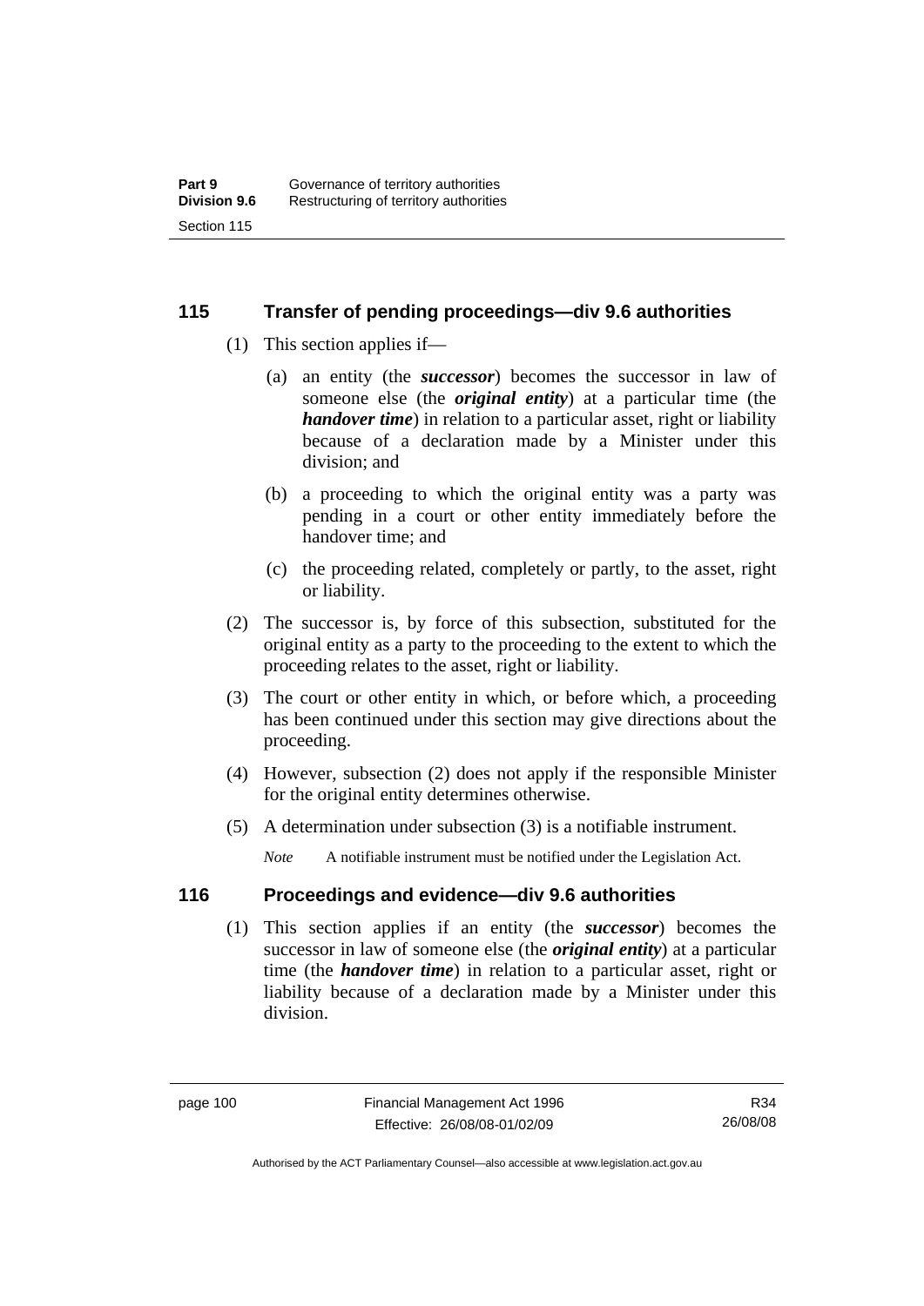## 115 Transfer of pending proceedings—div 9.6 authorities

(1) This section applies if—

(a) an entity (the ***successor***) becomes the successor in law of someone else (the ***original entity***) at a particular time (the ***handover time***) in relation to a particular asset, right or liability because of a declaration made by a Minister under this division; and

(b) a proceeding to which the original entity was a party was pending in a court or other entity immediately before the handover time; and

(c) the proceeding related, completely or partly, to the asset, right or liability.

(2) The successor is, by force of this subsection, substituted for the original entity as a party to the proceeding to the extent to which the proceeding relates to the asset, right or liability.

(3) The court or other entity in which, or before which, a proceeding has been continued under this section may give directions about the proceeding.

(4) However, subsection (2) does not apply if the responsible Minister for the original entity determines otherwise.

(5) A determination under subsection (3) is a notifiable instrument.

*Note* A notifiable instrument must be notified under the Legislation Act.

## 116 Proceedings and evidence—div 9.6 authorities

(1) This section applies if an entity (the ***successor***) becomes the successor in law of someone else (the ***original entity***) at a particular time (the ***handover time***) in relation to a particular asset, right or liability because of a declaration made by a Minister under this division.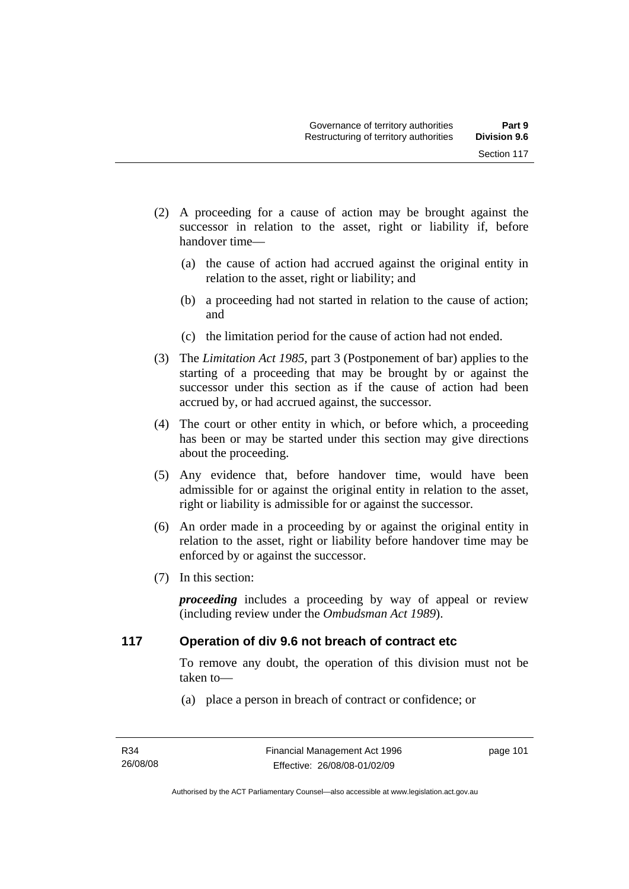(2) A proceeding for a cause of action may be brought against the successor in relation to the asset, right or liability if, before handover time—

(a) the cause of action had accrued against the original entity in relation to the asset, right or liability; and

(b) a proceeding had not started in relation to the cause of action; and

(c) the limitation period for the cause of action had not ended.

(3) The *Limitation Act 1985*, part 3 (Postponement of bar) applies to the starting of a proceeding that may be brought by or against the successor under this section as if the cause of action had been accrued by, or had accrued against, the successor.

(4) The court or other entity in which, or before which, a proceeding has been or may be started under this section may give directions about the proceeding.

(5) Any evidence that, before handover time, would have been admissible for or against the original entity in relation to the asset, right or liability is admissible for or against the successor.

(6) An order made in a proceeding by or against the original entity in relation to the asset, right or liability before handover time may be enforced by or against the successor.

(7) In this section:

***proceeding*** includes a proceeding by way of appeal or review (including review under the *Ombudsman Act 1989*).

## 117 Operation of div 9.6 not breach of contract etc

To remove any doubt, the operation of this division must not be taken to—

(a) place a person in breach of contract or confidence; or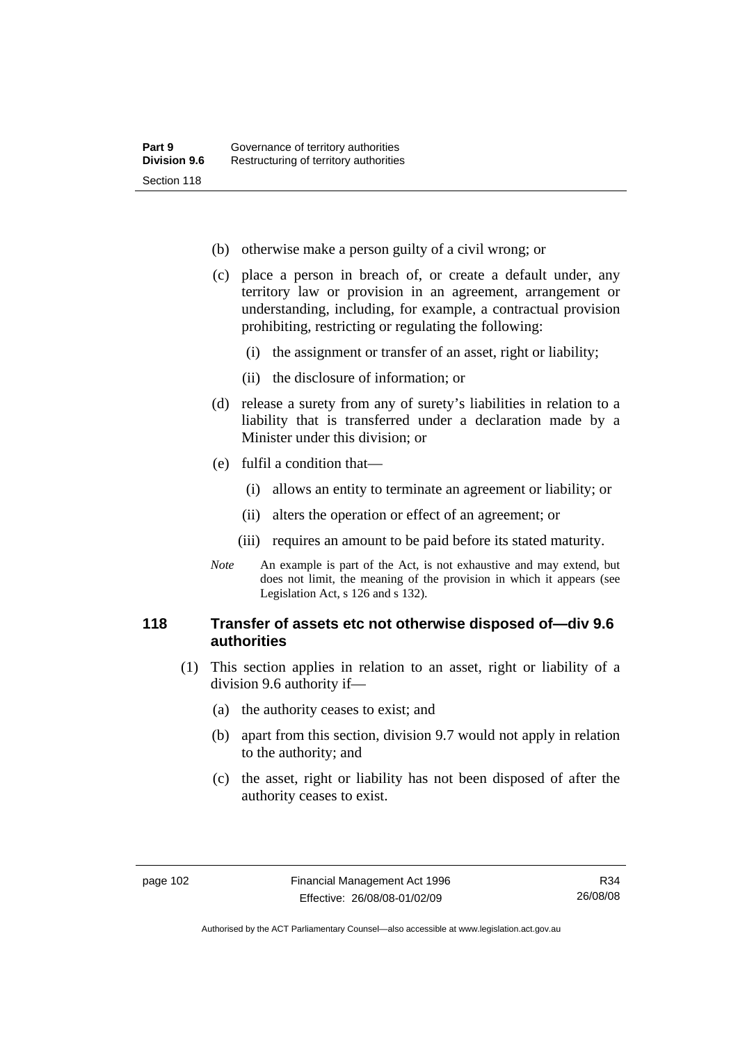(b) otherwise make a person guilty of a civil wrong; or

(c) place a person in breach of, or create a default under, any territory law or provision in an agreement, arrangement or understanding, including, for example, a contractual provision prohibiting, restricting or regulating the following:

  (i) the assignment or transfer of an asset, right or liability;

  (ii) the disclosure of information; or

(d) release a surety from any of surety's liabilities in relation to a liability that is transferred under a declaration made by a Minister under this division; or

(e) fulfil a condition that—

  (i) allows an entity to terminate an agreement or liability; or

  (ii) alters the operation or effect of an agreement; or

  (iii) requires an amount to be paid before its stated maturity.

*Note* An example is part of the Act, is not exhaustive and may extend, but does not limit, the meaning of the provision in which it appears (see Legislation Act, s 126 and s 132).

### 118 Transfer of assets etc not otherwise disposed of—div 9.6 authorities

(1) This section applies in relation to an asset, right or liability of a division 9.6 authority if—

  (a) the authority ceases to exist; and

  (b) apart from this section, division 9.7 would not apply in relation to the authority; and

  (c) the asset, right or liability has not been disposed of after the authority ceases to exist.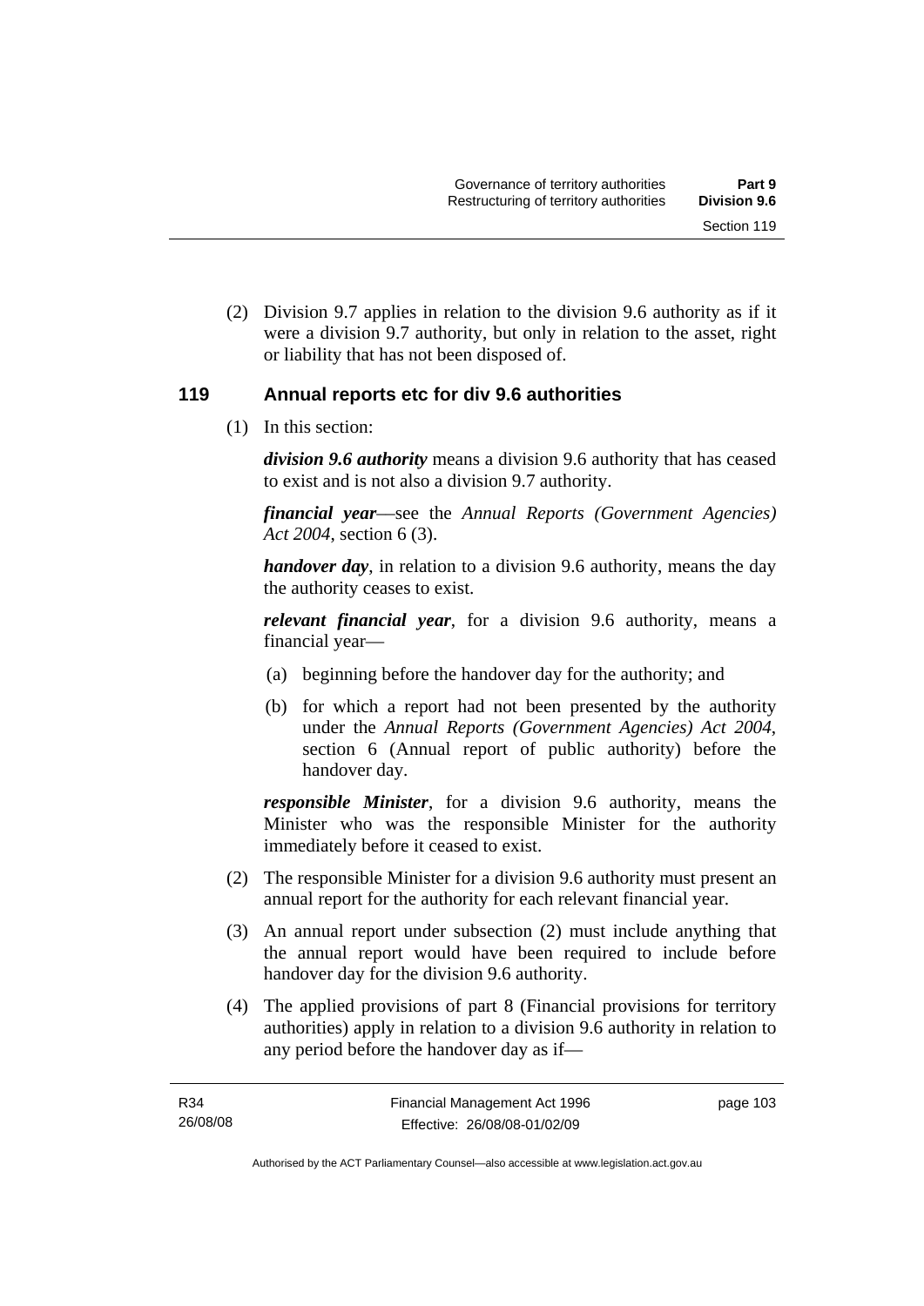(2) Division 9.7 applies in relation to the division 9.6 authority as if it were a division 9.7 authority, but only in relation to the asset, right or liability that has not been disposed of.

## 119 Annual reports etc for div 9.6 authorities

(1) In this section:

***division 9.6 authority*** means a division 9.6 authority that has ceased to exist and is not also a division 9.7 authority.

***financial year***—see the *Annual Reports (Government Agencies) Act 2004*, section 6 (3).

***handover day***, in relation to a division 9.6 authority, means the day the authority ceases to exist.

***relevant financial year***, for a division 9.6 authority, means a financial year—

(a) beginning before the handover day for the authority; and

(b) for which a report had not been presented by the authority under the *Annual Reports (Government Agencies) Act 2004*, section 6 (Annual report of public authority) before the handover day.

***responsible Minister***, for a division 9.6 authority, means the Minister who was the responsible Minister for the authority immediately before it ceased to exist.

(2) The responsible Minister for a division 9.6 authority must present an annual report for the authority for each relevant financial year.

(3) An annual report under subsection (2) must include anything that the annual report would have been required to include before handover day for the division 9.6 authority.

(4) The applied provisions of part 8 (Financial provisions for territory authorities) apply in relation to a division 9.6 authority in relation to any period before the handover day as if—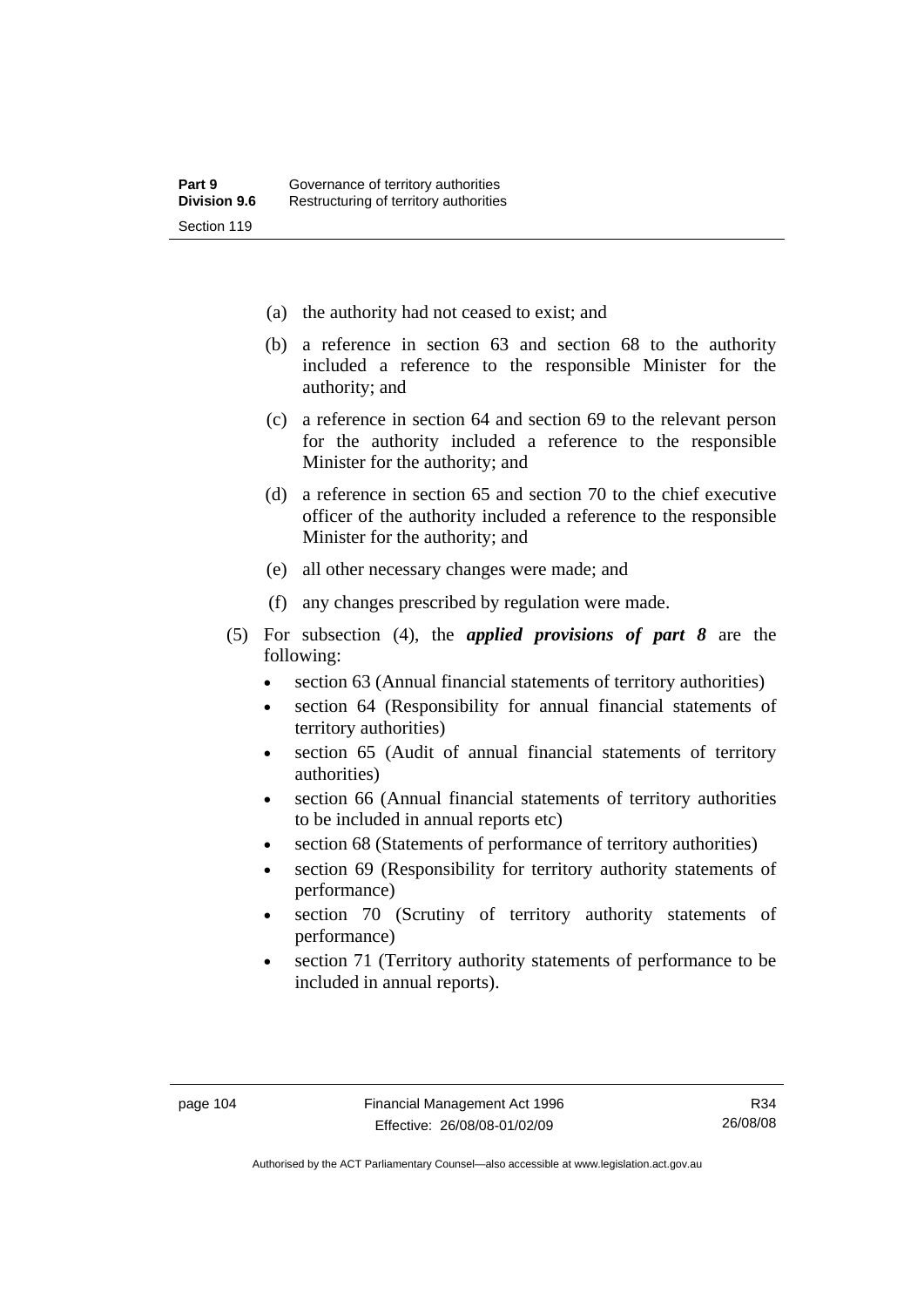(a) the authority had not ceased to exist; and

(b) a reference in section 63 and section 68 to the authority included a reference to the responsible Minister for the authority; and

(c) a reference in section 64 and section 69 to the relevant person for the authority included a reference to the responsible Minister for the authority; and

(d) a reference in section 65 and section 70 to the chief executive officer of the authority included a reference to the responsible Minister for the authority; and

(e) all other necessary changes were made; and

(f) any changes prescribed by regulation were made.

(5) For subsection (4), the ***applied provisions of part 8*** are the following:

- section 63 (Annual financial statements of territory authorities)
- section 64 (Responsibility for annual financial statements of territory authorities)
- section 65 (Audit of annual financial statements of territory authorities)
- section 66 (Annual financial statements of territory authorities to be included in annual reports etc)
- section 68 (Statements of performance of territory authorities)
- section 69 (Responsibility for territory authority statements of performance)
- section 70 (Scrutiny of territory authority statements of performance)
- section 71 (Territory authority statements of performance to be included in annual reports).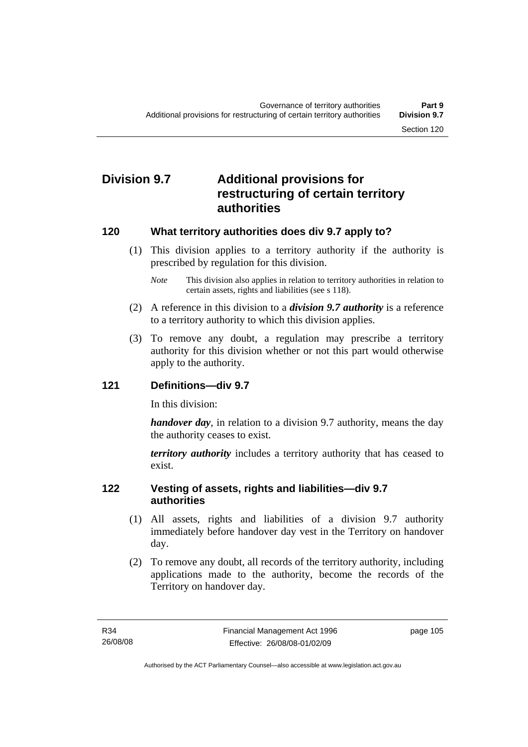## Division 9.7 Additional provisions for restructuring of certain territory authorities

### 120 What territory authorities does div 9.7 apply to?

(1) This division applies to a territory authority if the authority is prescribed by regulation for this division.

*Note* This division also applies in relation to territory authorities in relation to certain assets, rights and liabilities (see s 118).

(2) A reference in this division to a ***division 9.7 authority*** is a reference to a territory authority to which this division applies.

(3) To remove any doubt, a regulation may prescribe a territory authority for this division whether or not this part would otherwise apply to the authority.

### 121 Definitions—div 9.7

In this division:

***handover day***, in relation to a division 9.7 authority, means the day the authority ceases to exist.

***territory authority*** includes a territory authority that has ceased to exist.

### 122 Vesting of assets, rights and liabilities—div 9.7 authorities

(1) All assets, rights and liabilities of a division 9.7 authority immediately before handover day vest in the Territory on handover day.

(2) To remove any doubt, all records of the territory authority, including applications made to the authority, become the records of the Territory on handover day.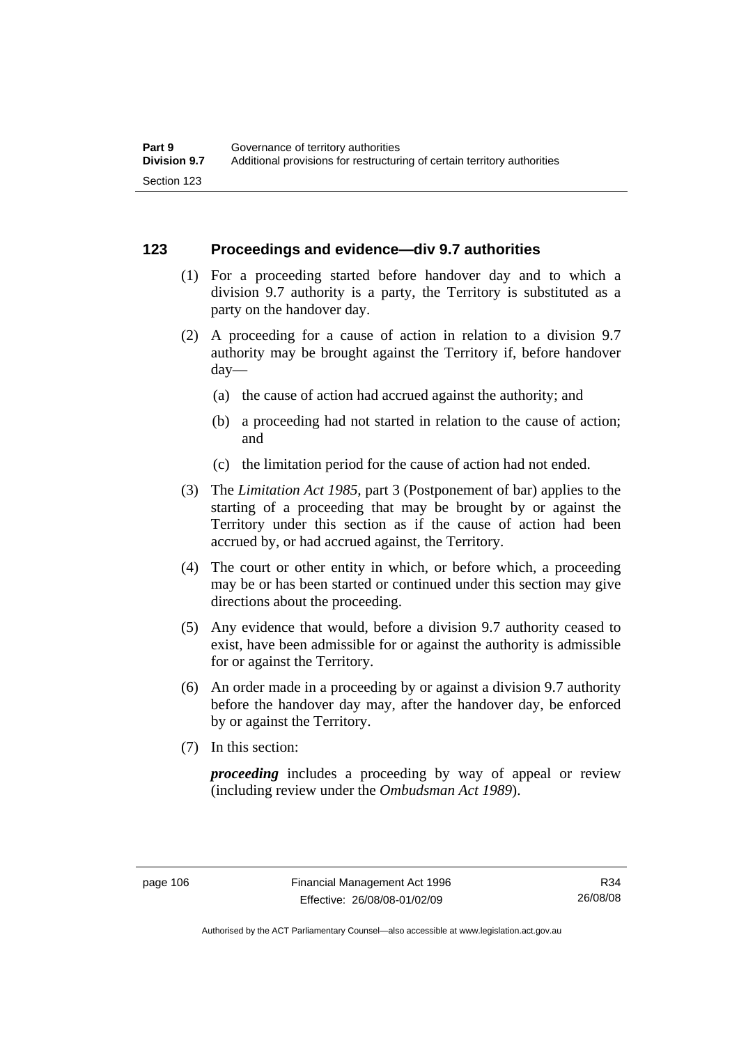## 123 Proceedings and evidence—div 9.7 authorities

(1) For a proceeding started before handover day and to which a division 9.7 authority is a party, the Territory is substituted as a party on the handover day.

(2) A proceeding for a cause of action in relation to a division 9.7 authority may be brought against the Territory if, before handover day—

(a) the cause of action had accrued against the authority; and

(b) a proceeding had not started in relation to the cause of action; and

(c) the limitation period for the cause of action had not ended.

(3) The *Limitation Act 1985*, part 3 (Postponement of bar) applies to the starting of a proceeding that may be brought by or against the Territory under this section as if the cause of action had been accrued by, or had accrued against, the Territory.

(4) The court or other entity in which, or before which, a proceeding may be or has been started or continued under this section may give directions about the proceeding.

(5) Any evidence that would, before a division 9.7 authority ceased to exist, have been admissible for or against the authority is admissible for or against the Territory.

(6) An order made in a proceeding by or against a division 9.7 authority before the handover day may, after the handover day, be enforced by or against the Territory.

(7) In this section:

***proceeding*** includes a proceeding by way of appeal or review (including review under the *Ombudsman Act 1989*).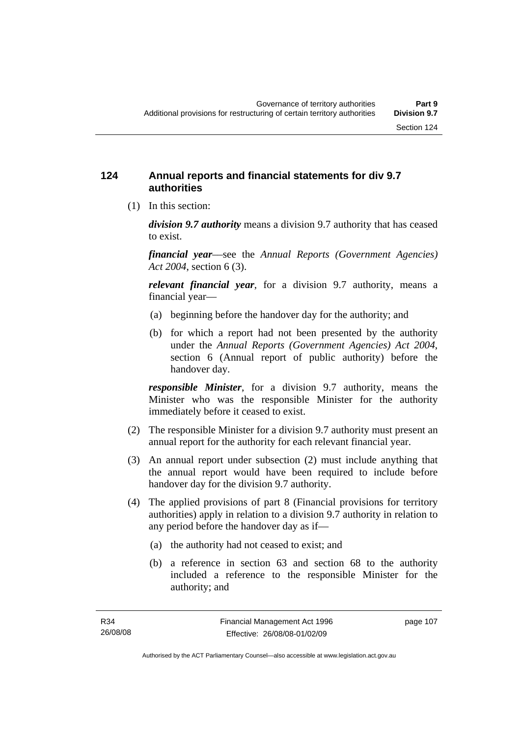## 124 Annual reports and financial statements for div 9.7 authorities

(1) In this section:

***division 9.7 authority*** means a division 9.7 authority that has ceased to exist.

***financial year***—see the *Annual Reports (Government Agencies) Act 2004*, section 6 (3).

***relevant financial year***, for a division 9.7 authority, means a financial year—

- (a) beginning before the handover day for the authority; and
- (b) for which a report had not been presented by the authority under the *Annual Reports (Government Agencies) Act 2004*, section 6 (Annual report of public authority) before the handover day.

***responsible Minister***, for a division 9.7 authority, means the Minister who was the responsible Minister for the authority immediately before it ceased to exist.

(2) The responsible Minister for a division 9.7 authority must present an annual report for the authority for each relevant financial year.

(3) An annual report under subsection (2) must include anything that the annual report would have been required to include before handover day for the division 9.7 authority.

(4) The applied provisions of part 8 (Financial provisions for territory authorities) apply in relation to a division 9.7 authority in relation to any period before the handover day as if—

- (a) the authority had not ceased to exist; and
- (b) a reference in section 63 and section 68 to the authority included a reference to the responsible Minister for the authority; and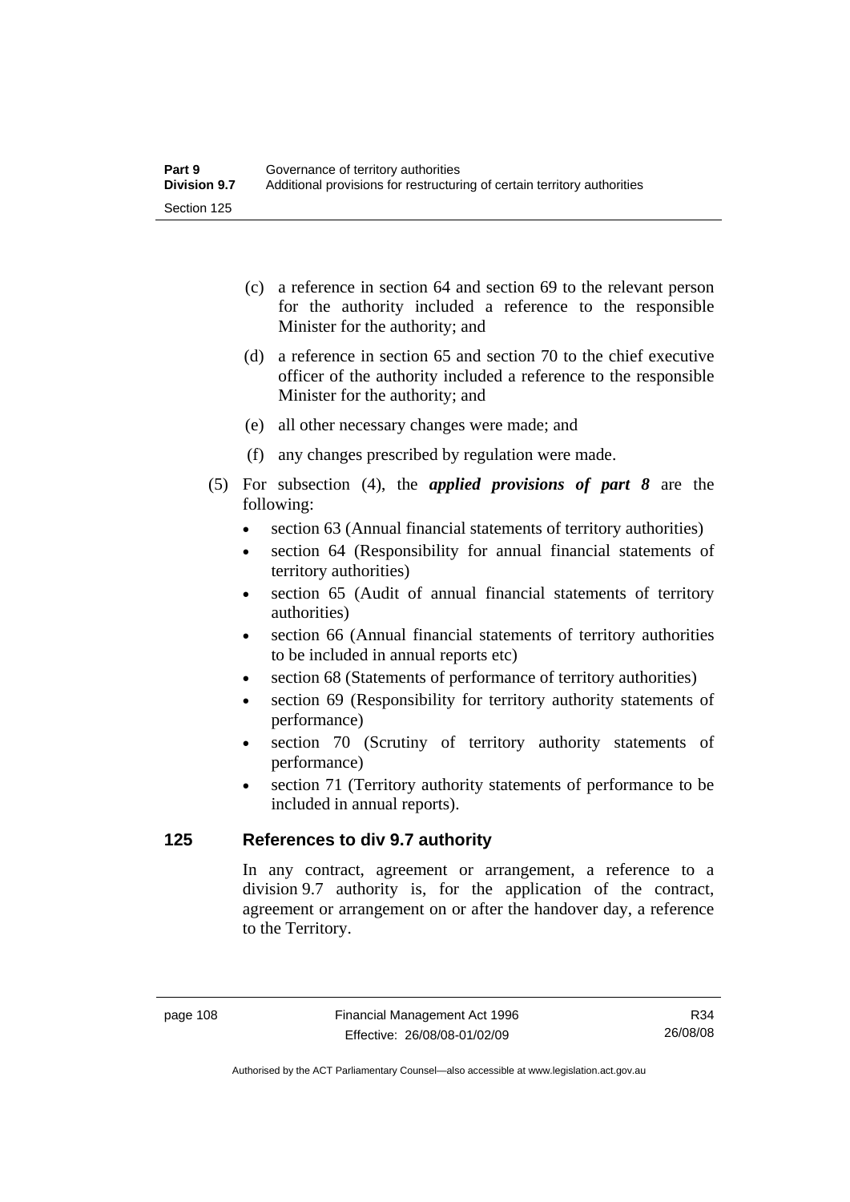(c) a reference in section 64 and section 69 to the relevant person for the authority included a reference to the responsible Minister for the authority; and

(d) a reference in section 65 and section 70 to the chief executive officer of the authority included a reference to the responsible Minister for the authority; and

(e) all other necessary changes were made; and

(f) any changes prescribed by regulation were made.

(5) For subsection (4), the ***applied provisions of part 8*** are the following:

- section 63 (Annual financial statements of territory authorities)
- section 64 (Responsibility for annual financial statements of territory authorities)
- section 65 (Audit of annual financial statements of territory authorities)
- section 66 (Annual financial statements of territory authorities to be included in annual reports etc)
- section 68 (Statements of performance of territory authorities)
- section 69 (Responsibility for territory authority statements of performance)
- section 70 (Scrutiny of territory authority statements of performance)
- section 71 (Territory authority statements of performance to be included in annual reports).

## 125 References to div 9.7 authority

In any contract, agreement or arrangement, a reference to a division 9.7 authority is, for the application of the contract, agreement or arrangement on or after the handover day, a reference to the Territory.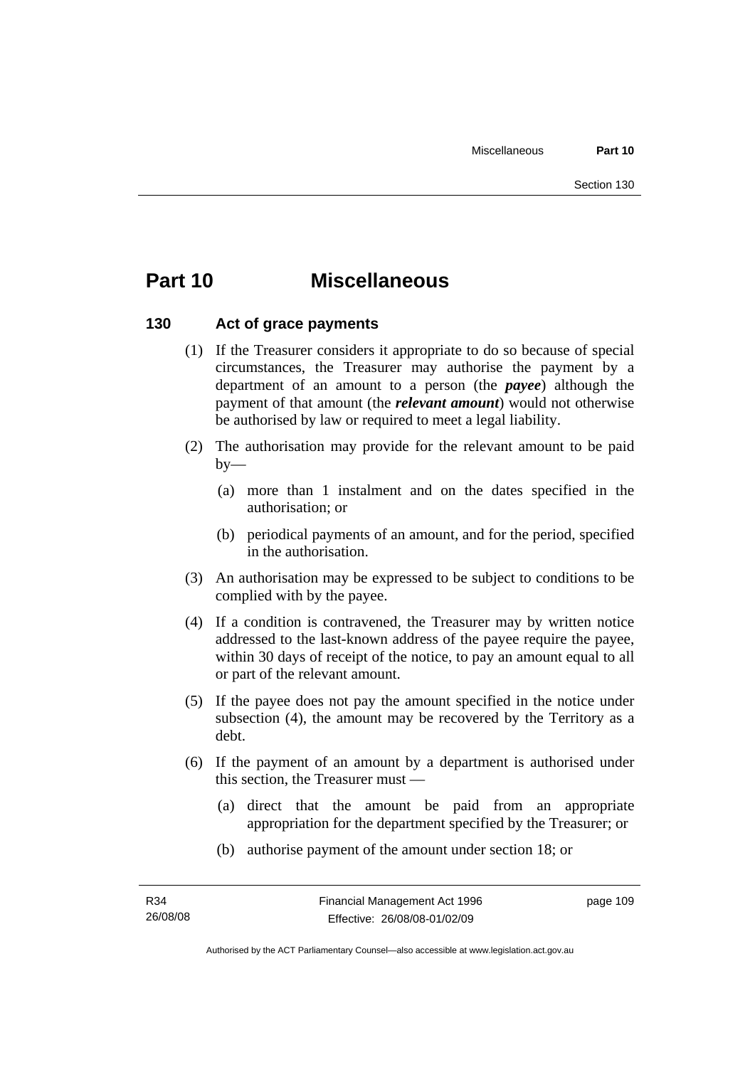# Part 10 Miscellaneous

## 130 Act of grace payments

(1) If the Treasurer considers it appropriate to do so because of special circumstances, the Treasurer may authorise the payment by a department of an amount to a person (the ***payee***) although the payment of that amount (the ***relevant amount***) would not otherwise be authorised by law or required to meet a legal liability.

(2) The authorisation may provide for the relevant amount to be paid by—

- (a) more than 1 instalment and on the dates specified in the authorisation; or
- (b) periodical payments of an amount, and for the period, specified in the authorisation.

(3) An authorisation may be expressed to be subject to conditions to be complied with by the payee.

(4) If a condition is contravened, the Treasurer may by written notice addressed to the last-known address of the payee require the payee, within 30 days of receipt of the notice, to pay an amount equal to all or part of the relevant amount.

(5) If the payee does not pay the amount specified in the notice under subsection (4), the amount may be recovered by the Territory as a debt.

(6) If the payment of an amount by a department is authorised under this section, the Treasurer must —

- (a) direct that the amount be paid from an appropriate appropriation for the department specified by the Treasurer; or
- (b) authorise payment of the amount under section 18; or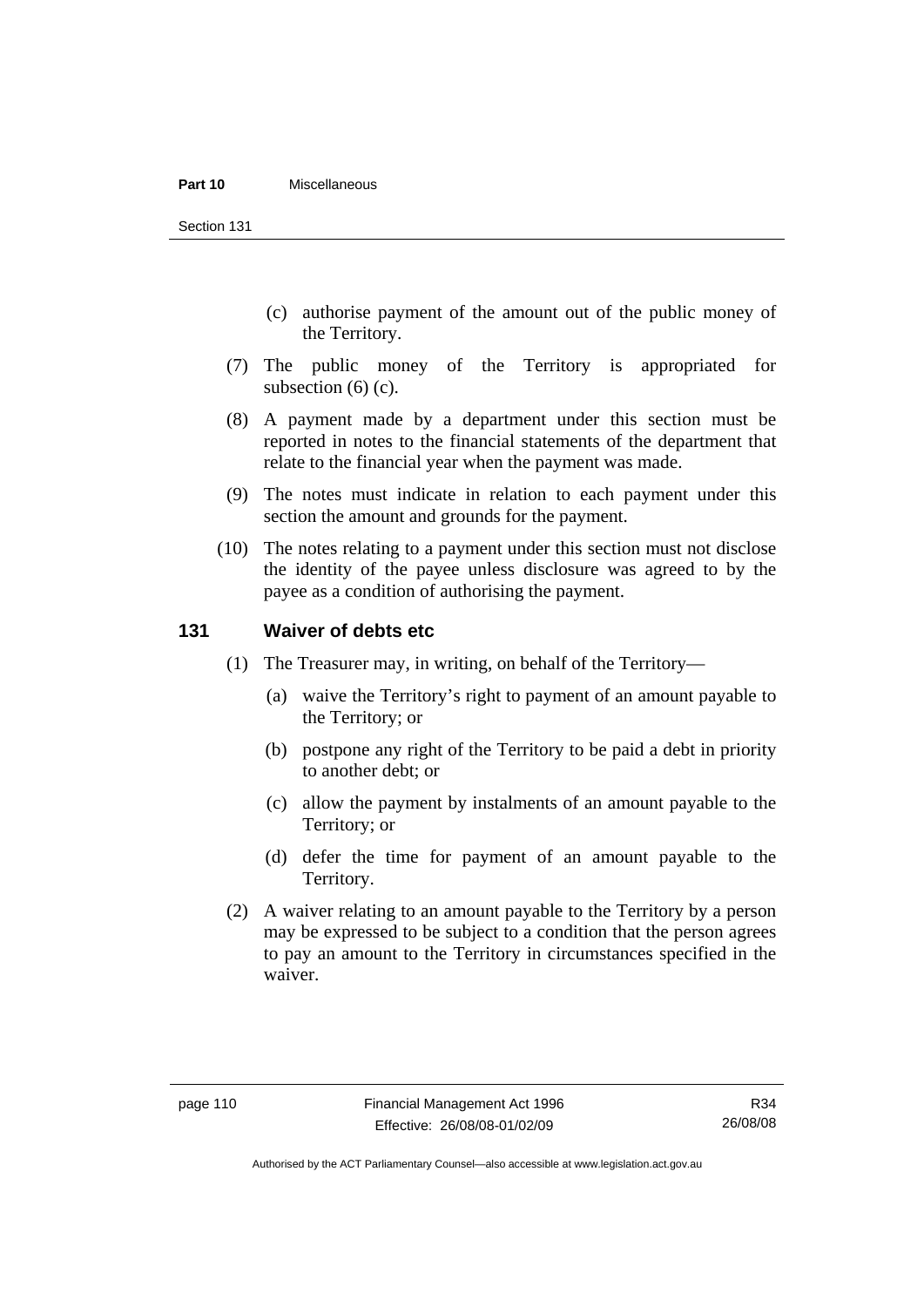(c) authorise payment of the amount out of the public money of the Territory.

(7) The public money of the Territory is appropriated for subsection (6) (c).

(8) A payment made by a department under this section must be reported in notes to the financial statements of the department that relate to the financial year when the payment was made.

(9) The notes must indicate in relation to each payment under this section the amount and grounds for the payment.

(10) The notes relating to a payment under this section must not disclose the identity of the payee unless disclosure was agreed to by the payee as a condition of authorising the payment.

## 131 Waiver of debts etc

(1) The Treasurer may, in writing, on behalf of the Territory—

(a) waive the Territory's right to payment of an amount payable to the Territory; or

(b) postpone any right of the Territory to be paid a debt in priority to another debt; or

(c) allow the payment by instalments of an amount payable to the Territory; or

(d) defer the time for payment of an amount payable to the Territory.

(2) A waiver relating to an amount payable to the Territory by a person may be expressed to be subject to a condition that the person agrees to pay an amount to the Territory in circumstances specified in the waiver.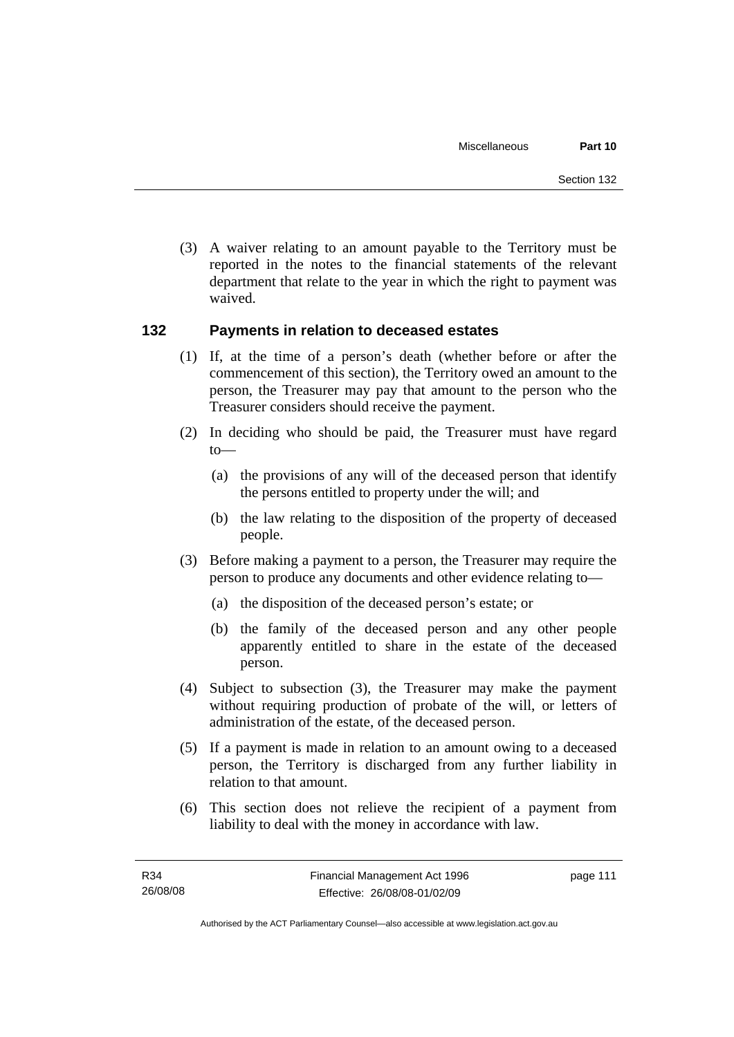(3) A waiver relating to an amount payable to the Territory must be reported in the notes to the financial statements of the relevant department that relate to the year in which the right to payment was waived.

## 132 Payments in relation to deceased estates

(1) If, at the time of a person's death (whether before or after the commencement of this section), the Territory owed an amount to the person, the Treasurer may pay that amount to the person who the Treasurer considers should receive the payment.

(2) In deciding who should be paid, the Treasurer must have regard to—

   (a) the provisions of any will of the deceased person that identify the persons entitled to property under the will; and

   (b) the law relating to the disposition of the property of deceased people.

(3) Before making a payment to a person, the Treasurer may require the person to produce any documents and other evidence relating to—

   (a) the disposition of the deceased person's estate; or

   (b) the family of the deceased person and any other people apparently entitled to share in the estate of the deceased person.

(4) Subject to subsection (3), the Treasurer may make the payment without requiring production of probate of the will, or letters of administration of the estate, of the deceased person.

(5) If a payment is made in relation to an amount owing to a deceased person, the Territory is discharged from any further liability in relation to that amount.

(6) This section does not relieve the recipient of a payment from liability to deal with the money in accordance with law.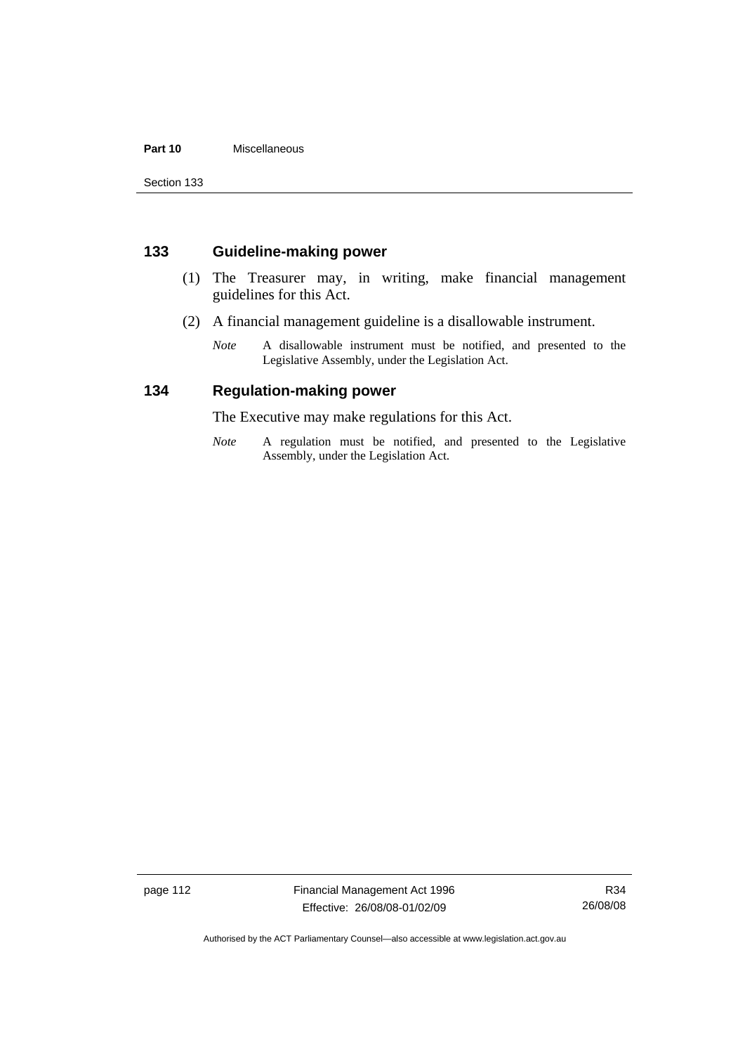## 133 Guideline-making power

(1) The Treasurer may, in writing, make financial management guidelines for this Act.

(2) A financial management guideline is a disallowable instrument.

*Note* A disallowable instrument must be notified, and presented to the Legislative Assembly, under the Legislation Act.

## 134 Regulation-making power

The Executive may make regulations for this Act.

*Note* A regulation must be notified, and presented to the Legislative Assembly, under the Legislation Act.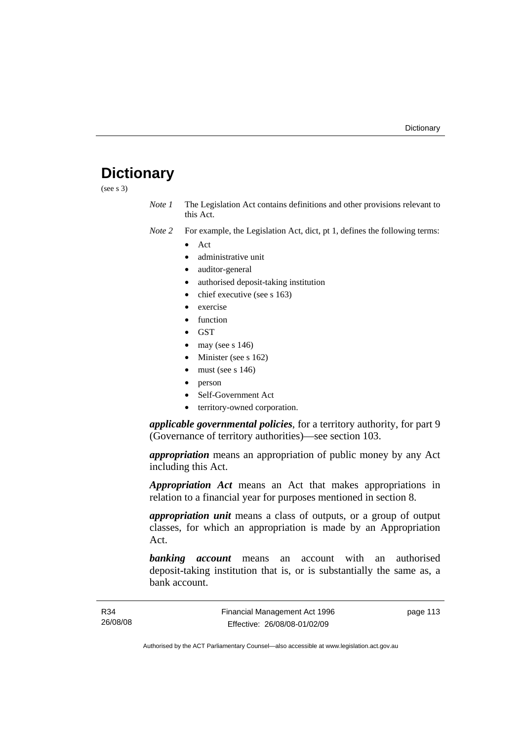# Dictionary

(see s 3)

*Note 1* The Legislation Act contains definitions and other provisions relevant to this Act.

*Note 2* For example, the Legislation Act, dict, pt 1, defines the following terms:

- Act
- administrative unit
- auditor-general
- authorised deposit-taking institution
- chief executive (see s 163)
- exercise
- function
- GST
- may (see s 146)
- Minister (see s 162)
- must (see s 146)
- person
- Self-Government Act
- territory-owned corporation.

***applicable governmental policies***, for a territory authority, for part 9 (Governance of territory authorities)—see section 103.

***appropriation*** means an appropriation of public money by any Act including this Act.

***Appropriation Act*** means an Act that makes appropriations in relation to a financial year for purposes mentioned in section 8.

***appropriation unit*** means a class of outputs, or a group of output classes, for which an appropriation is made by an Appropriation Act.

***banking account*** means an account with an authorised deposit-taking institution that is, or is substantially the same as, a bank account.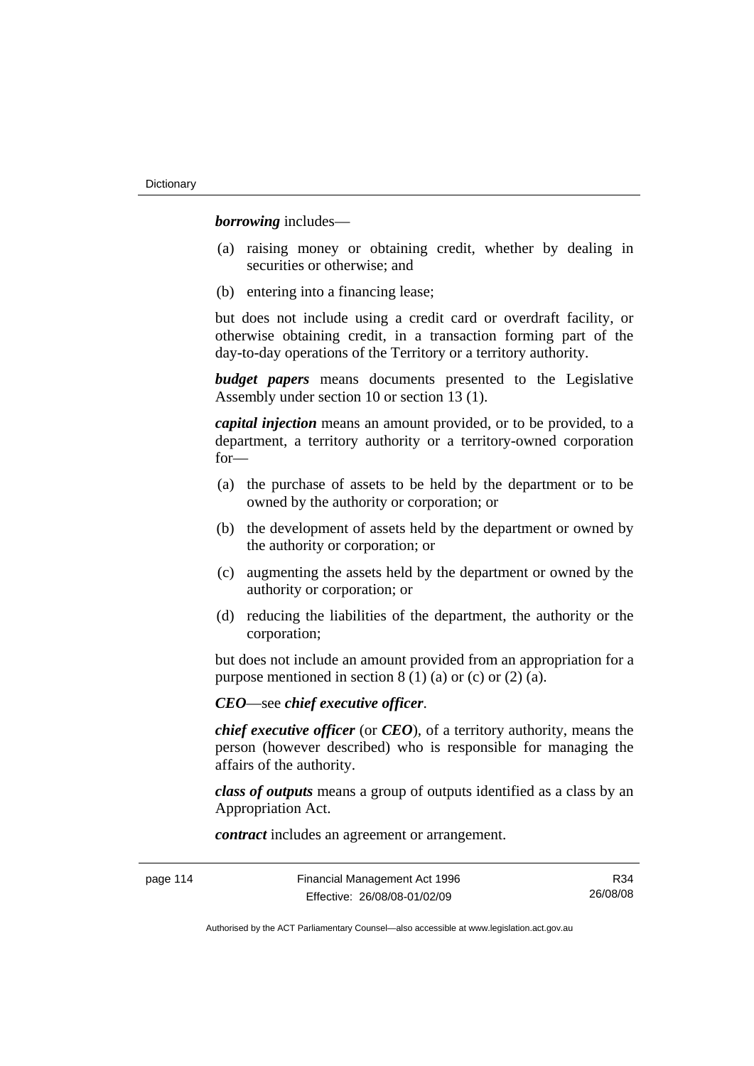***borrowing*** includes—

(a) raising money or obtaining credit, whether by dealing in securities or otherwise; and

(b) entering into a financing lease;

but does not include using a credit card or overdraft facility, or otherwise obtaining credit, in a transaction forming part of the day-to-day operations of the Territory or a territory authority.

***budget papers*** means documents presented to the Legislative Assembly under section 10 or section 13 (1).

***capital injection*** means an amount provided, or to be provided, to a department, a territory authority or a territory-owned corporation for—

(a) the purchase of assets to be held by the department or to be owned by the authority or corporation; or

(b) the development of assets held by the department or owned by the authority or corporation; or

(c) augmenting the assets held by the department or owned by the authority or corporation; or

(d) reducing the liabilities of the department, the authority or the corporation;

but does not include an amount provided from an appropriation for a purpose mentioned in section 8 (1) (a) or (c) or (2) (a).

***CEO***—see ***chief executive officer***.

***chief executive officer*** (or ***CEO***), of a territory authority, means the person (however described) who is responsible for managing the affairs of the authority.

***class of outputs*** means a group of outputs identified as a class by an Appropriation Act.

***contract*** includes an agreement or arrangement.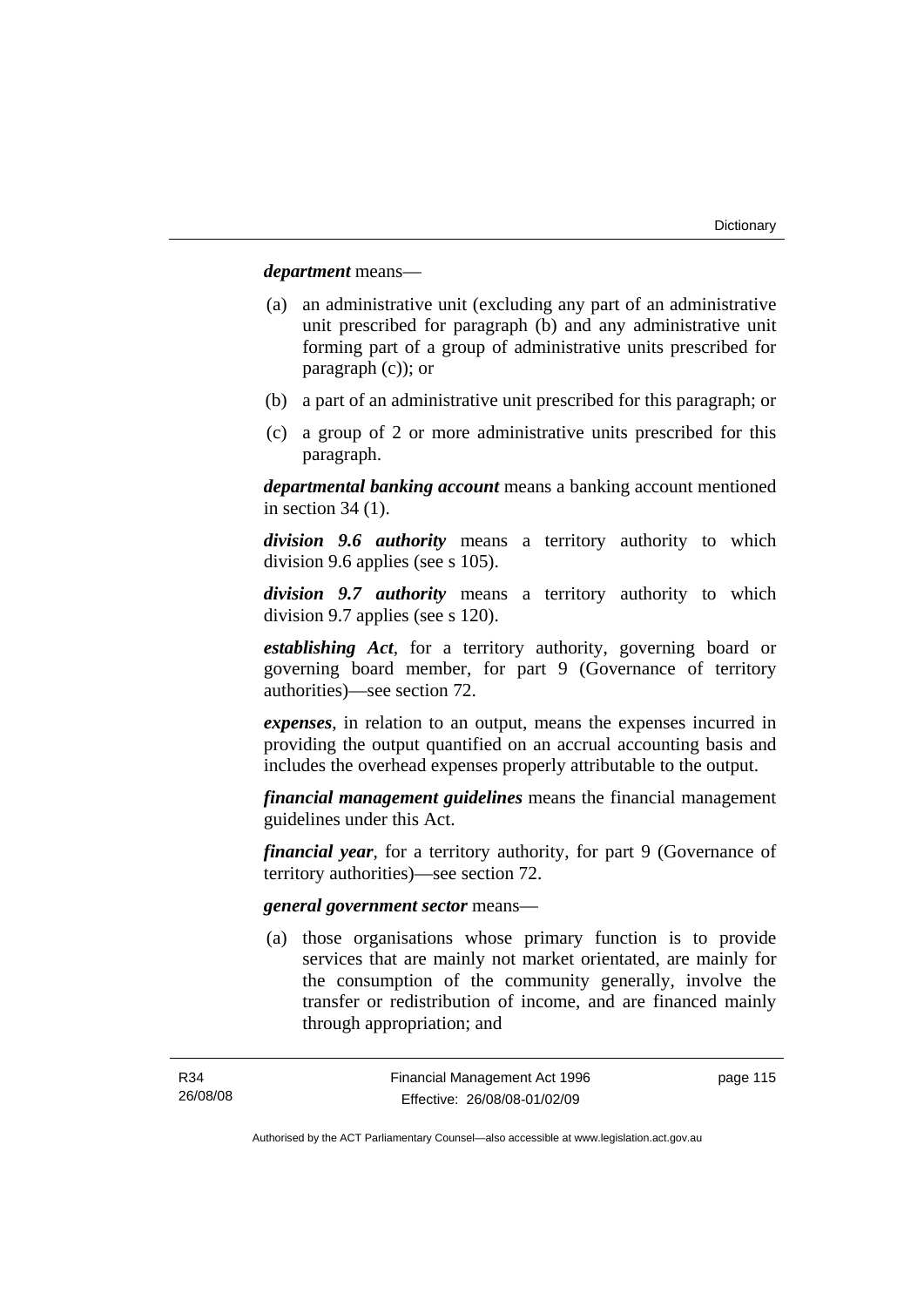***department*** means—

(a) an administrative unit (excluding any part of an administrative unit prescribed for paragraph (b) and any administrative unit forming part of a group of administrative units prescribed for paragraph (c)); or

(b) a part of an administrative unit prescribed for this paragraph; or

(c) a group of 2 or more administrative units prescribed for this paragraph.

***departmental banking account*** means a banking account mentioned in section 34 (1).

***division 9.6 authority*** means a territory authority to which division 9.6 applies (see s 105).

***division 9.7 authority*** means a territory authority to which division 9.7 applies (see s 120).

***establishing Act***, for a territory authority, governing board or governing board member, for part 9 (Governance of territory authorities)—see section 72.

***expenses***, in relation to an output, means the expenses incurred in providing the output quantified on an accrual accounting basis and includes the overhead expenses properly attributable to the output.

***financial management guidelines*** means the financial management guidelines under this Act.

***financial year***, for a territory authority, for part 9 (Governance of territory authorities)—see section 72.

***general government sector*** means—

(a) those organisations whose primary function is to provide services that are mainly not market orientated, are mainly for the consumption of the community generally, involve the transfer or redistribution of income, and are financed mainly through appropriation; and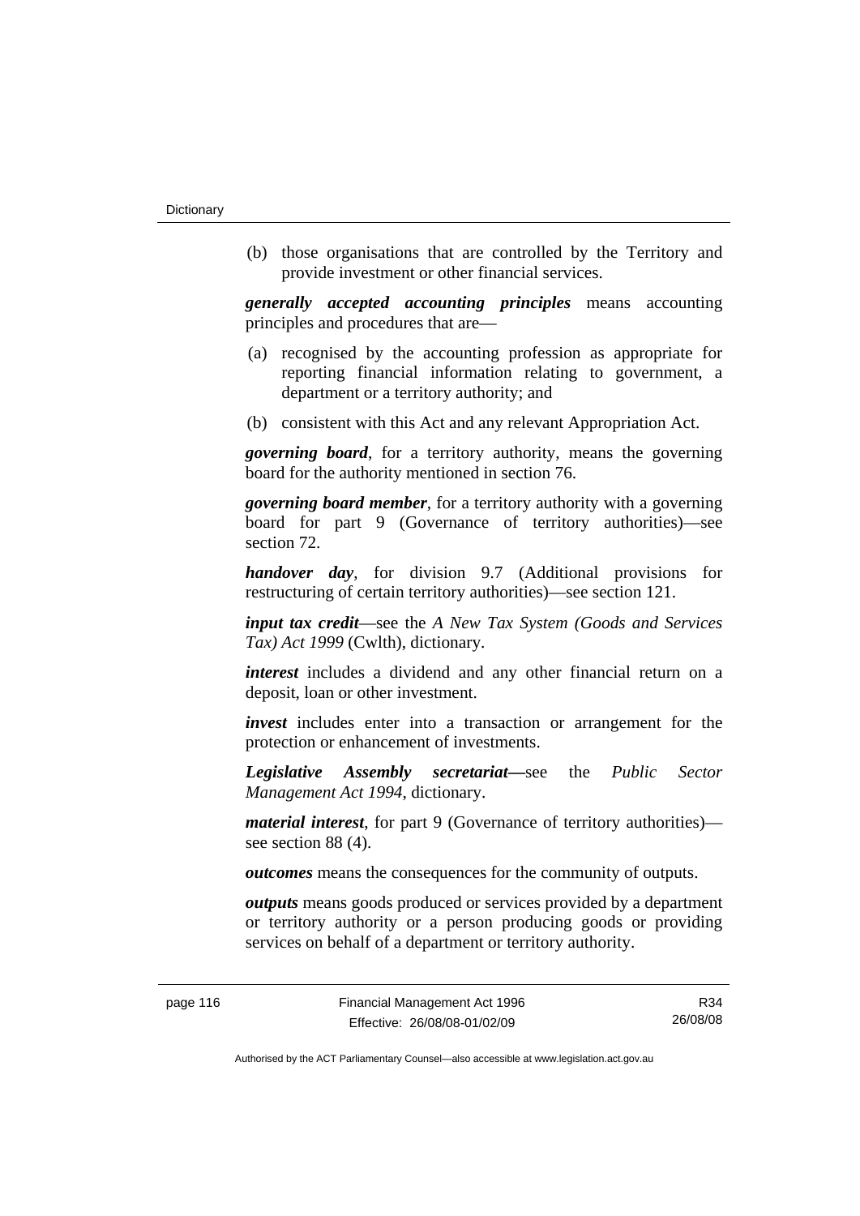(b) those organisations that are controlled by the Territory and provide investment or other financial services.

***generally accepted accounting principles*** means accounting principles and procedures that are—

(a) recognised by the accounting profession as appropriate for reporting financial information relating to government, a department or a territory authority; and

(b) consistent with this Act and any relevant Appropriation Act.

***governing board***, for a territory authority, means the governing board for the authority mentioned in section 76.

***governing board member***, for a territory authority with a governing board for part 9 (Governance of territory authorities)—see section 72.

***handover day***, for division 9.7 (Additional provisions for restructuring of certain territory authorities)—see section 121.

***input tax credit***—see the *A New Tax System (Goods and Services Tax) Act 1999* (Cwlth), dictionary.

***interest*** includes a dividend and any other financial return on a deposit, loan or other investment.

***invest*** includes enter into a transaction or arrangement for the protection or enhancement of investments.

***Legislative Assembly secretariat***—see the *Public Sector Management Act 1994*, dictionary.

***material interest***, for part 9 (Governance of territory authorities)—see section 88 (4).

***outcomes*** means the consequences for the community of outputs.

***outputs*** means goods produced or services provided by a department or territory authority or a person producing goods or providing services on behalf of a department or territory authority.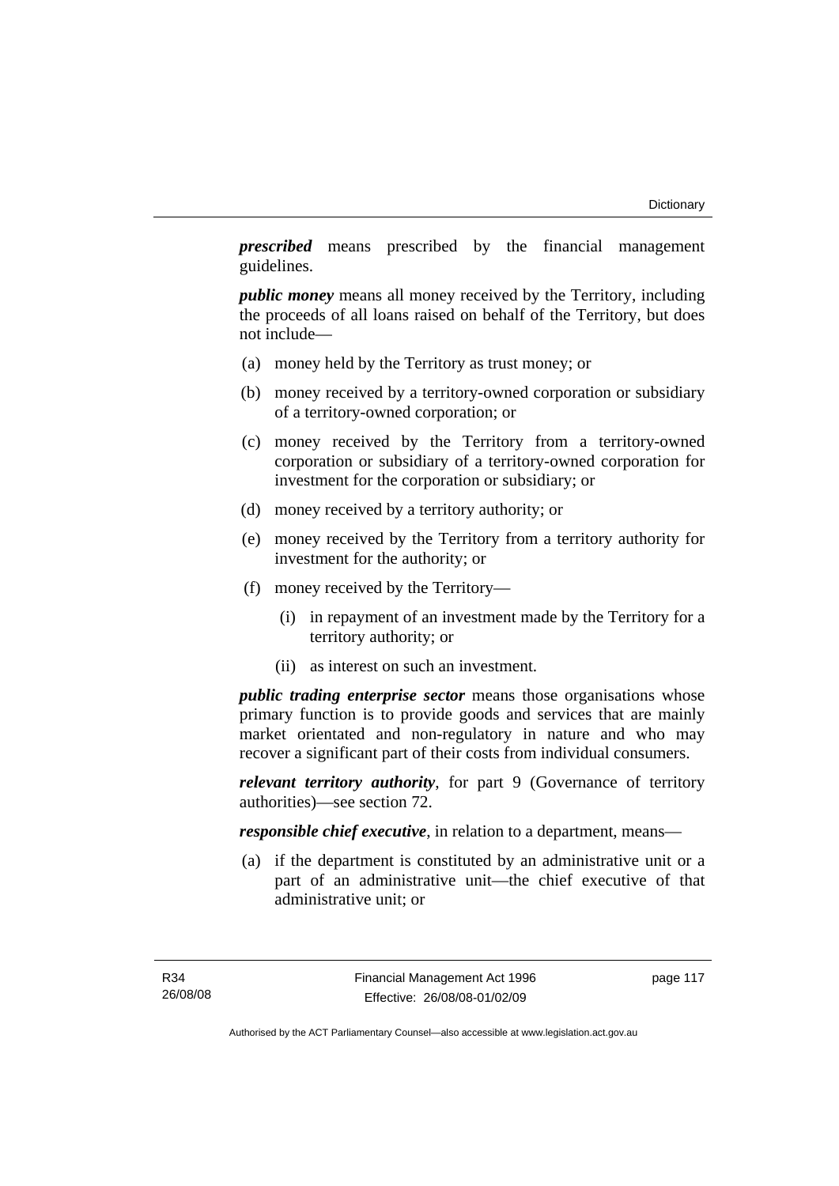***prescribed*** means prescribed by the financial management guidelines.

***public money*** means all money received by the Territory, including the proceeds of all loans raised on behalf of the Territory, but does not include—

(a) money held by the Territory as trust money; or

(b) money received by a territory-owned corporation or subsidiary of a territory-owned corporation; or

(c) money received by the Territory from a territory-owned corporation or subsidiary of a territory-owned corporation for investment for the corporation or subsidiary; or

(d) money received by a territory authority; or

(e) money received by the Territory from a territory authority for investment for the authority; or

(f) money received by the Territory—

  (i) in repayment of an investment made by the Territory for a territory authority; or

  (ii) as interest on such an investment.

***public trading enterprise sector*** means those organisations whose primary function is to provide goods and services that are mainly market orientated and non-regulatory in nature and who may recover a significant part of their costs from individual consumers.

***relevant territory authority***, for part 9 (Governance of territory authorities)—see section 72.

***responsible chief executive***, in relation to a department, means—

(a) if the department is constituted by an administrative unit or a part of an administrative unit—the chief executive of that administrative unit; or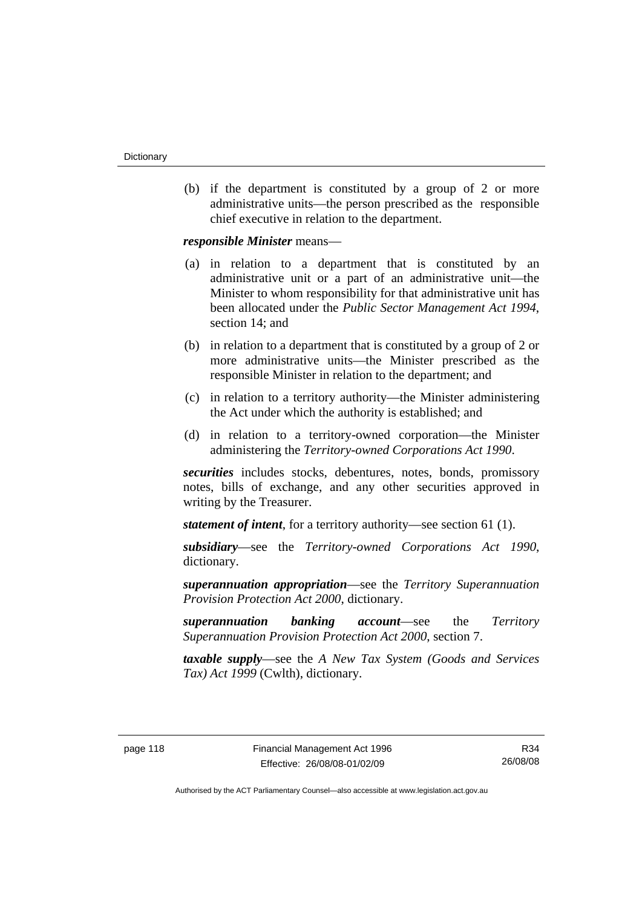(b) if the department is constituted by a group of 2 or more administrative units—the person prescribed as the responsible chief executive in relation to the department.

***responsible Minister*** means—

(a) in relation to a department that is constituted by an administrative unit or a part of an administrative unit—the Minister to whom responsibility for that administrative unit has been allocated under the *Public Sector Management Act 1994*, section 14; and

(b) in relation to a department that is constituted by a group of 2 or more administrative units—the Minister prescribed as the responsible Minister in relation to the department; and

(c) in relation to a territory authority—the Minister administering the Act under which the authority is established; and

(d) in relation to a territory-owned corporation—the Minister administering the *Territory-owned Corporations Act 1990*.

***securities*** includes stocks, debentures, notes, bonds, promissory notes, bills of exchange, and any other securities approved in writing by the Treasurer.

***statement of intent***, for a territory authority—see section 61 (1).

***subsidiary***—see the *Territory-owned Corporations Act 1990*, dictionary.

***superannuation appropriation***—see the *Territory Superannuation Provision Protection Act 2000*, dictionary.

***superannuation banking account***—see the *Territory Superannuation Provision Protection Act 2000*, section 7.

***taxable supply***—see the *A New Tax System (Goods and Services Tax) Act 1999* (Cwlth), dictionary.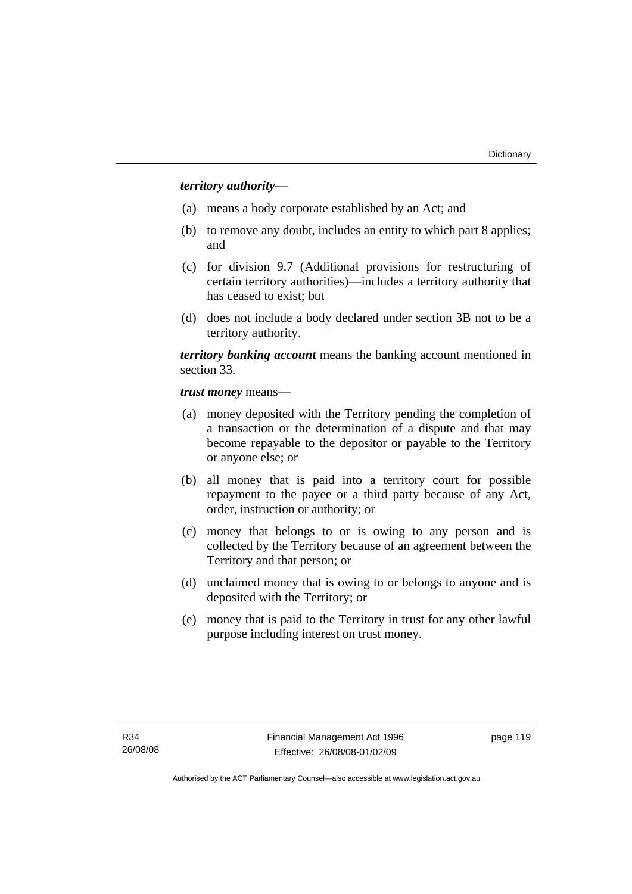***territory authority***—

(a) means a body corporate established by an Act; and

(b) to remove any doubt, includes an entity to which part 8 applies; and

(c) for division 9.7 (Additional provisions for restructuring of certain territory authorities)—includes a territory authority that has ceased to exist; but

(d) does not include a body declared under section 3B not to be a territory authority.

***territory banking account*** means the banking account mentioned in section 33.

***trust money*** means—

(a) money deposited with the Territory pending the completion of a transaction or the determination of a dispute and that may become repayable to the depositor or payable to the Territory or anyone else; or

(b) all money that is paid into a territory court for possible repayment to the payee or a third party because of any Act, order, instruction or authority; or

(c) money that belongs to or is owing to any person and is collected by the Territory because of an agreement between the Territory and that person; or

(d) unclaimed money that is owing to or belongs to anyone and is deposited with the Territory; or

(e) money that is paid to the Territory in trust for any other lawful purpose including interest on trust money.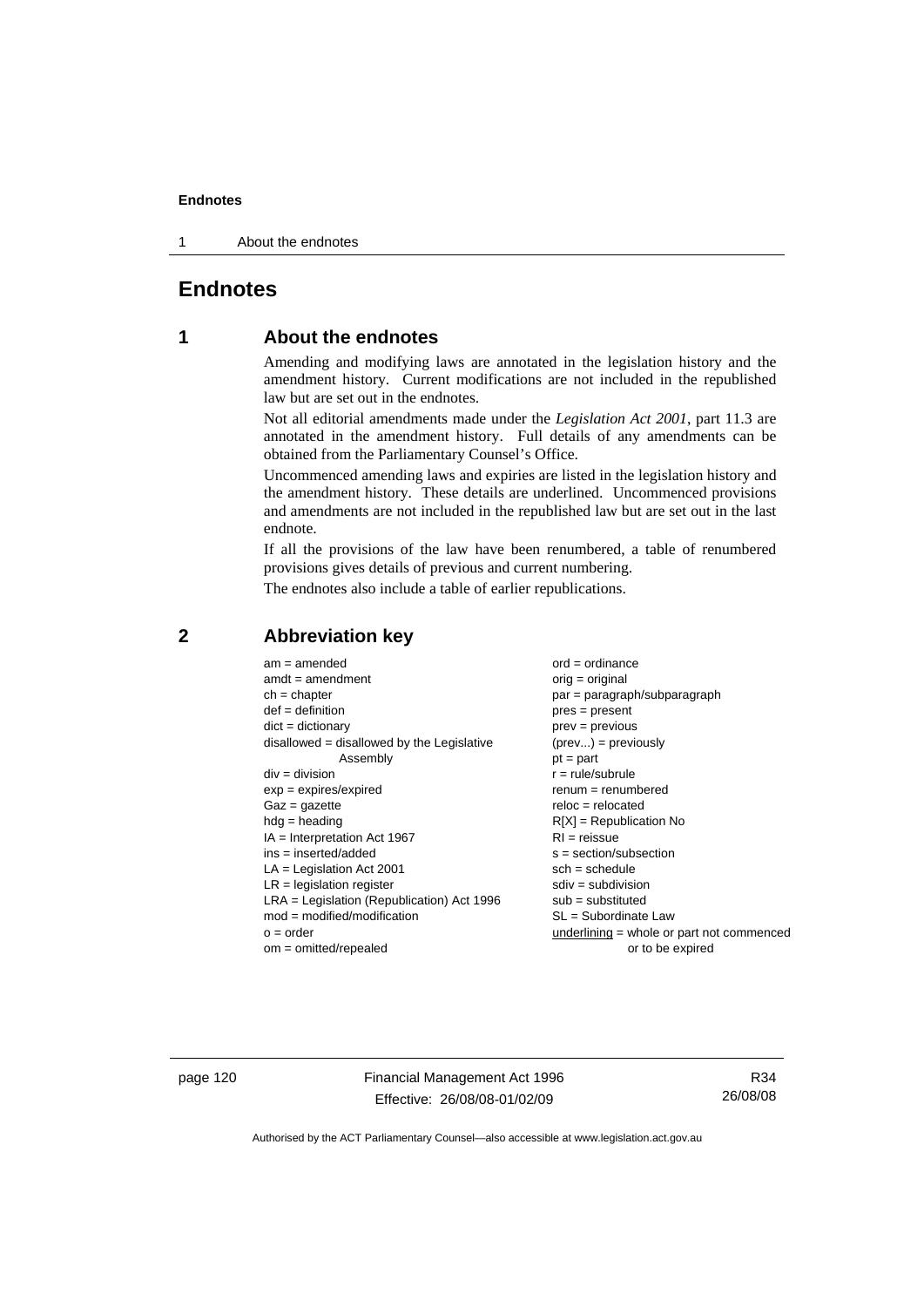# Endnotes

## 1 About the endnotes

Amending and modifying laws are annotated in the legislation history and the amendment history. Current modifications are not included in the republished law but are set out in the endnotes.

Not all editorial amendments made under the *Legislation Act 2001*, part 11.3 are annotated in the amendment history. Full details of any amendments can be obtained from the Parliamentary Counsel's Office.

Uncommenced amending laws and expiries are listed in the legislation history and the amendment history. These details are underlined. Uncommenced provisions and amendments are not included in the republished law but are set out in the last endnote.

If all the provisions of the law have been renumbered, a table of renumbered provisions gives details of previous and current numbering.

The endnotes also include a table of earlier republications.

## 2 Abbreviation key

am = amended
amdt = amendment
ch = chapter
def = definition
dict = dictionary
disallowed = disallowed by the Legislative Assembly
div = division
exp = expires/expired
Gaz = gazette
hdg = heading
IA = Interpretation Act 1967
ins = inserted/added
LA = Legislation Act 2001
LR = legislation register
LRA = Legislation (Republication) Act 1996
mod = modified/modification
o = order
om = omitted/repealed
ord = ordinance
orig = original
par = paragraph/subparagraph
pres = present
prev = previous
(prev...) = previously
pt = part
r = rule/subrule
renum = renumbered
reloc = relocated
R[X] = Republication No
RI = reissue
s = section/subsection
sch = schedule
sdiv = subdivision
sub = substituted
SL = Subordinate Law
underlining = whole or part not commenced or to be expired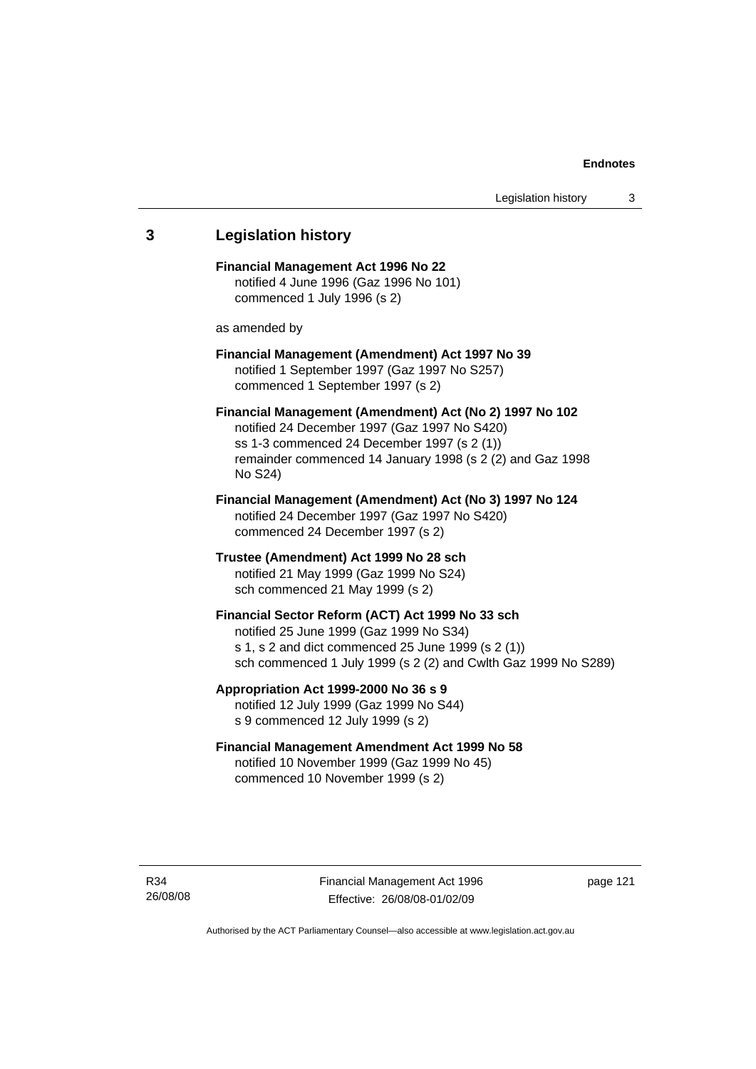## 3 Legislation history

**Financial Management Act 1996 No 22**
notified 4 June 1996 (Gaz 1996 No 101)
commenced 1 July 1996 (s 2)

as amended by

**Financial Management (Amendment) Act 1997 No 39**
notified 1 September 1997 (Gaz 1997 No S257)
commenced 1 September 1997 (s 2)

**Financial Management (Amendment) Act (No 2) 1997 No 102**
notified 24 December 1997 (Gaz 1997 No S420)
ss 1-3 commenced 24 December 1997 (s 2 (1))
remainder commenced 14 January 1998 (s 2 (2) and Gaz 1998 No S24)

**Financial Management (Amendment) Act (No 3) 1997 No 124**
notified 24 December 1997 (Gaz 1997 No S420)
commenced 24 December 1997 (s 2)

**Trustee (Amendment) Act 1999 No 28 sch**
notified 21 May 1999 (Gaz 1999 No S24)
sch commenced 21 May 1999 (s 2)

**Financial Sector Reform (ACT) Act 1999 No 33 sch**
notified 25 June 1999 (Gaz 1999 No S34)
s 1, s 2 and dict commenced 25 June 1999 (s 2 (1))
sch commenced 1 July 1999 (s 2 (2) and Cwlth Gaz 1999 No S289)

**Appropriation Act 1999-2000 No 36 s 9**
notified 12 July 1999 (Gaz 1999 No S44)
s 9 commenced 12 July 1999 (s 2)

**Financial Management Amendment Act 1999 No 58**
notified 10 November 1999 (Gaz 1999 No 45)
commenced 10 November 1999 (s 2)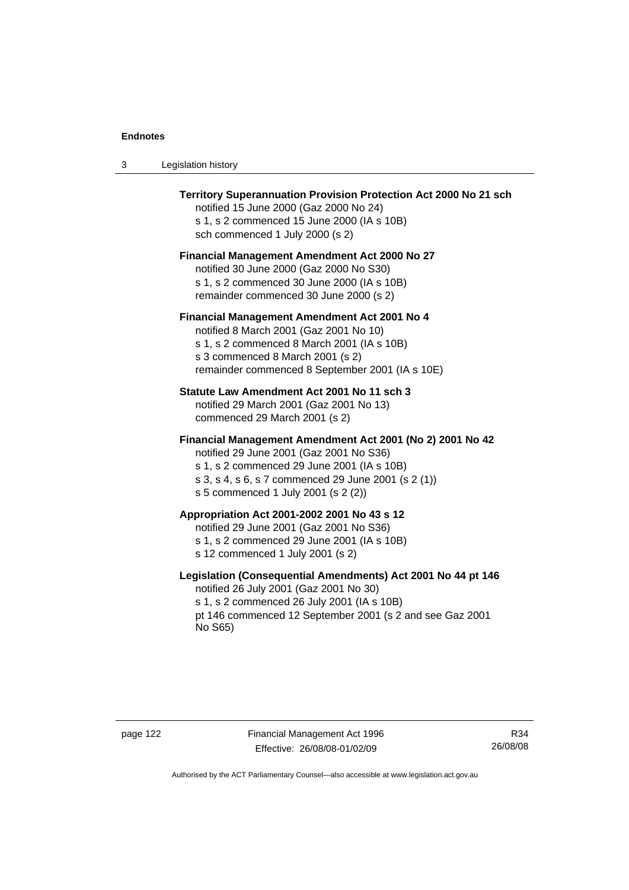**Territory Superannuation Provision Protection Act 2000 No 21 sch**
notified 15 June 2000 (Gaz 2000 No 24)
s 1, s 2 commenced 15 June 2000 (IA s 10B)
sch commenced 1 July 2000 (s 2)

**Financial Management Amendment Act 2000 No 27**
notified 30 June 2000 (Gaz 2000 No S30)
s 1, s 2 commenced 30 June 2000 (IA s 10B)
remainder commenced 30 June 2000 (s 2)

**Financial Management Amendment Act 2001 No 4**
notified 8 March 2001 (Gaz 2001 No 10)
s 1, s 2 commenced 8 March 2001 (IA s 10B)
s 3 commenced 8 March 2001 (s 2)
remainder commenced 8 September 2001 (IA s 10E)

**Statute Law Amendment Act 2001 No 11 sch 3**
notified 29 March 2001 (Gaz 2001 No 13)
commenced 29 March 2001 (s 2)

**Financial Management Amendment Act 2001 (No 2) 2001 No 42**
notified 29 June 2001 (Gaz 2001 No S36)
s 1, s 2 commenced 29 June 2001 (IA s 10B)
s 3, s 4, s 6, s 7 commenced 29 June 2001 (s 2 (1))
s 5 commenced 1 July 2001 (s 2 (2))

**Appropriation Act 2001-2002 2001 No 43 s 12**
notified 29 June 2001 (Gaz 2001 No S36)
s 1, s 2 commenced 29 June 2001 (IA s 10B)
s 12 commenced 1 July 2001 (s 2)

**Legislation (Consequential Amendments) Act 2001 No 44 pt 146**
notified 26 July 2001 (Gaz 2001 No 30)
s 1, s 2 commenced 26 July 2001 (IA s 10B)
pt 146 commenced 12 September 2001 (s 2 and see Gaz 2001 No S65)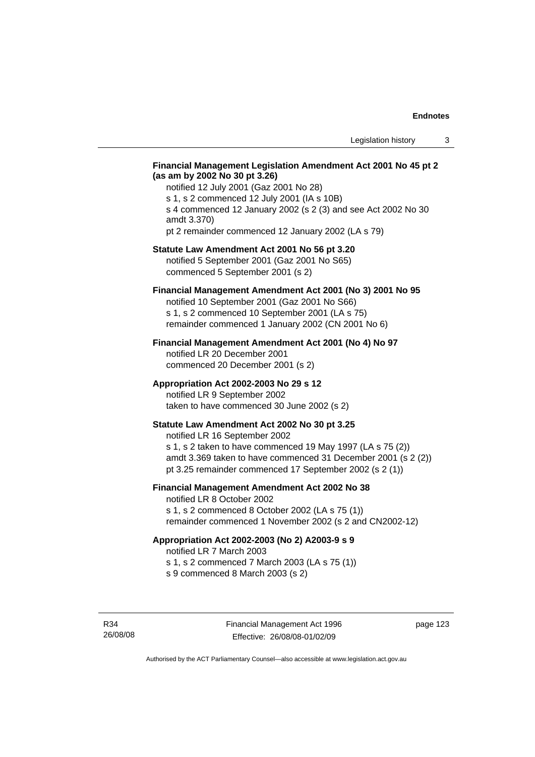**Financial Management Legislation Amendment Act 2001 No 45 pt 2 (as am by 2002 No 30 pt 3.26)**

notified 12 July 2001 (Gaz 2001 No 28)
s 1, s 2 commenced 12 July 2001 (IA s 10B)
s 4 commenced 12 January 2002 (s 2 (3) and see Act 2002 No 30 amdt 3.370)
pt 2 remainder commenced 12 January 2002 (LA s 79)

**Statute Law Amendment Act 2001 No 56 pt 3.20**

notified 5 September 2001 (Gaz 2001 No S65)
commenced 5 September 2001 (s 2)

**Financial Management Amendment Act 2001 (No 3) 2001 No 95**

notified 10 September 2001 (Gaz 2001 No S66)
s 1, s 2 commenced 10 September 2001 (LA s 75)
remainder commenced 1 January 2002 (CN 2001 No 6)

**Financial Management Amendment Act 2001 (No 4) No 97**

notified LR 20 December 2001
commenced 20 December 2001 (s 2)

**Appropriation Act 2002-2003 No 29 s 12**

notified LR 9 September 2002
taken to have commenced 30 June 2002 (s 2)

**Statute Law Amendment Act 2002 No 30 pt 3.25**

notified LR 16 September 2002
s 1, s 2 taken to have commenced 19 May 1997 (LA s 75 (2))
amdt 3.369 taken to have commenced 31 December 2001 (s 2 (2))
pt 3.25 remainder commenced 17 September 2002 (s 2 (1))

**Financial Management Amendment Act 2002 No 38**

notified LR 8 October 2002
s 1, s 2 commenced 8 October 2002 (LA s 75 (1))
remainder commenced 1 November 2002 (s 2 and CN2002-12)

**Appropriation Act 2002-2003 (No 2) A2003-9 s 9**

notified LR 7 March 2003
s 1, s 2 commenced 7 March 2003 (LA s 75 (1))
s 9 commenced 8 March 2003 (s 2)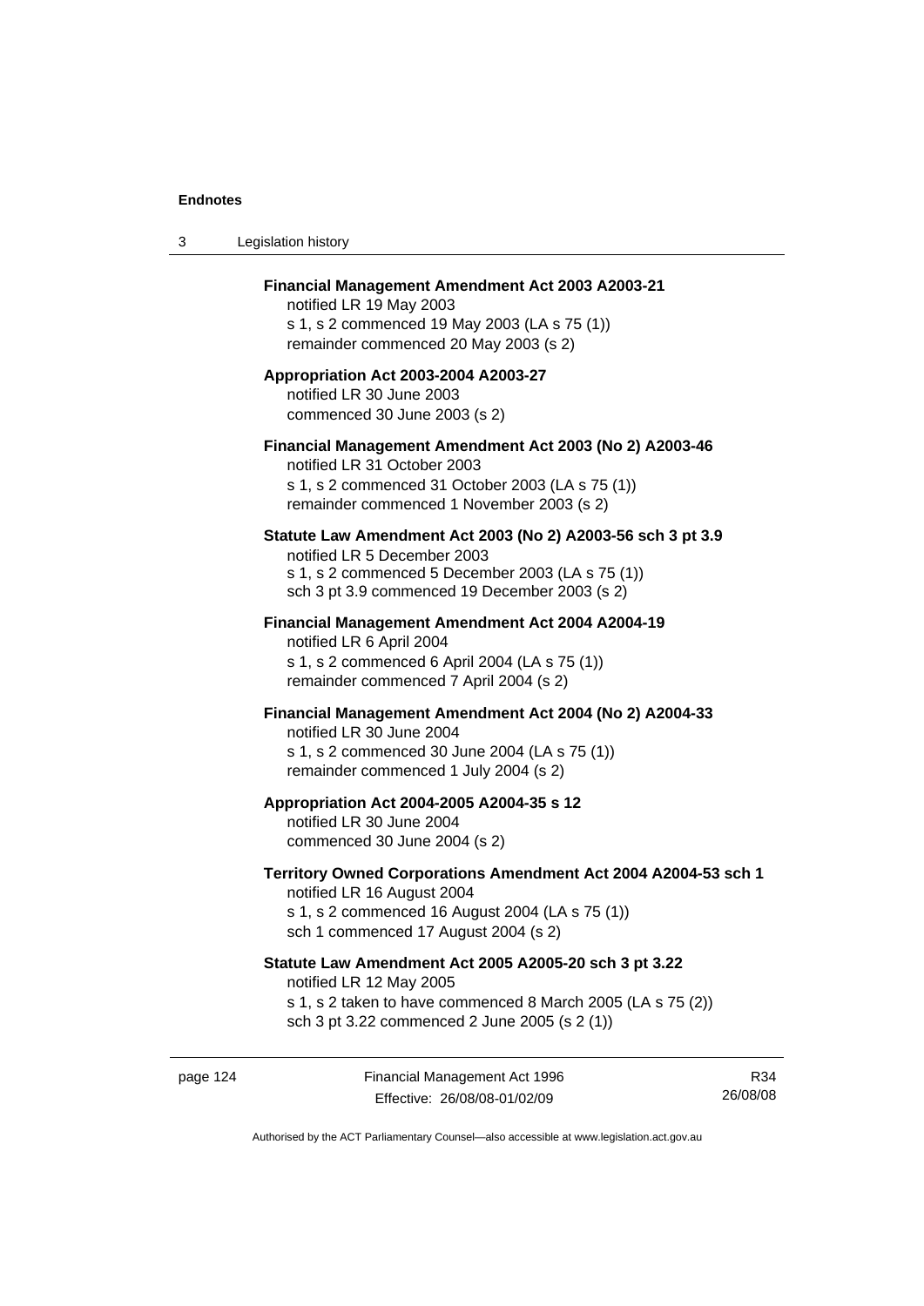**Financial Management Amendment Act 2003 A2003-21**

notified LR 19 May 2003

s 1, s 2 commenced 19 May 2003 (LA s 75 (1))

remainder commenced 20 May 2003 (s 2)

**Appropriation Act 2003-2004 A2003-27**

notified LR 30 June 2003

commenced 30 June 2003 (s 2)

**Financial Management Amendment Act 2003 (No 2) A2003-46**

notified LR 31 October 2003

s 1, s 2 commenced 31 October 2003 (LA s 75 (1))

remainder commenced 1 November 2003 (s 2)

**Statute Law Amendment Act 2003 (No 2) A2003-56 sch 3 pt 3.9**

notified LR 5 December 2003

s 1, s 2 commenced 5 December 2003 (LA s 75 (1))

sch 3 pt 3.9 commenced 19 December 2003 (s 2)

**Financial Management Amendment Act 2004 A2004-19**

notified LR 6 April 2004

s 1, s 2 commenced 6 April 2004 (LA s 75 (1))

remainder commenced 7 April 2004 (s 2)

**Financial Management Amendment Act 2004 (No 2) A2004-33**

notified LR 30 June 2004

s 1, s 2 commenced 30 June 2004 (LA s 75 (1))

remainder commenced 1 July 2004 (s 2)

**Appropriation Act 2004-2005 A2004-35 s 12**

notified LR 30 June 2004

commenced 30 June 2004 (s 2)

**Territory Owned Corporations Amendment Act 2004 A2004-53 sch 1**

notified LR 16 August 2004

s 1, s 2 commenced 16 August 2004 (LA s 75 (1))

sch 1 commenced 17 August 2004 (s 2)

**Statute Law Amendment Act 2005 A2005-20 sch 3 pt 3.22**

notified LR 12 May 2005

s 1, s 2 taken to have commenced 8 March 2005 (LA s 75 (2))

sch 3 pt 3.22 commenced 2 June 2005 (s 2 (1))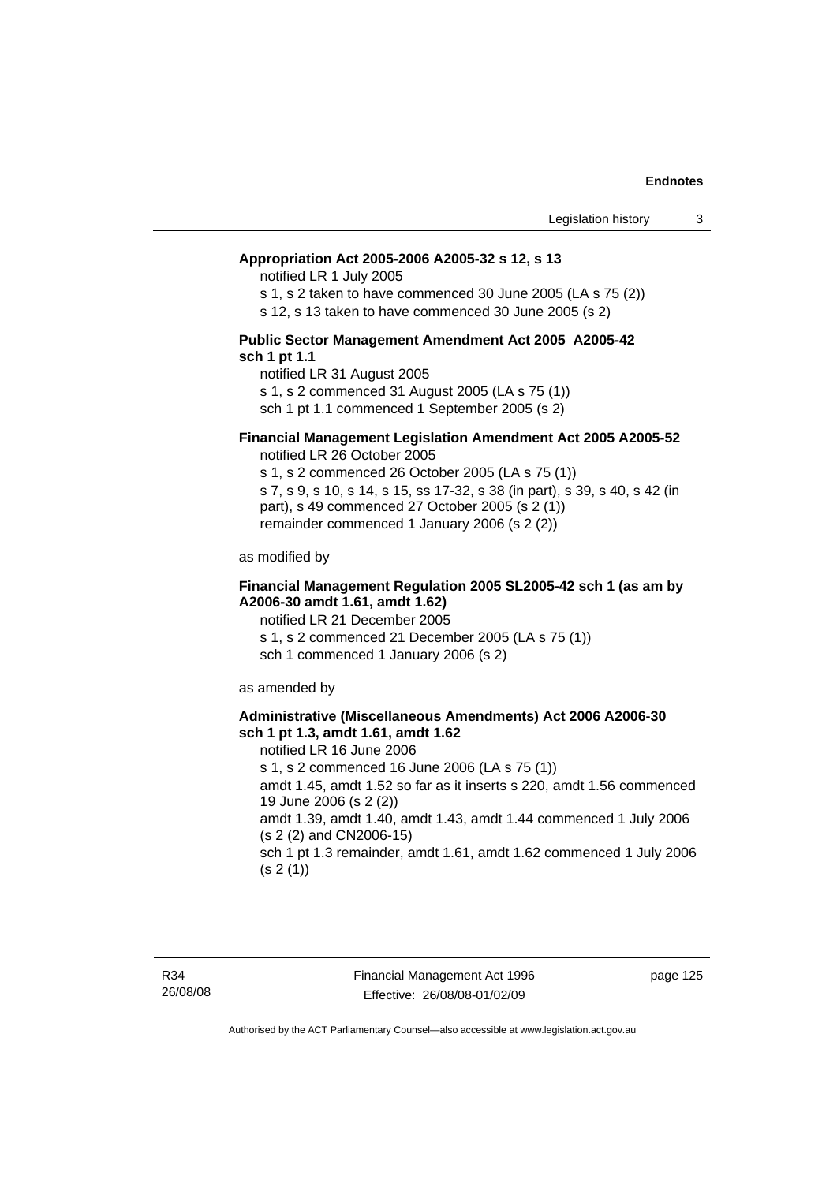**Appropriation Act 2005-2006 A2005-32 s 12, s 13**

notified LR 1 July 2005

s 1, s 2 taken to have commenced 30 June 2005 (LA s 75 (2))

s 12, s 13 taken to have commenced 30 June 2005 (s 2)

**Public Sector Management Amendment Act 2005 A2005-42 sch 1 pt 1.1**

notified LR 31 August 2005

s 1, s 2 commenced 31 August 2005 (LA s 75 (1))

sch 1 pt 1.1 commenced 1 September 2005 (s 2)

**Financial Management Legislation Amendment Act 2005 A2005-52**

notified LR 26 October 2005

s 1, s 2 commenced 26 October 2005 (LA s 75 (1))

s 7, s 9, s 10, s 14, s 15, ss 17-32, s 38 (in part), s 39, s 40, s 42 (in part), s 49 commenced 27 October 2005 (s 2 (1))

remainder commenced 1 January 2006 (s 2 (2))

as modified by

**Financial Management Regulation 2005 SL2005-42 sch 1 (as am by A2006-30 amdt 1.61, amdt 1.62)**

notified LR 21 December 2005

s 1, s 2 commenced 21 December 2005 (LA s 75 (1))

sch 1 commenced 1 January 2006 (s 2)

as amended by

**Administrative (Miscellaneous Amendments) Act 2006 A2006-30 sch 1 pt 1.3, amdt 1.61, amdt 1.62**

notified LR 16 June 2006

s 1, s 2 commenced 16 June 2006 (LA s 75 (1))

amdt 1.45, amdt 1.52 so far as it inserts s 220, amdt 1.56 commenced 19 June 2006 (s 2 (2))

amdt 1.39, amdt 1.40, amdt 1.43, amdt 1.44 commenced 1 July 2006 (s 2 (2) and CN2006-15)

sch 1 pt 1.3 remainder, amdt 1.61, amdt 1.62 commenced 1 July 2006 (s 2 (1))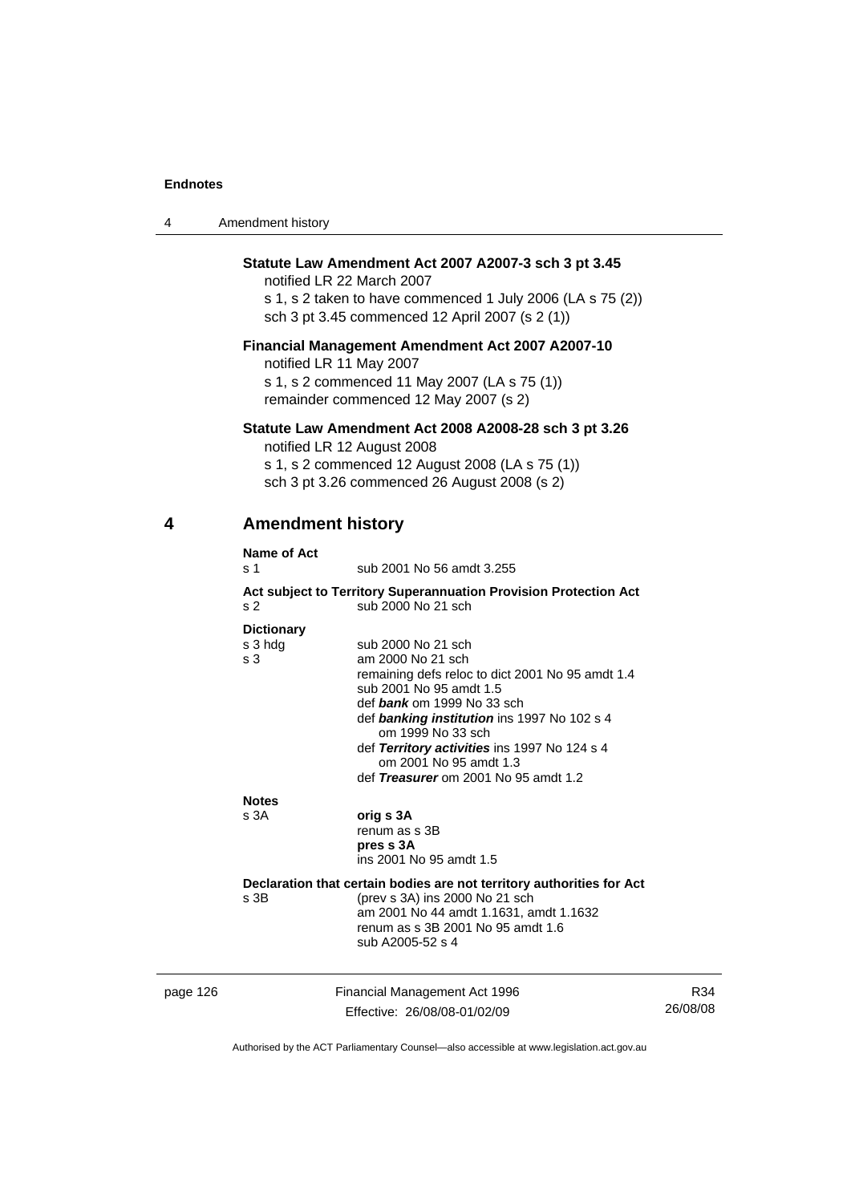**Statute Law Amendment Act 2007 A2007-3 sch 3 pt 3.45**

notified LR 22 March 2007

s 1, s 2 taken to have commenced 1 July 2006 (LA s 75 (2))

sch 3 pt 3.45 commenced 12 April 2007 (s 2 (1))

**Financial Management Amendment Act 2007 A2007-10**

notified LR 11 May 2007

s 1, s 2 commenced 11 May 2007 (LA s 75 (1))

remainder commenced 12 May 2007 (s 2)

**Statute Law Amendment Act 2008 A2008-28 sch 3 pt 3.26**

notified LR 12 August 2008

s 1, s 2 commenced 12 August 2008 (LA s 75 (1))

sch 3 pt 3.26 commenced 26 August 2008 (s 2)

## 4 Amendment history

**Name of Act**

s 1 — sub 2001 No 56 amdt 3.255

**Act subject to Territory Superannuation Provision Protection Act**

s 2 — sub 2000 No 21 sch

**Dictionary**

s 3 hdg — sub 2000 No 21 sch

s 3 — am 2000 No 21 sch
remaining defs reloc to dict 2001 No 95 amdt 1.4
sub 2001 No 95 amdt 1.5
def ***bank*** om 1999 No 33 sch
def ***banking institution*** ins 1997 No 102 s 4
om 1999 No 33 sch
def ***Territory activities*** ins 1997 No 124 s 4
om 2001 No 95 amdt 1.3
def ***Treasurer*** om 2001 No 95 amdt 1.2

**Notes**

s 3A — **orig s 3A**
renum as s 3B
**pres s 3A**
ins 2001 No 95 amdt 1.5

**Declaration that certain bodies are not territory authorities for Act**

s 3B — (prev s 3A) ins 2000 No 21 sch
am 2001 No 44 amdt 1.1631, amdt 1.1632
renum as s 3B 2001 No 95 amdt 1.6
sub A2005-52 s 4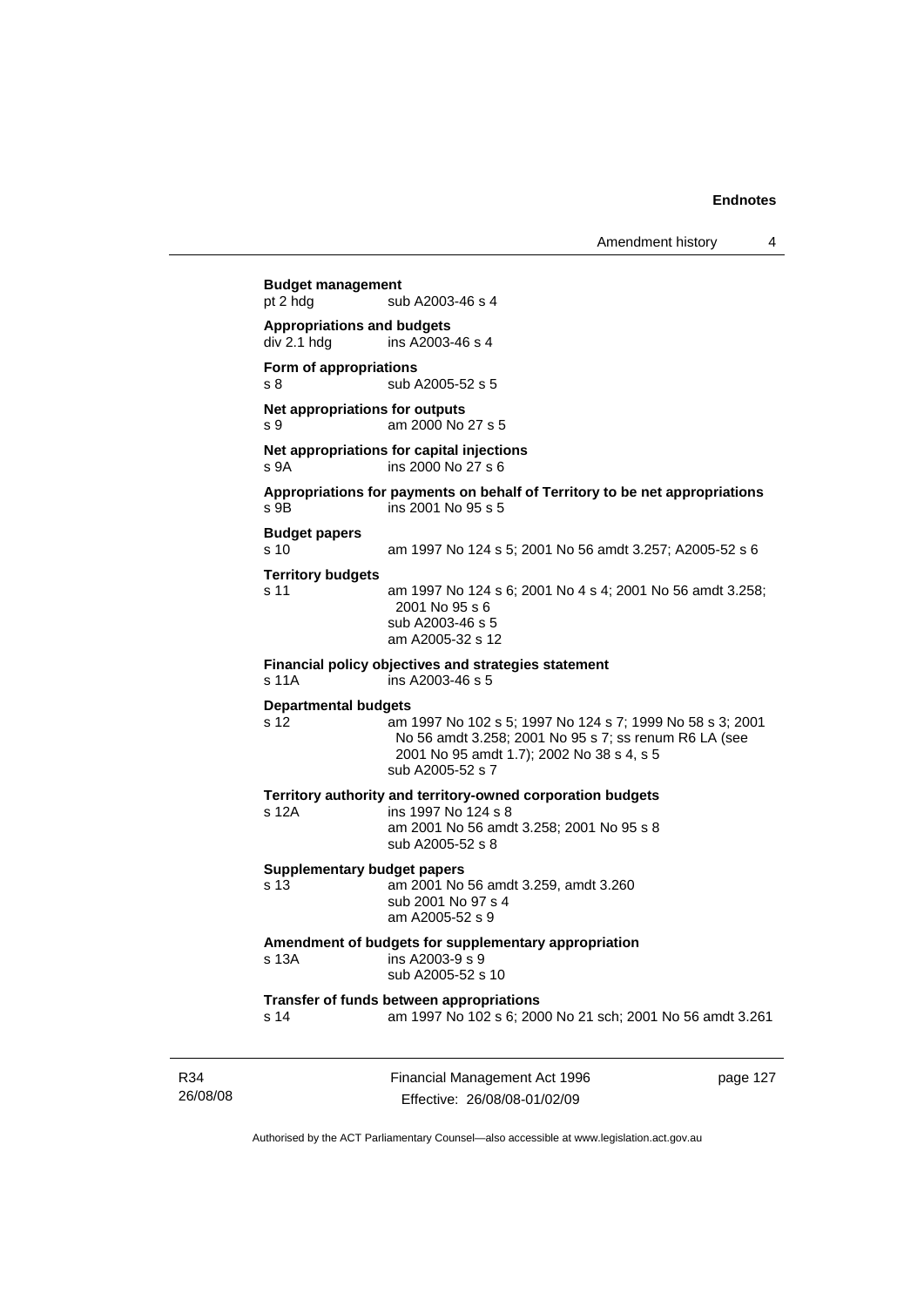**Budget management**

pt 2 hdg sub A2003-46 s 4

**Appropriations and budgets**

div 2.1 hdg ins A2003-46 s 4

**Form of appropriations**

s 8 sub A2005-52 s 5

**Net appropriations for outputs**

s 9 am 2000 No 27 s 5

**Net appropriations for capital injections**

s 9A ins 2000 No 27 s 6

**Appropriations for payments on behalf of Territory to be net appropriations**

s 9B ins 2001 No 95 s 5

**Budget papers**

s 10 am 1997 No 124 s 5; 2001 No 56 amdt 3.257; A2005-52 s 6

**Territory budgets**

s 11 am 1997 No 124 s 6; 2001 No 4 s 4; 2001 No 56 amdt 3.258; 2001 No 95 s 6
sub A2003-46 s 5
am A2005-32 s 12

**Financial policy objectives and strategies statement**

s 11A ins A2003-46 s 5

**Departmental budgets**

s 12 am 1997 No 102 s 5; 1997 No 124 s 7; 1999 No 58 s 3; 2001 No 56 amdt 3.258; 2001 No 95 s 7; ss renum R6 LA (see 2001 No 95 amdt 1.7); 2002 No 38 s 4, s 5
sub A2005-52 s 7

**Territory authority and territory-owned corporation budgets**

s 12A ins 1997 No 124 s 8
am 2001 No 56 amdt 3.258; 2001 No 95 s 8
sub A2005-52 s 8

**Supplementary budget papers**

s 13 am 2001 No 56 amdt 3.259, amdt 3.260
sub 2001 No 97 s 4
am A2005-52 s 9

**Amendment of budgets for supplementary appropriation**

s 13A ins A2003-9 s 9
sub A2005-52 s 10

**Transfer of funds between appropriations**

s 14 am 1997 No 102 s 6; 2000 No 21 sch; 2001 No 56 amdt 3.261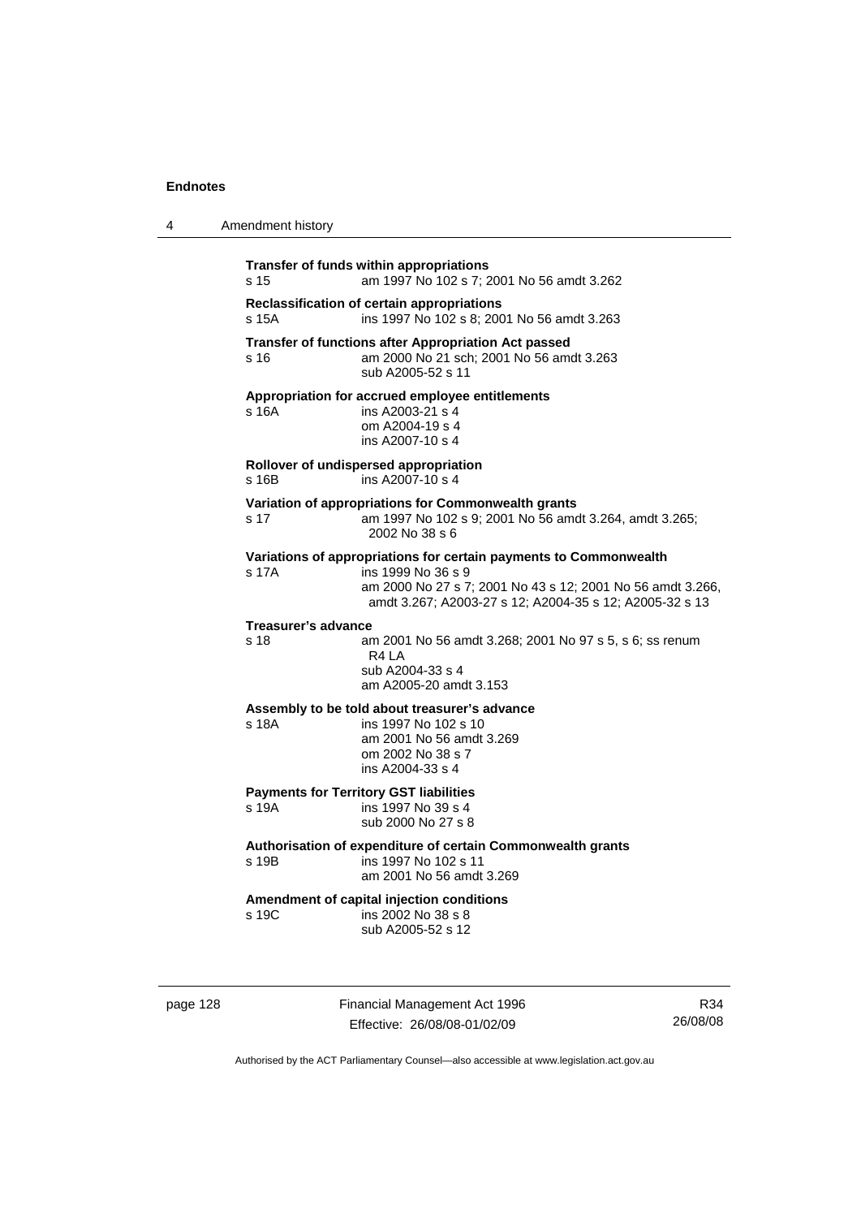**Transfer of funds within appropriations**
s 15 am 1997 No 102 s 7; 2001 No 56 amdt 3.262

**Reclassification of certain appropriations**
s 15A ins 1997 No 102 s 8; 2001 No 56 amdt 3.263

**Transfer of functions after Appropriation Act passed**
s 16 am 2000 No 21 sch; 2001 No 56 amdt 3.263
sub A2005-52 s 11

**Appropriation for accrued employee entitlements**
s 16A ins A2003-21 s 4
om A2004-19 s 4
ins A2007-10 s 4

**Rollover of undispersed appropriation**
s 16B ins A2007-10 s 4

**Variation of appropriations for Commonwealth grants**
s 17 am 1997 No 102 s 9; 2001 No 56 amdt 3.264, amdt 3.265; 2002 No 38 s 6

**Variations of appropriations for certain payments to Commonwealth**
s 17A ins 1999 No 36 s 9
am 2000 No 27 s 7; 2001 No 43 s 12; 2001 No 56 amdt 3.266, amdt 3.267; A2003-27 s 12; A2004-35 s 12; A2005-32 s 13

**Treasurer's advance**
s 18 am 2001 No 56 amdt 3.268; 2001 No 97 s 5, s 6; ss renum R4 LA
sub A2004-33 s 4
am A2005-20 amdt 3.153

**Assembly to be told about treasurer's advance**
s 18A ins 1997 No 102 s 10
am 2001 No 56 amdt 3.269
om 2002 No 38 s 7
ins A2004-33 s 4

**Payments for Territory GST liabilities**
s 19A ins 1997 No 39 s 4
sub 2000 No 27 s 8

**Authorisation of expenditure of certain Commonwealth grants**
s 19B ins 1997 No 102 s 11
am 2001 No 56 amdt 3.269

**Amendment of capital injection conditions**
s 19C ins 2002 No 38 s 8
sub A2005-52 s 12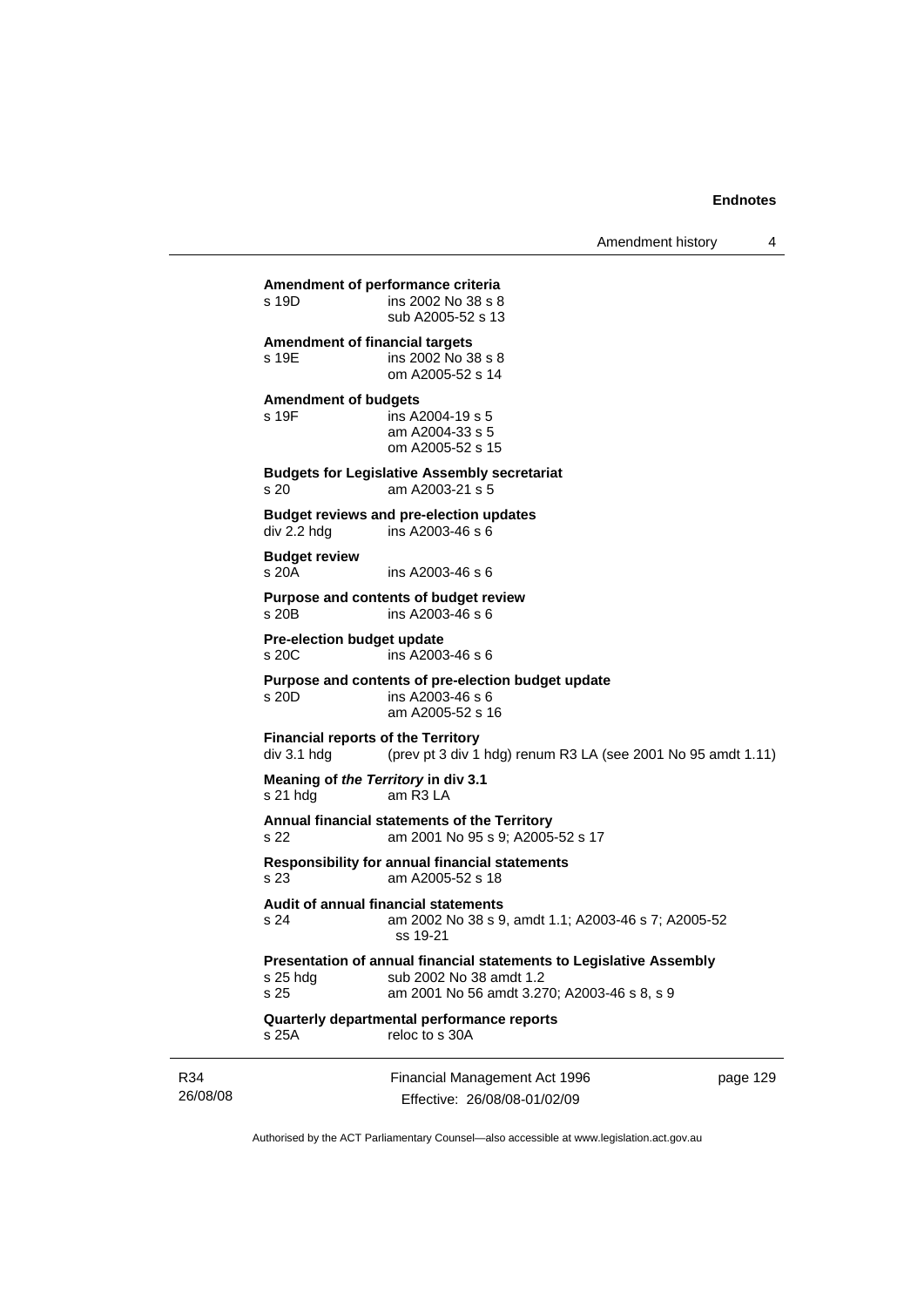**Amendment of performance criteria**

s 19D ins 2002 No 38 s 8
sub A2005-52 s 13

**Amendment of financial targets**

s 19E ins 2002 No 38 s 8
om A2005-52 s 14

**Amendment of budgets**

s 19F ins A2004-19 s 5
am A2004-33 s 5
om A2005-52 s 15

**Budgets for Legislative Assembly secretariat**

s 20 am A2003-21 s 5

**Budget reviews and pre-election updates**

div 2.2 hdg ins A2003-46 s 6

**Budget review**

s 20A ins A2003-46 s 6

**Purpose and contents of budget review**

s 20B ins A2003-46 s 6

**Pre-election budget update**

s 20C ins A2003-46 s 6

**Purpose and contents of pre-election budget update**

s 20D ins A2003-46 s 6
am A2005-52 s 16

**Financial reports of the Territory**

div 3.1 hdg (prev pt 3 div 1 hdg) renum R3 LA (see 2001 No 95 amdt 1.11)

**Meaning of *the Territory* in div 3.1**

s 21 hdg am R3 LA

**Annual financial statements of the Territory**

s 22 am 2001 No 95 s 9; A2005-52 s 17

**Responsibility for annual financial statements**

s 23 am A2005-52 s 18

**Audit of annual financial statements**

s 24 am 2002 No 38 s 9, amdt 1.1; A2003-46 s 7; A2005-52 ss 19-21

**Presentation of annual financial statements to Legislative Assembly**

s 25 hdg sub 2002 No 38 amdt 1.2
s 25 am 2001 No 56 amdt 3.270; A2003-46 s 8, s 9

**Quarterly departmental performance reports**

s 25A reloc to s 30A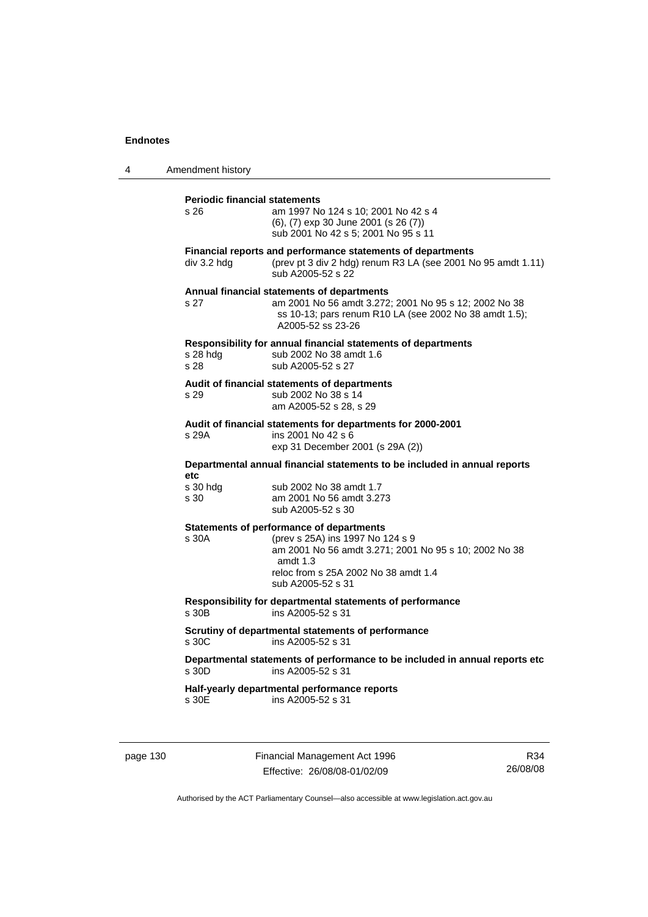**Periodic financial statements**

| | |
|---|---|
| s 26 | am 1997 No 124 s 10; 2001 No 42 s 4<br>(6), (7) exp 30 June 2001 (s 26 (7))<br>sub 2001 No 42 s 5; 2001 No 95 s 11 |

**Financial reports and performance statements of departments**

| | |
|---|---|
| div 3.2 hdg | (prev pt 3 div 2 hdg) renum R3 LA (see 2001 No 95 amdt 1.11)<br>sub A2005-52 s 22 |

**Annual financial statements of departments**

| | |
|---|---|
| s 27 | am 2001 No 56 amdt 3.272; 2001 No 95 s 12; 2002 No 38 ss 10-13; pars renum R10 LA (see 2002 No 38 amdt 1.5); A2005-52 ss 23-26 |

**Responsibility for annual financial statements of departments**

| | |
|---|---|
| s 28 hdg | sub 2002 No 38 amdt 1.6 |
| s 28 | sub A2005-52 s 27 |

**Audit of financial statements of departments**

| | |
|---|---|
| s 29 | sub 2002 No 38 s 14<br>am A2005-52 s 28, s 29 |

**Audit of financial statements for departments for 2000-2001**

| | |
|---|---|
| s 29A | ins 2001 No 42 s 6<br>exp 31 December 2001 (s 29A (2)) |

**Departmental annual financial statements to be included in annual reports etc**

| | |
|---|---|
| s 30 hdg | sub 2002 No 38 amdt 1.7 |
| s 30 | am 2001 No 56 amdt 3.273<br>sub A2005-52 s 30 |

**Statements of performance of departments**

| | |
|---|---|
| s 30A | (prev s 25A) ins 1997 No 124 s 9<br>am 2001 No 56 amdt 3.271; 2001 No 95 s 10; 2002 No 38 amdt 1.3<br>reloc from s 25A 2002 No 38 amdt 1.4<br>sub A2005-52 s 31 |

**Responsibility for departmental statements of performance**

| | |
|---|---|
| s 30B | ins A2005-52 s 31 |

**Scrutiny of departmental statements of performance**

| | |
|---|---|
| s 30C | ins A2005-52 s 31 |

**Departmental statements of performance to be included in annual reports etc**

| | |
|---|---|
| s 30D | ins A2005-52 s 31 |

**Half-yearly departmental performance reports**

| | |
|---|---|
| s 30E | ins A2005-52 s 31 |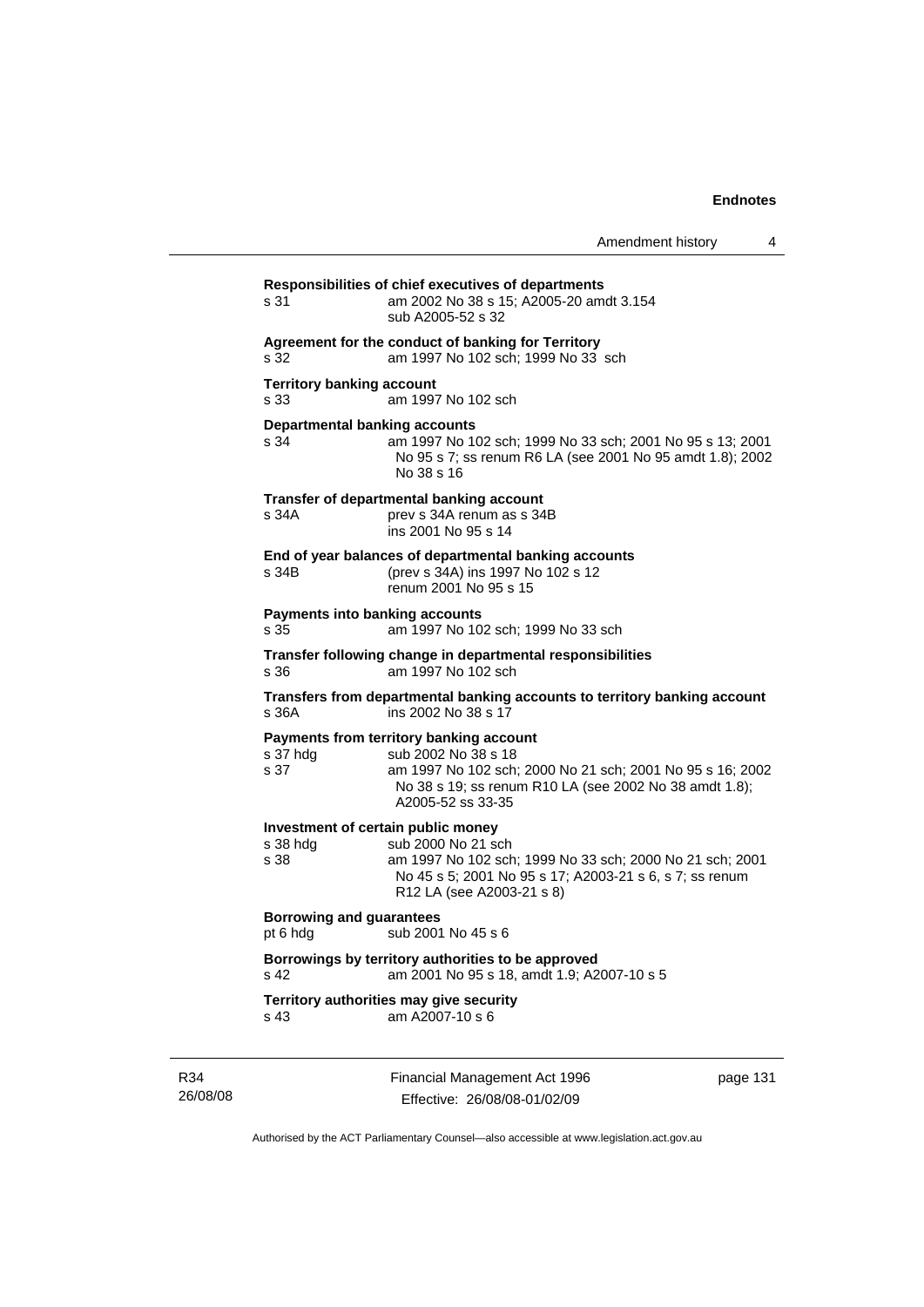**Responsibilities of chief executives of departments**

s 31 am 2002 No 38 s 15; A2005-20 amdt 3.154
sub A2005-52 s 32

**Agreement for the conduct of banking for Territory**

s 32 am 1997 No 102 sch; 1999 No 33 sch

**Territory banking account**

s 33 am 1997 No 102 sch

**Departmental banking accounts**

s 34 am 1997 No 102 sch; 1999 No 33 sch; 2001 No 95 s 13; 2001 No 95 s 7; ss renum R6 LA (see 2001 No 95 amdt 1.8); 2002 No 38 s 16

**Transfer of departmental banking account**

s 34A prev s 34A renum as s 34B
ins 2001 No 95 s 14

**End of year balances of departmental banking accounts**

s 34B (prev s 34A) ins 1997 No 102 s 12
renum 2001 No 95 s 15

**Payments into banking accounts**

s 35 am 1997 No 102 sch; 1999 No 33 sch

**Transfer following change in departmental responsibilities**

s 36 am 1997 No 102 sch

**Transfers from departmental banking accounts to territory banking account**

s 36A ins 2002 No 38 s 17

**Payments from territory banking account**

s 37 hdg sub 2002 No 38 s 18
s 37 am 1997 No 102 sch; 2000 No 21 sch; 2001 No 95 s 16; 2002 No 38 s 19; ss renum R10 LA (see 2002 No 38 amdt 1.8); A2005-52 ss 33-35

**Investment of certain public money**

s 38 hdg sub 2000 No 21 sch
s 38 am 1997 No 102 sch; 1999 No 33 sch; 2000 No 21 sch; 2001 No 45 s 5; 2001 No 95 s 17; A2003-21 s 6, s 7; ss renum R12 LA (see A2003-21 s 8)

**Borrowing and guarantees**

pt 6 hdg sub 2001 No 45 s 6

**Borrowings by territory authorities to be approved**

s 42 am 2001 No 95 s 18, amdt 1.9; A2007-10 s 5

**Territory authorities may give security**

s 43 am A2007-10 s 6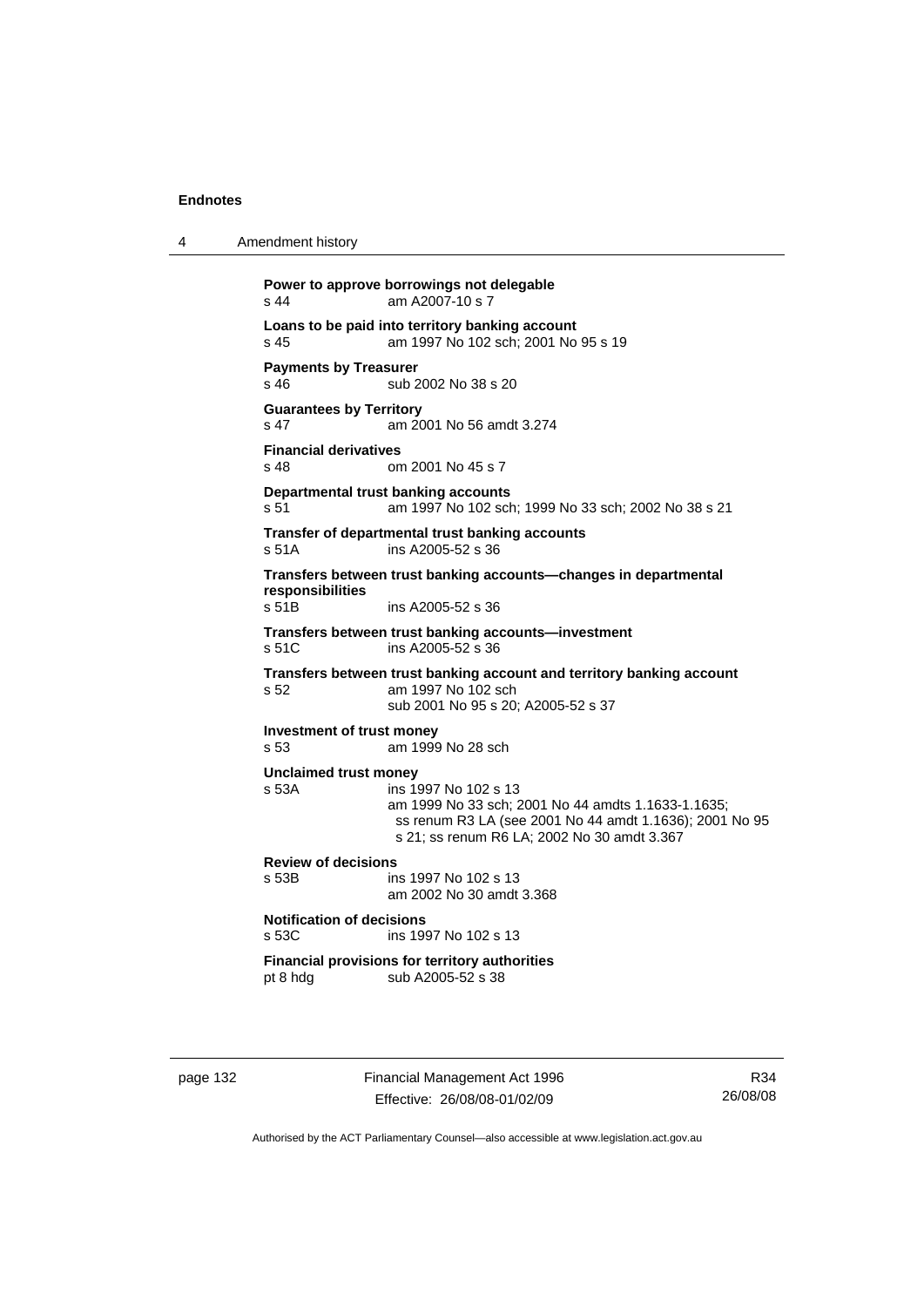**Power to approve borrowings not delegable**
s 44 am A2007-10 s 7

**Loans to be paid into territory banking account**
s 45 am 1997 No 102 sch; 2001 No 95 s 19

**Payments by Treasurer**
s 46 sub 2002 No 38 s 20

**Guarantees by Territory**
s 47 am 2001 No 56 amdt 3.274

**Financial derivatives**
s 48 om 2001 No 45 s 7

**Departmental trust banking accounts**
s 51 am 1997 No 102 sch; 1999 No 33 sch; 2002 No 38 s 21

**Transfer of departmental trust banking accounts**
s 51A ins A2005-52 s 36

**Transfers between trust banking accounts—changes in departmental responsibilities**
s 51B ins A2005-52 s 36

**Transfers between trust banking accounts—investment**
s 51C ins A2005-52 s 36

**Transfers between trust banking account and territory banking account**
s 52 am 1997 No 102 sch
sub 2001 No 95 s 20; A2005-52 s 37

**Investment of trust money**
s 53 am 1999 No 28 sch

**Unclaimed trust money**
s 53A ins 1997 No 102 s 13
am 1999 No 33 sch; 2001 No 44 amdts 1.1633-1.1635; ss renum R3 LA (see 2001 No 44 amdt 1.1636); 2001 No 95 s 21; ss renum R6 LA; 2002 No 30 amdt 3.367

**Review of decisions**
s 53B ins 1997 No 102 s 13
am 2002 No 30 amdt 3.368

**Notification of decisions**
s 53C ins 1997 No 102 s 13

**Financial provisions for territory authorities**
pt 8 hdg sub A2005-52 s 38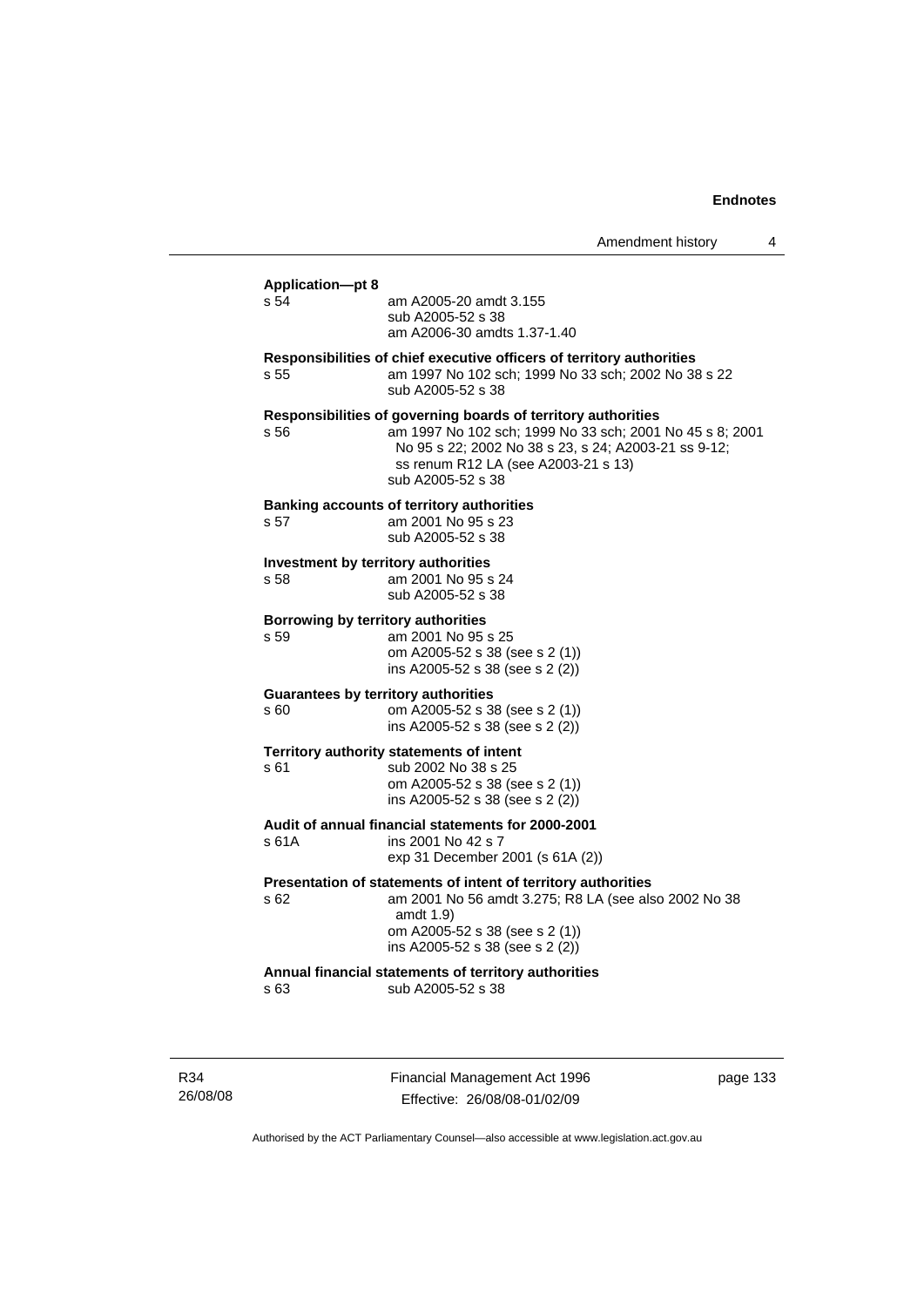**Application—pt 8**

s 54 am A2005-20 amdt 3.155
sub A2005-52 s 38
am A2006-30 amdts 1.37-1.40

**Responsibilities of chief executive officers of territory authorities**

s 55 am 1997 No 102 sch; 1999 No 33 sch; 2002 No 38 s 22
sub A2005-52 s 38

**Responsibilities of governing boards of territory authorities**

s 56 am 1997 No 102 sch; 1999 No 33 sch; 2001 No 45 s 8; 2001 No 95 s 22; 2002 No 38 s 23, s 24; A2003-21 ss 9-12; ss renum R12 LA (see A2003-21 s 13)
sub A2005-52 s 38

**Banking accounts of territory authorities**

s 57 am 2001 No 95 s 23
sub A2005-52 s 38

**Investment by territory authorities**

s 58 am 2001 No 95 s 24
sub A2005-52 s 38

**Borrowing by territory authorities**

s 59 am 2001 No 95 s 25
om A2005-52 s 38 (see s 2 (1))
ins A2005-52 s 38 (see s 2 (2))

**Guarantees by territory authorities**

s 60 om A2005-52 s 38 (see s 2 (1))
ins A2005-52 s 38 (see s 2 (2))

**Territory authority statements of intent**

s 61 sub 2002 No 38 s 25
om A2005-52 s 38 (see s 2 (1))
ins A2005-52 s 38 (see s 2 (2))

**Audit of annual financial statements for 2000-2001**

s 61A ins 2001 No 42 s 7
exp 31 December 2001 (s 61A (2))

**Presentation of statements of intent of territory authorities**

s 62 am 2001 No 56 amdt 3.275; R8 LA (see also 2002 No 38 amdt 1.9)
om A2005-52 s 38 (see s 2 (1))
ins A2005-52 s 38 (see s 2 (2))

**Annual financial statements of territory authorities**

s 63 sub A2005-52 s 38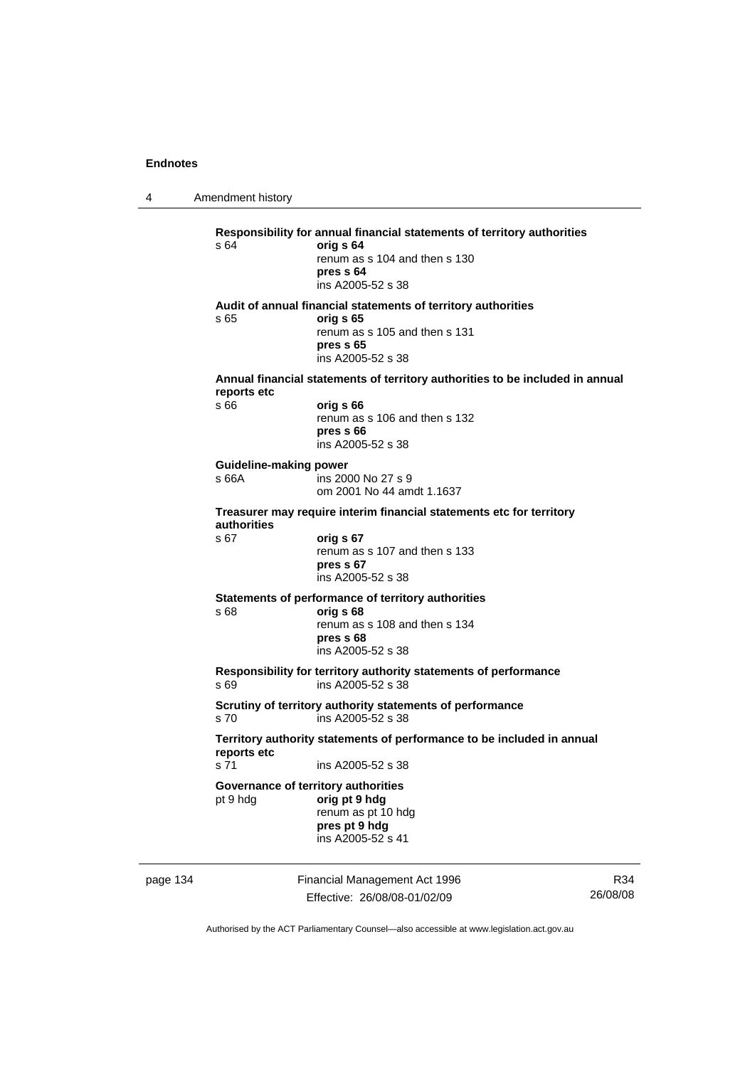**Responsibility for annual financial statements of territory authorities**

s 64 **orig s 64**
renum as s 104 and then s 130
**pres s 64**
ins A2005-52 s 38

**Audit of annual financial statements of territory authorities**

s 65 **orig s 65**
renum as s 105 and then s 131
**pres s 65**
ins A2005-52 s 38

**Annual financial statements of territory authorities to be included in annual reports etc**

s 66 **orig s 66**
renum as s 106 and then s 132
**pres s 66**
ins A2005-52 s 38

**Guideline-making power**

s 66A ins 2000 No 27 s 9
om 2001 No 44 amdt 1.1637

**Treasurer may require interim financial statements etc for territory authorities**

s 67 **orig s 67**
renum as s 107 and then s 133
**pres s 67**
ins A2005-52 s 38

**Statements of performance of territory authorities**

s 68 **orig s 68**
renum as s 108 and then s 134
**pres s 68**
ins A2005-52 s 38

**Responsibility for territory authority statements of performance**

s 69 ins A2005-52 s 38

**Scrutiny of territory authority statements of performance**

s 70 ins A2005-52 s 38

**Territory authority statements of performance to be included in annual reports etc**

s 71 ins A2005-52 s 38

**Governance of territory authorities**

pt 9 hdg **orig pt 9 hdg**
renum as pt 10 hdg
**pres pt 9 hdg**
ins A2005-52 s 41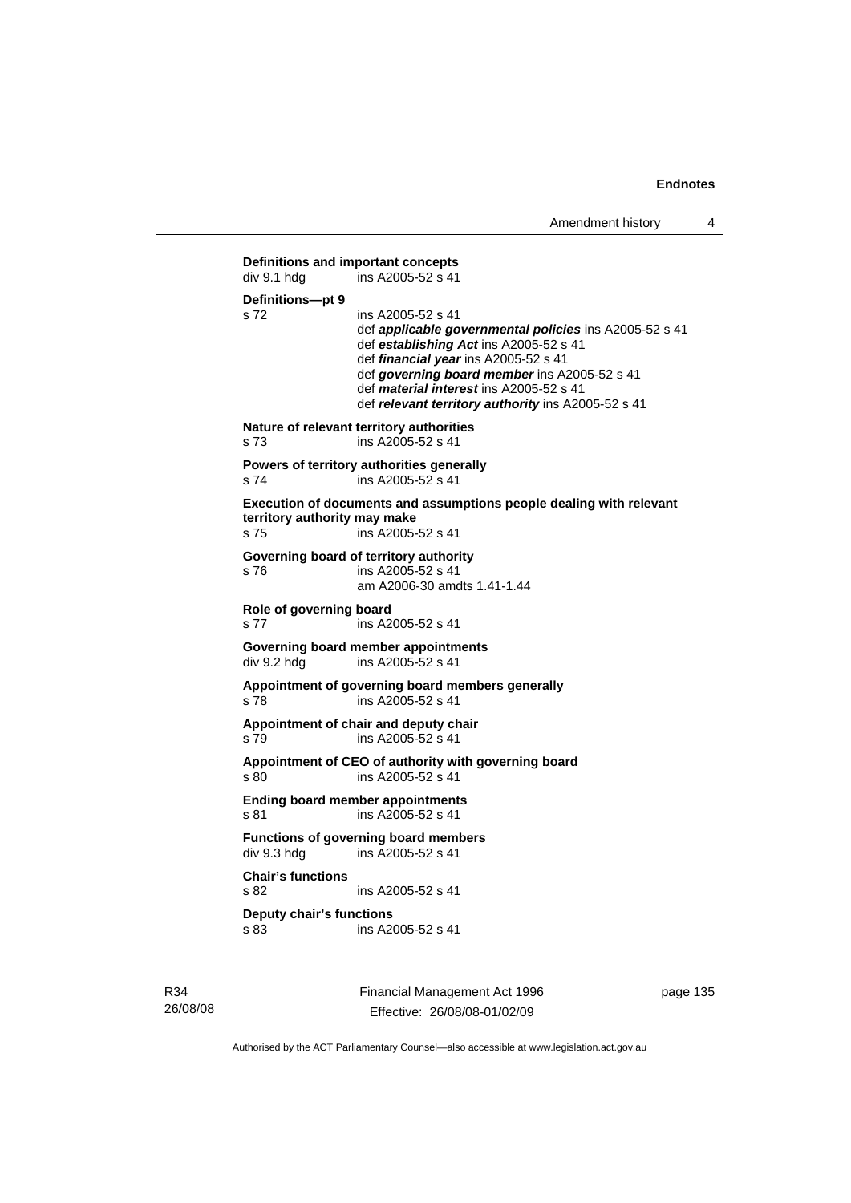**Definitions and important concepts**
div 9.1 hdg ins A2005-52 s 41

**Definitions—pt 9**
s 72 ins A2005-52 s 41
def ***applicable governmental policies*** ins A2005-52 s 41
def ***establishing Act*** ins A2005-52 s 41
def ***financial year*** ins A2005-52 s 41
def ***governing board member*** ins A2005-52 s 41
def ***material interest*** ins A2005-52 s 41
def ***relevant territory authority*** ins A2005-52 s 41

**Nature of relevant territory authorities**
s 73 ins A2005-52 s 41

**Powers of territory authorities generally**
s 74 ins A2005-52 s 41

**Execution of documents and assumptions people dealing with relevant territory authority may make**
s 75 ins A2005-52 s 41

**Governing board of territory authority**
s 76 ins A2005-52 s 41
am A2006-30 amdts 1.41-1.44

**Role of governing board**
s 77 ins A2005-52 s 41

**Governing board member appointments**
div 9.2 hdg ins A2005-52 s 41

**Appointment of governing board members generally**
s 78 ins A2005-52 s 41

**Appointment of chair and deputy chair**
s 79 ins A2005-52 s 41

**Appointment of CEO of authority with governing board**
s 80 ins A2005-52 s 41

**Ending board member appointments**
s 81 ins A2005-52 s 41

**Functions of governing board members**
div 9.3 hdg ins A2005-52 s 41

**Chair's functions**
s 82 ins A2005-52 s 41

**Deputy chair's functions**
s 83 ins A2005-52 s 41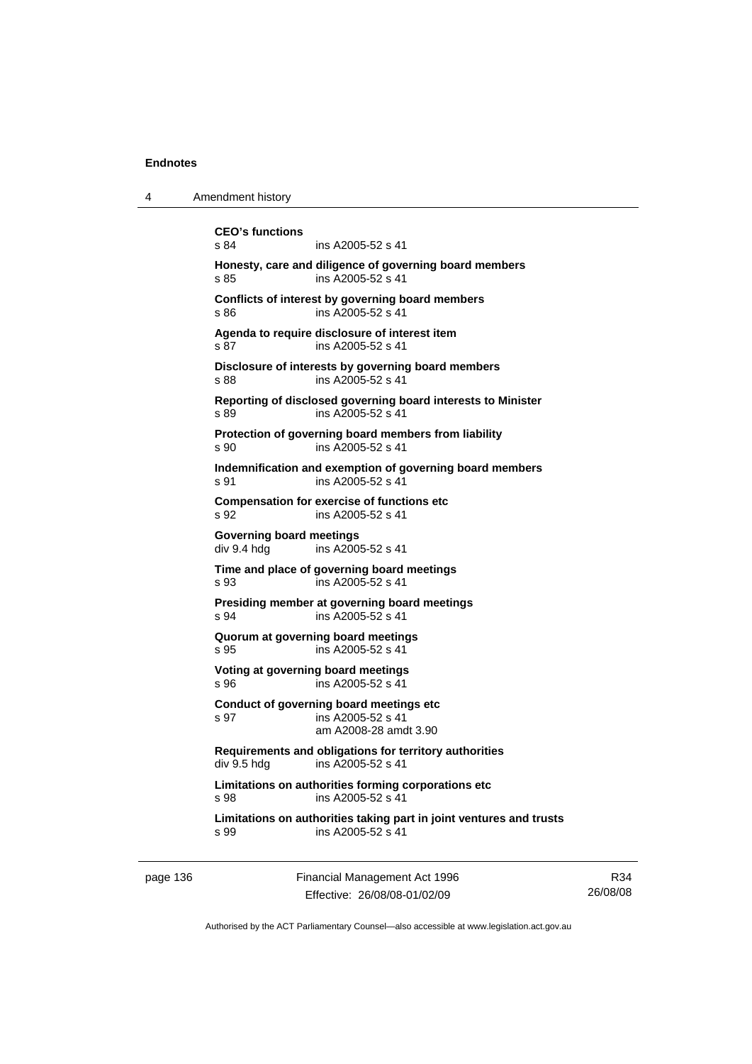**CEO's functions**
s 84 ins A2005-52 s 41

**Honesty, care and diligence of governing board members**
s 85 ins A2005-52 s 41

**Conflicts of interest by governing board members**
s 86 ins A2005-52 s 41

**Agenda to require disclosure of interest item**
s 87 ins A2005-52 s 41

**Disclosure of interests by governing board members**
s 88 ins A2005-52 s 41

**Reporting of disclosed governing board interests to Minister**
s 89 ins A2005-52 s 41

**Protection of governing board members from liability**
s 90 ins A2005-52 s 41

**Indemnification and exemption of governing board members**
s 91 ins A2005-52 s 41

**Compensation for exercise of functions etc**
s 92 ins A2005-52 s 41

**Governing board meetings**
div 9.4 hdg ins A2005-52 s 41

**Time and place of governing board meetings**
s 93 ins A2005-52 s 41

**Presiding member at governing board meetings**
s 94 ins A2005-52 s 41

**Quorum at governing board meetings**
s 95 ins A2005-52 s 41

**Voting at governing board meetings**
s 96 ins A2005-52 s 41

**Conduct of governing board meetings etc**
s 97 ins A2005-52 s 41
am A2008-28 amdt 3.90

**Requirements and obligations for territory authorities**
div 9.5 hdg ins A2005-52 s 41

**Limitations on authorities forming corporations etc**
s 98 ins A2005-52 s 41

**Limitations on authorities taking part in joint ventures and trusts**
s 99 ins A2005-52 s 41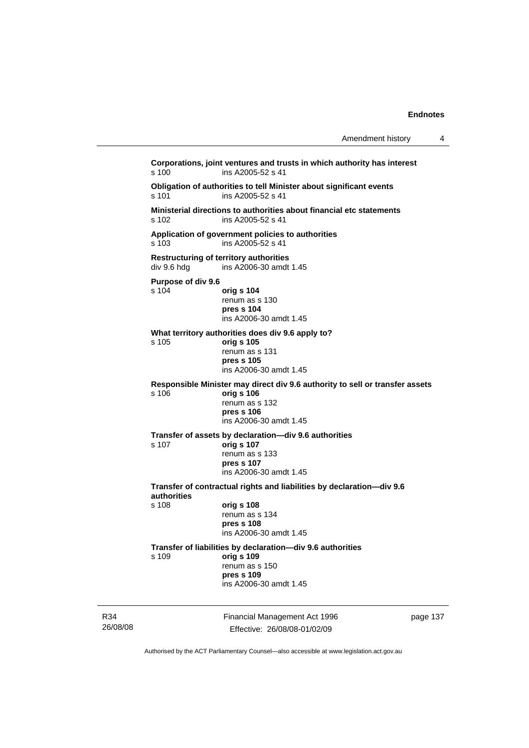**Corporations, joint ventures and trusts in which authority has interest**
s 100 ins A2005-52 s 41

**Obligation of authorities to tell Minister about significant events**
s 101 ins A2005-52 s 41

**Ministerial directions to authorities about financial etc statements**
s 102 ins A2005-52 s 41

**Application of government policies to authorities**
s 103 ins A2005-52 s 41

**Restructuring of territory authorities**
div 9.6 hdg ins A2006-30 amdt 1.45

**Purpose of div 9.6**
s 104 **orig s 104**
renum as s 130
**pres s 104**
ins A2006-30 amdt 1.45

**What territory authorities does div 9.6 apply to?**
s 105 **orig s 105**
renum as s 131
**pres s 105**
ins A2006-30 amdt 1.45

**Responsible Minister may direct div 9.6 authority to sell or transfer assets**
s 106 **orig s 106**
renum as s 132
**pres s 106**
ins A2006-30 amdt 1.45

**Transfer of assets by declaration—div 9.6 authorities**
s 107 **orig s 107**
renum as s 133
**pres s 107**
ins A2006-30 amdt 1.45

**Transfer of contractual rights and liabilities by declaration—div 9.6 authorities**
s 108 **orig s 108**
renum as s 134
**pres s 108**
ins A2006-30 amdt 1.45

**Transfer of liabilities by declaration—div 9.6 authorities**
s 109 **orig s 109**
renum as s 150
**pres s 109**
ins A2006-30 amdt 1.45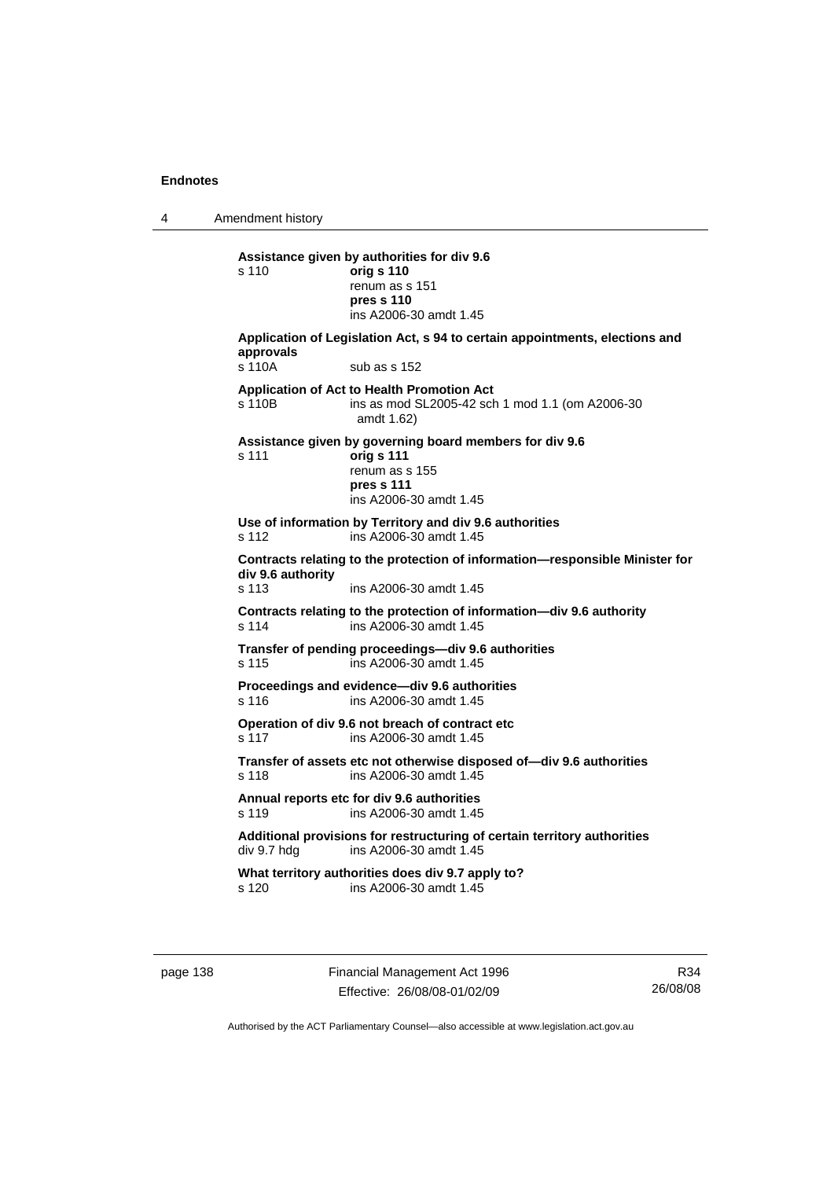**Assistance given by authorities for div 9.6**

s 110 **orig s 110**
renum as s 151
**pres s 110**
ins A2006-30 amdt 1.45

**Application of Legislation Act, s 94 to certain appointments, elections and approvals**

s 110A sub as s 152

**Application of Act to Health Promotion Act**

s 110B ins as mod SL2005-42 sch 1 mod 1.1 (om A2006-30 amdt 1.62)

**Assistance given by governing board members for div 9.6**

s 111 **orig s 111**
renum as s 155
**pres s 111**
ins A2006-30 amdt 1.45

**Use of information by Territory and div 9.6 authorities**

s 112 ins A2006-30 amdt 1.45

**Contracts relating to the protection of information—responsible Minister for div 9.6 authority**

s 113 ins A2006-30 amdt 1.45

**Contracts relating to the protection of information—div 9.6 authority**

s 114 ins A2006-30 amdt 1.45

**Transfer of pending proceedings—div 9.6 authorities**

s 115 ins A2006-30 amdt 1.45

**Proceedings and evidence—div 9.6 authorities**

s 116 ins A2006-30 amdt 1.45

**Operation of div 9.6 not breach of contract etc**

s 117 ins A2006-30 amdt 1.45

**Transfer of assets etc not otherwise disposed of—div 9.6 authorities**

s 118 ins A2006-30 amdt 1.45

**Annual reports etc for div 9.6 authorities**

s 119 ins A2006-30 amdt 1.45

**Additional provisions for restructuring of certain territory authorities**

div 9.7 hdg ins A2006-30 amdt 1.45

**What territory authorities does div 9.7 apply to?**

s 120 ins A2006-30 amdt 1.45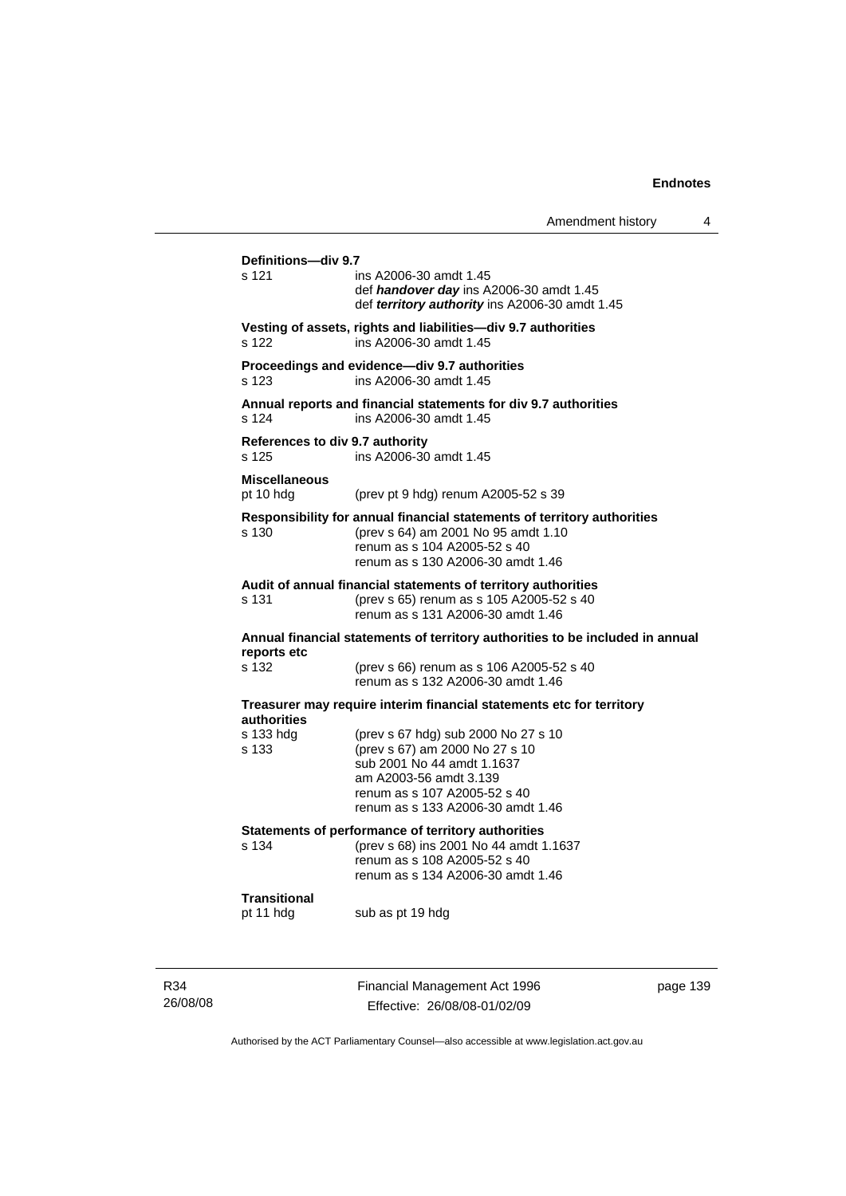**Definitions—div 9.7**
s 121 ins A2006-30 amdt 1.45
def ***handover day*** ins A2006-30 amdt 1.45
def ***territory authority*** ins A2006-30 amdt 1.45

**Vesting of assets, rights and liabilities—div 9.7 authorities**
s 122 ins A2006-30 amdt 1.45

**Proceedings and evidence—div 9.7 authorities**
s 123 ins A2006-30 amdt 1.45

**Annual reports and financial statements for div 9.7 authorities**
s 124 ins A2006-30 amdt 1.45

**References to div 9.7 authority**
s 125 ins A2006-30 amdt 1.45

**Miscellaneous**
pt 10 hdg (prev pt 9 hdg) renum A2005-52 s 39

**Responsibility for annual financial statements of territory authorities**
s 130 (prev s 64) am 2001 No 95 amdt 1.10
renum as s 104 A2005-52 s 40
renum as s 130 A2006-30 amdt 1.46

**Audit of annual financial statements of territory authorities**
s 131 (prev s 65) renum as s 105 A2005-52 s 40
renum as s 131 A2006-30 amdt 1.46

**Annual financial statements of territory authorities to be included in annual reports etc**
s 132 (prev s 66) renum as s 106 A2005-52 s 40
renum as s 132 A2006-30 amdt 1.46

**Treasurer may require interim financial statements etc for territory authorities**
s 133 hdg (prev s 67 hdg) sub 2000 No 27 s 10
s 133 (prev s 67) am 2000 No 27 s 10
sub 2001 No 44 amdt 1.1637
am A2003-56 amdt 3.139
renum as s 107 A2005-52 s 40
renum as s 133 A2006-30 amdt 1.46

**Statements of performance of territory authorities**
s 134 (prev s 68) ins 2001 No 44 amdt 1.1637
renum as s 108 A2005-52 s 40
renum as s 134 A2006-30 amdt 1.46

**Transitional**
pt 11 hdg sub as pt 19 hdg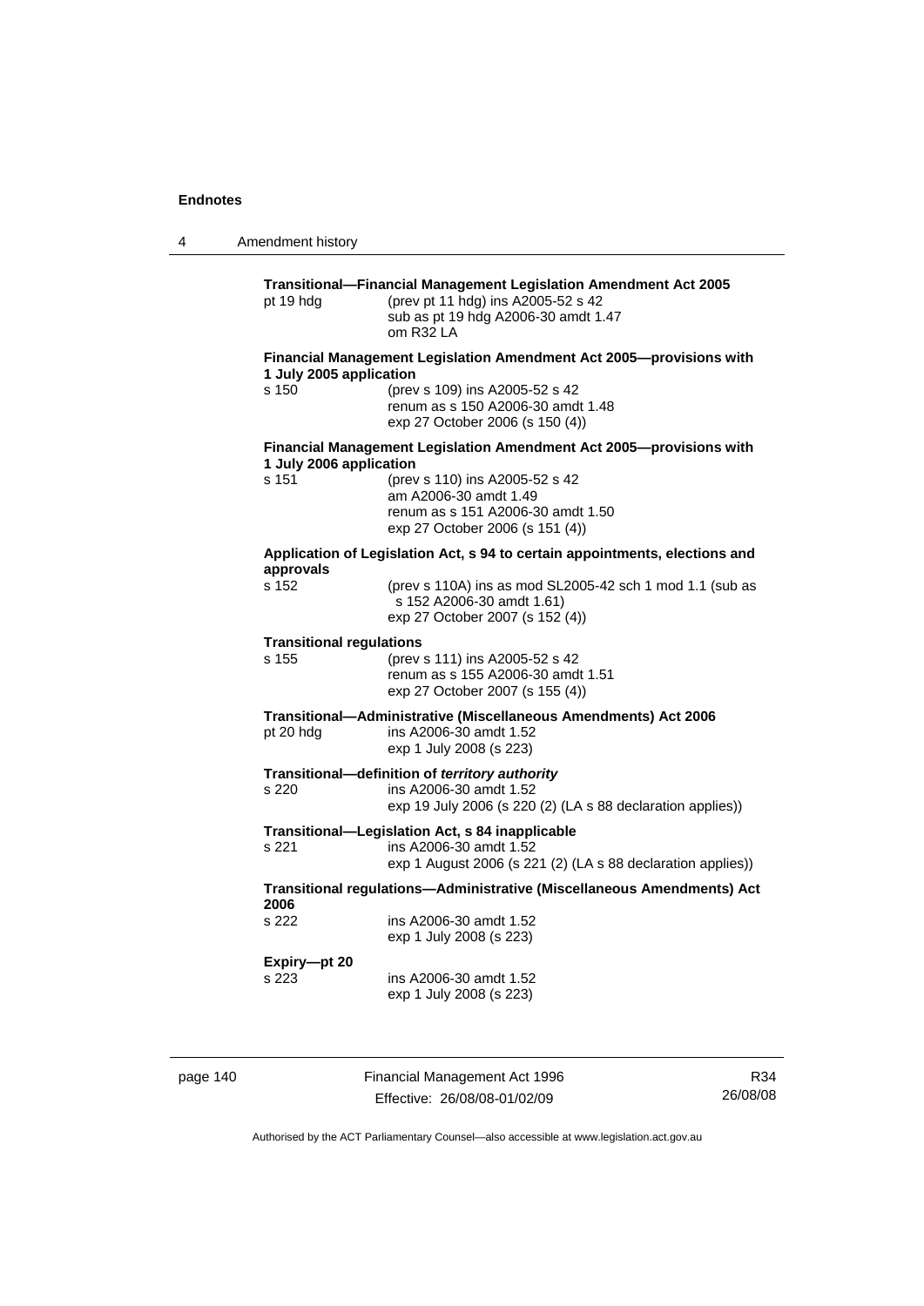**Transitional—Financial Management Legislation Amendment Act 2005**

pt 19 hdg (prev pt 11 hdg) ins A2005-52 s 42
sub as pt 19 hdg A2006-30 amdt 1.47
om R32 LA

**Financial Management Legislation Amendment Act 2005—provisions with 1 July 2005 application**

s 150 (prev s 109) ins A2005-52 s 42
renum as s 150 A2006-30 amdt 1.48
exp 27 October 2006 (s 150 (4))

**Financial Management Legislation Amendment Act 2005—provisions with 1 July 2006 application**

s 151 (prev s 110) ins A2005-52 s 42
am A2006-30 amdt 1.49
renum as s 151 A2006-30 amdt 1.50
exp 27 October 2006 (s 151 (4))

**Application of Legislation Act, s 94 to certain appointments, elections and approvals**

s 152 (prev s 110A) ins as mod SL2005-42 sch 1 mod 1.1 (sub as s 152 A2006-30 amdt 1.61)
exp 27 October 2007 (s 152 (4))

**Transitional regulations**

s 155 (prev s 111) ins A2005-52 s 42
renum as s 155 A2006-30 amdt 1.51
exp 27 October 2007 (s 155 (4))

**Transitional—Administrative (Miscellaneous Amendments) Act 2006**

pt 20 hdg ins A2006-30 amdt 1.52
exp 1 July 2008 (s 223)

**Transitional—definition of *territory authority***

s 220 ins A2006-30 amdt 1.52
exp 19 July 2006 (s 220 (2) (LA s 88 declaration applies))

**Transitional—Legislation Act, s 84 inapplicable**

s 221 ins A2006-30 amdt 1.52
exp 1 August 2006 (s 221 (2) (LA s 88 declaration applies))

**Transitional regulations—Administrative (Miscellaneous Amendments) Act 2006**

s 222 ins A2006-30 amdt 1.52
exp 1 July 2008 (s 223)

**Expiry—pt 20**

s 223 ins A2006-30 amdt 1.52
exp 1 July 2008 (s 223)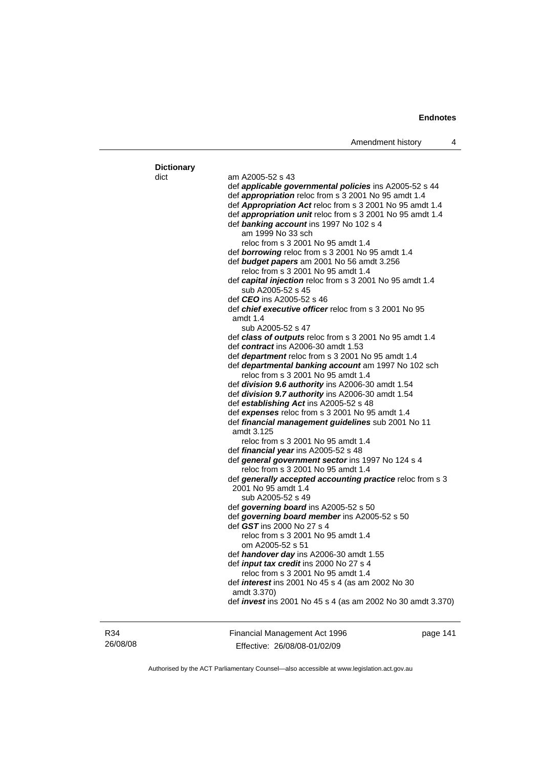**Dictionary**

dict

am A2005-52 s 43

def ***applicable governmental policies*** ins A2005-52 s 44

def ***appropriation*** reloc from s 3 2001 No 95 amdt 1.4

def ***Appropriation Act*** reloc from s 3 2001 No 95 amdt 1.4

def ***appropriation unit*** reloc from s 3 2001 No 95 amdt 1.4

def ***banking account*** ins 1997 No 102 s 4
  am 1999 No 33 sch
  reloc from s 3 2001 No 95 amdt 1.4

def ***borrowing*** reloc from s 3 2001 No 95 amdt 1.4

def ***budget papers*** am 2001 No 56 amdt 3.256
  reloc from s 3 2001 No 95 amdt 1.4

def ***capital injection*** reloc from s 3 2001 No 95 amdt 1.4
  sub A2005-52 s 45

def ***CEO*** ins A2005-52 s 46

def ***chief executive officer*** reloc from s 3 2001 No 95 amdt 1.4
  sub A2005-52 s 47

def ***class of outputs*** reloc from s 3 2001 No 95 amdt 1.4

def ***contract*** ins A2006-30 amdt 1.53

def ***department*** reloc from s 3 2001 No 95 amdt 1.4

def ***departmental banking account*** am 1997 No 102 sch
  reloc from s 3 2001 No 95 amdt 1.4

def ***division 9.6 authority*** ins A2006-30 amdt 1.54

def ***division 9.7 authority*** ins A2006-30 amdt 1.54

def ***establishing Act*** ins A2005-52 s 48

def ***expenses*** reloc from s 3 2001 No 95 amdt 1.4

def ***financial management guidelines*** sub 2001 No 11 amdt 3.125
  reloc from s 3 2001 No 95 amdt 1.4

def ***financial year*** ins A2005-52 s 48

def ***general government sector*** ins 1997 No 124 s 4
  reloc from s 3 2001 No 95 amdt 1.4

def ***generally accepted accounting practice*** reloc from s 3 2001 No 95 amdt 1.4
  sub A2005-52 s 49

def ***governing board*** ins A2005-52 s 50

def ***governing board member*** ins A2005-52 s 50

def ***GST*** ins 2000 No 27 s 4
  reloc from s 3 2001 No 95 amdt 1.4
  om A2005-52 s 51

def ***handover day*** ins A2006-30 amdt 1.55

def ***input tax credit*** ins 2000 No 27 s 4
  reloc from s 3 2001 No 95 amdt 1.4

def ***interest*** ins 2001 No 45 s 4 (as am 2002 No 30 amdt 3.370)

def ***invest*** ins 2001 No 45 s 4 (as am 2002 No 30 amdt 3.370)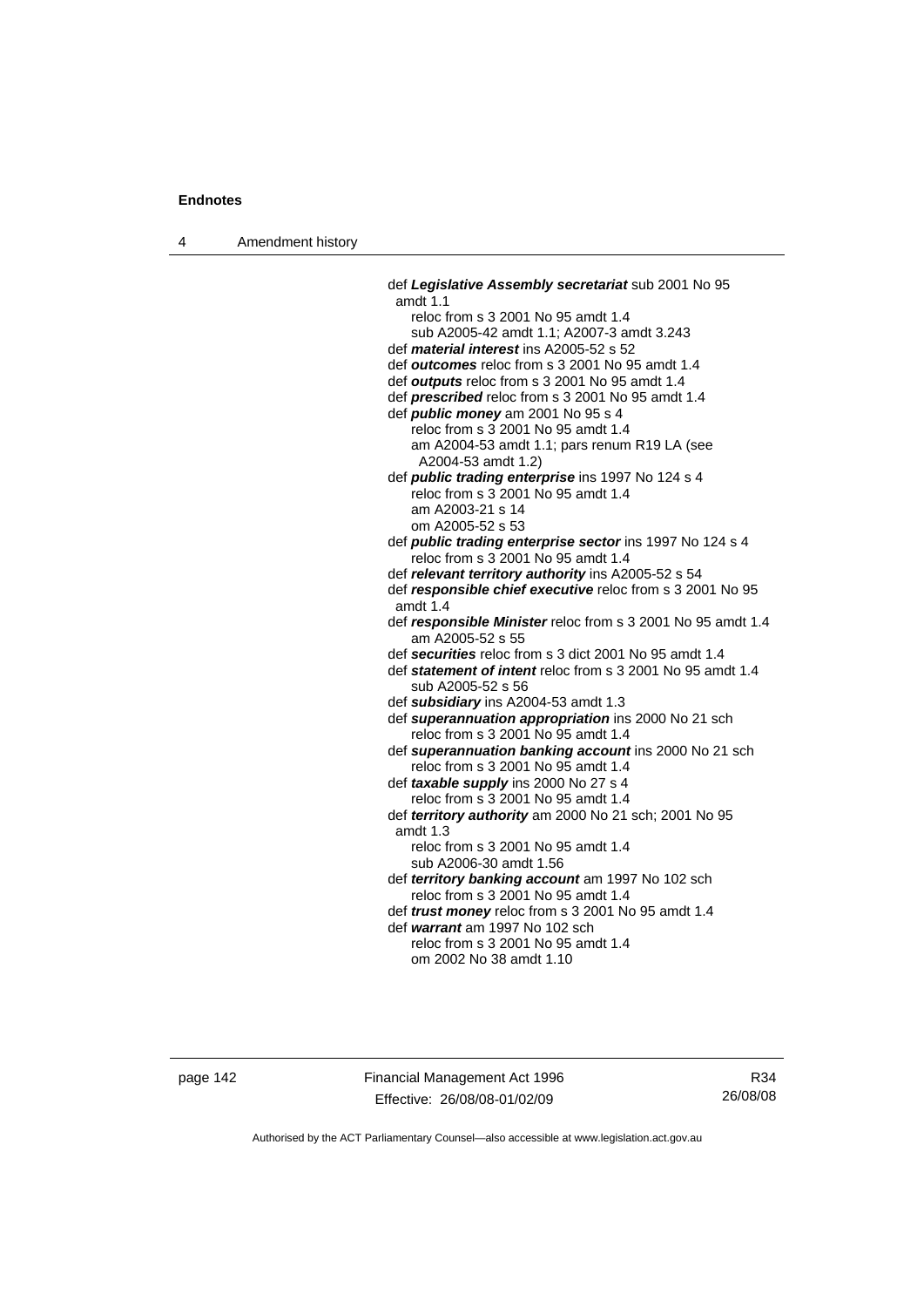def ***Legislative Assembly secretariat*** sub 2001 No 95 amdt 1.1
reloc from s 3 2001 No 95 amdt 1.4
sub A2005-42 amdt 1.1; A2007-3 amdt 3.243

def ***material interest*** ins A2005-52 s 52

def ***outcomes*** reloc from s 3 2001 No 95 amdt 1.4

def ***outputs*** reloc from s 3 2001 No 95 amdt 1.4

def ***prescribed*** reloc from s 3 2001 No 95 amdt 1.4

def ***public money*** am 2001 No 95 s 4
reloc from s 3 2001 No 95 amdt 1.4
am A2004-53 amdt 1.1; pars renum R19 LA (see A2004-53 amdt 1.2)

def ***public trading enterprise*** ins 1997 No 124 s 4
reloc from s 3 2001 No 95 amdt 1.4
am A2003-21 s 14
om A2005-52 s 53

def ***public trading enterprise sector*** ins 1997 No 124 s 4
reloc from s 3 2001 No 95 amdt 1.4

def ***relevant territory authority*** ins A2005-52 s 54

def ***responsible chief executive*** reloc from s 3 2001 No 95 amdt 1.4

def ***responsible Minister*** reloc from s 3 2001 No 95 amdt 1.4
am A2005-52 s 55

def ***securities*** reloc from s 3 dict 2001 No 95 amdt 1.4

def ***statement of intent*** reloc from s 3 2001 No 95 amdt 1.4
sub A2005-52 s 56

def ***subsidiary*** ins A2004-53 amdt 1.3

def ***superannuation appropriation*** ins 2000 No 21 sch
reloc from s 3 2001 No 95 amdt 1.4

def ***superannuation banking account*** ins 2000 No 21 sch
reloc from s 3 2001 No 95 amdt 1.4

def ***taxable supply*** ins 2000 No 27 s 4
reloc from s 3 2001 No 95 amdt 1.4

def ***territory authority*** am 2000 No 21 sch; 2001 No 95 amdt 1.3
reloc from s 3 2001 No 95 amdt 1.4
sub A2006-30 amdt 1.56

def ***territory banking account*** am 1997 No 102 sch
reloc from s 3 2001 No 95 amdt 1.4

def ***trust money*** reloc from s 3 2001 No 95 amdt 1.4

def ***warrant*** am 1997 No 102 sch
reloc from s 3 2001 No 95 amdt 1.4
om 2002 No 38 amdt 1.10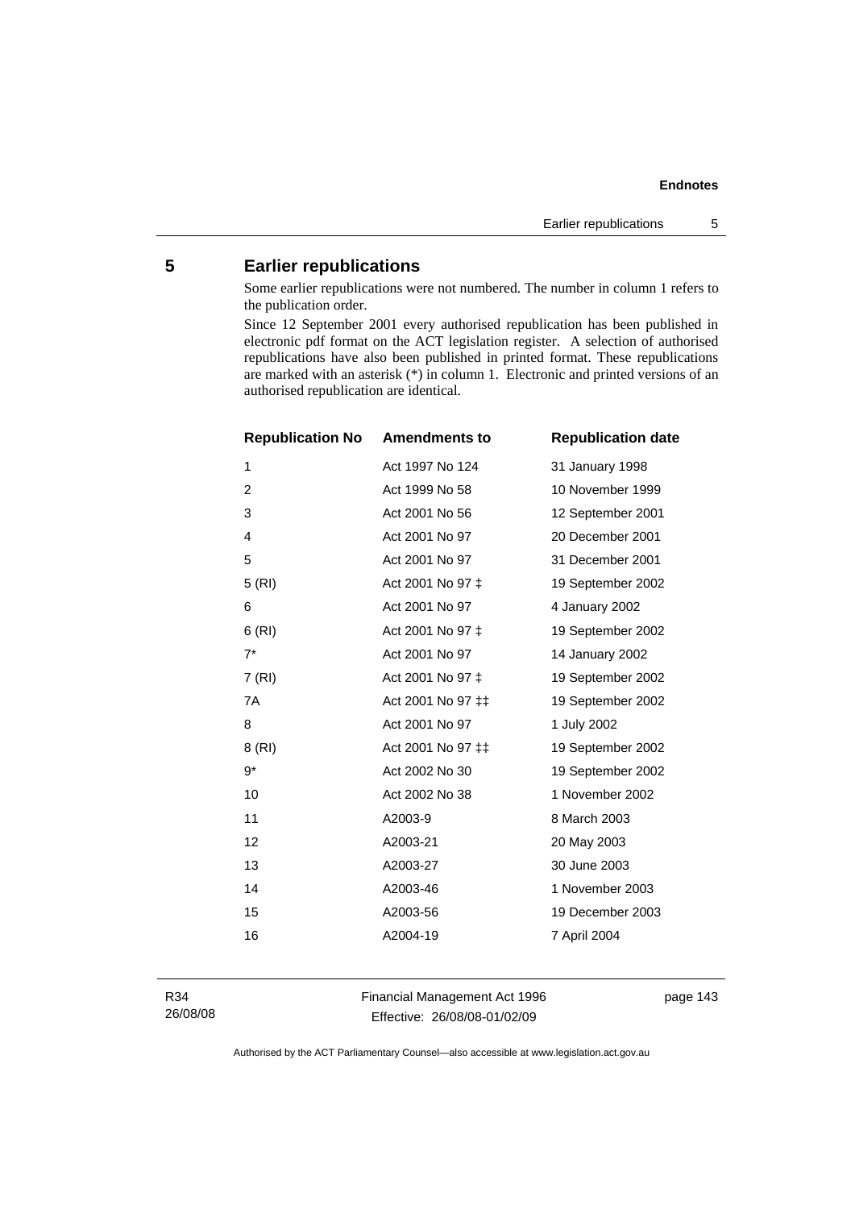## 5 Earlier republications

Some earlier republications were not numbered. The number in column 1 refers to the publication order.

Since 12 September 2001 every authorised republication has been published in electronic pdf format on the ACT legislation register. A selection of authorised republications have also been published in printed format. These republications are marked with an asterisk (*) in column 1. Electronic and printed versions of an authorised republication are identical.

| Republication No | Amendments to | Republication date |
|---|---|---|
| 1 | Act 1997 No 124 | 31 January 1998 |
| 2 | Act 1999 No 58 | 10 November 1999 |
| 3 | Act 2001 No 56 | 12 September 2001 |
| 4 | Act 2001 No 97 | 20 December 2001 |
| 5 | Act 2001 No 97 | 31 December 2001 |
| 5 (RI) | Act 2001 No 97 ‡ | 19 September 2002 |
| 6 | Act 2001 No 97 | 4 January 2002 |
| 6 (RI) | Act 2001 No 97 ‡ | 19 September 2002 |
| 7* | Act 2001 No 97 | 14 January 2002 |
| 7 (RI) | Act 2001 No 97 ‡ | 19 September 2002 |
| 7A | Act 2001 No 97 ‡‡ | 19 September 2002 |
| 8 | Act 2001 No 97 | 1 July 2002 |
| 8 (RI) | Act 2001 No 97 ‡‡ | 19 September 2002 |
| 9* | Act 2002 No 30 | 19 September 2002 |
| 10 | Act 2002 No 38 | 1 November 2002 |
| 11 | A2003-9 | 8 March 2003 |
| 12 | A2003-21 | 20 May 2003 |
| 13 | A2003-27 | 30 June 2003 |
| 14 | A2003-46 | 1 November 2003 |
| 15 | A2003-56 | 19 December 2003 |
| 16 | A2004-19 | 7 April 2004 |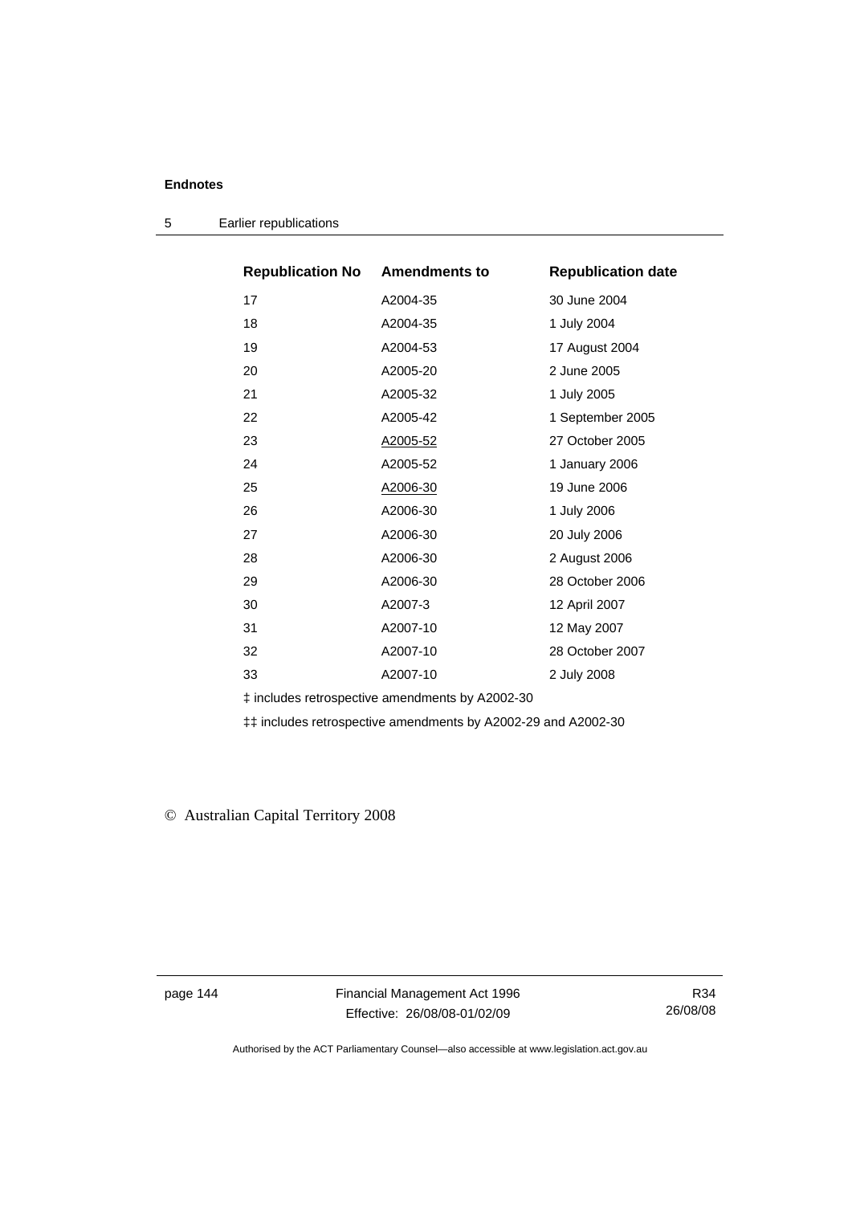| Republication No | Amendments to | Republication date |
|---|---|---|
| 17 | A2004-35 | 30 June 2004 |
| 18 | A2004-35 | 1 July 2004 |
| 19 | A2004-53 | 17 August 2004 |
| 20 | A2005-20 | 2 June 2005 |
| 21 | A2005-32 | 1 July 2005 |
| 22 | A2005-42 | 1 September 2005 |
| 23 | A2005-52 | 27 October 2005 |
| 24 | A2005-52 | 1 January 2006 |
| 25 | A2006-30 | 19 June 2006 |
| 26 | A2006-30 | 1 July 2006 |
| 27 | A2006-30 | 20 July 2006 |
| 28 | A2006-30 | 2 August 2006 |
| 29 | A2006-30 | 28 October 2006 |
| 30 | A2007-3 | 12 April 2007 |
| 31 | A2007-10 | 12 May 2007 |
| 32 | A2007-10 | 28 October 2007 |
| 33 | A2007-10 | 2 July 2008 |

‡ includes retrospective amendments by A2002-30

‡‡ includes retrospective amendments by A2002-29 and A2002-30

© Australian Capital Territory 2008